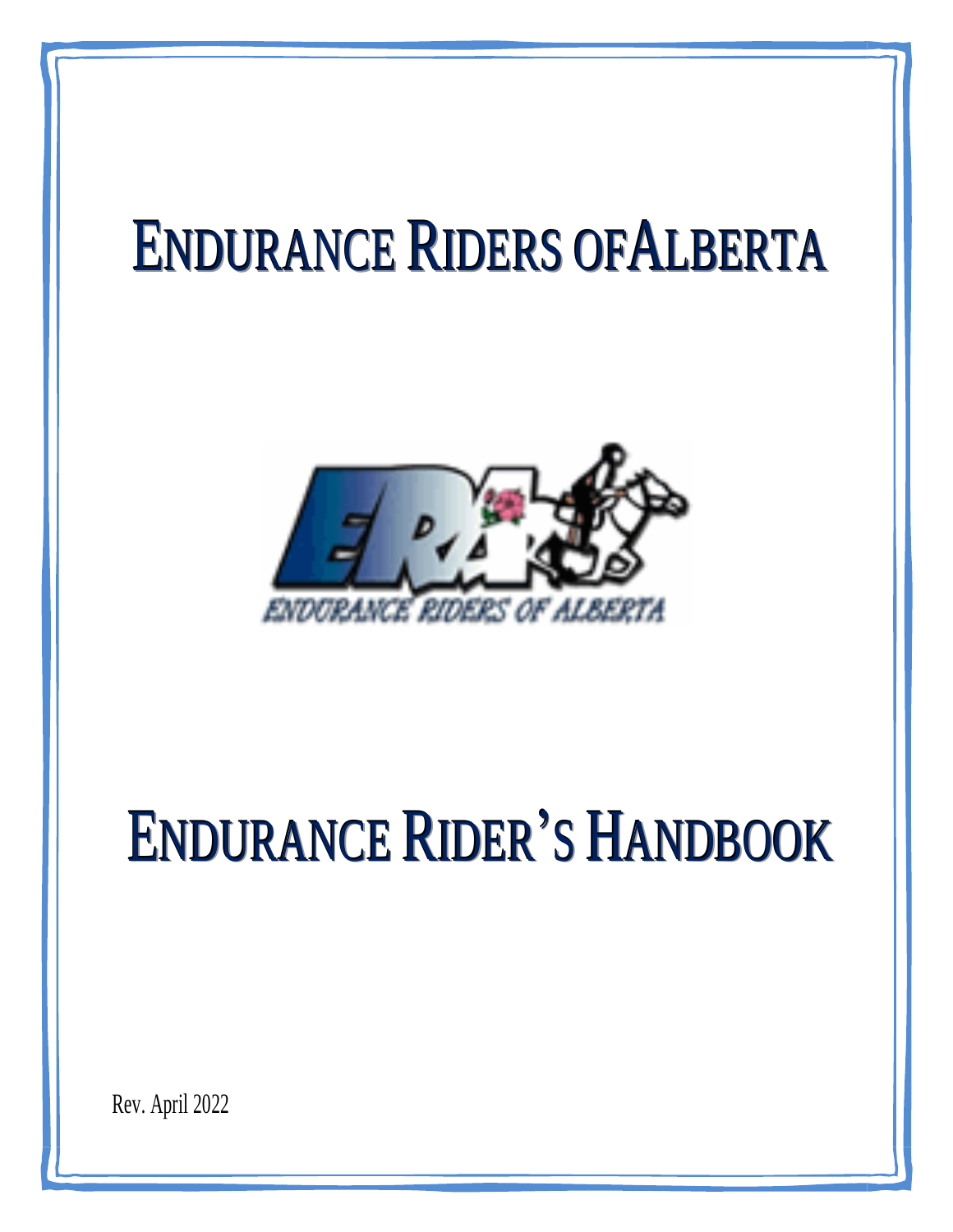# ENDURANCE RIDERS OF ALBERTA

# ENDURANCE RIDER'S HANDBOOK

Rev. April 2022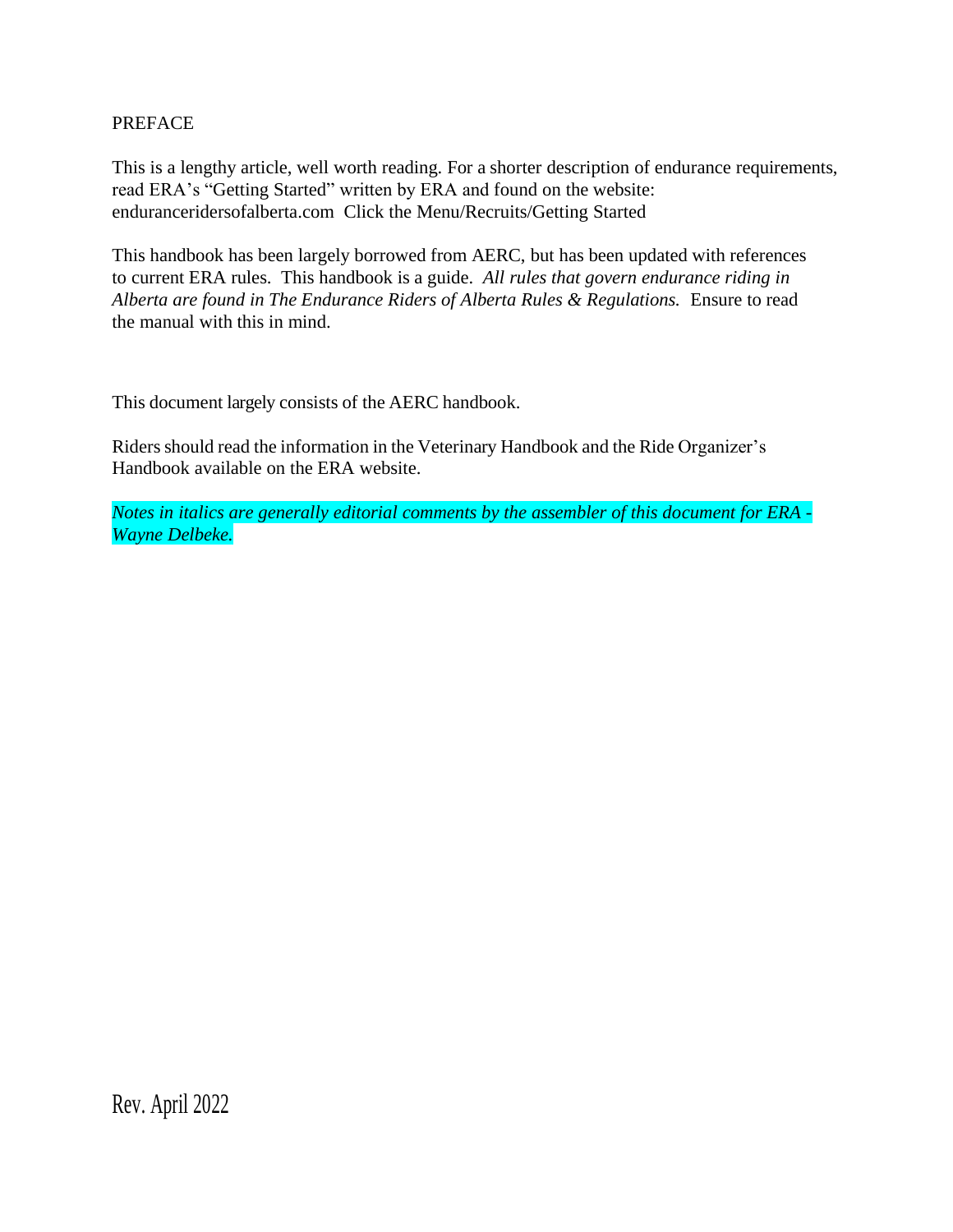PREFACE

This is a lengthy article, well worth reading. For a shorter description of endurance requirements, read ERA's "Getting Started" written by ERA and found on the website: enduranceridersofalberta.com Click the Menu/Recruits/Getting Started

This handbook has been largely borrowed from AERC, but has been updated with references to current ERA rules. This handbook is a guide. *All rules that govern endurance riding in Alberta are found in The Endurance Riders of Alberta Rules & Regulations.* Ensure to read the manual with this in mind.

This document largely consists of the AERC handbook.

Riders should read the information in the Veterinary Handbook and the Ride Organizer's Handbook available on the ERA website.

*Notes in italics are generally editorial comments by the assembler of this document for ERA - Wayne Delbeke.*

Rev. April 2022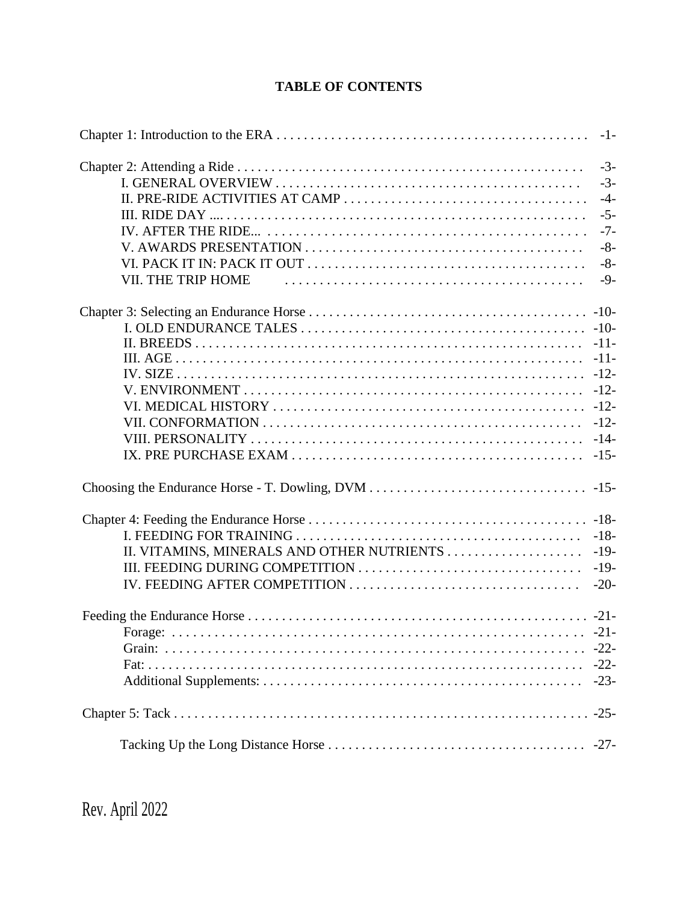**TABLE OF CONTENTS**

Chapter 1: Introduction to the ERA . . . . . . . . . . . . . . . . . . . . . . . . . . . . . . . . . . . . . . . . . . . . . -1-

Chapter 2: Attending a Ride . . . . . . . . . . . . . . . . . . . . . . . . . . . . . . . . . . . . . . . . . . . . . . . . . . . -3-
- I. GENERAL OVERVIEW . . . . . . . . . . . . . . . . . . . . . . . . . . . . . . . . . . . . . . . . . . . . . -3-
- II. PRE-RIDE ACTIVITIES AT CAMP . . . . . . . . . . . . . . . . . . . . . . . . . . . . . . . . . . . -4-
- III. RIDE DAY .... . . . . . . . . . . . . . . . . . . . . . . . . . . . . . . . . . . . . . . . . . . . . . . . . . . . -5-
- IV. AFTER THE RIDE... . . . . . . . . . . . . . . . . . . . . . . . . . . . . . . . . . . . . . . . . . . . . . -7-
- V. AWARDS PRESENTATION . . . . . . . . . . . . . . . . . . . . . . . . . . . . . . . . . . . . . . . . -8-
- VI. PACK IT IN: PACK IT OUT . . . . . . . . . . . . . . . . . . . . . . . . . . . . . . . . . . . . . . . . -8-
- VII. THE TRIP HOME . . . . . . . . . . . . . . . . . . . . . . . . . . . . . . . . . . . . . . . . . . . -9-

Chapter 3: Selecting an Endurance Horse . . . . . . . . . . . . . . . . . . . . . . . . . . . . . . . . . . . . . . . . -10-
- I. OLD ENDURANCE TALES . . . . . . . . . . . . . . . . . . . . . . . . . . . . . . . . . . . . . . . . . -10-
- II. BREEDS . . . . . . . . . . . . . . . . . . . . . . . . . . . . . . . . . . . . . . . . . . . . . . . . . . . . . . . -11-
- III. AGE . . . . . . . . . . . . . . . . . . . . . . . . . . . . . . . . . . . . . . . . . . . . . . . . . . . . . . . . . . -11-
- IV. SIZE . . . . . . . . . . . . . . . . . . . . . . . . . . . . . . . . . . . . . . . . . . . . . . . . . . . . . . . . . . -12-
- V. ENVIRONMENT . . . . . . . . . . . . . . . . . . . . . . . . . . . . . . . . . . . . . . . . . . . . . . . . . -12-
- VI. MEDICAL HISTORY . . . . . . . . . . . . . . . . . . . . . . . . . . . . . . . . . . . . . . . . . . . . . -12-
- VII. CONFORMATION . . . . . . . . . . . . . . . . . . . . . . . . . . . . . . . . . . . . . . . . . . . . . . . -12-
- VIII. PERSONALITY . . . . . . . . . . . . . . . . . . . . . . . . . . . . . . . . . . . . . . . . . . . . . . . . -14-
- IX. PRE PURCHASE EXAM . . . . . . . . . . . . . . . . . . . . . . . . . . . . . . . . . . . . . . . . . . -15-

Choosing the Endurance Horse - T. Dowling, DVM . . . . . . . . . . . . . . . . . . . . . . . . . . . . . . . -15-

Chapter 4: Feeding the Endurance Horse . . . . . . . . . . . . . . . . . . . . . . . . . . . . . . . . . . . . . . . . -18-
- I. FEEDING FOR TRAINING . . . . . . . . . . . . . . . . . . . . . . . . . . . . . . . . . . . . . . . . . -18-
- II. VITAMINS, MINERALS AND OTHER NUTRIENTS . . . . . . . . . . . . . . . . . . . -19-
- III. FEEDING DURING COMPETITION . . . . . . . . . . . . . . . . . . . . . . . . . . . . . . . . -19-
- IV. FEEDING AFTER COMPETITION . . . . . . . . . . . . . . . . . . . . . . . . . . . . . . . . . -20-

Feeding the Endurance Horse . . . . . . . . . . . . . . . . . . . . . . . . . . . . . . . . . . . . . . . . . . . . . . . . . -21-
- Forage: . . . . . . . . . . . . . . . . . . . . . . . . . . . . . . . . . . . . . . . . . . . . . . . . . . . . . . . . . . -21-
- Grain: . . . . . . . . . . . . . . . . . . . . . . . . . . . . . . . . . . . . . . . . . . . . . . . . . . . . . . . . . . . -22-
- Fat: . . . . . . . . . . . . . . . . . . . . . . . . . . . . . . . . . . . . . . . . . . . . . . . . . . . . . . . . . . . . . -22-
- Additional Supplements: . . . . . . . . . . . . . . . . . . . . . . . . . . . . . . . . . . . . . . . . . . . . . . -23-

Chapter 5: Tack . . . . . . . . . . . . . . . . . . . . . . . . . . . . . . . . . . . . . . . . . . . . . . . . . . . . . . . . . . . . -25-

Tacking Up the Long Distance Horse . . . . . . . . . . . . . . . . . . . . . . . . . . . . . . . . . . . . . . . -27-

Rev. April 2022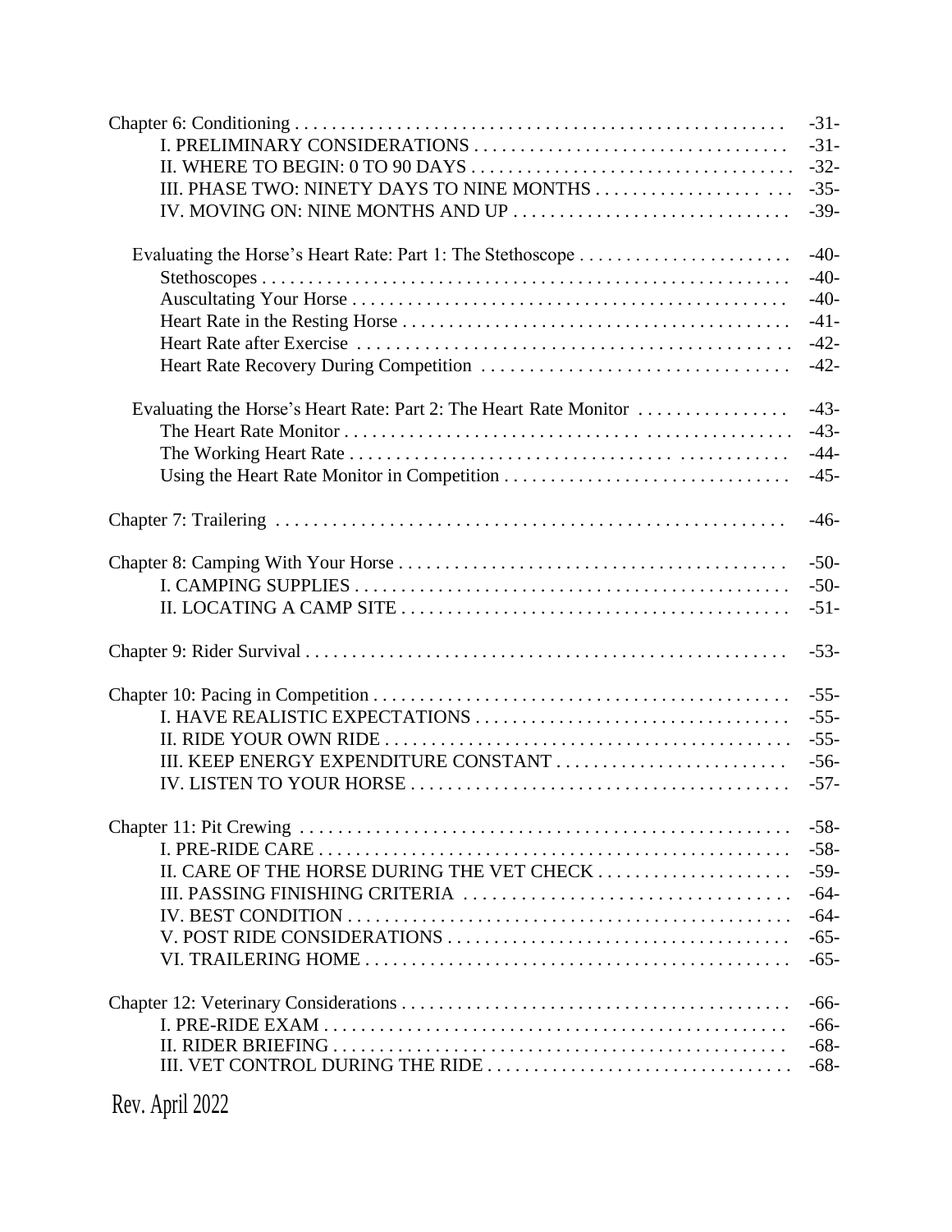| | |
|---|---|
| Chapter 6: Conditioning | -31- |
| I. PRELIMINARY CONSIDERATIONS | -31- |
| II. WHERE TO BEGIN: 0 TO 90 DAYS | -32- |
| III. PHASE TWO: NINETY DAYS TO NINE MONTHS | -35- |
| IV. MOVING ON: NINE MONTHS AND UP | -39- |
| Evaluating the Horse's Heart Rate: Part 1: The Stethoscope | -40- |
| Stethoscopes | -40- |
| Auscultating Your Horse | -40- |
| Heart Rate in the Resting Horse | -41- |
| Heart Rate after Exercise | -42- |
| Heart Rate Recovery During Competition | -42- |
| Evaluating the Horse's Heart Rate: Part 2: The Heart Rate Monitor | -43- |
| The Heart Rate Monitor | -43- |
| The Working Heart Rate | -44- |
| Using the Heart Rate Monitor in Competition | -45- |
| Chapter 7: Trailering | -46- |
| Chapter 8: Camping With Your Horse | -50- |
| I. CAMPING SUPPLIES | -50- |
| II. LOCATING A CAMP SITE | -51- |
| Chapter 9: Rider Survival | -53- |
| Chapter 10: Pacing in Competition | -55- |
| I. HAVE REALISTIC EXPECTATIONS | -55- |
| II. RIDE YOUR OWN RIDE | -55- |
| III. KEEP ENERGY EXPENDITURE CONSTANT | -56- |
| IV. LISTEN TO YOUR HORSE | -57- |
| Chapter 11: Pit Crewing | -58- |
| I. PRE-RIDE CARE | -58- |
| II. CARE OF THE HORSE DURING THE VET CHECK | -59- |
| III. PASSING FINISHING CRITERIA | -64- |
| IV. BEST CONDITION | -64- |
| V. POST RIDE CONSIDERATIONS | -65- |
| VI. TRAILERING HOME | -65- |
| Chapter 12: Veterinary Considerations | -66- |
| I. PRE-RIDE EXAM | -66- |
| II. RIDER BRIEFING | -68- |
| III. VET CONTROL DURING THE RIDE | -68- |

Rev. April 2022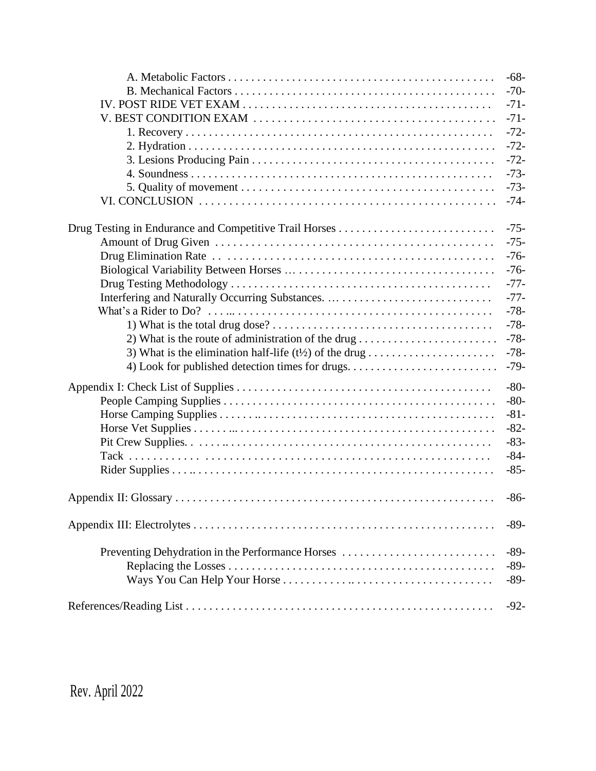A. Metabolic Factors . . . . . . . . . . -68-
B. Mechanical Factors . . . . . . . . . . -70-
IV. POST RIDE VET EXAM . . . . . . . . . . -71-
V. BEST CONDITION EXAM . . . . . . . . . . -71-
1. Recovery . . . . . . . . . . -72-
2. Hydration . . . . . . . . . . -72-
3. Lesions Producing Pain . . . . . . . . . . -72-
4. Soundness . . . . . . . . . . -73-
5. Quality of movement . . . . . . . . . . -73-
VI. CONCLUSION . . . . . . . . . . -74-

Drug Testing in Endurance and Competitive Trail Horses . . . . . . . . . . -75-
Amount of Drug Given . . . . . . . . . . -75-
Drug Elimination Rate . . . . . . . . . . -76-
Biological Variability Between Horses . . . . . . . . . . -76-
Drug Testing Methodology . . . . . . . . . . -77-
Interfering and Naturally Occurring Substances. . . . . . . . . . . -77-
What's a Rider to Do? . . . . . . . . . . -78-
1) What is the total drug dose? . . . . . . . . . . -78-
2) What is the route of administration of the drug . . . . . . . . . . -78-
3) What is the elimination half-life ($t½$) of the drug . . . . . . . . . . -78-
4) Look for published detection times for drugs. . . . . . . . . . . -79-

Appendix I: Check List of Supplies . . . . . . . . . . -80-
People Camping Supplies . . . . . . . . . . -80-
Horse Camping Supplies . . . . . . . . . . -81-
Horse Vet Supplies . . . . . . . . . . -82-
Pit Crew Supplies. . . . . . . . . . . -83-
Tack . . . . . . . . . . -84-
Rider Supplies . . . . . . . . . . -85-

Appendix II: Glossary . . . . . . . . . . -86-

Appendix III: Electrolytes . . . . . . . . . . -89-

Preventing Dehydration in the Performance Horses . . . . . . . . . . -89-
Replacing the Losses . . . . . . . . . . -89-
Ways You Can Help Your Horse . . . . . . . . . . -89-

References/Reading List . . . . . . . . . . -92-

Rev. April 2022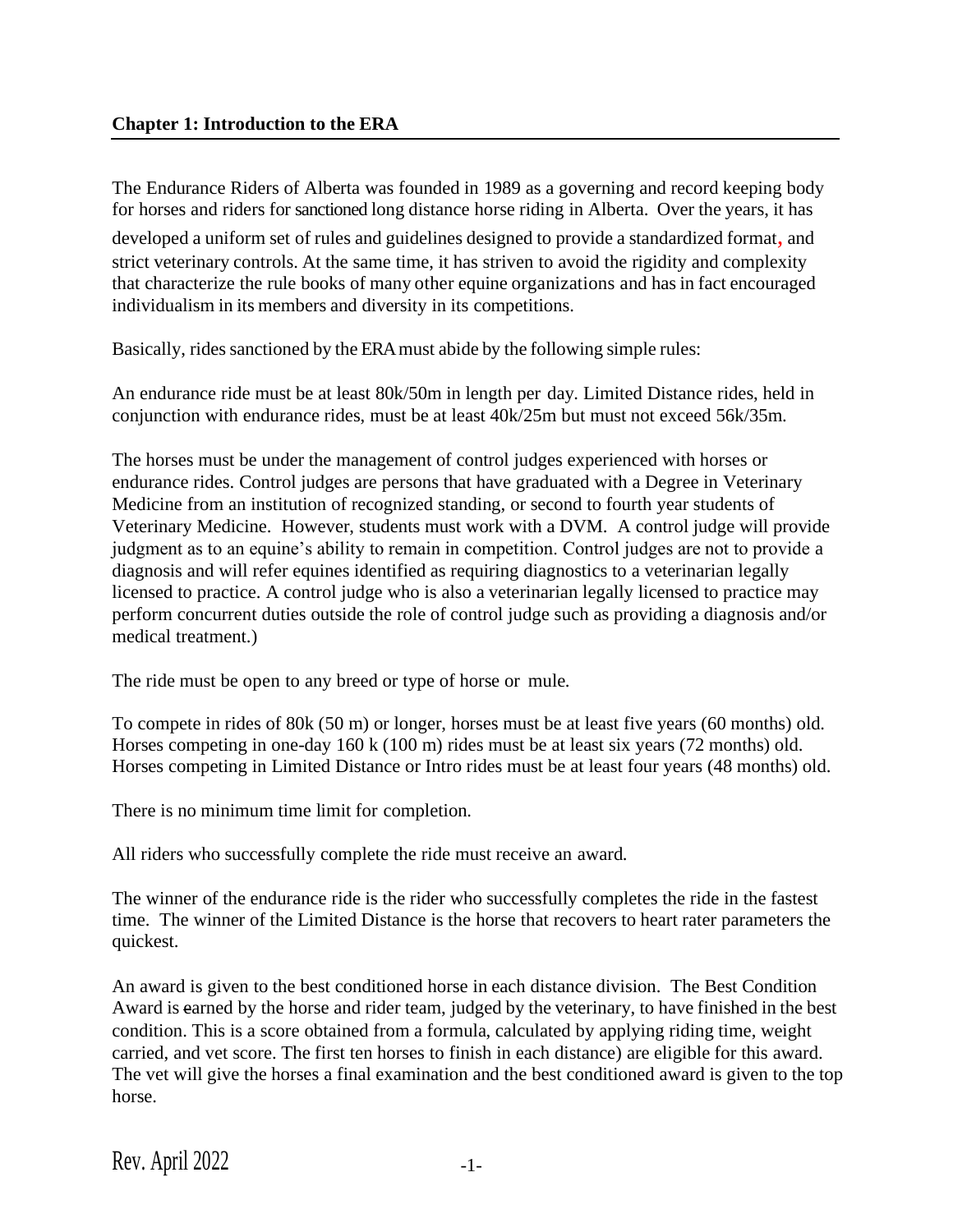**Chapter 1: Introduction to the ERA**

The Endurance Riders of Alberta was founded in 1989 as a governing and record keeping body for horses and riders for sanctioned long distance horse riding in Alberta. Over the years, it has developed a uniform set of rules and guidelines designed to provide a standardized format, and strict veterinary controls. At the same time, it has striven to avoid the rigidity and complexity that characterize the rule books of many other equine organizations and has in fact encouraged individualism in its members and diversity in its competitions.

Basically, rides sanctioned by the ERA must abide by the following simple rules:

An endurance ride must be at least 80k/50m in length per day. Limited Distance rides, held in conjunction with endurance rides, must be at least 40k/25m but must not exceed 56k/35m.

The horses must be under the management of control judges experienced with horses or endurance rides. Control judges are persons that have graduated with a Degree in Veterinary Medicine from an institution of recognized standing, or second to fourth year students of Veterinary Medicine. However, students must work with a DVM. A control judge will provide judgment as to an equine's ability to remain in competition. Control judges are not to provide a diagnosis and will refer equines identified as requiring diagnostics to a veterinarian legally licensed to practice. A control judge who is also a veterinarian legally licensed to practice may perform concurrent duties outside the role of control judge such as providing a diagnosis and/or medical treatment.)

The ride must be open to any breed or type of horse or mule.

To compete in rides of 80k (50 m) or longer, horses must be at least five years (60 months) old. Horses competing in one-day 160 k (100 m) rides must be at least six years (72 months) old. Horses competing in Limited Distance or Intro rides must be at least four years (48 months) old.

There is no minimum time limit for completion.

All riders who successfully complete the ride must receive an award.

The winner of the endurance ride is the rider who successfully completes the ride in the fastest time. The winner of the Limited Distance is the horse that recovers to heart rater parameters the quickest.

An award is given to the best conditioned horse in each distance division. The Best Condition Award is earned by the horse and rider team, judged by the veterinary, to have finished in the best condition. This is a score obtained from a formula, calculated by applying riding time, weight carried, and vet score. The first ten horses to finish in each distance) are eligible for this award. The vet will give the horses a final examination and the best conditioned award is given to the top horse.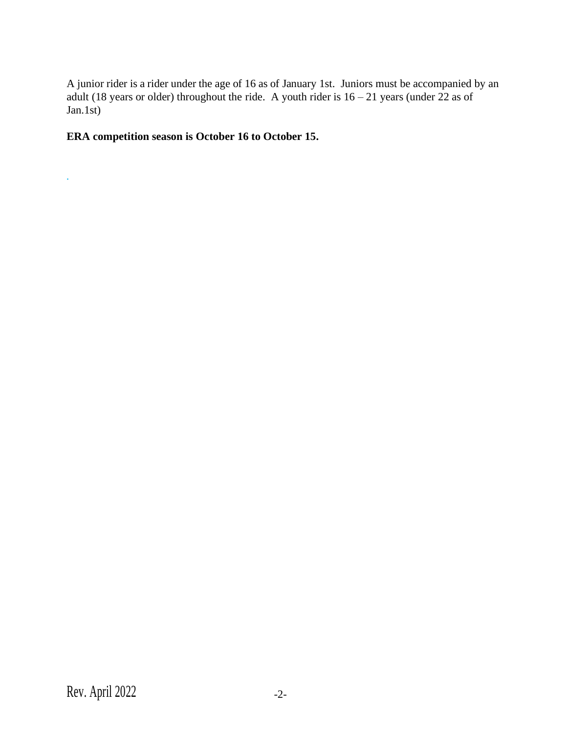A junior rider is a rider under the age of 16 as of January 1st. Juniors must be accompanied by an adult (18 years or older) throughout the ride. A youth rider is 16 – 21 years (under 22 as of Jan.1st)

**ERA competition season is October 16 to October 15.**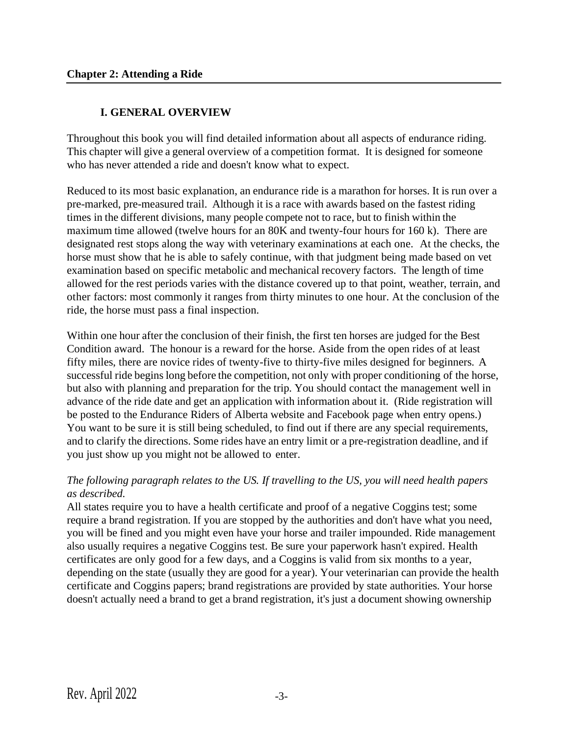## Chapter 2: Attending a Ride

### I. GENERAL OVERVIEW

Throughout this book you will find detailed information about all aspects of endurance riding. This chapter will give a general overview of a competition format. It is designed for someone who has never attended a ride and doesn't know what to expect.

Reduced to its most basic explanation, an endurance ride is a marathon for horses. It is run over a pre-marked, pre-measured trail. Although it is a race with awards based on the fastest riding times in the different divisions, many people compete not to race, but to finish within the maximum time allowed (twelve hours for an 80K and twenty-four hours for 160 k). There are designated rest stops along the way with veterinary examinations at each one. At the checks, the horse must show that he is able to safely continue, with that judgment being made based on vet examination based on specific metabolic and mechanical recovery factors. The length of time allowed for the rest periods varies with the distance covered up to that point, weather, terrain, and other factors: most commonly it ranges from thirty minutes to one hour. At the conclusion of the ride, the horse must pass a final inspection.

Within one hour after the conclusion of their finish, the first ten horses are judged for the Best Condition award. The honour is a reward for the horse. Aside from the open rides of at least fifty miles, there are novice rides of twenty-five to thirty-five miles designed for beginners. A successful ride begins long before the competition, not only with proper conditioning of the horse, but also with planning and preparation for the trip. You should contact the management well in advance of the ride date and get an application with information about it. (Ride registration will be posted to the Endurance Riders of Alberta website and Facebook page when entry opens.) You want to be sure it is still being scheduled, to find out if there are any special requirements, and to clarify the directions. Some rides have an entry limit or a pre-registration deadline, and if you just show up you might not be allowed to enter.

*The following paragraph relates to the US. If travelling to the US, you will need health papers as described.*

All states require you to have a health certificate and proof of a negative Coggins test; some require a brand registration. If you are stopped by the authorities and don't have what you need, you will be fined and you might even have your horse and trailer impounded. Ride management also usually requires a negative Coggins test. Be sure your paperwork hasn't expired. Health certificates are only good for a few days, and a Coggins is valid from six months to a year, depending on the state (usually they are good for a year). Your veterinarian can provide the health certificate and Coggins papers; brand registrations are provided by state authorities. Your horse doesn't actually need a brand to get a brand registration, it's just a document showing ownership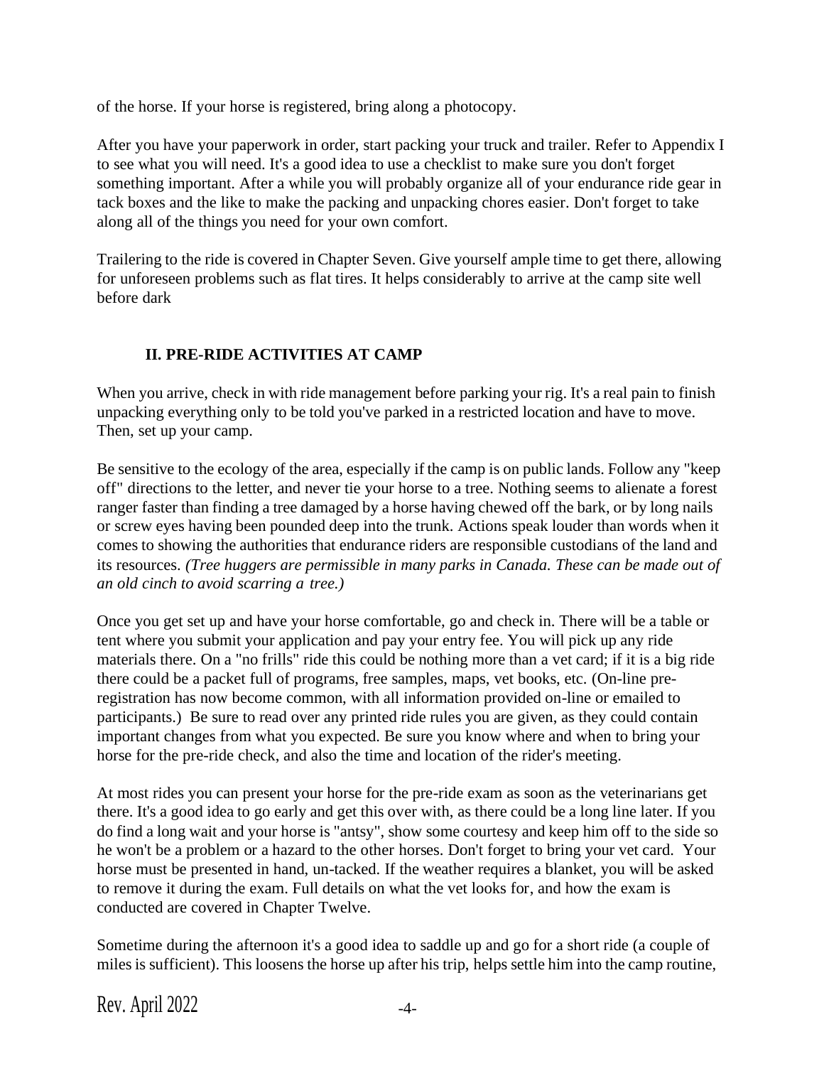of the horse. If your horse is registered, bring along a photocopy.

After you have your paperwork in order, start packing your truck and trailer. Refer to Appendix I to see what you will need. It's a good idea to use a checklist to make sure you don't forget something important. After a while you will probably organize all of your endurance ride gear in tack boxes and the like to make the packing and unpacking chores easier. Don't forget to take along all of the things you need for your own comfort.

Trailering to the ride is covered in Chapter Seven. Give yourself ample time to get there, allowing for unforeseen problems such as flat tires. It helps considerably to arrive at the camp site well before dark

## II. PRE-RIDE ACTIVITIES AT CAMP

When you arrive, check in with ride management before parking your rig. It's a real pain to finish unpacking everything only to be told you've parked in a restricted location and have to move. Then, set up your camp.

Be sensitive to the ecology of the area, especially if the camp is on public lands. Follow any "keep off" directions to the letter, and never tie your horse to a tree. Nothing seems to alienate a forest ranger faster than finding a tree damaged by a horse having chewed off the bark, or by long nails or screw eyes having been pounded deep into the trunk. Actions speak louder than words when it comes to showing the authorities that endurance riders are responsible custodians of the land and its resources. *(Tree huggers are permissible in many parks in Canada. These can be made out of an old cinch to avoid scarring a tree.)*

Once you get set up and have your horse comfortable, go and check in. There will be a table or tent where you submit your application and pay your entry fee. You will pick up any ride materials there. On a "no frills" ride this could be nothing more than a vet card; if it is a big ride there could be a packet full of programs, free samples, maps, vet books, etc. (On-line pre-registration has now become common, with all information provided on-line or emailed to participants.) Be sure to read over any printed ride rules you are given, as they could contain important changes from what you expected. Be sure you know where and when to bring your horse for the pre-ride check, and also the time and location of the rider's meeting.

At most rides you can present your horse for the pre-ride exam as soon as the veterinarians get there. It's a good idea to go early and get this over with, as there could be a long line later. If you do find a long wait and your horse is "antsy", show some courtesy and keep him off to the side so he won't be a problem or a hazard to the other horses. Don't forget to bring your vet card. Your horse must be presented in hand, un-tacked. If the weather requires a blanket, you will be asked to remove it during the exam. Full details on what the vet looks for, and how the exam is conducted are covered in Chapter Twelve.

Sometime during the afternoon it's a good idea to saddle up and go for a short ride (a couple of miles is sufficient). This loosens the horse up after his trip, helps settle him into the camp routine,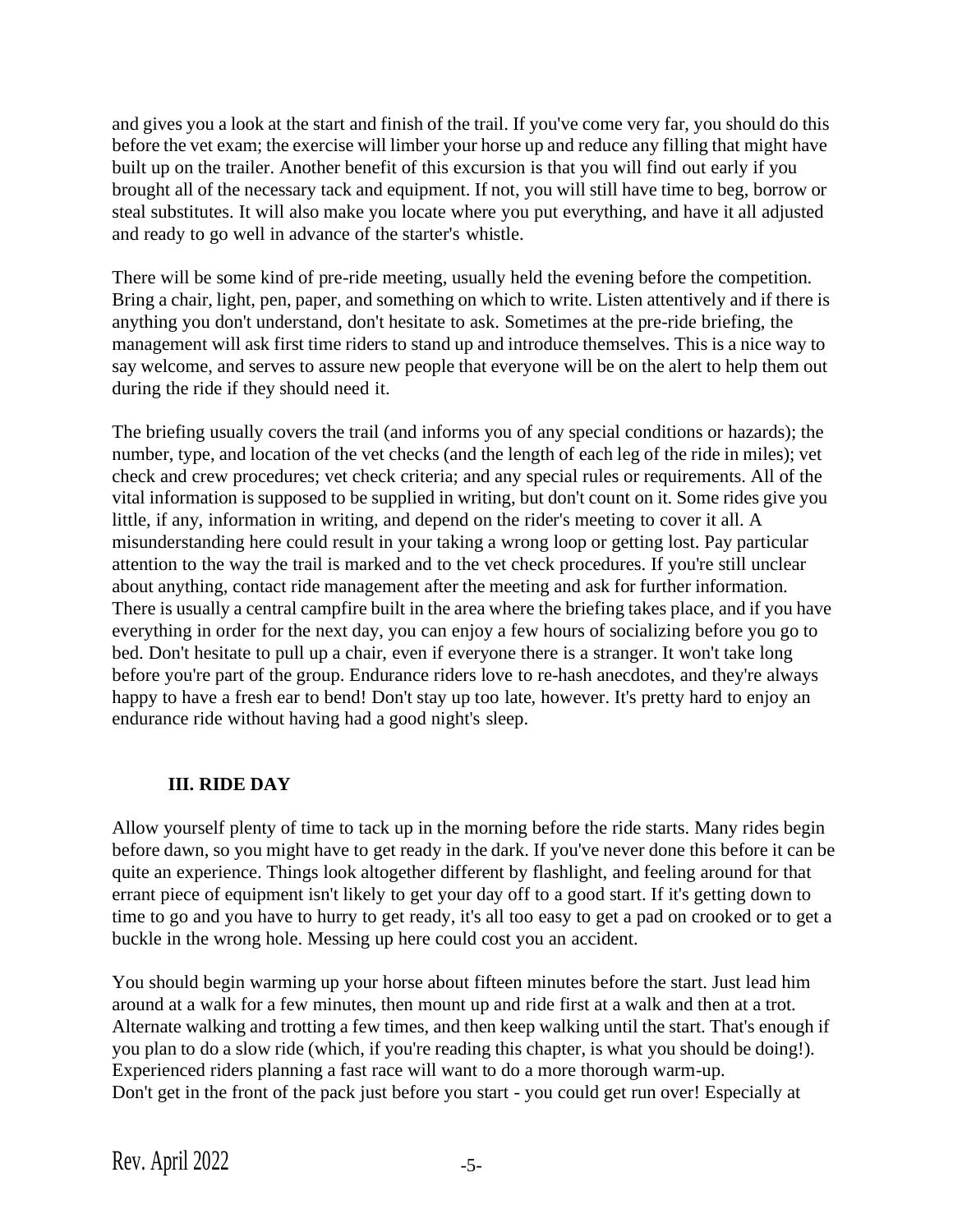and gives you a look at the start and finish of the trail. If you've come very far, you should do this before the vet exam; the exercise will limber your horse up and reduce any filling that might have built up on the trailer. Another benefit of this excursion is that you will find out early if you brought all of the necessary tack and equipment. If not, you will still have time to beg, borrow or steal substitutes. It will also make you locate where you put everything, and have it all adjusted and ready to go well in advance of the starter's whistle.

There will be some kind of pre-ride meeting, usually held the evening before the competition. Bring a chair, light, pen, paper, and something on which to write. Listen attentively and if there is anything you don't understand, don't hesitate to ask. Sometimes at the pre-ride briefing, the management will ask first time riders to stand up and introduce themselves. This is a nice way to say welcome, and serves to assure new people that everyone will be on the alert to help them out during the ride if they should need it.

The briefing usually covers the trail (and informs you of any special conditions or hazards); the number, type, and location of the vet checks (and the length of each leg of the ride in miles); vet check and crew procedures; vet check criteria; and any special rules or requirements. All of the vital information is supposed to be supplied in writing, but don't count on it. Some rides give you little, if any, information in writing, and depend on the rider's meeting to cover it all. A misunderstanding here could result in your taking a wrong loop or getting lost. Pay particular attention to the way the trail is marked and to the vet check procedures. If you're still unclear about anything, contact ride management after the meeting and ask for further information. There is usually a central campfire built in the area where the briefing takes place, and if you have everything in order for the next day, you can enjoy a few hours of socializing before you go to bed. Don't hesitate to pull up a chair, even if everyone there is a stranger. It won't take long before you're part of the group. Endurance riders love to re-hash anecdotes, and they're always happy to have a fresh ear to bend! Don't stay up too late, however. It's pretty hard to enjoy an endurance ride without having had a good night's sleep.

## III. RIDE DAY

Allow yourself plenty of time to tack up in the morning before the ride starts. Many rides begin before dawn, so you might have to get ready in the dark. If you've never done this before it can be quite an experience. Things look altogether different by flashlight, and feeling around for that errant piece of equipment isn't likely to get your day off to a good start. If it's getting down to time to go and you have to hurry to get ready, it's all too easy to get a pad on crooked or to get a buckle in the wrong hole. Messing up here could cost you an accident.

You should begin warming up your horse about fifteen minutes before the start. Just lead him around at a walk for a few minutes, then mount up and ride first at a walk and then at a trot. Alternate walking and trotting a few times, and then keep walking until the start. That's enough if you plan to do a slow ride (which, if you're reading this chapter, is what you should be doing!). Experienced riders planning a fast race will want to do a more thorough warm-up.
Don't get in the front of the pack just before you start - you could get run over! Especially at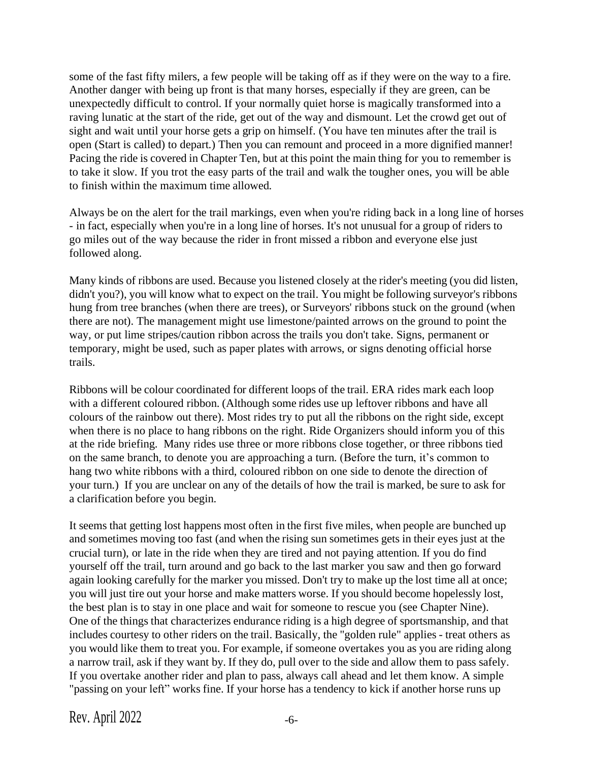some of the fast fifty milers, a few people will be taking off as if they were on the way to a fire. Another danger with being up front is that many horses, especially if they are green, can be unexpectedly difficult to control. If your normally quiet horse is magically transformed into a raving lunatic at the start of the ride, get out of the way and dismount. Let the crowd get out of sight and wait until your horse gets a grip on himself. (You have ten minutes after the trail is open (Start is called) to depart.) Then you can remount and proceed in a more dignified manner! Pacing the ride is covered in Chapter Ten, but at this point the main thing for you to remember is to take it slow. If you trot the easy parts of the trail and walk the tougher ones, you will be able to finish within the maximum time allowed.

Always be on the alert for the trail markings, even when you're riding back in a long line of horses - in fact, especially when you're in a long line of horses. It's not unusual for a group of riders to go miles out of the way because the rider in front missed a ribbon and everyone else just followed along.

Many kinds of ribbons are used. Because you listened closely at the rider's meeting (you did listen, didn't you?), you will know what to expect on the trail. You might be following surveyor's ribbons hung from tree branches (when there are trees), or Surveyors' ribbons stuck on the ground (when there are not). The management might use limestone/painted arrows on the ground to point the way, or put lime stripes/caution ribbon across the trails you don't take. Signs, permanent or temporary, might be used, such as paper plates with arrows, or signs denoting official horse trails.

Ribbons will be colour coordinated for different loops of the trail. ERA rides mark each loop with a different coloured ribbon. (Although some rides use up leftover ribbons and have all colours of the rainbow out there). Most rides try to put all the ribbons on the right side, except when there is no place to hang ribbons on the right. Ride Organizers should inform you of this at the ride briefing. Many rides use three or more ribbons close together, or three ribbons tied on the same branch, to denote you are approaching a turn. (Before the turn, it's common to hang two white ribbons with a third, coloured ribbon on one side to denote the direction of your turn.) If you are unclear on any of the details of how the trail is marked, be sure to ask for a clarification before you begin.

It seems that getting lost happens most often in the first five miles, when people are bunched up and sometimes moving too fast (and when the rising sun sometimes gets in their eyes just at the crucial turn), or late in the ride when they are tired and not paying attention. If you do find yourself off the trail, turn around and go back to the last marker you saw and then go forward again looking carefully for the marker you missed. Don't try to make up the lost time all at once; you will just tire out your horse and make matters worse. If you should become hopelessly lost, the best plan is to stay in one place and wait for someone to rescue you (see Chapter Nine). One of the things that characterizes endurance riding is a high degree of sportsmanship, and that includes courtesy to other riders on the trail. Basically, the "golden rule" applies - treat others as you would like them to treat you. For example, if someone overtakes you as you are riding along a narrow trail, ask if they want by. If they do, pull over to the side and allow them to pass safely. If you overtake another rider and plan to pass, always call ahead and let them know. A simple "passing on your left" works fine. If your horse has a tendency to kick if another horse runs up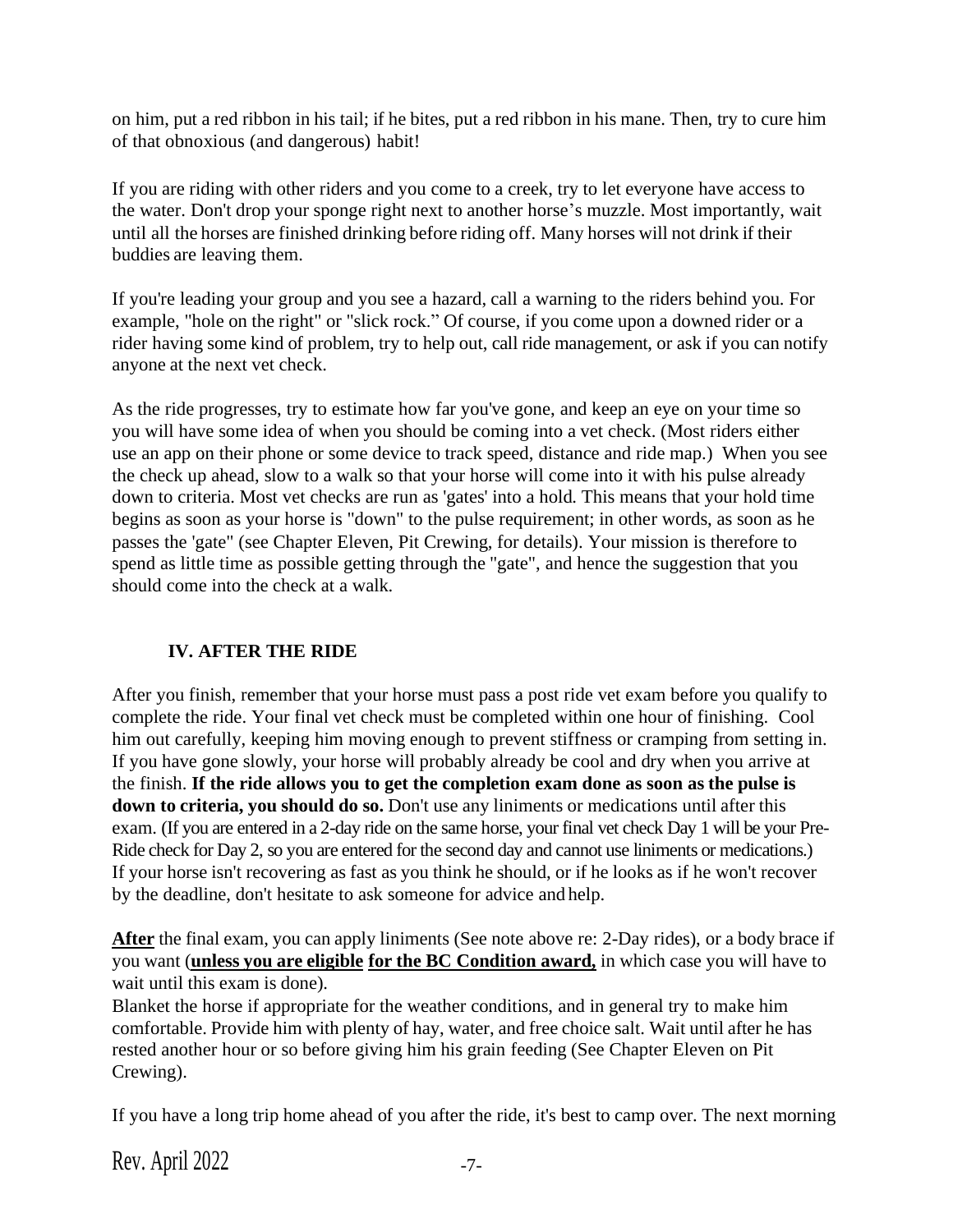on him, put a red ribbon in his tail; if he bites, put a red ribbon in his mane. Then, try to cure him of that obnoxious (and dangerous) habit!

If you are riding with other riders and you come to a creek, try to let everyone have access to the water. Don't drop your sponge right next to another horse's muzzle. Most importantly, wait until all the horses are finished drinking before riding off. Many horses will not drink if their buddies are leaving them.

If you're leading your group and you see a hazard, call a warning to the riders behind you. For example, "hole on the right" or "slick rock." Of course, if you come upon a downed rider or a rider having some kind of problem, try to help out, call ride management, or ask if you can notify anyone at the next vet check.

As the ride progresses, try to estimate how far you've gone, and keep an eye on your time so you will have some idea of when you should be coming into a vet check. (Most riders either use an app on their phone or some device to track speed, distance and ride map.) When you see the check up ahead, slow to a walk so that your horse will come into it with his pulse already down to criteria. Most vet checks are run as 'gates' into a hold. This means that your hold time begins as soon as your horse is "down" to the pulse requirement; in other words, as soon as he passes the 'gate" (see Chapter Eleven, Pit Crewing, for details). Your mission is therefore to spend as little time as possible getting through the "gate", and hence the suggestion that you should come into the check at a walk.

## IV. AFTER THE RIDE

After you finish, remember that your horse must pass a post ride vet exam before you qualify to complete the ride. Your final vet check must be completed within one hour of finishing. Cool him out carefully, keeping him moving enough to prevent stiffness or cramping from setting in. If you have gone slowly, your horse will probably already be cool and dry when you arrive at the finish. **If the ride allows you to get the completion exam done as soon as the pulse is down to criteria, you should do so.** Don't use any liniments or medications until after this exam. (If you are entered in a 2-day ride on the same horse, your final vet check Day 1 will be your Pre-Ride check for Day 2, so you are entered for the second day and cannot use liniments or medications.) If your horse isn't recovering as fast as you think he should, or if he looks as if he won't recover by the deadline, don't hesitate to ask someone for advice and help.

<u>**After**</u> the final exam, you can apply liniments (See note above re: 2-Day rides), or a body brace if you want (<u>**unless you are eligible for the BC Condition award,**</u> in which case you will have to wait until this exam is done).

Blanket the horse if appropriate for the weather conditions, and in general try to make him comfortable. Provide him with plenty of hay, water, and free choice salt. Wait until after he has rested another hour or so before giving him his grain feeding (See Chapter Eleven on Pit Crewing).

If you have a long trip home ahead of you after the ride, it's best to camp over. The next morning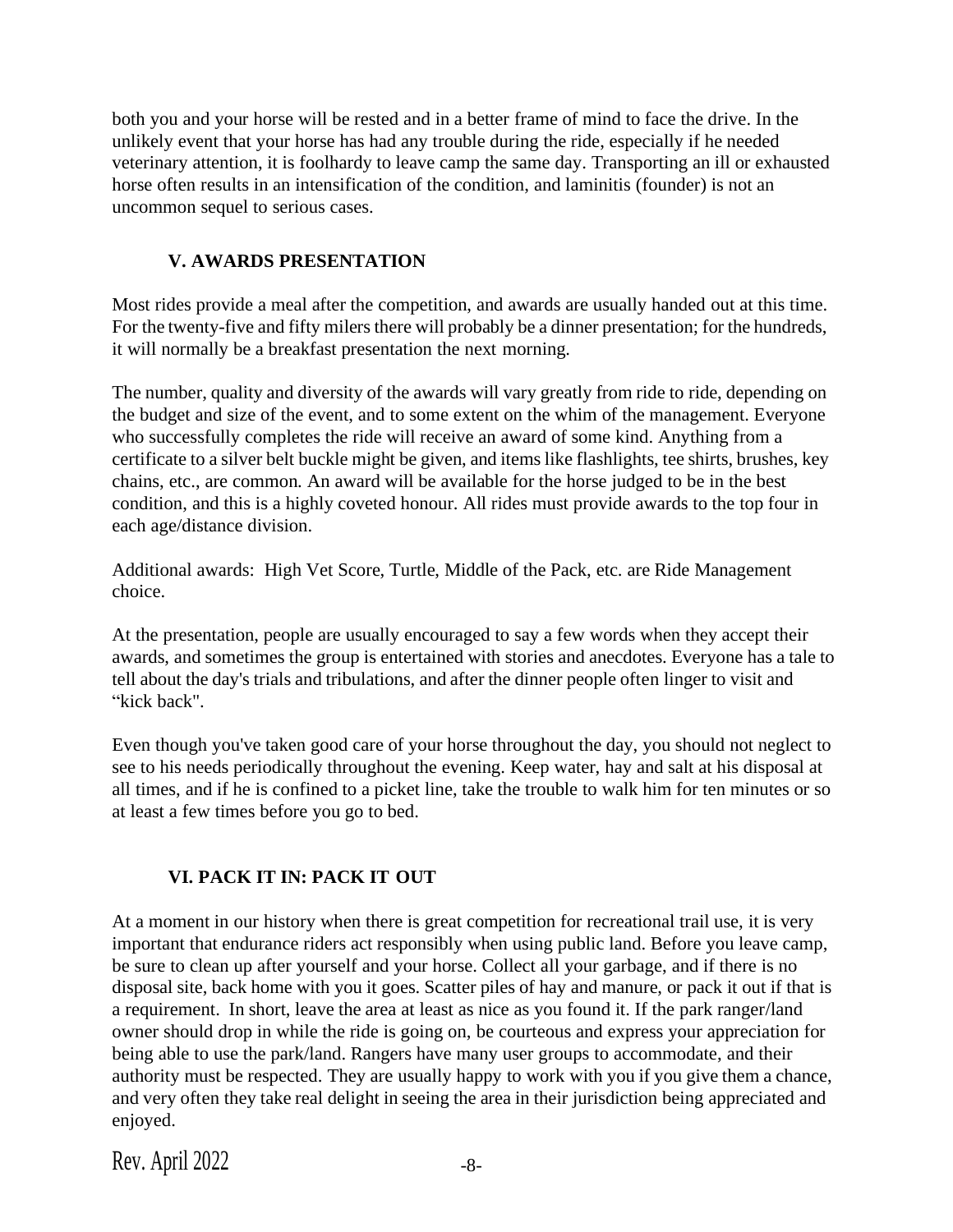both you and your horse will be rested and in a better frame of mind to face the drive. In the unlikely event that your horse has had any trouble during the ride, especially if he needed veterinary attention, it is foolhardy to leave camp the same day. Transporting an ill or exhausted horse often results in an intensification of the condition, and laminitis (founder) is not an uncommon sequel to serious cases.

## V. AWARDS PRESENTATION

Most rides provide a meal after the competition, and awards are usually handed out at this time. For the twenty-five and fifty milers there will probably be a dinner presentation; for the hundreds, it will normally be a breakfast presentation the next morning.

The number, quality and diversity of the awards will vary greatly from ride to ride, depending on the budget and size of the event, and to some extent on the whim of the management. Everyone who successfully completes the ride will receive an award of some kind. Anything from a certificate to a silver belt buckle might be given, and items like flashlights, tee shirts, brushes, key chains, etc., are common. An award will be available for the horse judged to be in the best condition, and this is a highly coveted honour. All rides must provide awards to the top four in each age/distance division.

Additional awards: High Vet Score, Turtle, Middle of the Pack, etc. are Ride Management choice.

At the presentation, people are usually encouraged to say a few words when they accept their awards, and sometimes the group is entertained with stories and anecdotes. Everyone has a tale to tell about the day's trials and tribulations, and after the dinner people often linger to visit and “kick back".

Even though you've taken good care of your horse throughout the day, you should not neglect to see to his needs periodically throughout the evening. Keep water, hay and salt at his disposal at all times, and if he is confined to a picket line, take the trouble to walk him for ten minutes or so at least a few times before you go to bed.

## VI. PACK IT IN: PACK IT OUT

At a moment in our history when there is great competition for recreational trail use, it is very important that endurance riders act responsibly when using public land. Before you leave camp, be sure to clean up after yourself and your horse. Collect all your garbage, and if there is no disposal site, back home with you it goes. Scatter piles of hay and manure, or pack it out if that is a requirement. In short, leave the area at least as nice as you found it. If the park ranger/land owner should drop in while the ride is going on, be courteous and express your appreciation for being able to use the park/land. Rangers have many user groups to accommodate, and their authority must be respected. They are usually happy to work with you if you give them a chance, and very often they take real delight in seeing the area in their jurisdiction being appreciated and enjoyed.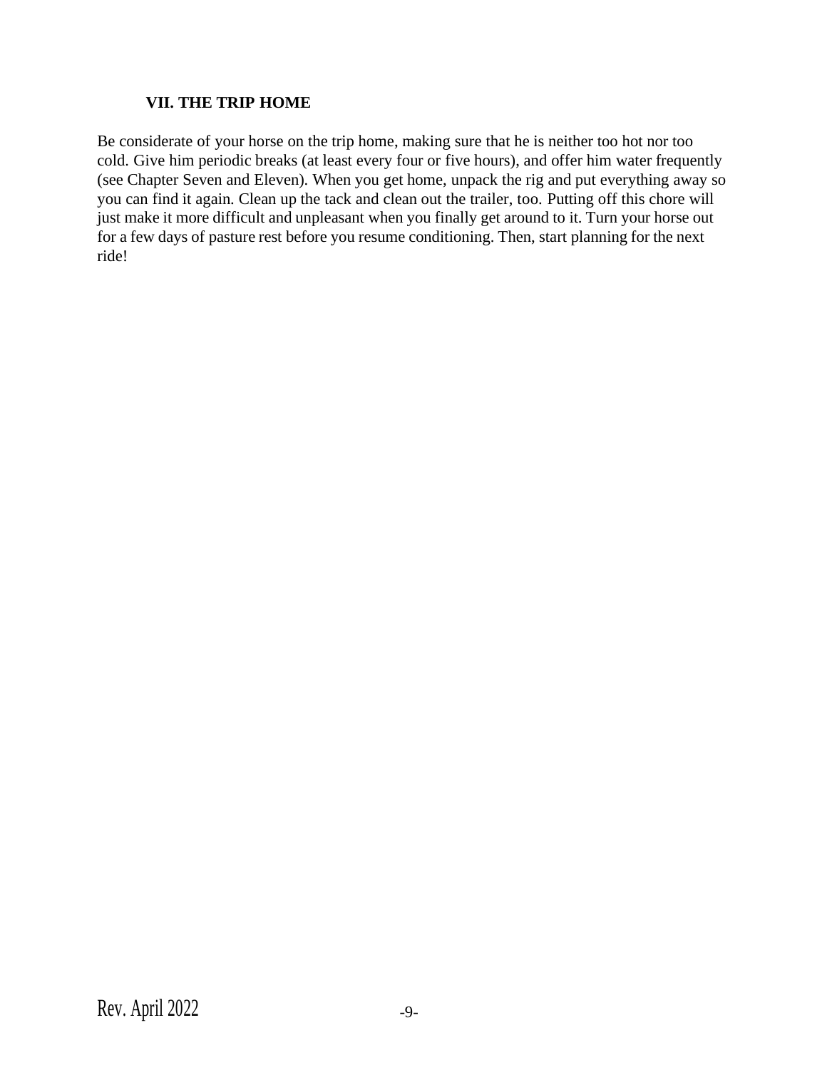## VII. THE TRIP HOME

Be considerate of your horse on the trip home, making sure that he is neither too hot nor too cold. Give him periodic breaks (at least every four or five hours), and offer him water frequently (see Chapter Seven and Eleven). When you get home, unpack the rig and put everything away so you can find it again. Clean up the tack and clean out the trailer, too. Putting off this chore will just make it more difficult and unpleasant when you finally get around to it. Turn your horse out for a few days of pasture rest before you resume conditioning. Then, start planning for the next ride!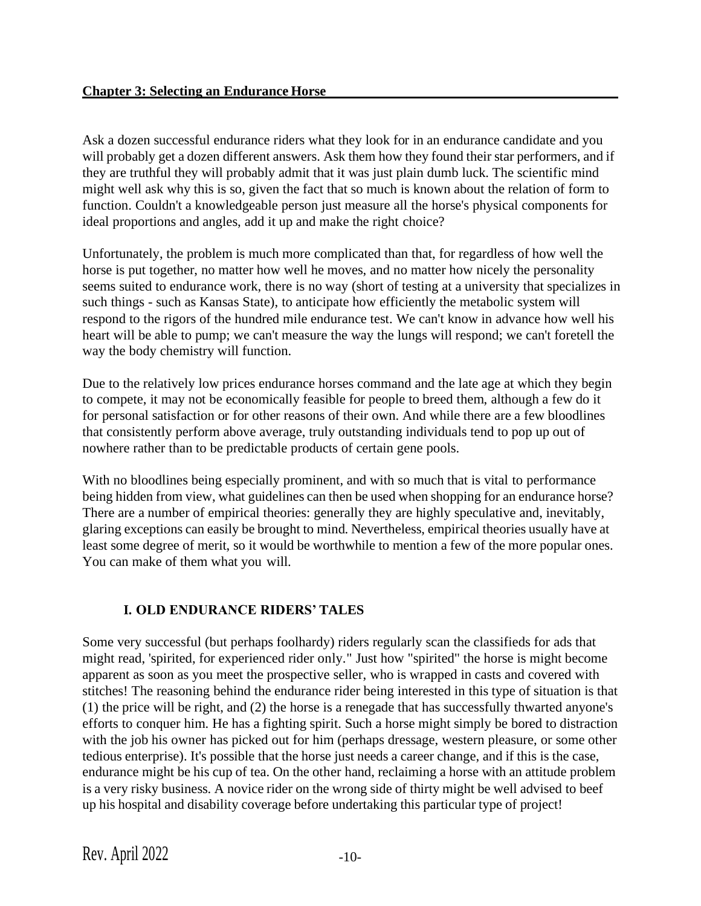## Chapter 3: Selecting an Endurance Horse

Ask a dozen successful endurance riders what they look for in an endurance candidate and you will probably get a dozen different answers. Ask them how they found their star performers, and if they are truthful they will probably admit that it was just plain dumb luck. The scientific mind might well ask why this is so, given the fact that so much is known about the relation of form to function. Couldn't a knowledgeable person just measure all the horse's physical components for ideal proportions and angles, add it up and make the right choice?

Unfortunately, the problem is much more complicated than that, for regardless of how well the horse is put together, no matter how well he moves, and no matter how nicely the personality seems suited to endurance work, there is no way (short of testing at a university that specializes in such things - such as Kansas State), to anticipate how efficiently the metabolic system will respond to the rigors of the hundred mile endurance test. We can't know in advance how well his heart will be able to pump; we can't measure the way the lungs will respond; we can't foretell the way the body chemistry will function.

Due to the relatively low prices endurance horses command and the late age at which they begin to compete, it may not be economically feasible for people to breed them, although a few do it for personal satisfaction or for other reasons of their own. And while there are a few bloodlines that consistently perform above average, truly outstanding individuals tend to pop up out of nowhere rather than to be predictable products of certain gene pools.

With no bloodlines being especially prominent, and with so much that is vital to performance being hidden from view, what guidelines can then be used when shopping for an endurance horse? There are a number of empirical theories: generally they are highly speculative and, inevitably, glaring exceptions can easily be brought to mind. Nevertheless, empirical theories usually have at least some degree of merit, so it would be worthwhile to mention a few of the more popular ones. You can make of them what you will.

### I. OLD ENDURANCE RIDERS' TALES

Some very successful (but perhaps foolhardy) riders regularly scan the classifieds for ads that might read, 'spirited, for experienced rider only." Just how "spirited" the horse is might become apparent as soon as you meet the prospective seller, who is wrapped in casts and covered with stitches! The reasoning behind the endurance rider being interested in this type of situation is that (1) the price will be right, and (2) the horse is a renegade that has successfully thwarted anyone's efforts to conquer him. He has a fighting spirit. Such a horse might simply be bored to distraction with the job his owner has picked out for him (perhaps dressage, western pleasure, or some other tedious enterprise). It's possible that the horse just needs a career change, and if this is the case, endurance might be his cup of tea. On the other hand, reclaiming a horse with an attitude problem is a very risky business. A novice rider on the wrong side of thirty might be well advised to beef up his hospital and disability coverage before undertaking this particular type of project!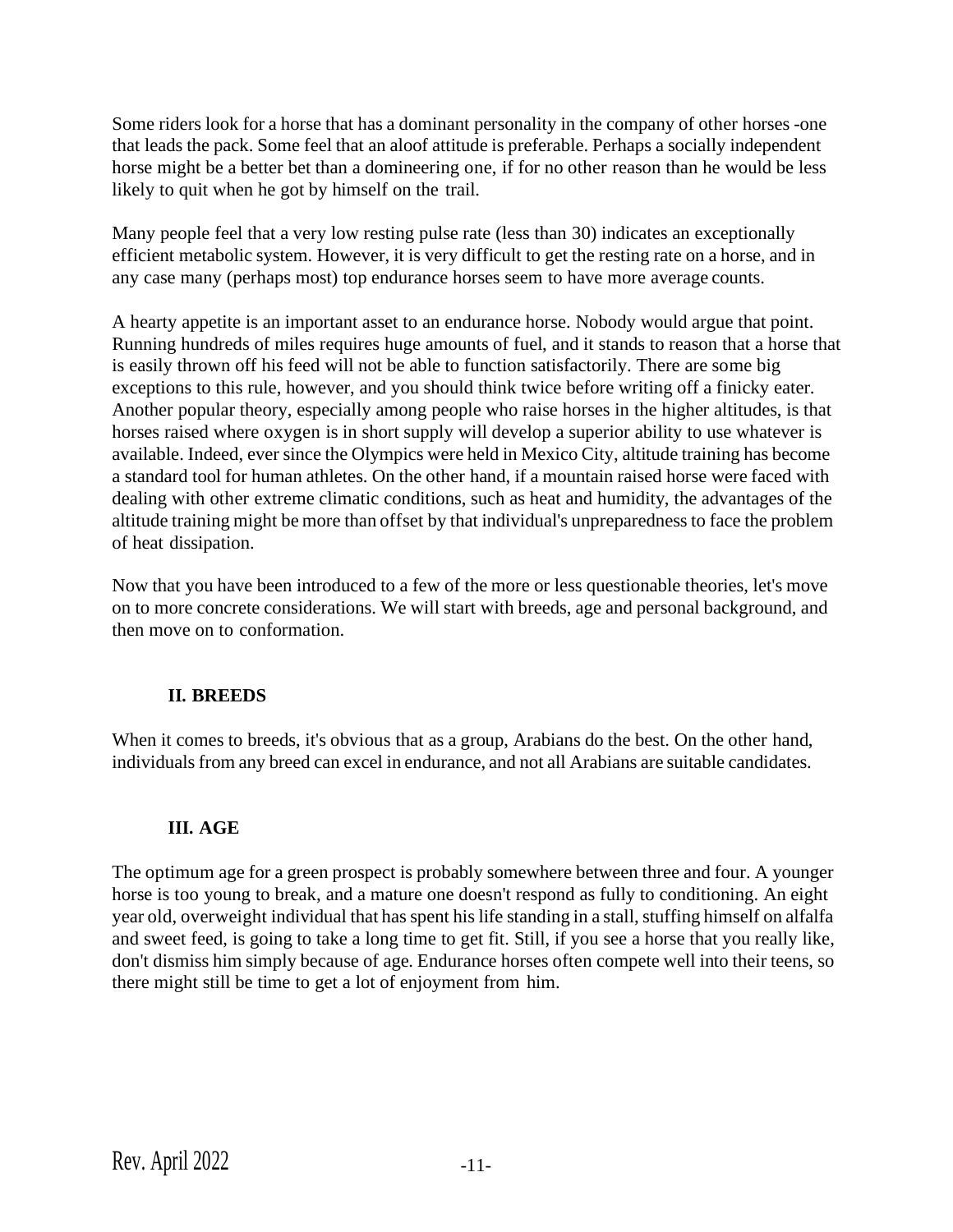Some riders look for a horse that has a dominant personality in the company of other horses -one that leads the pack. Some feel that an aloof attitude is preferable. Perhaps a socially independent horse might be a better bet than a domineering one, if for no other reason than he would be less likely to quit when he got by himself on the trail.

Many people feel that a very low resting pulse rate (less than 30) indicates an exceptionally efficient metabolic system. However, it is very difficult to get the resting rate on a horse, and in any case many (perhaps most) top endurance horses seem to have more average counts.

A hearty appetite is an important asset to an endurance horse. Nobody would argue that point. Running hundreds of miles requires huge amounts of fuel, and it stands to reason that a horse that is easily thrown off his feed will not be able to function satisfactorily. There are some big exceptions to this rule, however, and you should think twice before writing off a finicky eater. Another popular theory, especially among people who raise horses in the higher altitudes, is that horses raised where oxygen is in short supply will develop a superior ability to use whatever is available. Indeed, ever since the Olympics were held in Mexico City, altitude training has become a standard tool for human athletes. On the other hand, if a mountain raised horse were faced with dealing with other extreme climatic conditions, such as heat and humidity, the advantages of the altitude training might be more than offset by that individual's unpreparedness to face the problem of heat dissipation.

Now that you have been introduced to a few of the more or less questionable theories, let's move on to more concrete considerations. We will start with breeds, age and personal background, and then move on to conformation.

## II. BREEDS

When it comes to breeds, it's obvious that as a group, Arabians do the best. On the other hand, individuals from any breed can excel in endurance, and not all Arabians are suitable candidates.

## III. AGE

The optimum age for a green prospect is probably somewhere between three and four. A younger horse is too young to break, and a mature one doesn't respond as fully to conditioning. An eight year old, overweight individual that has spent his life standing in a stall, stuffing himself on alfalfa and sweet feed, is going to take a long time to get fit. Still, if you see a horse that you really like, don't dismiss him simply because of age. Endurance horses often compete well into their teens, so there might still be time to get a lot of enjoyment from him.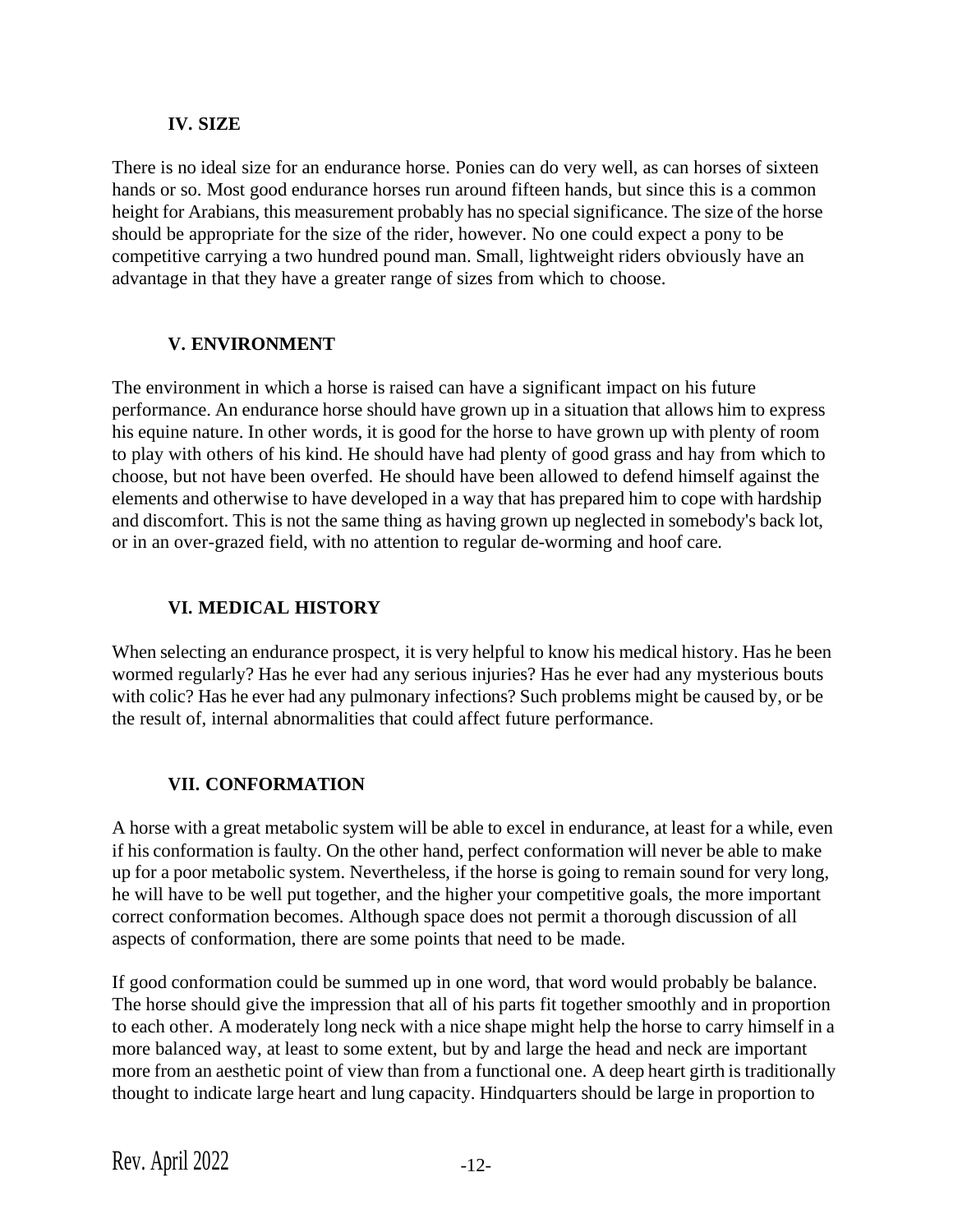## IV. SIZE

There is no ideal size for an endurance horse. Ponies can do very well, as can horses of sixteen hands or so. Most good endurance horses run around fifteen hands, but since this is a common height for Arabians, this measurement probably has no special significance. The size of the horse should be appropriate for the size of the rider, however. No one could expect a pony to be competitive carrying a two hundred pound man. Small, lightweight riders obviously have an advantage in that they have a greater range of sizes from which to choose.

## V. ENVIRONMENT

The environment in which a horse is raised can have a significant impact on his future performance. An endurance horse should have grown up in a situation that allows him to express his equine nature. In other words, it is good for the horse to have grown up with plenty of room to play with others of his kind. He should have had plenty of good grass and hay from which to choose, but not have been overfed. He should have been allowed to defend himself against the elements and otherwise to have developed in a way that has prepared him to cope with hardship and discomfort. This is not the same thing as having grown up neglected in somebody's back lot, or in an over-grazed field, with no attention to regular de-worming and hoof care.

## VI. MEDICAL HISTORY

When selecting an endurance prospect, it is very helpful to know his medical history. Has he been wormed regularly? Has he ever had any serious injuries? Has he ever had any mysterious bouts with colic? Has he ever had any pulmonary infections? Such problems might be caused by, or be the result of, internal abnormalities that could affect future performance.

## VII. CONFORMATION

A horse with a great metabolic system will be able to excel in endurance, at least for a while, even if his conformation is faulty. On the other hand, perfect conformation will never be able to make up for a poor metabolic system. Nevertheless, if the horse is going to remain sound for very long, he will have to be well put together, and the higher your competitive goals, the more important correct conformation becomes. Although space does not permit a thorough discussion of all aspects of conformation, there are some points that need to be made.

If good conformation could be summed up in one word, that word would probably be balance. The horse should give the impression that all of his parts fit together smoothly and in proportion to each other. A moderately long neck with a nice shape might help the horse to carry himself in a more balanced way, at least to some extent, but by and large the head and neck are important more from an aesthetic point of view than from a functional one. A deep heart girth is traditionally thought to indicate large heart and lung capacity. Hindquarters should be large in proportion to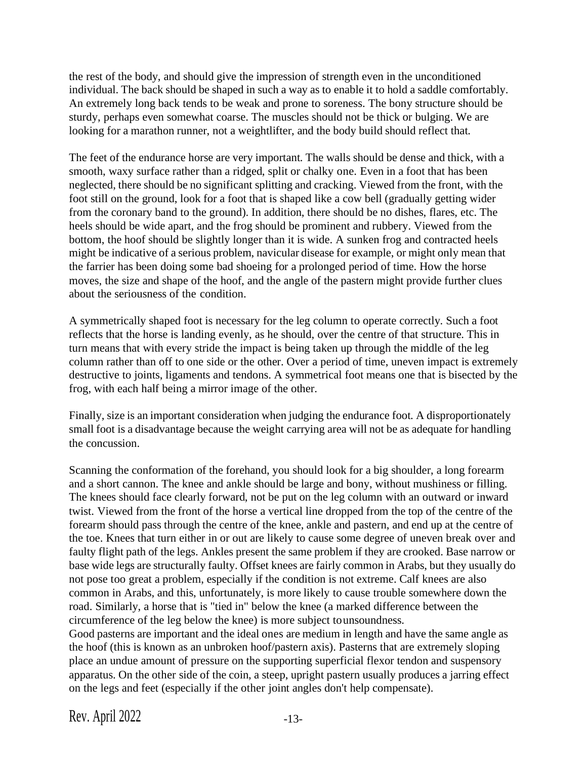the rest of the body, and should give the impression of strength even in the unconditioned individual. The back should be shaped in such a way as to enable it to hold a saddle comfortably. An extremely long back tends to be weak and prone to soreness. The bony structure should be sturdy, perhaps even somewhat coarse. The muscles should not be thick or bulging. We are looking for a marathon runner, not a weightlifter, and the body build should reflect that.

The feet of the endurance horse are very important. The walls should be dense and thick, with a smooth, waxy surface rather than a ridged, split or chalky one. Even in a foot that has been neglected, there should be no significant splitting and cracking. Viewed from the front, with the foot still on the ground, look for a foot that is shaped like a cow bell (gradually getting wider from the coronary band to the ground). In addition, there should be no dishes, flares, etc. The heels should be wide apart, and the frog should be prominent and rubbery. Viewed from the bottom, the hoof should be slightly longer than it is wide. A sunken frog and contracted heels might be indicative of a serious problem, navicular disease for example, or might only mean that the farrier has been doing some bad shoeing for a prolonged period of time. How the horse moves, the size and shape of the hoof, and the angle of the pastern might provide further clues about the seriousness of the condition.

A symmetrically shaped foot is necessary for the leg column to operate correctly. Such a foot reflects that the horse is landing evenly, as he should, over the centre of that structure. This in turn means that with every stride the impact is being taken up through the middle of the leg column rather than off to one side or the other. Over a period of time, uneven impact is extremely destructive to joints, ligaments and tendons. A symmetrical foot means one that is bisected by the frog, with each half being a mirror image of the other.

Finally, size is an important consideration when judging the endurance foot. A disproportionately small foot is a disadvantage because the weight carrying area will not be as adequate for handling the concussion.

Scanning the conformation of the forehand, you should look for a big shoulder, a long forearm and a short cannon. The knee and ankle should be large and bony, without mushiness or filling. The knees should face clearly forward, not be put on the leg column with an outward or inward twist. Viewed from the front of the horse a vertical line dropped from the top of the centre of the forearm should pass through the centre of the knee, ankle and pastern, and end up at the centre of the toe. Knees that turn either in or out are likely to cause some degree of uneven break over and faulty flight path of the legs. Ankles present the same problem if they are crooked. Base narrow or base wide legs are structurally faulty. Offset knees are fairly common in Arabs, but they usually do not pose too great a problem, especially if the condition is not extreme. Calf knees are also common in Arabs, and this, unfortunately, is more likely to cause trouble somewhere down the road. Similarly, a horse that is "tied in" below the knee (a marked difference between the circumference of the leg below the knee) is more subject to unsoundness.

Good pasterns are important and the ideal ones are medium in length and have the same angle as the hoof (this is known as an unbroken hoof/pastern axis). Pasterns that are extremely sloping place an undue amount of pressure on the supporting superficial flexor tendon and suspensory apparatus. On the other side of the coin, a steep, upright pastern usually produces a jarring effect on the legs and feet (especially if the other joint angles don't help compensate).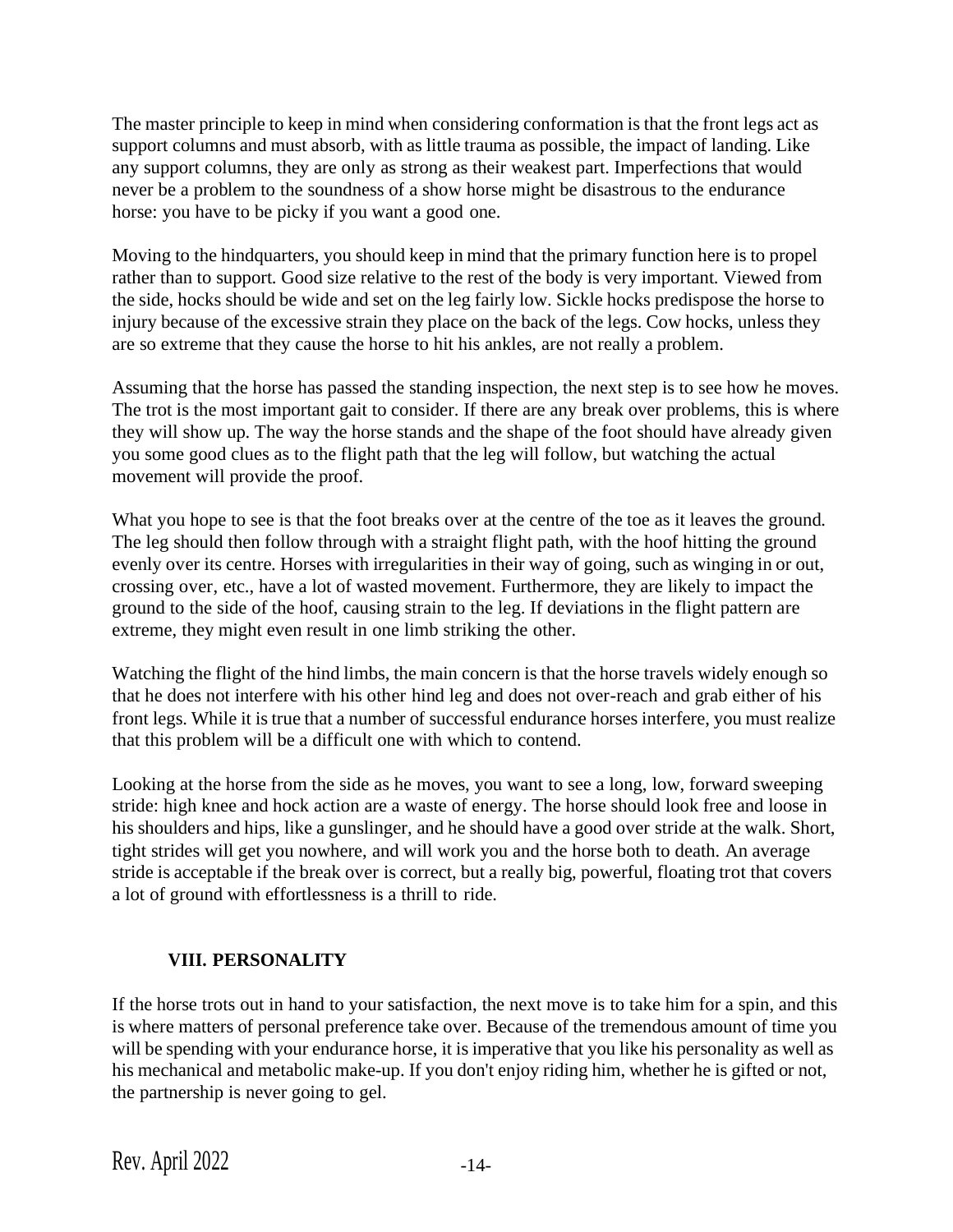The master principle to keep in mind when considering conformation is that the front legs act as support columns and must absorb, with as little trauma as possible, the impact of landing. Like any support columns, they are only as strong as their weakest part. Imperfections that would never be a problem to the soundness of a show horse might be disastrous to the endurance horse: you have to be picky if you want a good one.

Moving to the hindquarters, you should keep in mind that the primary function here is to propel rather than to support. Good size relative to the rest of the body is very important. Viewed from the side, hocks should be wide and set on the leg fairly low. Sickle hocks predispose the horse to injury because of the excessive strain they place on the back of the legs. Cow hocks, unless they are so extreme that they cause the horse to hit his ankles, are not really a problem.

Assuming that the horse has passed the standing inspection, the next step is to see how he moves. The trot is the most important gait to consider. If there are any break over problems, this is where they will show up. The way the horse stands and the shape of the foot should have already given you some good clues as to the flight path that the leg will follow, but watching the actual movement will provide the proof.

What you hope to see is that the foot breaks over at the centre of the toe as it leaves the ground. The leg should then follow through with a straight flight path, with the hoof hitting the ground evenly over its centre. Horses with irregularities in their way of going, such as winging in or out, crossing over, etc., have a lot of wasted movement. Furthermore, they are likely to impact the ground to the side of the hoof, causing strain to the leg. If deviations in the flight pattern are extreme, they might even result in one limb striking the other.

Watching the flight of the hind limbs, the main concern is that the horse travels widely enough so that he does not interfere with his other hind leg and does not over-reach and grab either of his front legs. While it is true that a number of successful endurance horses interfere, you must realize that this problem will be a difficult one with which to contend.

Looking at the horse from the side as he moves, you want to see a long, low, forward sweeping stride: high knee and hock action are a waste of energy. The horse should look free and loose in his shoulders and hips, like a gunslinger, and he should have a good over stride at the walk. Short, tight strides will get you nowhere, and will work you and the horse both to death. An average stride is acceptable if the break over is correct, but a really big, powerful, floating trot that covers a lot of ground with effortlessness is a thrill to ride.

## VIII. PERSONALITY

If the horse trots out in hand to your satisfaction, the next move is to take him for a spin, and this is where matters of personal preference take over. Because of the tremendous amount of time you will be spending with your endurance horse, it is imperative that you like his personality as well as his mechanical and metabolic make-up. If you don't enjoy riding him, whether he is gifted or not, the partnership is never going to gel.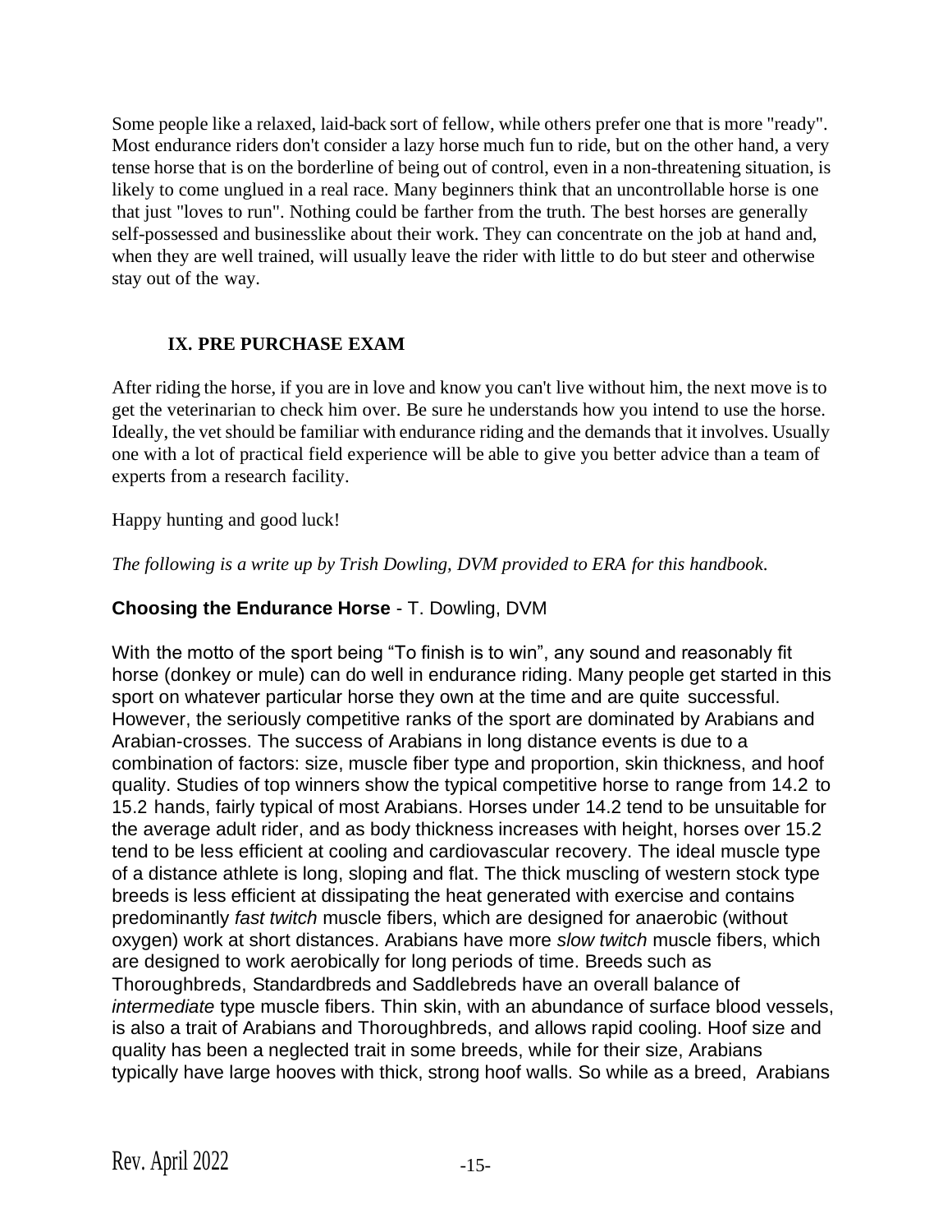Some people like a relaxed, laid-back sort of fellow, while others prefer one that is more "ready". Most endurance riders don't consider a lazy horse much fun to ride, but on the other hand, a very tense horse that is on the borderline of being out of control, even in a non-threatening situation, is likely to come unglued in a real race. Many beginners think that an uncontrollable horse is one that just "loves to run". Nothing could be farther from the truth. The best horses are generally self-possessed and businesslike about their work. They can concentrate on the job at hand and, when they are well trained, will usually leave the rider with little to do but steer and otherwise stay out of the way.

## IX. PRE PURCHASE EXAM

After riding the horse, if you are in love and know you can't live without him, the next move is to get the veterinarian to check him over. Be sure he understands how you intend to use the horse. Ideally, the vet should be familiar with endurance riding and the demands that it involves. Usually one with a lot of practical field experience will be able to give you better advice than a team of experts from a research facility.

Happy hunting and good luck!

*The following is a write up by Trish Dowling, DVM provided to ERA for this handbook.*

### **Choosing the Endurance Horse** - T. Dowling, DVM

With the motto of the sport being "To finish is to win", any sound and reasonably fit horse (donkey or mule) can do well in endurance riding. Many people get started in this sport on whatever particular horse they own at the time and are quite successful. However, the seriously competitive ranks of the sport are dominated by Arabians and Arabian-crosses. The success of Arabians in long distance events is due to a combination of factors: size, muscle fiber type and proportion, skin thickness, and hoof quality. Studies of top winners show the typical competitive horse to range from 14.2 to 15.2 hands, fairly typical of most Arabians. Horses under 14.2 tend to be unsuitable for the average adult rider, and as body thickness increases with height, horses over 15.2 tend to be less efficient at cooling and cardiovascular recovery. The ideal muscle type of a distance athlete is long, sloping and flat. The thick muscling of western stock type breeds is less efficient at dissipating the heat generated with exercise and contains predominantly *fast twitch* muscle fibers, which are designed for anaerobic (without oxygen) work at short distances. Arabians have more *slow twitch* muscle fibers, which are designed to work aerobically for long periods of time. Breeds such as Thoroughbreds, Standardbreds and Saddlebreds have an overall balance of *intermediate* type muscle fibers. Thin skin, with an abundance of surface blood vessels, is also a trait of Arabians and Thoroughbreds, and allows rapid cooling. Hoof size and quality has been a neglected trait in some breeds, while for their size, Arabians typically have large hooves with thick, strong hoof walls. So while as a breed, Arabians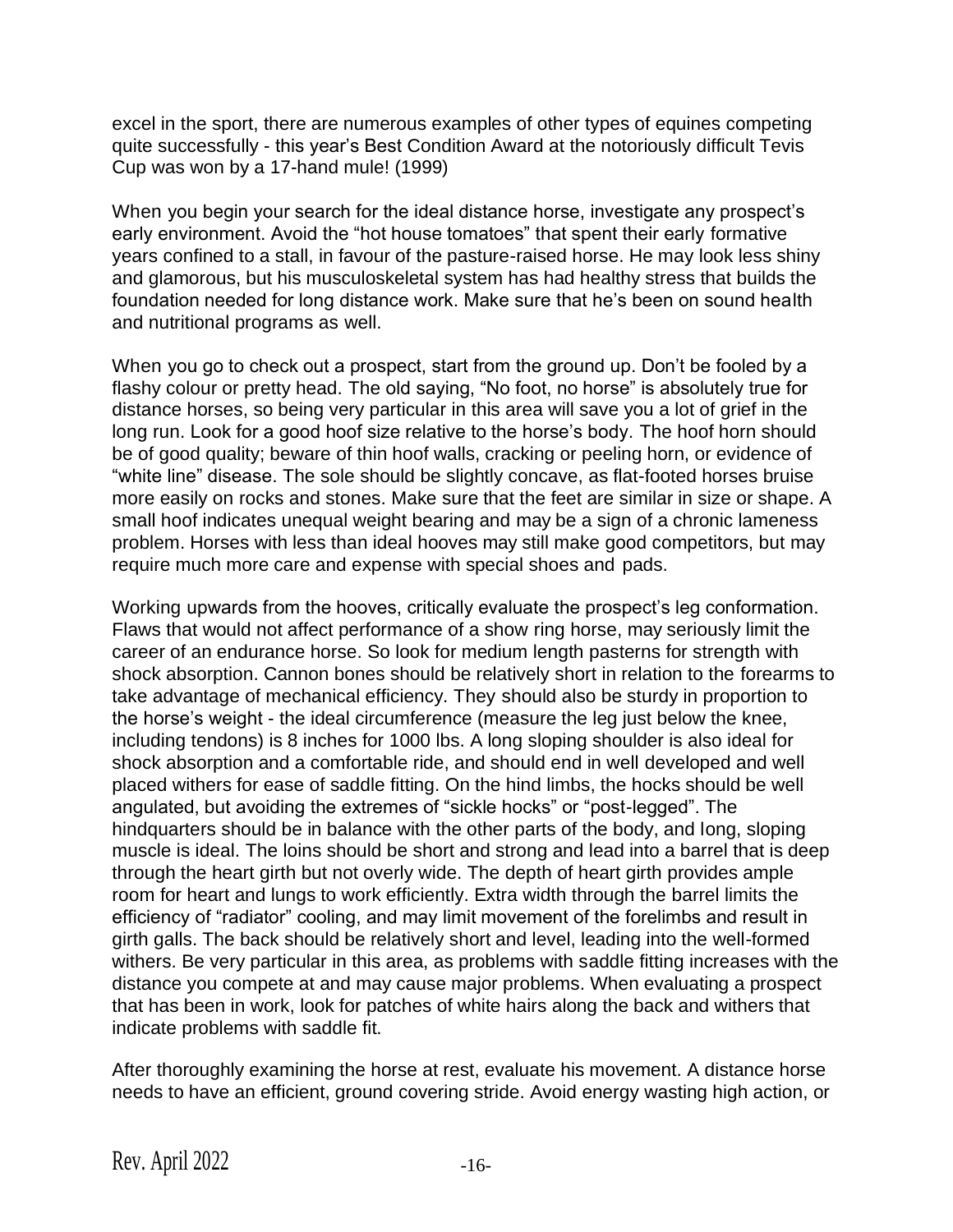excel in the sport, there are numerous examples of other types of equines competing quite successfully - this year's Best Condition Award at the notoriously difficult Tevis Cup was won by a 17-hand mule! (1999)

When you begin your search for the ideal distance horse, investigate any prospect's early environment. Avoid the "hot house tomatoes" that spent their early formative years confined to a stall, in favour of the pasture-raised horse. He may look less shiny and glamorous, but his musculoskeletal system has had healthy stress that builds the foundation needed for long distance work. Make sure that he's been on sound health and nutritional programs as well.

When you go to check out a prospect, start from the ground up. Don't be fooled by a flashy colour or pretty head. The old saying, "No foot, no horse" is absolutely true for distance horses, so being very particular in this area will save you a lot of grief in the long run. Look for a good hoof size relative to the horse's body. The hoof horn should be of good quality; beware of thin hoof walls, cracking or peeling horn, or evidence of "white line" disease. The sole should be slightly concave, as flat-footed horses bruise more easily on rocks and stones. Make sure that the feet are similar in size or shape. A small hoof indicates unequal weight bearing and may be a sign of a chronic lameness problem. Horses with less than ideal hooves may still make good competitors, but may require much more care and expense with special shoes and pads.

Working upwards from the hooves, critically evaluate the prospect's leg conformation. Flaws that would not affect performance of a show ring horse, may seriously limit the career of an endurance horse. So look for medium length pasterns for strength with shock absorption. Cannon bones should be relatively short in relation to the forearms to take advantage of mechanical efficiency. They should also be sturdy in proportion to the horse's weight - the ideal circumference (measure the leg just below the knee, including tendons) is 8 inches for 1000 lbs. A long sloping shoulder is also ideal for shock absorption and a comfortable ride, and should end in well developed and well placed withers for ease of saddle fitting. On the hind limbs, the hocks should be well angulated, but avoiding the extremes of "sickle hocks" or "post-legged". The hindquarters should be in balance with the other parts of the body, and long, sloping muscle is ideal. The loins should be short and strong and lead into a barrel that is deep through the heart girth but not overly wide. The depth of heart girth provides ample room for heart and lungs to work efficiently. Extra width through the barrel limits the efficiency of "radiator" cooling, and may limit movement of the forelimbs and result in girth galls. The back should be relatively short and level, leading into the well-formed withers. Be very particular in this area, as problems with saddle fitting increases with the distance you compete at and may cause major problems. When evaluating a prospect that has been in work, look for patches of white hairs along the back and withers that indicate problems with saddle fit.

After thoroughly examining the horse at rest, evaluate his movement. A distance horse needs to have an efficient, ground covering stride. Avoid energy wasting high action, or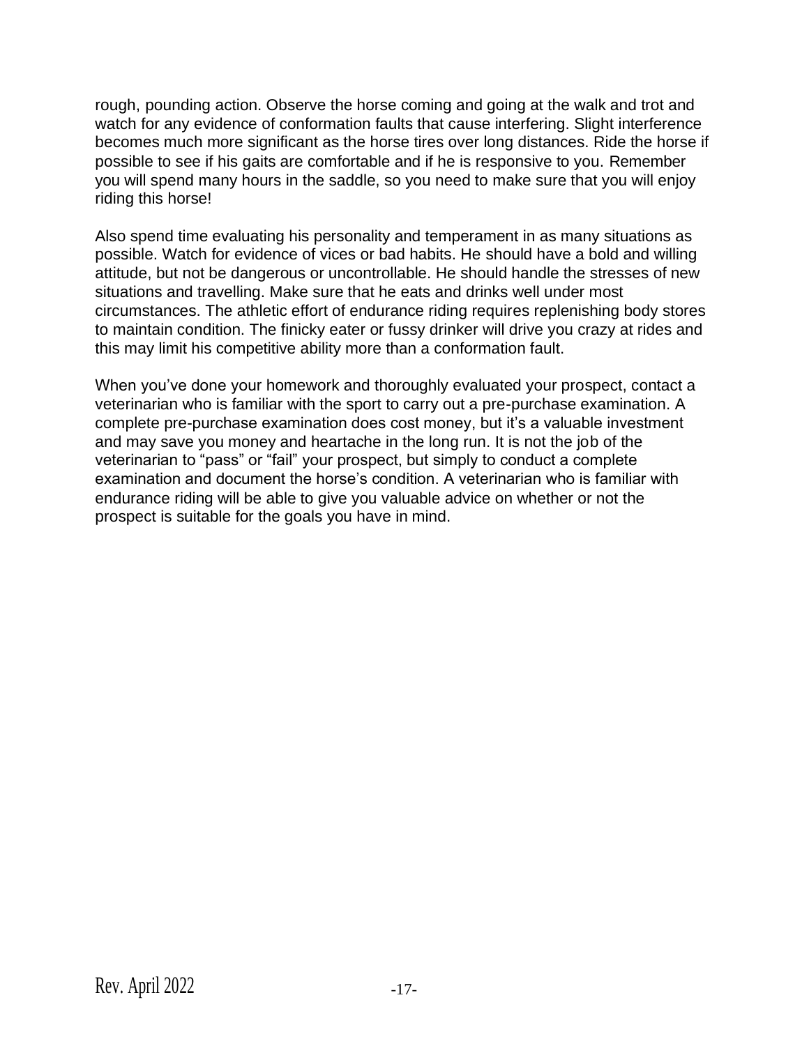rough, pounding action. Observe the horse coming and going at the walk and trot and watch for any evidence of conformation faults that cause interfering. Slight interference becomes much more significant as the horse tires over long distances. Ride the horse if possible to see if his gaits are comfortable and if he is responsive to you. Remember you will spend many hours in the saddle, so you need to make sure that you will enjoy riding this horse!

Also spend time evaluating his personality and temperament in as many situations as possible. Watch for evidence of vices or bad habits. He should have a bold and willing attitude, but not be dangerous or uncontrollable. He should handle the stresses of new situations and travelling. Make sure that he eats and drinks well under most circumstances. The athletic effort of endurance riding requires replenishing body stores to maintain condition. The finicky eater or fussy drinker will drive you crazy at rides and this may limit his competitive ability more than a conformation fault.

When you've done your homework and thoroughly evaluated your prospect, contact a veterinarian who is familiar with the sport to carry out a pre-purchase examination. A complete pre-purchase examination does cost money, but it's a valuable investment and may save you money and heartache in the long run. It is not the job of the veterinarian to "pass" or "fail" your prospect, but simply to conduct a complete examination and document the horse's condition. A veterinarian who is familiar with endurance riding will be able to give you valuable advice on whether or not the prospect is suitable for the goals you have in mind.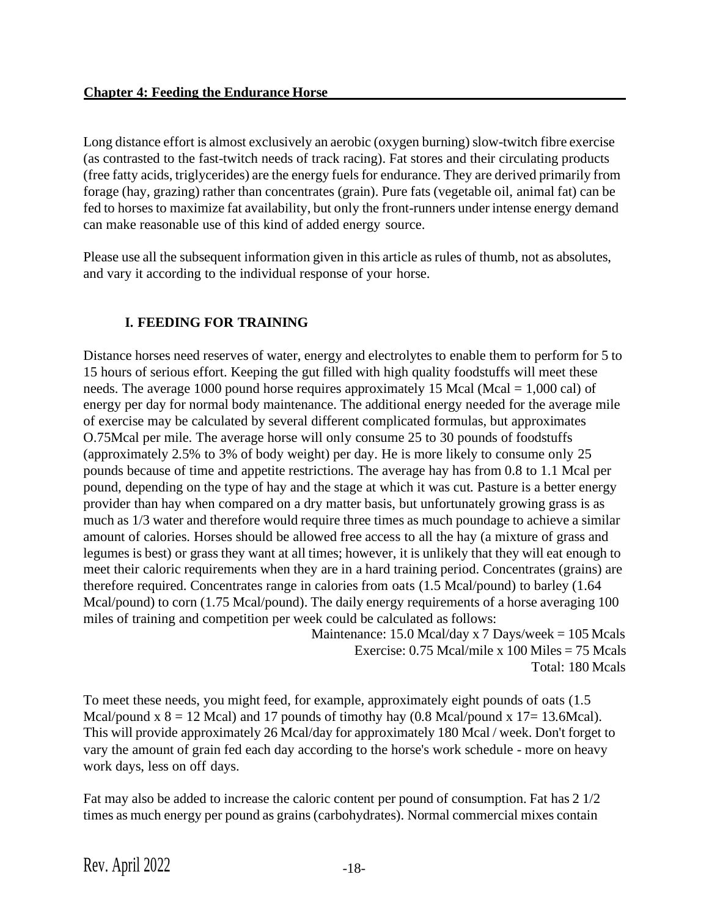## Chapter 4: Feeding the Endurance Horse

Long distance effort is almost exclusively an aerobic (oxygen burning) slow-twitch fibre exercise (as contrasted to the fast-twitch needs of track racing). Fat stores and their circulating products (free fatty acids, triglycerides) are the energy fuels for endurance. They are derived primarily from forage (hay, grazing) rather than concentrates (grain). Pure fats (vegetable oil, animal fat) can be fed to horses to maximize fat availability, but only the front-runners under intense energy demand can make reasonable use of this kind of added energy source.

Please use all the subsequent information given in this article as rules of thumb, not as absolutes, and vary it according to the individual response of your horse.

### I. FEEDING FOR TRAINING

Distance horses need reserves of water, energy and electrolytes to enable them to perform for 5 to 15 hours of serious effort. Keeping the gut filled with high quality foodstuffs will meet these needs. The average 1000 pound horse requires approximately 15 Mcal (Mcal = 1,000 cal) of energy per day for normal body maintenance. The additional energy needed for the average mile of exercise may be calculated by several different complicated formulas, but approximates O.75Mcal per mile. The average horse will only consume 25 to 30 pounds of foodstuffs (approximately 2.5% to 3% of body weight) per day. He is more likely to consume only 25 pounds because of time and appetite restrictions. The average hay has from 0.8 to 1.1 Mcal per pound, depending on the type of hay and the stage at which it was cut. Pasture is a better energy provider than hay when compared on a dry matter basis, but unfortunately growing grass is as much as 1/3 water and therefore would require three times as much poundage to achieve a similar amount of calories. Horses should be allowed free access to all the hay (a mixture of grass and legumes is best) or grass they want at all times; however, it is unlikely that they will eat enough to meet their caloric requirements when they are in a hard training period. Concentrates (grains) are therefore required. Concentrates range in calories from oats (1.5 Mcal/pound) to barley (1.64 Mcal/pound) to corn (1.75 Mcal/pound). The daily energy requirements of a horse averaging 100 miles of training and competition per week could be calculated as follows:

Maintenance: 15.0 Mcal/day x 7 Days/week = 105 Mcals
Exercise: 0.75 Mcal/mile x 100 Miles = 75 Mcals
Total: 180 Mcals

To meet these needs, you might feed, for example, approximately eight pounds of oats (1.5 Mcal/pound x 8 = 12 Mcal) and 17 pounds of timothy hay (0.8 Mcal/pound x 17= 13.6Mcal). This will provide approximately 26 Mcal/day for approximately 180 Mcal / week. Don't forget to vary the amount of grain fed each day according to the horse's work schedule - more on heavy work days, less on off days.

Fat may also be added to increase the caloric content per pound of consumption. Fat has 2 1/2 times as much energy per pound as grains (carbohydrates). Normal commercial mixes contain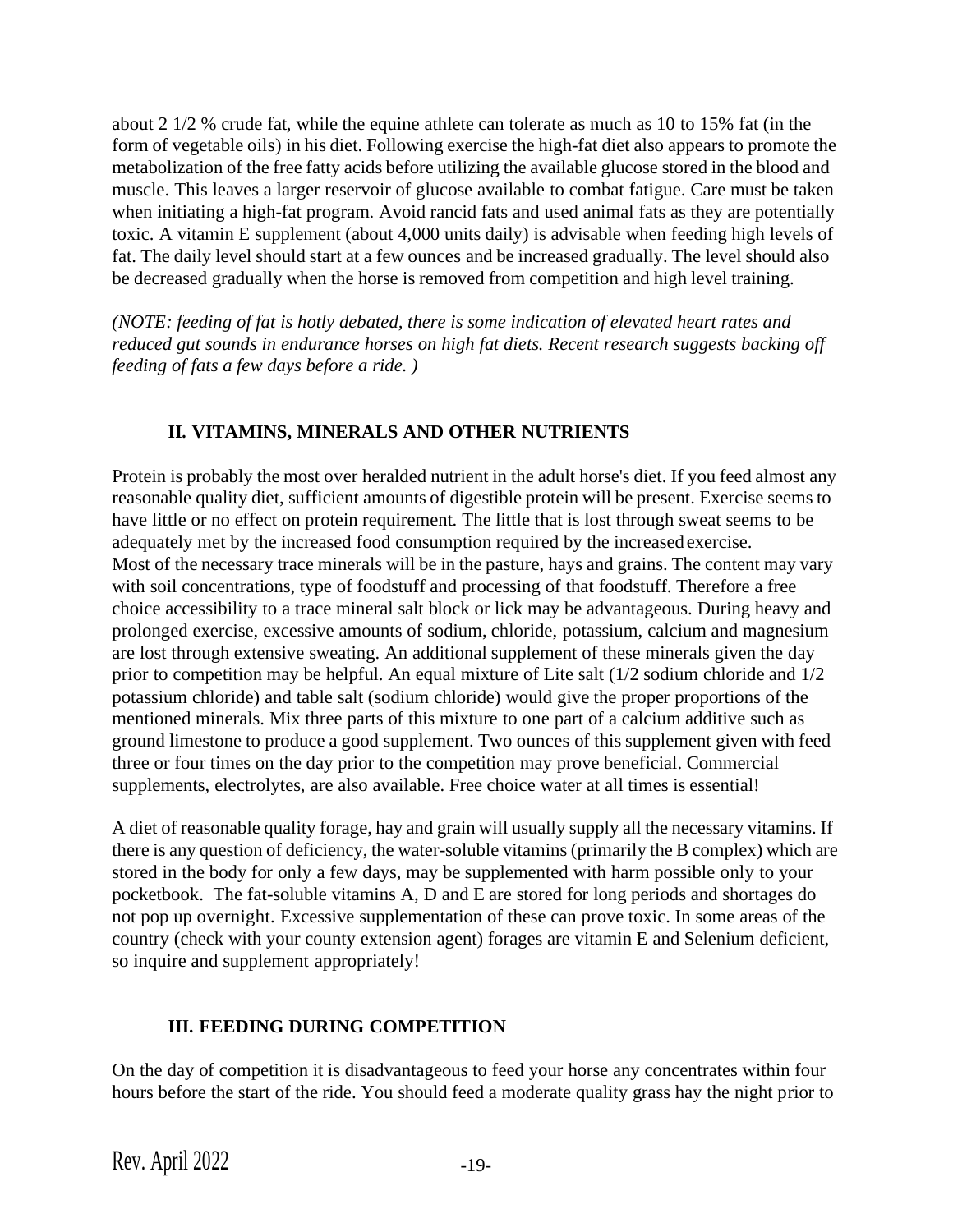about 2 1/2 % crude fat, while the equine athlete can tolerate as much as 10 to 15% fat (in the form of vegetable oils) in his diet. Following exercise the high-fat diet also appears to promote the metabolization of the free fatty acids before utilizing the available glucose stored in the blood and muscle. This leaves a larger reservoir of glucose available to combat fatigue. Care must be taken when initiating a high-fat program. Avoid rancid fats and used animal fats as they are potentially toxic. A vitamin E supplement (about 4,000 units daily) is advisable when feeding high levels of fat. The daily level should start at a few ounces and be increased gradually. The level should also be decreased gradually when the horse is removed from competition and high level training.

*(NOTE: feeding of fat is hotly debated, there is some indication of elevated heart rates and reduced gut sounds in endurance horses on high fat diets. Recent research suggests backing off feeding of fats a few days before a ride. )*

## II. VITAMINS, MINERALS AND OTHER NUTRIENTS

Protein is probably the most over heralded nutrient in the adult horse's diet. If you feed almost any reasonable quality diet, sufficient amounts of digestible protein will be present. Exercise seems to have little or no effect on protein requirement. The little that is lost through sweat seems to be adequately met by the increased food consumption required by the increased exercise.
Most of the necessary trace minerals will be in the pasture, hays and grains. The content may vary with soil concentrations, type of foodstuff and processing of that foodstuff. Therefore a free choice accessibility to a trace mineral salt block or lick may be advantageous. During heavy and prolonged exercise, excessive amounts of sodium, chloride, potassium, calcium and magnesium are lost through extensive sweating. An additional supplement of these minerals given the day prior to competition may be helpful. An equal mixture of Lite salt (1/2 sodium chloride and 1/2 potassium chloride) and table salt (sodium chloride) would give the proper proportions of the mentioned minerals. Mix three parts of this mixture to one part of a calcium additive such as ground limestone to produce a good supplement. Two ounces of this supplement given with feed three or four times on the day prior to the competition may prove beneficial. Commercial supplements, electrolytes, are also available. Free choice water at all times is essential!

A diet of reasonable quality forage, hay and grain will usually supply all the necessary vitamins. If there is any question of deficiency, the water-soluble vitamins (primarily the B complex) which are stored in the body for only a few days, may be supplemented with harm possible only to your pocketbook. The fat-soluble vitamins A, D and E are stored for long periods and shortages do not pop up overnight. Excessive supplementation of these can prove toxic. In some areas of the country (check with your county extension agent) forages are vitamin E and Selenium deficient, so inquire and supplement appropriately!

## III. FEEDING DURING COMPETITION

On the day of competition it is disadvantageous to feed your horse any concentrates within four hours before the start of the ride. You should feed a moderate quality grass hay the night prior to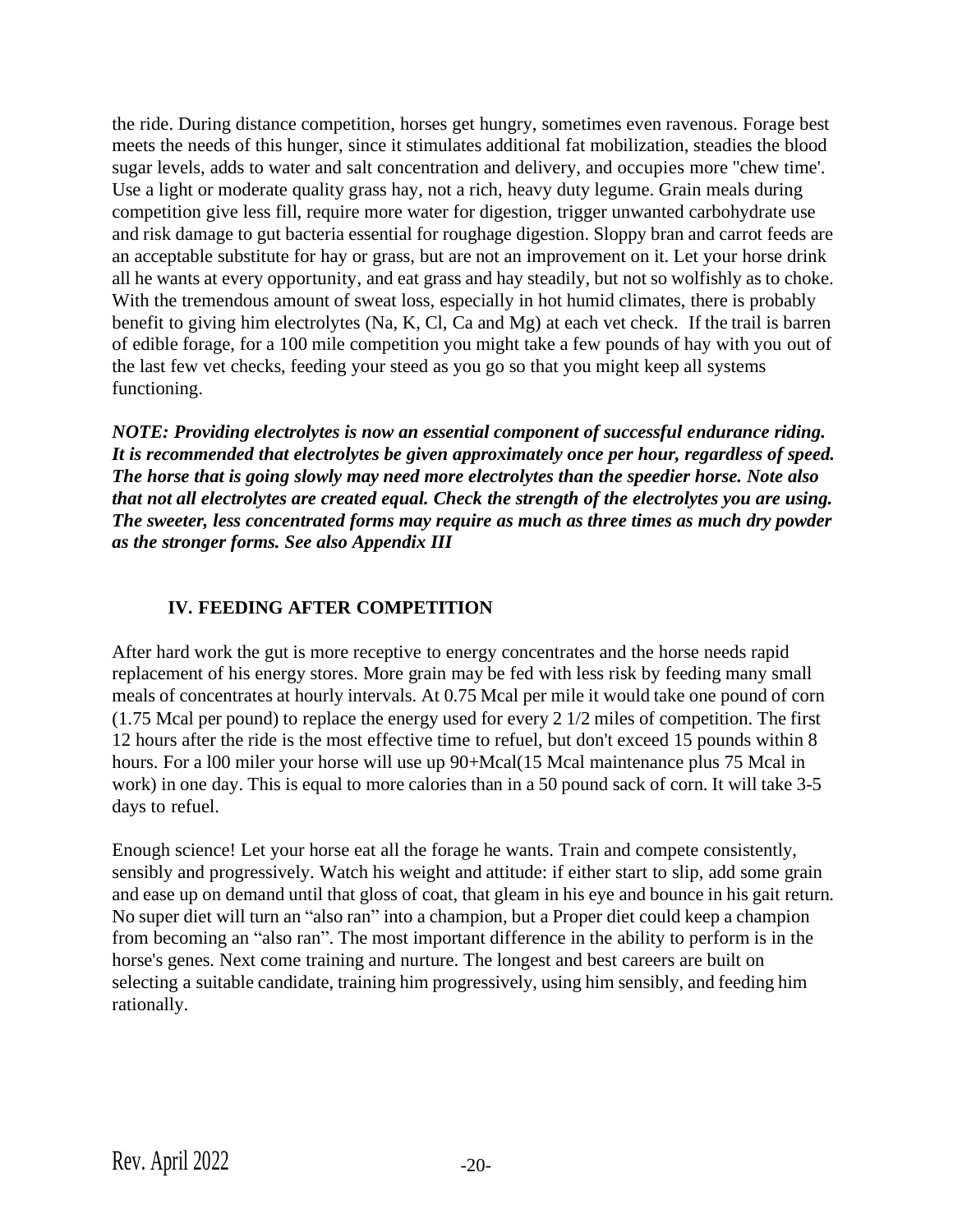the ride. During distance competition, horses get hungry, sometimes even ravenous. Forage best meets the needs of this hunger, since it stimulates additional fat mobilization, steadies the blood sugar levels, adds to water and salt concentration and delivery, and occupies more "chew time'. Use a light or moderate quality grass hay, not a rich, heavy duty legume. Grain meals during competition give less fill, require more water for digestion, trigger unwanted carbohydrate use and risk damage to gut bacteria essential for roughage digestion. Sloppy bran and carrot feeds are an acceptable substitute for hay or grass, but are not an improvement on it. Let your horse drink all he wants at every opportunity, and eat grass and hay steadily, but not so wolfishly as to choke. With the tremendous amount of sweat loss, especially in hot humid climates, there is probably benefit to giving him electrolytes (Na, K, Cl, Ca and Mg) at each vet check. If the trail is barren of edible forage, for a 100 mile competition you might take a few pounds of hay with you out of the last few vet checks, feeding your steed as you go so that you might keep all systems functioning.

***NOTE: Providing electrolytes is now an essential component of successful endurance riding. It is recommended that electrolytes be given approximately once per hour, regardless of speed. The horse that is going slowly may need more electrolytes than the speedier horse. Note also that not all electrolytes are created equal. Check the strength of the electrolytes you are using. The sweeter, less concentrated forms may require as much as three times as much dry powder as the stronger forms. See also Appendix III***

## IV. FEEDING AFTER COMPETITION

After hard work the gut is more receptive to energy concentrates and the horse needs rapid replacement of his energy stores. More grain may be fed with less risk by feeding many small meals of concentrates at hourly intervals. At 0.75 Mcal per mile it would take one pound of corn (1.75 Mcal per pound) to replace the energy used for every 2 1/2 miles of competition. The first 12 hours after the ride is the most effective time to refuel, but don't exceed 15 pounds within 8 hours. For a l00 miler your horse will use up 90+Mcal(15 Mcal maintenance plus 75 Mcal in work) in one day. This is equal to more calories than in a 50 pound sack of corn. It will take 3-5 days to refuel.

Enough science! Let your horse eat all the forage he wants. Train and compete consistently, sensibly and progressively. Watch his weight and attitude: if either start to slip, add some grain and ease up on demand until that gloss of coat, that gleam in his eye and bounce in his gait return. No super diet will turn an "also ran" into a champion, but a Proper diet could keep a champion from becoming an "also ran". The most important difference in the ability to perform is in the horse's genes. Next come training and nurture. The longest and best careers are built on selecting a suitable candidate, training him progressively, using him sensibly, and feeding him rationally.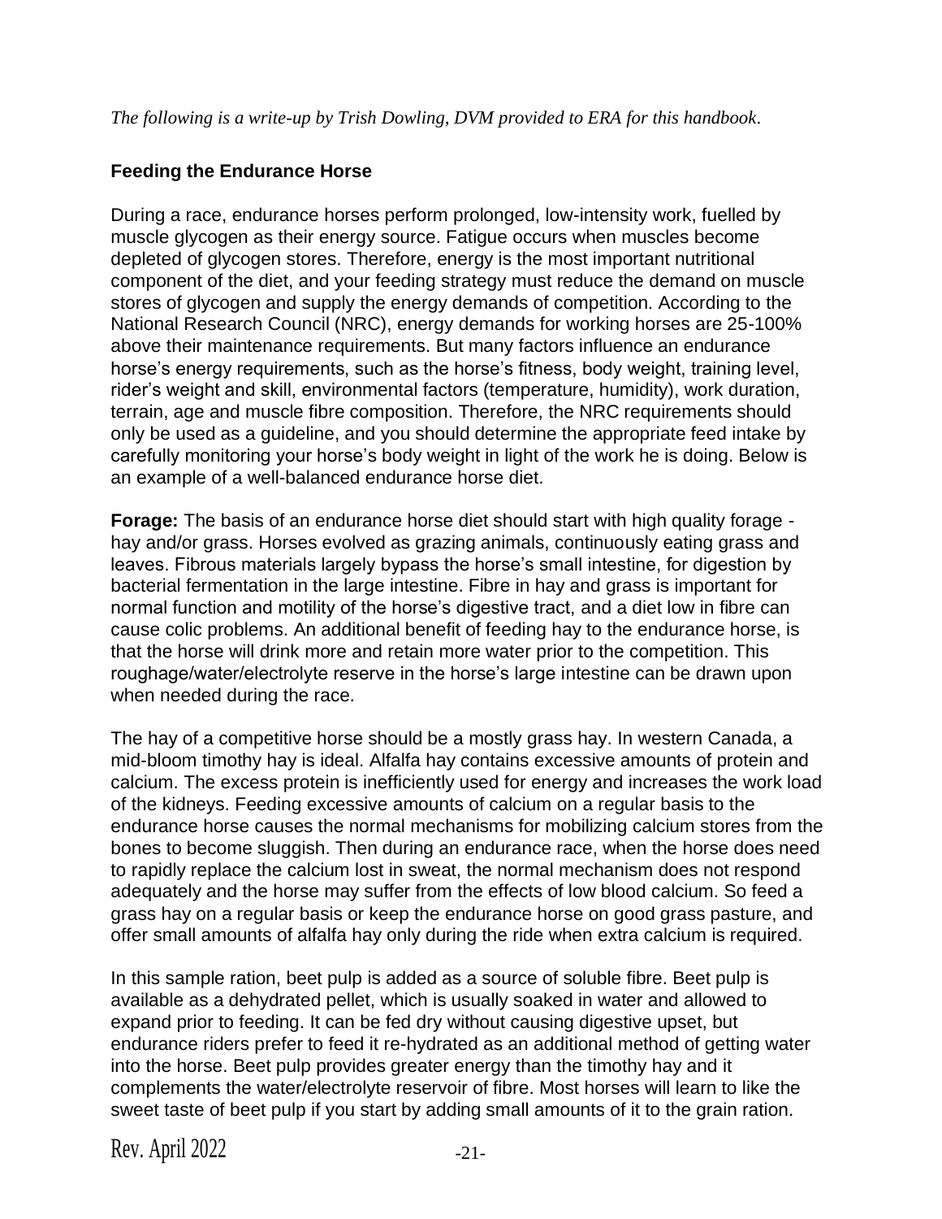*The following is a write-up by Trish Dowling, DVM provided to ERA for this handbook.*

## Feeding the Endurance Horse

During a race, endurance horses perform prolonged, low-intensity work, fuelled by muscle glycogen as their energy source. Fatigue occurs when muscles become depleted of glycogen stores. Therefore, energy is the most important nutritional component of the diet, and your feeding strategy must reduce the demand on muscle stores of glycogen and supply the energy demands of competition. According to the National Research Council (NRC), energy demands for working horses are 25-100% above their maintenance requirements. But many factors influence an endurance horse's energy requirements, such as the horse's fitness, body weight, training level, rider's weight and skill, environmental factors (temperature, humidity), work duration, terrain, age and muscle fibre composition. Therefore, the NRC requirements should only be used as a guideline, and you should determine the appropriate feed intake by carefully monitoring your horse's body weight in light of the work he is doing. Below is an example of a well-balanced endurance horse diet.

**Forage:** The basis of an endurance horse diet should start with high quality forage - hay and/or grass. Horses evolved as grazing animals, continuously eating grass and leaves. Fibrous materials largely bypass the horse's small intestine, for digestion by bacterial fermentation in the large intestine. Fibre in hay and grass is important for normal function and motility of the horse's digestive tract, and a diet low in fibre can cause colic problems. An additional benefit of feeding hay to the endurance horse, is that the horse will drink more and retain more water prior to the competition. This roughage/water/electrolyte reserve in the horse's large intestine can be drawn upon when needed during the race.

The hay of a competitive horse should be a mostly grass hay. In western Canada, a mid-bloom timothy hay is ideal. Alfalfa hay contains excessive amounts of protein and calcium. The excess protein is inefficiently used for energy and increases the work load of the kidneys. Feeding excessive amounts of calcium on a regular basis to the endurance horse causes the normal mechanisms for mobilizing calcium stores from the bones to become sluggish. Then during an endurance race, when the horse does need to rapidly replace the calcium lost in sweat, the normal mechanism does not respond adequately and the horse may suffer from the effects of low blood calcium. So feed a grass hay on a regular basis or keep the endurance horse on good grass pasture, and offer small amounts of alfalfa hay only during the ride when extra calcium is required.

In this sample ration, beet pulp is added as a source of soluble fibre. Beet pulp is available as a dehydrated pellet, which is usually soaked in water and allowed to expand prior to feeding. It can be fed dry without causing digestive upset, but endurance riders prefer to feed it re-hydrated as an additional method of getting water into the horse. Beet pulp provides greater energy than the timothy hay and it complements the water/electrolyte reservoir of fibre. Most horses will learn to like the sweet taste of beet pulp if you start by adding small amounts of it to the grain ration.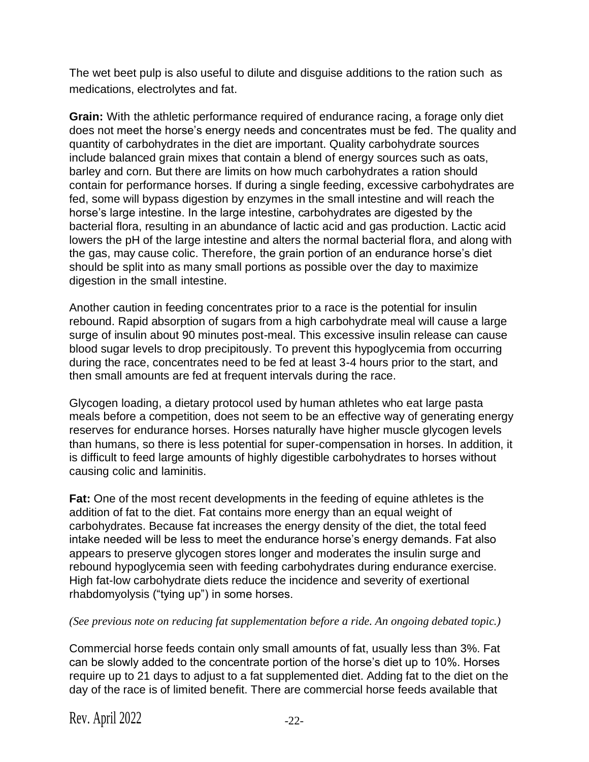The wet beet pulp is also useful to dilute and disguise additions to the ration such as medications, electrolytes and fat.

**Grain:** With the athletic performance required of endurance racing, a forage only diet does not meet the horse's energy needs and concentrates must be fed. The quality and quantity of carbohydrates in the diet are important. Quality carbohydrate sources include balanced grain mixes that contain a blend of energy sources such as oats, barley and corn. But there are limits on how much carbohydrates a ration should contain for performance horses. If during a single feeding, excessive carbohydrates are fed, some will bypass digestion by enzymes in the small intestine and will reach the horse's large intestine. In the large intestine, carbohydrates are digested by the bacterial flora, resulting in an abundance of lactic acid and gas production. Lactic acid lowers the pH of the large intestine and alters the normal bacterial flora, and along with the gas, may cause colic. Therefore, the grain portion of an endurance horse's diet should be split into as many small portions as possible over the day to maximize digestion in the small intestine.

Another caution in feeding concentrates prior to a race is the potential for insulin rebound. Rapid absorption of sugars from a high carbohydrate meal will cause a large surge of insulin about 90 minutes post-meal. This excessive insulin release can cause blood sugar levels to drop precipitously. To prevent this hypoglycemia from occurring during the race, concentrates need to be fed at least 3-4 hours prior to the start, and then small amounts are fed at frequent intervals during the race.

Glycogen loading, a dietary protocol used by human athletes who eat large pasta meals before a competition, does not seem to be an effective way of generating energy reserves for endurance horses. Horses naturally have higher muscle glycogen levels than humans, so there is less potential for super-compensation in horses. In addition, it is difficult to feed large amounts of highly digestible carbohydrates to horses without causing colic and laminitis.

**Fat:** One of the most recent developments in the feeding of equine athletes is the addition of fat to the diet. Fat contains more energy than an equal weight of carbohydrates. Because fat increases the energy density of the diet, the total feed intake needed will be less to meet the endurance horse's energy demands. Fat also appears to preserve glycogen stores longer and moderates the insulin surge and rebound hypoglycemia seen with feeding carbohydrates during endurance exercise. High fat-low carbohydrate diets reduce the incidence and severity of exertional rhabdomyolysis ("tying up") in some horses.

*(See previous note on reducing fat supplementation before a ride. An ongoing debated topic.)*

Commercial horse feeds contain only small amounts of fat, usually less than 3%. Fat can be slowly added to the concentrate portion of the horse's diet up to 10%. Horses require up to 21 days to adjust to a fat supplemented diet. Adding fat to the diet on the day of the race is of limited benefit. There are commercial horse feeds available that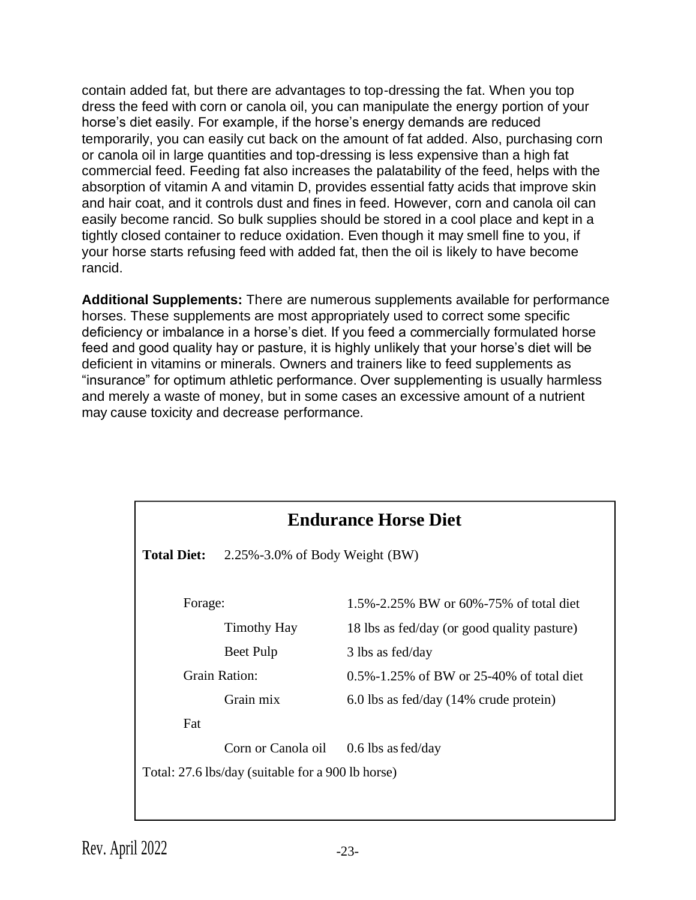contain added fat, but there are advantages to top-dressing the fat. When you top dress the feed with corn or canola oil, you can manipulate the energy portion of your horse's diet easily. For example, if the horse's energy demands are reduced temporarily, you can easily cut back on the amount of fat added. Also, purchasing corn or canola oil in large quantities and top-dressing is less expensive than a high fat commercial feed. Feeding fat also increases the palatability of the feed, helps with the absorption of vitamin A and vitamin D, provides essential fatty acids that improve skin and hair coat, and it controls dust and fines in feed. However, corn and canola oil can easily become rancid. So bulk supplies should be stored in a cool place and kept in a tightly closed container to reduce oxidation. Even though it may smell fine to you, if your horse starts refusing feed with added fat, then the oil is likely to have become rancid.

**Additional Supplements:** There are numerous supplements available for performance horses. These supplements are most appropriately used to correct some specific deficiency or imbalance in a horse's diet. If you feed a commercially formulated horse feed and good quality hay or pasture, it is highly unlikely that your horse's diet will be deficient in vitamins or minerals. Owners and trainers like to feed supplements as "insurance" for optimum athletic performance. Over supplementing is usually harmless and merely a waste of money, but in some cases an excessive amount of a nutrient may cause toxicity and decrease performance.

## Endurance Horse Diet

**Total Diet:** 2.25%-3.0% of Body Weight (BW)

| | | |
|---|---|---|
| Forage: | | 1.5%-2.25% BW or 60%-75% of total diet |
| | Timothy Hay | 18 lbs as fed/day (or good quality pasture) |
| | Beet Pulp | 3 lbs as fed/day |
| Grain Ration: | | 0.5%-1.25% of BW or 25-40% of total diet |
| | Grain mix | 6.0 lbs as fed/day (14% crude protein) |
| Fat | | |
| | Corn or Canola oil | 0.6 lbs as fed/day |

Total: 27.6 lbs/day (suitable for a 900 lb horse)

Rev. April 2022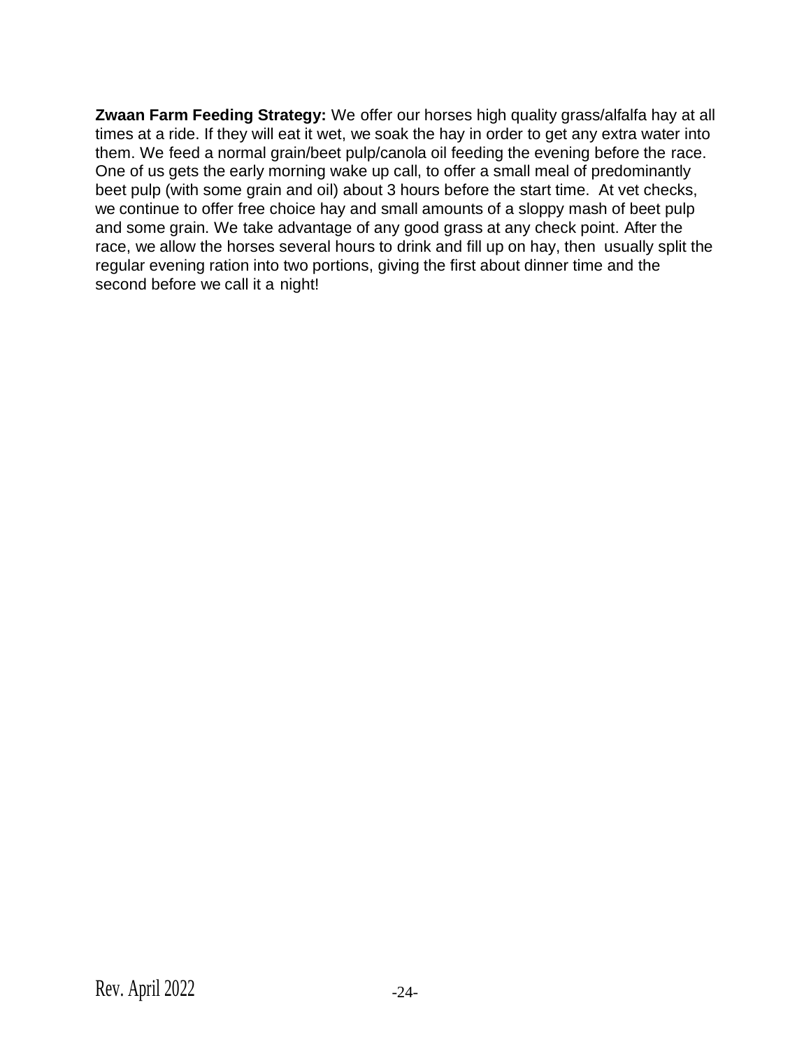**Zwaan Farm Feeding Strategy:** We offer our horses high quality grass/alfalfa hay at all times at a ride. If they will eat it wet, we soak the hay in order to get any extra water into them. We feed a normal grain/beet pulp/canola oil feeding the evening before the race. One of us gets the early morning wake up call, to offer a small meal of predominantly beet pulp (with some grain and oil) about 3 hours before the start time. At vet checks, we continue to offer free choice hay and small amounts of a sloppy mash of beet pulp and some grain. We take advantage of any good grass at any check point. After the race, we allow the horses several hours to drink and fill up on hay, then usually split the regular evening ration into two portions, giving the first about dinner time and the second before we call it a night!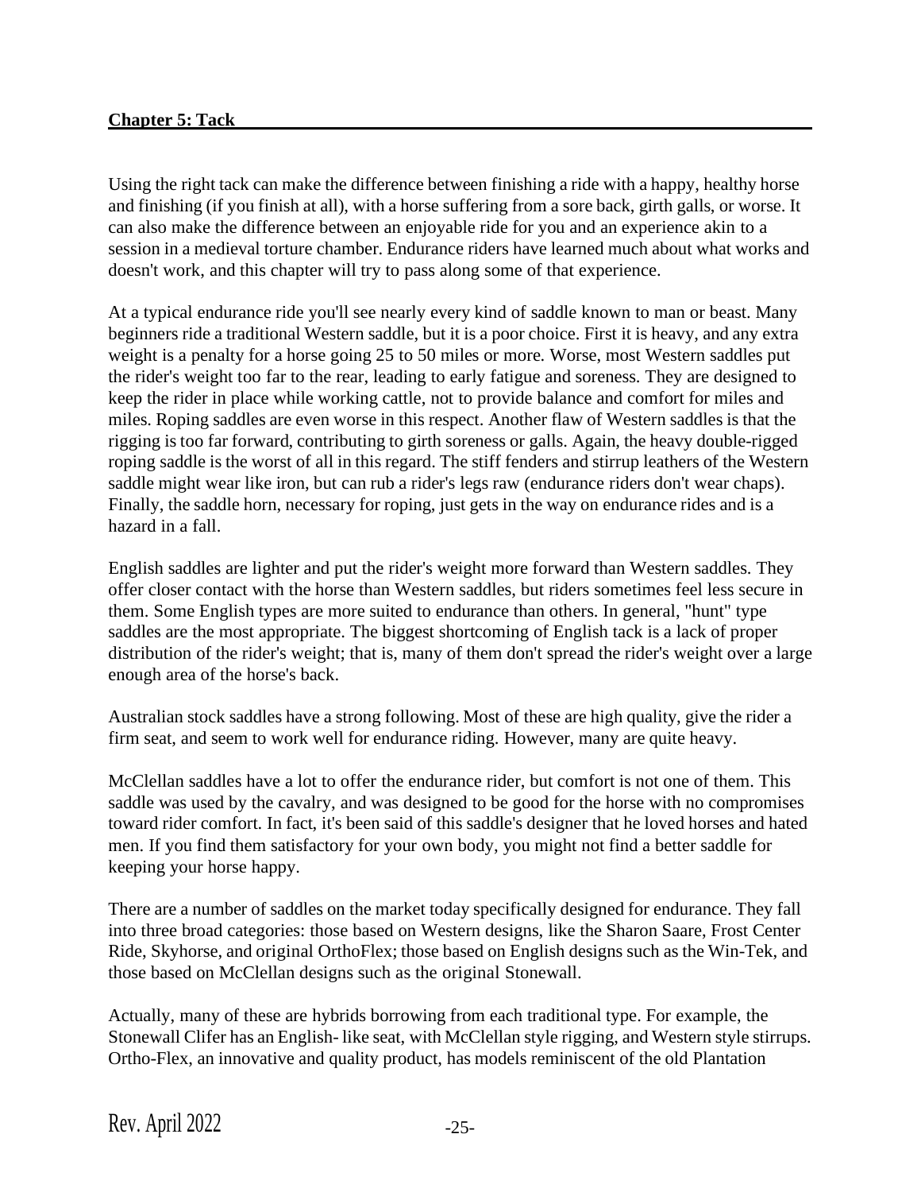## Chapter 5: Tack

Using the right tack can make the difference between finishing a ride with a happy, healthy horse and finishing (if you finish at all), with a horse suffering from a sore back, girth galls, or worse. It can also make the difference between an enjoyable ride for you and an experience akin to a session in a medieval torture chamber. Endurance riders have learned much about what works and doesn't work, and this chapter will try to pass along some of that experience.

At a typical endurance ride you'll see nearly every kind of saddle known to man or beast. Many beginners ride a traditional Western saddle, but it is a poor choice. First it is heavy, and any extra weight is a penalty for a horse going 25 to 50 miles or more. Worse, most Western saddles put the rider's weight too far to the rear, leading to early fatigue and soreness. They are designed to keep the rider in place while working cattle, not to provide balance and comfort for miles and miles. Roping saddles are even worse in this respect. Another flaw of Western saddles is that the rigging is too far forward, contributing to girth soreness or galls. Again, the heavy double-rigged roping saddle is the worst of all in this regard. The stiff fenders and stirrup leathers of the Western saddle might wear like iron, but can rub a rider's legs raw (endurance riders don't wear chaps). Finally, the saddle horn, necessary for roping, just gets in the way on endurance rides and is a hazard in a fall.

English saddles are lighter and put the rider's weight more forward than Western saddles. They offer closer contact with the horse than Western saddles, but riders sometimes feel less secure in them. Some English types are more suited to endurance than others. In general, "hunt" type saddles are the most appropriate. The biggest shortcoming of English tack is a lack of proper distribution of the rider's weight; that is, many of them don't spread the rider's weight over a large enough area of the horse's back.

Australian stock saddles have a strong following. Most of these are high quality, give the rider a firm seat, and seem to work well for endurance riding. However, many are quite heavy.

McClellan saddles have a lot to offer the endurance rider, but comfort is not one of them. This saddle was used by the cavalry, and was designed to be good for the horse with no compromises toward rider comfort. In fact, it's been said of this saddle's designer that he loved horses and hated men. If you find them satisfactory for your own body, you might not find a better saddle for keeping your horse happy.

There are a number of saddles on the market today specifically designed for endurance. They fall into three broad categories: those based on Western designs, like the Sharon Saare, Frost Center Ride, Skyhorse, and original OrthoFlex; those based on English designs such as the Win-Tek, and those based on McClellan designs such as the original Stonewall.

Actually, many of these are hybrids borrowing from each traditional type. For example, the Stonewall Clifer has an English- like seat, with McClellan style rigging, and Western style stirrups. Ortho-Flex, an innovative and quality product, has models reminiscent of the old Plantation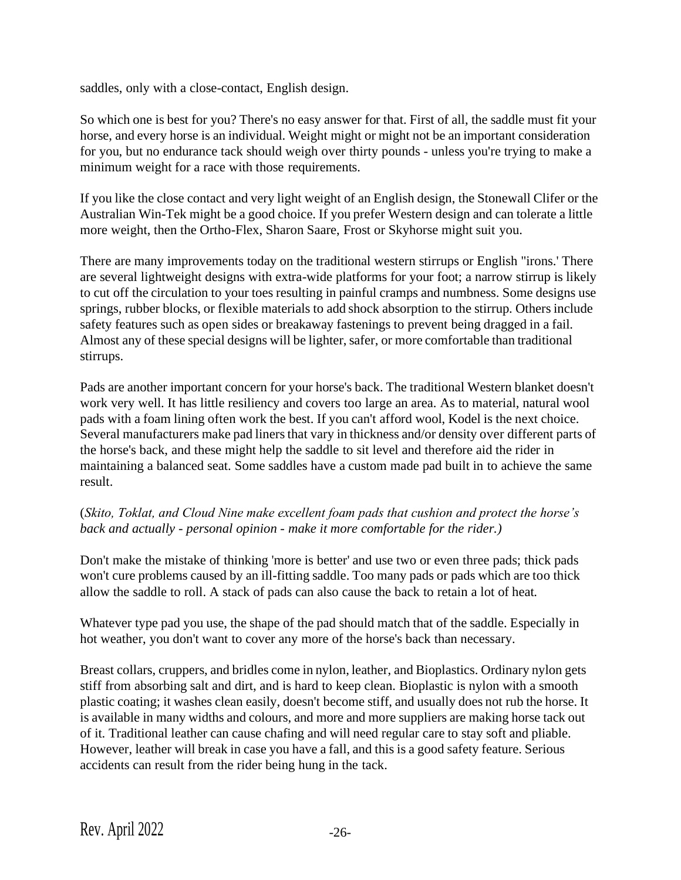saddles, only with a close-contact, English design.

So which one is best for you? There's no easy answer for that. First of all, the saddle must fit your horse, and every horse is an individual. Weight might or might not be an important consideration for you, but no endurance tack should weigh over thirty pounds - unless you're trying to make a minimum weight for a race with those requirements.

If you like the close contact and very light weight of an English design, the Stonewall Clifer or the Australian Win-Tek might be a good choice. If you prefer Western design and can tolerate a little more weight, then the Ortho-Flex, Sharon Saare, Frost or Skyhorse might suit you.

There are many improvements today on the traditional western stirrups or English "irons.' There are several lightweight designs with extra-wide platforms for your foot; a narrow stirrup is likely to cut off the circulation to your toes resulting in painful cramps and numbness. Some designs use springs, rubber blocks, or flexible materials to add shock absorption to the stirrup. Others include safety features such as open sides or breakaway fastenings to prevent being dragged in a fail. Almost any of these special designs will be lighter, safer, or more comfortable than traditional stirrups.

Pads are another important concern for your horse's back. The traditional Western blanket doesn't work very well. It has little resiliency and covers too large an area. As to material, natural wool pads with a foam lining often work the best. If you can't afford wool, Kodel is the next choice. Several manufacturers make pad liners that vary in thickness and/or density over different parts of the horse's back, and these might help the saddle to sit level and therefore aid the rider in maintaining a balanced seat. Some saddles have a custom made pad built in to achieve the same result.

(*Skito, Toklat, and Cloud Nine make excellent foam pads that cushion and protect the horse's back and actually - personal opinion - make it more comfortable for the rider.)*

Don't make the mistake of thinking 'more is better' and use two or even three pads; thick pads won't cure problems caused by an ill-fitting saddle. Too many pads or pads which are too thick allow the saddle to roll. A stack of pads can also cause the back to retain a lot of heat.

Whatever type pad you use, the shape of the pad should match that of the saddle. Especially in hot weather, you don't want to cover any more of the horse's back than necessary.

Breast collars, cruppers, and bridles come in nylon, leather, and Bioplastics. Ordinary nylon gets stiff from absorbing salt and dirt, and is hard to keep clean. Bioplastic is nylon with a smooth plastic coating; it washes clean easily, doesn't become stiff, and usually does not rub the horse. It is available in many widths and colours, and more and more suppliers are making horse tack out of it. Traditional leather can cause chafing and will need regular care to stay soft and pliable. However, leather will break in case you have a fall, and this is a good safety feature. Serious accidents can result from the rider being hung in the tack.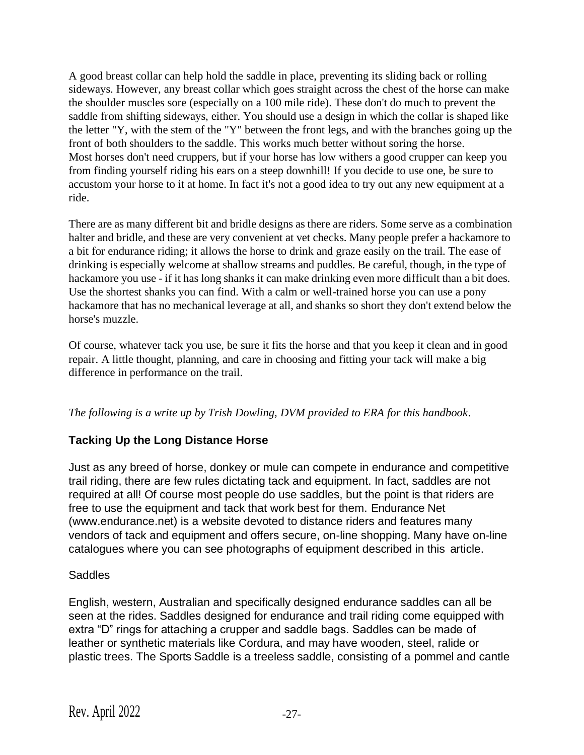A good breast collar can help hold the saddle in place, preventing its sliding back or rolling sideways. However, any breast collar which goes straight across the chest of the horse can make the shoulder muscles sore (especially on a 100 mile ride). These don't do much to prevent the saddle from shifting sideways, either. You should use a design in which the collar is shaped like the letter "Y, with the stem of the "Y" between the front legs, and with the branches going up the front of both shoulders to the saddle. This works much better without soring the horse.
Most horses don't need cruppers, but if your horse has low withers a good crupper can keep you from finding yourself riding his ears on a steep downhill! If you decide to use one, be sure to accustom your horse to it at home. In fact it's not a good idea to try out any new equipment at a ride.

There are as many different bit and bridle designs as there are riders. Some serve as a combination halter and bridle, and these are very convenient at vet checks. Many people prefer a hackamore to a bit for endurance riding; it allows the horse to drink and graze easily on the trail. The ease of drinking is especially welcome at shallow streams and puddles. Be careful, though, in the type of hackamore you use - if it has long shanks it can make drinking even more difficult than a bit does. Use the shortest shanks you can find. With a calm or well-trained horse you can use a pony hackamore that has no mechanical leverage at all, and shanks so short they don't extend below the horse's muzzle.

Of course, whatever tack you use, be sure it fits the horse and that you keep it clean and in good repair. A little thought, planning, and care in choosing and fitting your tack will make a big difference in performance on the trail.

*The following is a write up by Trish Dowling, DVM provided to ERA for this handbook*.

## Tacking Up the Long Distance Horse

Just as any breed of horse, donkey or mule can compete in endurance and competitive trail riding, there are few rules dictating tack and equipment. In fact, saddles are not required at all! Of course most people do use saddles, but the point is that riders are free to use the equipment and tack that work best for them. Endurance Net (www.endurance.net) is a website devoted to distance riders and features many vendors of tack and equipment and offers secure, on-line shopping. Many have on-line catalogues where you can see photographs of equipment described in this article.

### Saddles

English, western, Australian and specifically designed endurance saddles can all be seen at the rides. Saddles designed for endurance and trail riding come equipped with extra "D" rings for attaching a crupper and saddle bags. Saddles can be made of leather or synthetic materials like Cordura, and may have wooden, steel, ralide or plastic trees. The Sports Saddle is a treeless saddle, consisting of a pommel and cantle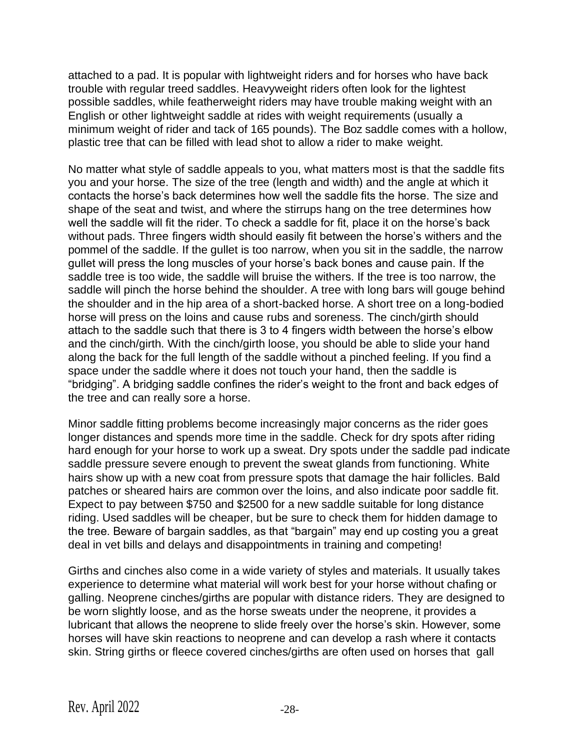attached to a pad. It is popular with lightweight riders and for horses who have back trouble with regular treed saddles. Heavyweight riders often look for the lightest possible saddles, while featherweight riders may have trouble making weight with an English or other lightweight saddle at rides with weight requirements (usually a minimum weight of rider and tack of 165 pounds). The Boz saddle comes with a hollow, plastic tree that can be filled with lead shot to allow a rider to make weight.

No matter what style of saddle appeals to you, what matters most is that the saddle fits you and your horse. The size of the tree (length and width) and the angle at which it contacts the horse's back determines how well the saddle fits the horse. The size and shape of the seat and twist, and where the stirrups hang on the tree determines how well the saddle will fit the rider. To check a saddle for fit, place it on the horse's back without pads. Three fingers width should easily fit between the horse's withers and the pommel of the saddle. If the gullet is too narrow, when you sit in the saddle, the narrow gullet will press the long muscles of your horse's back bones and cause pain. If the saddle tree is too wide, the saddle will bruise the withers. If the tree is too narrow, the saddle will pinch the horse behind the shoulder. A tree with long bars will gouge behind the shoulder and in the hip area of a short-backed horse. A short tree on a long-bodied horse will press on the loins and cause rubs and soreness. The cinch/girth should attach to the saddle such that there is 3 to 4 fingers width between the horse's elbow and the cinch/girth. With the cinch/girth loose, you should be able to slide your hand along the back for the full length of the saddle without a pinched feeling. If you find a space under the saddle where it does not touch your hand, then the saddle is "bridging". A bridging saddle confines the rider's weight to the front and back edges of the tree and can really sore a horse.

Minor saddle fitting problems become increasingly major concerns as the rider goes longer distances and spends more time in the saddle. Check for dry spots after riding hard enough for your horse to work up a sweat. Dry spots under the saddle pad indicate saddle pressure severe enough to prevent the sweat glands from functioning. White hairs show up with a new coat from pressure spots that damage the hair follicles. Bald patches or sheared hairs are common over the loins, and also indicate poor saddle fit. Expect to pay between $750 and $2500 for a new saddle suitable for long distance riding. Used saddles will be cheaper, but be sure to check them for hidden damage to the tree. Beware of bargain saddles, as that "bargain" may end up costing you a great deal in vet bills and delays and disappointments in training and competing!

Girths and cinches also come in a wide variety of styles and materials. It usually takes experience to determine what material will work best for your horse without chafing or galling. Neoprene cinches/girths are popular with distance riders. They are designed to be worn slightly loose, and as the horse sweats under the neoprene, it provides a lubricant that allows the neoprene to slide freely over the horse's skin. However, some horses will have skin reactions to neoprene and can develop a rash where it contacts skin. String girths or fleece covered cinches/girths are often used on horses that gall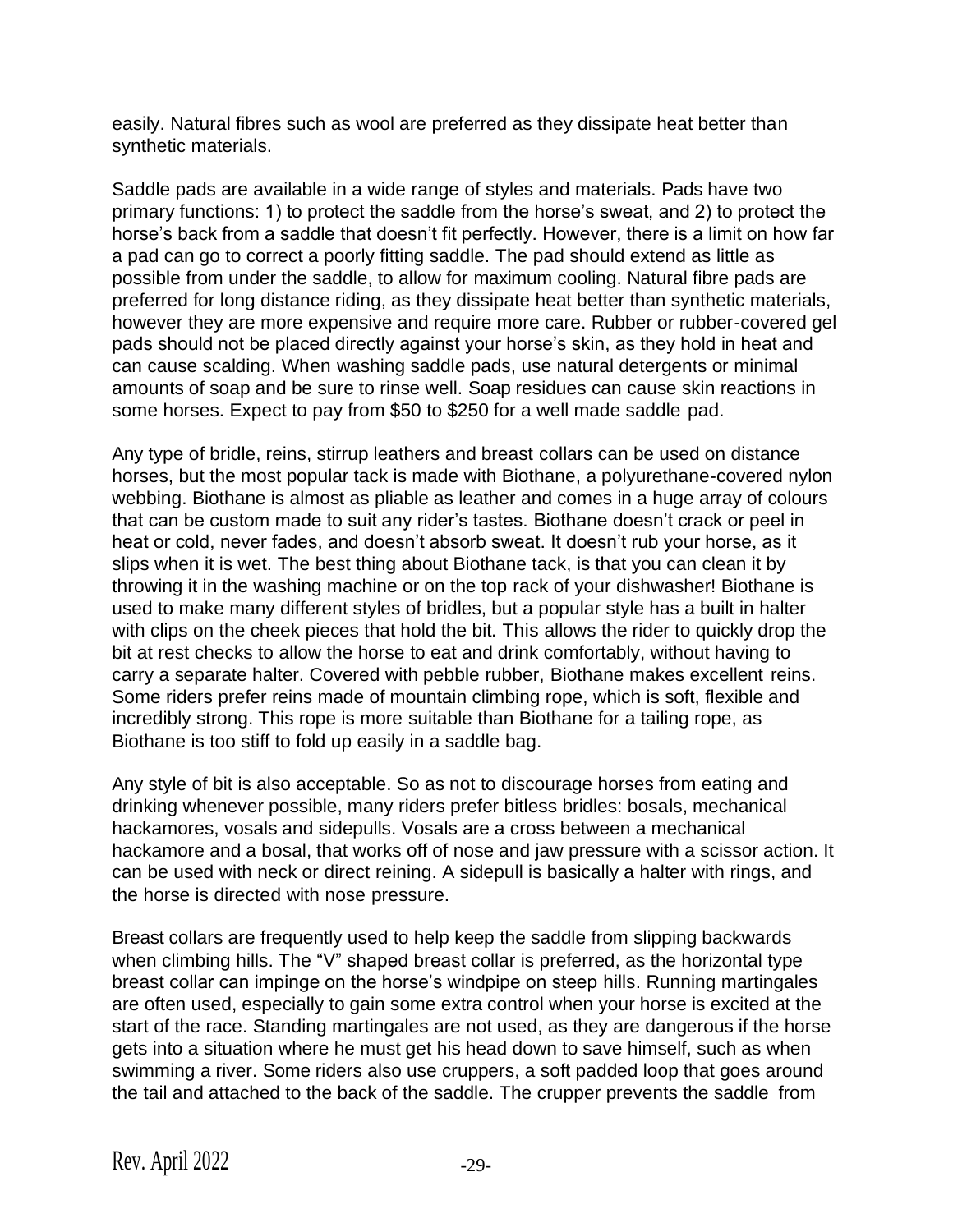easily. Natural fibres such as wool are preferred as they dissipate heat better than synthetic materials.

Saddle pads are available in a wide range of styles and materials. Pads have two primary functions: 1) to protect the saddle from the horse's sweat, and 2) to protect the horse's back from a saddle that doesn't fit perfectly. However, there is a limit on how far a pad can go to correct a poorly fitting saddle. The pad should extend as little as possible from under the saddle, to allow for maximum cooling. Natural fibre pads are preferred for long distance riding, as they dissipate heat better than synthetic materials, however they are more expensive and require more care. Rubber or rubber-covered gel pads should not be placed directly against your horse's skin, as they hold in heat and can cause scalding. When washing saddle pads, use natural detergents or minimal amounts of soap and be sure to rinse well. Soap residues can cause skin reactions in some horses. Expect to pay from $50 to $250 for a well made saddle pad.

Any type of bridle, reins, stirrup leathers and breast collars can be used on distance horses, but the most popular tack is made with Biothane, a polyurethane-covered nylon webbing. Biothane is almost as pliable as leather and comes in a huge array of colours that can be custom made to suit any rider's tastes. Biothane doesn't crack or peel in heat or cold, never fades, and doesn't absorb sweat. It doesn't rub your horse, as it slips when it is wet. The best thing about Biothane tack, is that you can clean it by throwing it in the washing machine or on the top rack of your dishwasher! Biothane is used to make many different styles of bridles, but a popular style has a built in halter with clips on the cheek pieces that hold the bit. This allows the rider to quickly drop the bit at rest checks to allow the horse to eat and drink comfortably, without having to carry a separate halter. Covered with pebble rubber, Biothane makes excellent reins. Some riders prefer reins made of mountain climbing rope, which is soft, flexible and incredibly strong. This rope is more suitable than Biothane for a tailing rope, as Biothane is too stiff to fold up easily in a saddle bag.

Any style of bit is also acceptable. So as not to discourage horses from eating and drinking whenever possible, many riders prefer bitless bridles: bosals, mechanical hackamores, vosals and sidepulls. Vosals are a cross between a mechanical hackamore and a bosal, that works off of nose and jaw pressure with a scissor action. It can be used with neck or direct reining. A sidepull is basically a halter with rings, and the horse is directed with nose pressure.

Breast collars are frequently used to help keep the saddle from slipping backwards when climbing hills. The "V" shaped breast collar is preferred, as the horizontal type breast collar can impinge on the horse's windpipe on steep hills. Running martingales are often used, especially to gain some extra control when your horse is excited at the start of the race. Standing martingales are not used, as they are dangerous if the horse gets into a situation where he must get his head down to save himself, such as when swimming a river. Some riders also use cruppers, a soft padded loop that goes around the tail and attached to the back of the saddle. The crupper prevents the saddle from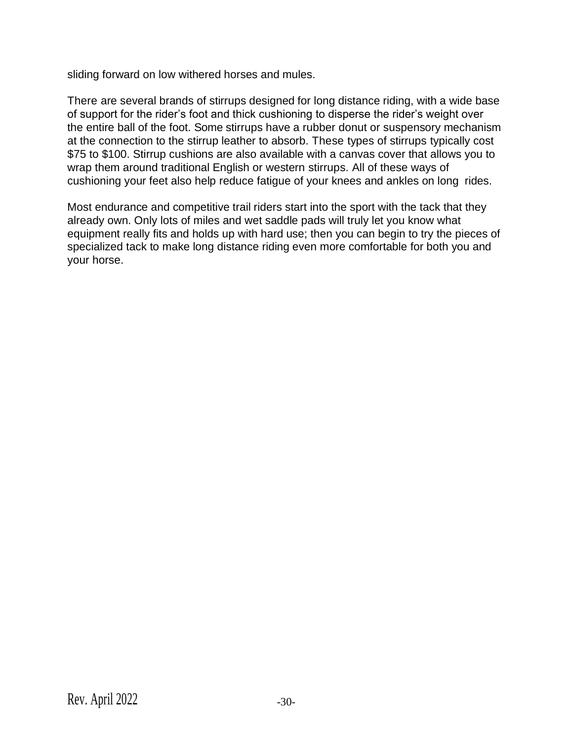sliding forward on low withered horses and mules.

There are several brands of stirrups designed for long distance riding, with a wide base of support for the rider's foot and thick cushioning to disperse the rider's weight over the entire ball of the foot. Some stirrups have a rubber donut or suspensory mechanism at the connection to the stirrup leather to absorb. These types of stirrups typically cost $75 to $100. Stirrup cushions are also available with a canvas cover that allows you to wrap them around traditional English or western stirrups. All of these ways of cushioning your feet also help reduce fatigue of your knees and ankles on long rides.

Most endurance and competitive trail riders start into the sport with the tack that they already own. Only lots of miles and wet saddle pads will truly let you know what equipment really fits and holds up with hard use; then you can begin to try the pieces of specialized tack to make long distance riding even more comfortable for both you and your horse.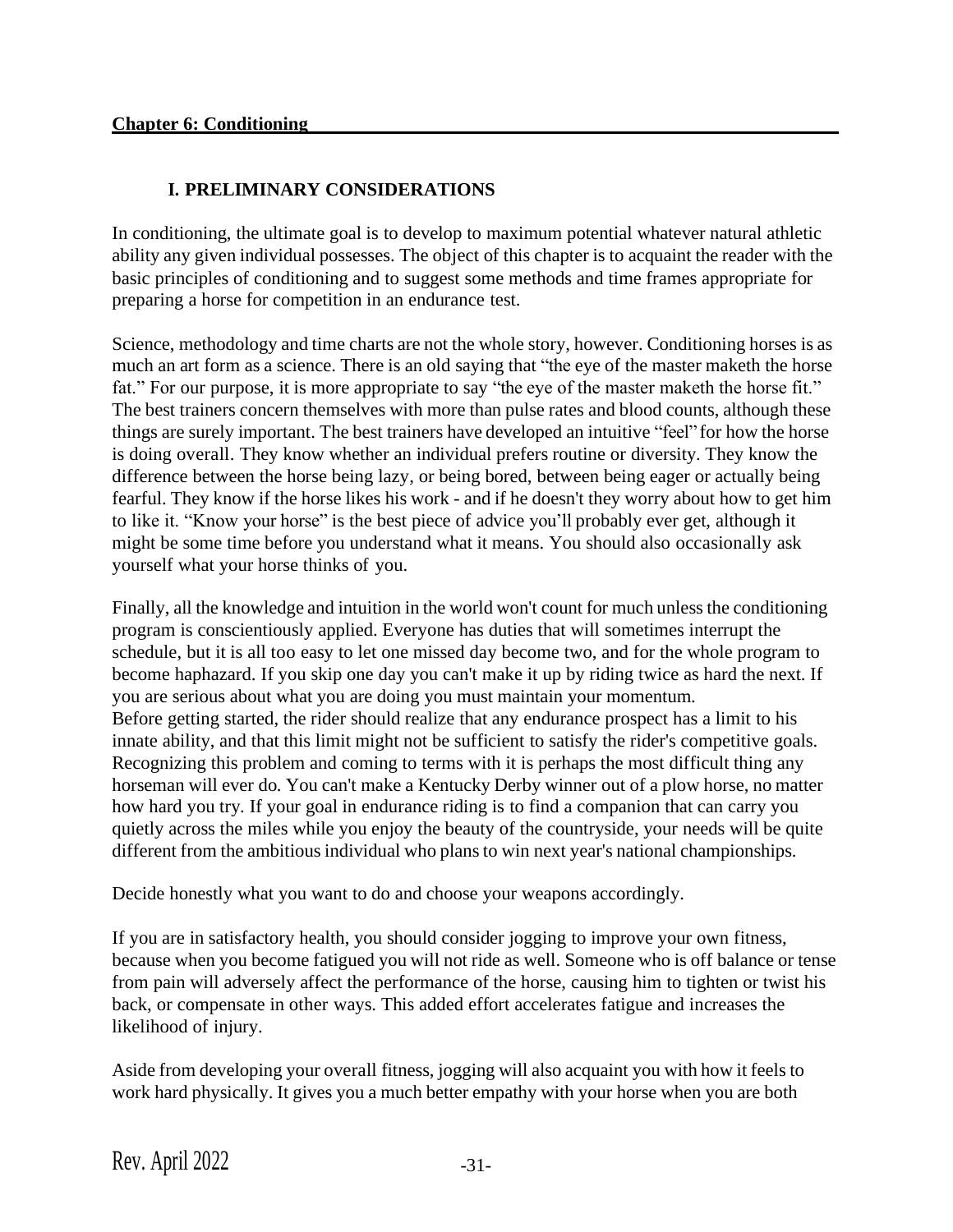**Chapter 6: Conditioning**

## I. PRELIMINARY CONSIDERATIONS

In conditioning, the ultimate goal is to develop to maximum potential whatever natural athletic ability any given individual possesses. The object of this chapter is to acquaint the reader with the basic principles of conditioning and to suggest some methods and time frames appropriate for preparing a horse for competition in an endurance test.

Science, methodology and time charts are not the whole story, however. Conditioning horses is as much an art form as a science. There is an old saying that "the eye of the master maketh the horse fat." For our purpose, it is more appropriate to say "the eye of the master maketh the horse fit." The best trainers concern themselves with more than pulse rates and blood counts, although these things are surely important. The best trainers have developed an intuitive "feel" for how the horse is doing overall. They know whether an individual prefers routine or diversity. They know the difference between the horse being lazy, or being bored, between being eager or actually being fearful. They know if the horse likes his work - and if he doesn't they worry about how to get him to like it. "Know your horse" is the best piece of advice you'll probably ever get, although it might be some time before you understand what it means. You should also occasionally ask yourself what your horse thinks of you.

Finally, all the knowledge and intuition in the world won't count for much unless the conditioning program is conscientiously applied. Everyone has duties that will sometimes interrupt the schedule, but it is all too easy to let one missed day become two, and for the whole program to become haphazard. If you skip one day you can't make it up by riding twice as hard the next. If you are serious about what you are doing you must maintain your momentum.
Before getting started, the rider should realize that any endurance prospect has a limit to his innate ability, and that this limit might not be sufficient to satisfy the rider's competitive goals. Recognizing this problem and coming to terms with it is perhaps the most difficult thing any horseman will ever do. You can't make a Kentucky Derby winner out of a plow horse, no matter how hard you try. If your goal in endurance riding is to find a companion that can carry you quietly across the miles while you enjoy the beauty of the countryside, your needs will be quite different from the ambitious individual who plans to win next year's national championships.

Decide honestly what you want to do and choose your weapons accordingly.

If you are in satisfactory health, you should consider jogging to improve your own fitness, because when you become fatigued you will not ride as well. Someone who is off balance or tense from pain will adversely affect the performance of the horse, causing him to tighten or twist his back, or compensate in other ways. This added effort accelerates fatigue and increases the likelihood of injury.

Aside from developing your overall fitness, jogging will also acquaint you with how it feels to work hard physically. It gives you a much better empathy with your horse when you are both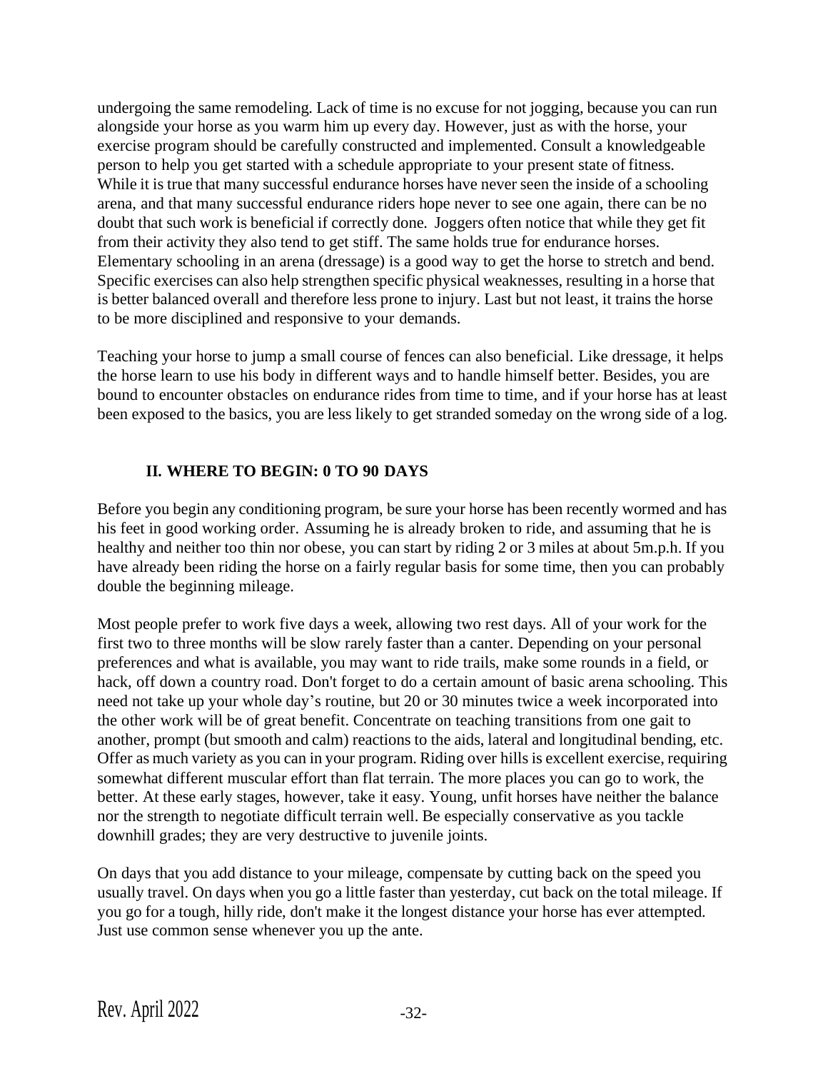undergoing the same remodeling. Lack of time is no excuse for not jogging, because you can run alongside your horse as you warm him up every day. However, just as with the horse, your exercise program should be carefully constructed and implemented. Consult a knowledgeable person to help you get started with a schedule appropriate to your present state of fitness. While it is true that many successful endurance horses have never seen the inside of a schooling arena, and that many successful endurance riders hope never to see one again, there can be no doubt that such work is beneficial if correctly done. Joggers often notice that while they get fit from their activity they also tend to get stiff. The same holds true for endurance horses. Elementary schooling in an arena (dressage) is a good way to get the horse to stretch and bend. Specific exercises can also help strengthen specific physical weaknesses, resulting in a horse that is better balanced overall and therefore less prone to injury. Last but not least, it trains the horse to be more disciplined and responsive to your demands.

Teaching your horse to jump a small course of fences can also beneficial. Like dressage, it helps the horse learn to use his body in different ways and to handle himself better. Besides, you are bound to encounter obstacles on endurance rides from time to time, and if your horse has at least been exposed to the basics, you are less likely to get stranded someday on the wrong side of a log.

## II. WHERE TO BEGIN: 0 TO 90 DAYS

Before you begin any conditioning program, be sure your horse has been recently wormed and has his feet in good working order. Assuming he is already broken to ride, and assuming that he is healthy and neither too thin nor obese, you can start by riding 2 or 3 miles at about 5m.p.h. If you have already been riding the horse on a fairly regular basis for some time, then you can probably double the beginning mileage.

Most people prefer to work five days a week, allowing two rest days. All of your work for the first two to three months will be slow rarely faster than a canter. Depending on your personal preferences and what is available, you may want to ride trails, make some rounds in a field, or hack, off down a country road. Don't forget to do a certain amount of basic arena schooling. This need not take up your whole day's routine, but 20 or 30 minutes twice a week incorporated into the other work will be of great benefit. Concentrate on teaching transitions from one gait to another, prompt (but smooth and calm) reactions to the aids, lateral and longitudinal bending, etc. Offer as much variety as you can in your program. Riding over hills is excellent exercise, requiring somewhat different muscular effort than flat terrain. The more places you can go to work, the better. At these early stages, however, take it easy. Young, unfit horses have neither the balance nor the strength to negotiate difficult terrain well. Be especially conservative as you tackle downhill grades; they are very destructive to juvenile joints.

On days that you add distance to your mileage, compensate by cutting back on the speed you usually travel. On days when you go a little faster than yesterday, cut back on the total mileage. If you go for a tough, hilly ride, don't make it the longest distance your horse has ever attempted. Just use common sense whenever you up the ante.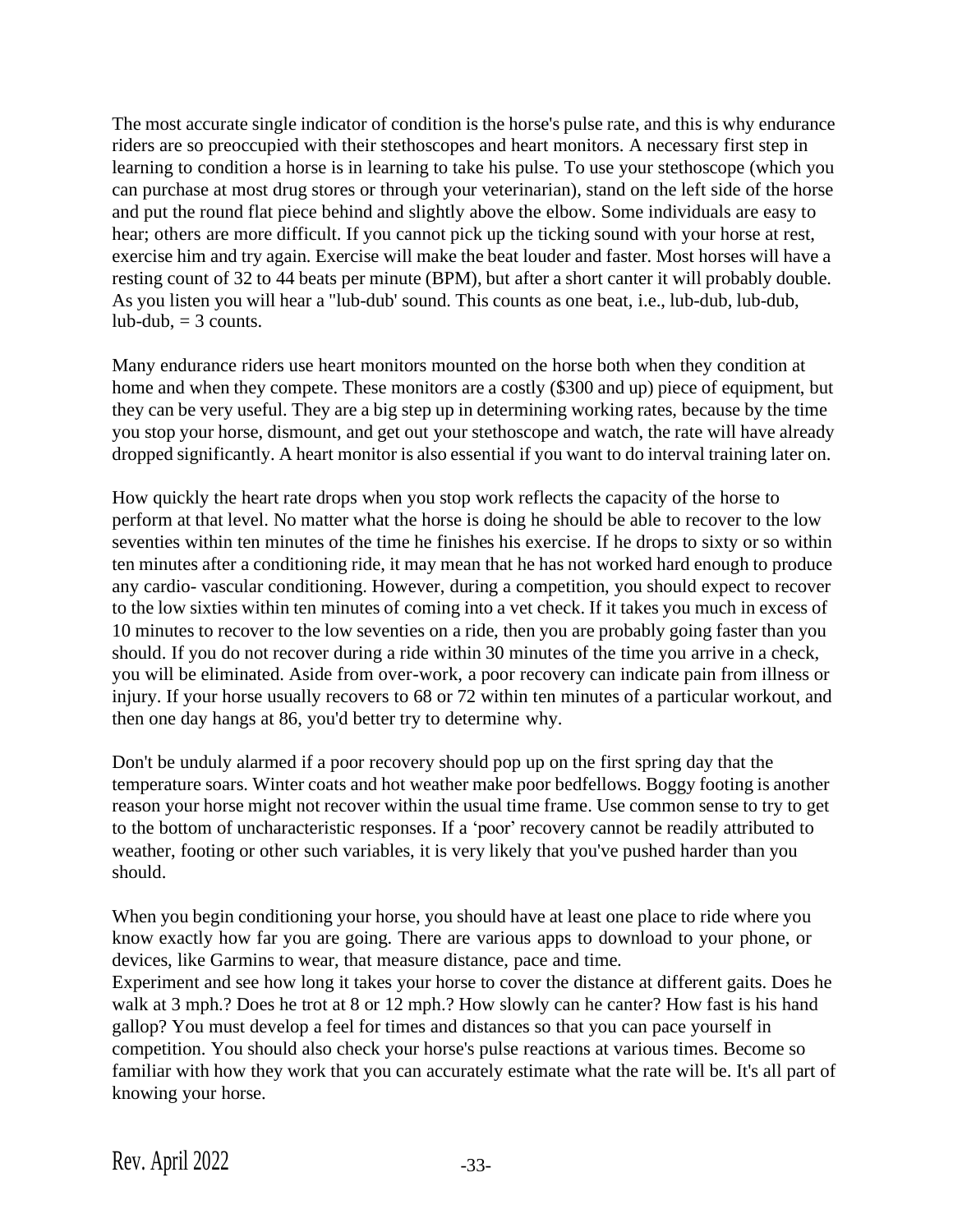The most accurate single indicator of condition is the horse's pulse rate, and this is why endurance riders are so preoccupied with their stethoscopes and heart monitors. A necessary first step in learning to condition a horse is in learning to take his pulse. To use your stethoscope (which you can purchase at most drug stores or through your veterinarian), stand on the left side of the horse and put the round flat piece behind and slightly above the elbow. Some individuals are easy to hear; others are more difficult. If you cannot pick up the ticking sound with your horse at rest, exercise him and try again. Exercise will make the beat louder and faster. Most horses will have a resting count of 32 to 44 beats per minute (BPM), but after a short canter it will probably double. As you listen you will hear a "lub-dub' sound. This counts as one beat, i.e., lub-dub, lub-dub, lub-dub, = 3 counts.

Many endurance riders use heart monitors mounted on the horse both when they condition at home and when they compete. These monitors are a costly ($300 and up) piece of equipment, but they can be very useful. They are a big step up in determining working rates, because by the time you stop your horse, dismount, and get out your stethoscope and watch, the rate will have already dropped significantly. A heart monitor is also essential if you want to do interval training later on.

How quickly the heart rate drops when you stop work reflects the capacity of the horse to perform at that level. No matter what the horse is doing he should be able to recover to the low seventies within ten minutes of the time he finishes his exercise. If he drops to sixty or so within ten minutes after a conditioning ride, it may mean that he has not worked hard enough to produce any cardio- vascular conditioning. However, during a competition, you should expect to recover to the low sixties within ten minutes of coming into a vet check. If it takes you much in excess of 10 minutes to recover to the low seventies on a ride, then you are probably going faster than you should. If you do not recover during a ride within 30 minutes of the time you arrive in a check, you will be eliminated. Aside from over-work, a poor recovery can indicate pain from illness or injury. If your horse usually recovers to 68 or 72 within ten minutes of a particular workout, and then one day hangs at 86, you'd better try to determine why.

Don't be unduly alarmed if a poor recovery should pop up on the first spring day that the temperature soars. Winter coats and hot weather make poor bedfellows. Boggy footing is another reason your horse might not recover within the usual time frame. Use common sense to try to get to the bottom of uncharacteristic responses. If a 'poor' recovery cannot be readily attributed to weather, footing or other such variables, it is very likely that you've pushed harder than you should.

When you begin conditioning your horse, you should have at least one place to ride where you know exactly how far you are going. There are various apps to download to your phone, or devices, like Garmins to wear, that measure distance, pace and time.
Experiment and see how long it takes your horse to cover the distance at different gaits. Does he walk at 3 mph.? Does he trot at 8 or 12 mph.? How slowly can he canter? How fast is his hand gallop? You must develop a feel for times and distances so that you can pace yourself in competition. You should also check your horse's pulse reactions at various times. Become so familiar with how they work that you can accurately estimate what the rate will be. It's all part of knowing your horse.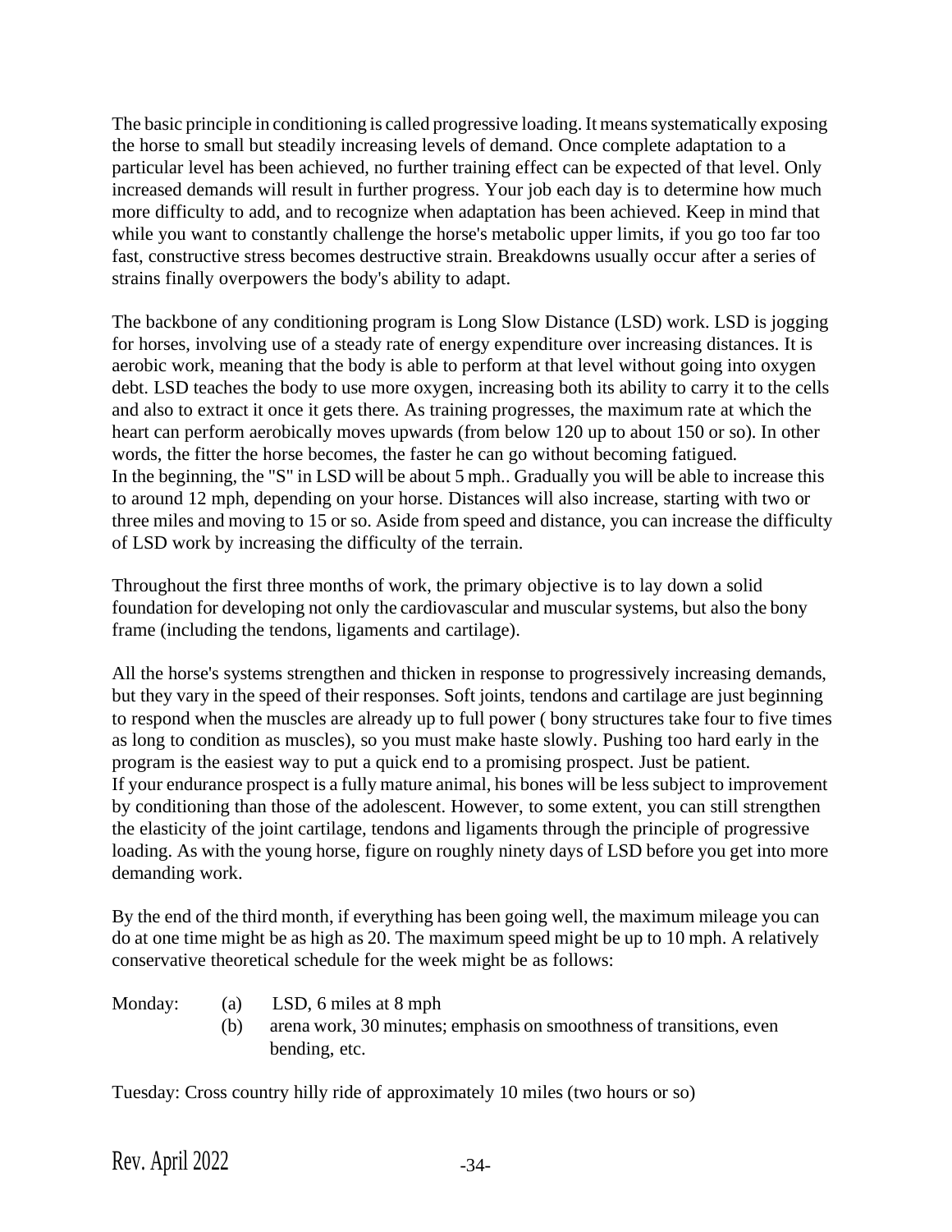The basic principle in conditioning is called progressive loading. It means systematically exposing the horse to small but steadily increasing levels of demand. Once complete adaptation to a particular level has been achieved, no further training effect can be expected of that level. Only increased demands will result in further progress. Your job each day is to determine how much more difficulty to add, and to recognize when adaptation has been achieved. Keep in mind that while you want to constantly challenge the horse's metabolic upper limits, if you go too far too fast, constructive stress becomes destructive strain. Breakdowns usually occur after a series of strains finally overpowers the body's ability to adapt.

The backbone of any conditioning program is Long Slow Distance (LSD) work. LSD is jogging for horses, involving use of a steady rate of energy expenditure over increasing distances. It is aerobic work, meaning that the body is able to perform at that level without going into oxygen debt. LSD teaches the body to use more oxygen, increasing both its ability to carry it to the cells and also to extract it once it gets there. As training progresses, the maximum rate at which the heart can perform aerobically moves upwards (from below 120 up to about 150 or so). In other words, the fitter the horse becomes, the faster he can go without becoming fatigued.
In the beginning, the "S" in LSD will be about 5 mph.. Gradually you will be able to increase this to around 12 mph, depending on your horse. Distances will also increase, starting with two or three miles and moving to 15 or so. Aside from speed and distance, you can increase the difficulty of LSD work by increasing the difficulty of the terrain.

Throughout the first three months of work, the primary objective is to lay down a solid foundation for developing not only the cardiovascular and muscular systems, but also the bony frame (including the tendons, ligaments and cartilage).

All the horse's systems strengthen and thicken in response to progressively increasing demands, but they vary in the speed of their responses. Soft joints, tendons and cartilage are just beginning to respond when the muscles are already up to full power ( bony structures take four to five times as long to condition as muscles), so you must make haste slowly. Pushing too hard early in the program is the easiest way to put a quick end to a promising prospect. Just be patient.
If your endurance prospect is a fully mature animal, his bones will be less subject to improvement by conditioning than those of the adolescent. However, to some extent, you can still strengthen the elasticity of the joint cartilage, tendons and ligaments through the principle of progressive loading. As with the young horse, figure on roughly ninety days of LSD before you get into more demanding work.

By the end of the third month, if everything has been going well, the maximum mileage you can do at one time might be as high as 20. The maximum speed might be up to 10 mph. A relatively conservative theoretical schedule for the week might be as follows:

Monday:
- (a) LSD, 6 miles at 8 mph
- (b) arena work, 30 minutes; emphasis on smoothness of transitions, even bending, etc.

Tuesday: Cross country hilly ride of approximately 10 miles (two hours or so)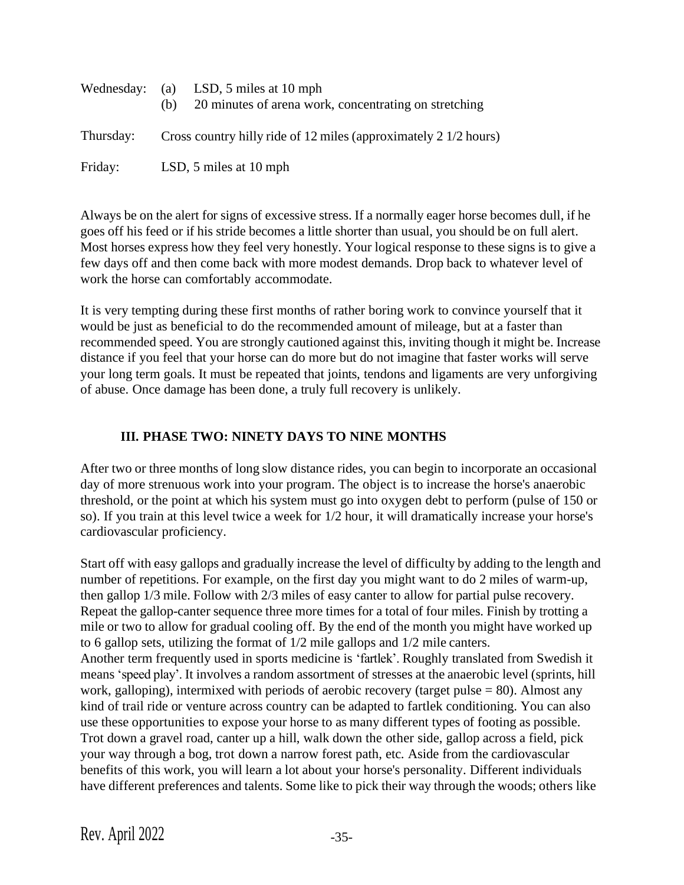Wednesday: (a) LSD, 5 miles at 10 mph
(b) 20 minutes of arena work, concentrating on stretching

Thursday: Cross country hilly ride of 12 miles (approximately 2 1/2 hours)

Friday: LSD, 5 miles at 10 mph

Always be on the alert for signs of excessive stress. If a normally eager horse becomes dull, if he goes off his feed or if his stride becomes a little shorter than usual, you should be on full alert. Most horses express how they feel very honestly. Your logical response to these signs is to give a few days off and then come back with more modest demands. Drop back to whatever level of work the horse can comfortably accommodate.

It is very tempting during these first months of rather boring work to convince yourself that it would be just as beneficial to do the recommended amount of mileage, but at a faster than recommended speed. You are strongly cautioned against this, inviting though it might be. Increase distance if you feel that your horse can do more but do not imagine that faster works will serve your long term goals. It must be repeated that joints, tendons and ligaments are very unforgiving of abuse. Once damage has been done, a truly full recovery is unlikely.

## III. PHASE TWO: NINETY DAYS TO NINE MONTHS

After two or three months of long slow distance rides, you can begin to incorporate an occasional day of more strenuous work into your program. The object is to increase the horse's anaerobic threshold, or the point at which his system must go into oxygen debt to perform (pulse of 150 or so). If you train at this level twice a week for 1/2 hour, it will dramatically increase your horse's cardiovascular proficiency.

Start off with easy gallops and gradually increase the level of difficulty by adding to the length and number of repetitions. For example, on the first day you might want to do 2 miles of warm-up, then gallop 1/3 mile. Follow with 2/3 miles of easy canter to allow for partial pulse recovery. Repeat the gallop-canter sequence three more times for a total of four miles. Finish by trotting a mile or two to allow for gradual cooling off. By the end of the month you might have worked up to 6 gallop sets, utilizing the format of 1/2 mile gallops and 1/2 mile canters.
Another term frequently used in sports medicine is 'fartlek'. Roughly translated from Swedish it means 'speed play'. It involves a random assortment of stresses at the anaerobic level (sprints, hill work, galloping), intermixed with periods of aerobic recovery (target pulse = 80). Almost any kind of trail ride or venture across country can be adapted to fartlek conditioning. You can also use these opportunities to expose your horse to as many different types of footing as possible. Trot down a gravel road, canter up a hill, walk down the other side, gallop across a field, pick your way through a bog, trot down a narrow forest path, etc. Aside from the cardiovascular benefits of this work, you will learn a lot about your horse's personality. Different individuals have different preferences and talents. Some like to pick their way through the woods; others like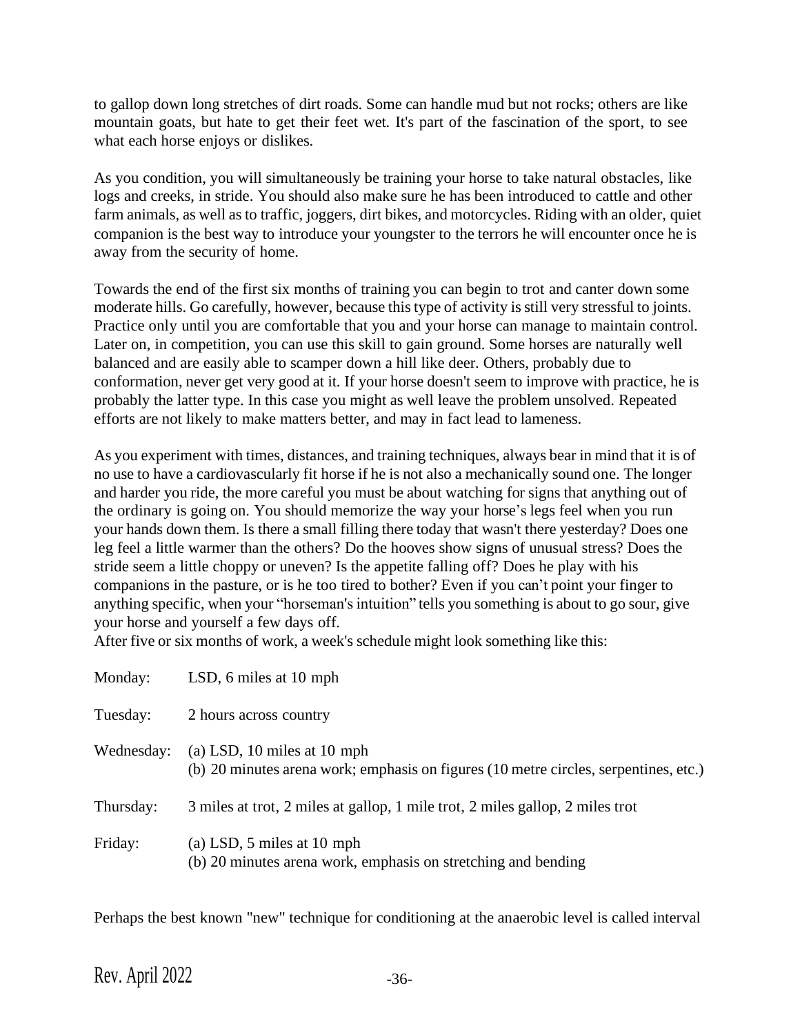to gallop down long stretches of dirt roads. Some can handle mud but not rocks; others are like mountain goats, but hate to get their feet wet. It's part of the fascination of the sport, to see what each horse enjoys or dislikes.

As you condition, you will simultaneously be training your horse to take natural obstacles, like logs and creeks, in stride. You should also make sure he has been introduced to cattle and other farm animals, as well as to traffic, joggers, dirt bikes, and motorcycles. Riding with an older, quiet companion is the best way to introduce your youngster to the terrors he will encounter once he is away from the security of home.

Towards the end of the first six months of training you can begin to trot and canter down some moderate hills. Go carefully, however, because this type of activity is still very stressful to joints. Practice only until you are comfortable that you and your horse can manage to maintain control. Later on, in competition, you can use this skill to gain ground. Some horses are naturally well balanced and are easily able to scamper down a hill like deer. Others, probably due to conformation, never get very good at it. If your horse doesn't seem to improve with practice, he is probably the latter type. In this case you might as well leave the problem unsolved. Repeated efforts are not likely to make matters better, and may in fact lead to lameness.

As you experiment with times, distances, and training techniques, always bear in mind that it is of no use to have a cardiovascularly fit horse if he is not also a mechanically sound one. The longer and harder you ride, the more careful you must be about watching for signs that anything out of the ordinary is going on. You should memorize the way your horse's legs feel when you run your hands down them. Is there a small filling there today that wasn't there yesterday? Does one leg feel a little warmer than the others? Do the hooves show signs of unusual stress? Does the stride seem a little choppy or uneven? Is the appetite falling off? Does he play with his companions in the pasture, or is he too tired to bother? Even if you can't point your finger to anything specific, when your "horseman's intuition" tells you something is about to go sour, give your horse and yourself a few days off.

After five or six months of work, a week's schedule might look something like this:

| | |
|---|---|
| Monday: | LSD, 6 miles at 10 mph |
| Tuesday: | 2 hours across country |
| Wednesday: | (a) LSD, 10 miles at 10 mph<br>(b) 20 minutes arena work; emphasis on figures (10 metre circles, serpentines, etc.) |
| Thursday: | 3 miles at trot, 2 miles at gallop, 1 mile trot, 2 miles gallop, 2 miles trot |
| Friday: | (a) LSD, 5 miles at 10 mph<br>(b) 20 minutes arena work, emphasis on stretching and bending |

Perhaps the best known "new" technique for conditioning at the anaerobic level is called interval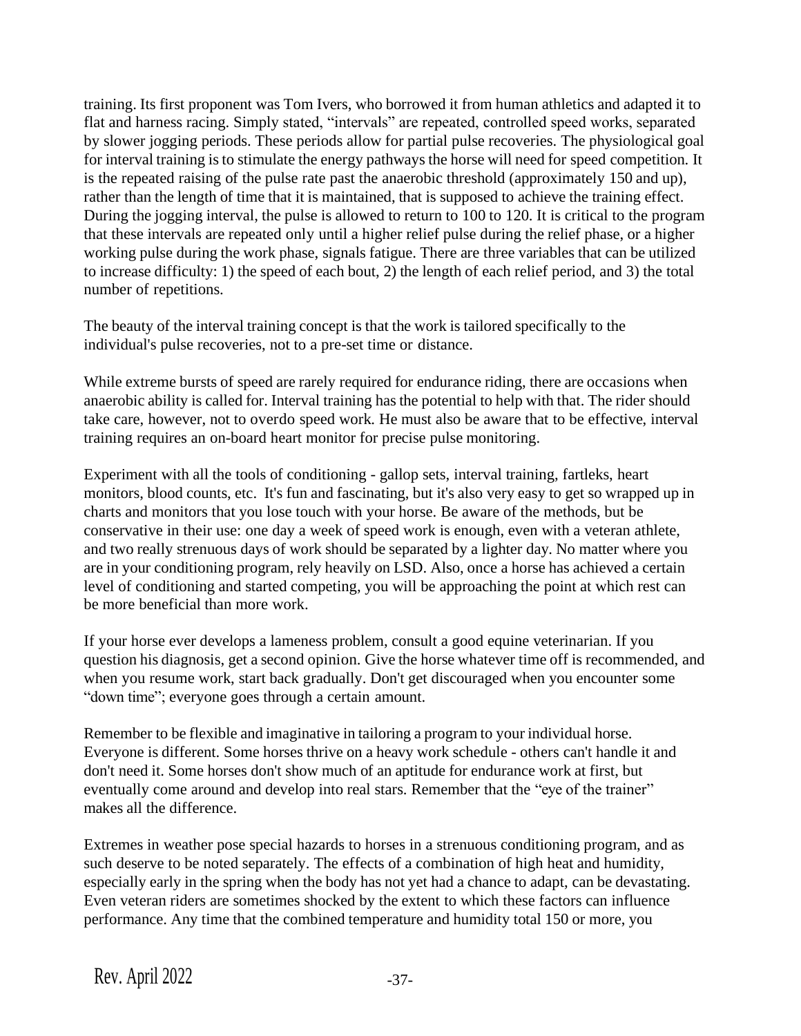training. Its first proponent was Tom Ivers, who borrowed it from human athletics and adapted it to flat and harness racing. Simply stated, “intervals” are repeated, controlled speed works, separated by slower jogging periods. These periods allow for partial pulse recoveries. The physiological goal for interval training is to stimulate the energy pathways the horse will need for speed competition. It is the repeated raising of the pulse rate past the anaerobic threshold (approximately 150 and up), rather than the length of time that it is maintained, that is supposed to achieve the training effect. During the jogging interval, the pulse is allowed to return to 100 to 120. It is critical to the program that these intervals are repeated only until a higher relief pulse during the relief phase, or a higher working pulse during the work phase, signals fatigue. There are three variables that can be utilized to increase difficulty: 1) the speed of each bout, 2) the length of each relief period, and 3) the total number of repetitions.

The beauty of the interval training concept is that the work is tailored specifically to the individual's pulse recoveries, not to a pre-set time or distance.

While extreme bursts of speed are rarely required for endurance riding, there are occasions when anaerobic ability is called for. Interval training has the potential to help with that. The rider should take care, however, not to overdo speed work. He must also be aware that to be effective, interval training requires an on-board heart monitor for precise pulse monitoring.

Experiment with all the tools of conditioning - gallop sets, interval training, fartleks, heart monitors, blood counts, etc. It's fun and fascinating, but it's also very easy to get so wrapped up in charts and monitors that you lose touch with your horse. Be aware of the methods, but be conservative in their use: one day a week of speed work is enough, even with a veteran athlete, and two really strenuous days of work should be separated by a lighter day. No matter where you are in your conditioning program, rely heavily on LSD. Also, once a horse has achieved a certain level of conditioning and started competing, you will be approaching the point at which rest can be more beneficial than more work.

If your horse ever develops a lameness problem, consult a good equine veterinarian. If you question his diagnosis, get a second opinion. Give the horse whatever time off is recommended, and when you resume work, start back gradually. Don't get discouraged when you encounter some “down time”; everyone goes through a certain amount.

Remember to be flexible and imaginative in tailoring a program to your individual horse. Everyone is different. Some horses thrive on a heavy work schedule - others can't handle it and don't need it. Some horses don't show much of an aptitude for endurance work at first, but eventually come around and develop into real stars. Remember that the “eye of the trainer” makes all the difference.

Extremes in weather pose special hazards to horses in a strenuous conditioning program, and as such deserve to be noted separately. The effects of a combination of high heat and humidity, especially early in the spring when the body has not yet had a chance to adapt, can be devastating. Even veteran riders are sometimes shocked by the extent to which these factors can influence performance. Any time that the combined temperature and humidity total 150 or more, you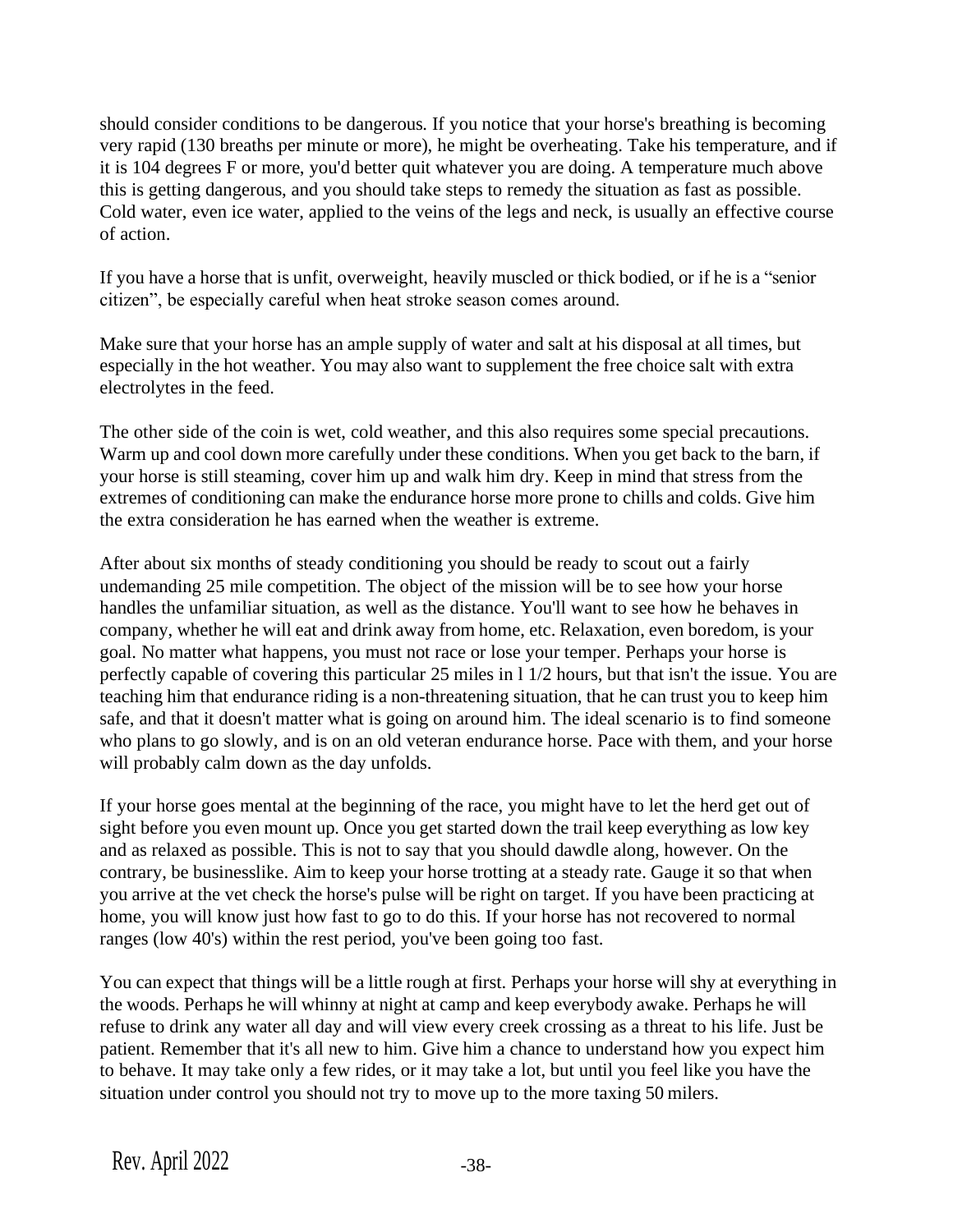should consider conditions to be dangerous. If you notice that your horse's breathing is becoming very rapid (130 breaths per minute or more), he might be overheating. Take his temperature, and if it is 104 degrees F or more, you'd better quit whatever you are doing. A temperature much above this is getting dangerous, and you should take steps to remedy the situation as fast as possible. Cold water, even ice water, applied to the veins of the legs and neck, is usually an effective course of action.

If you have a horse that is unfit, overweight, heavily muscled or thick bodied, or if he is a "senior citizen", be especially careful when heat stroke season comes around.

Make sure that your horse has an ample supply of water and salt at his disposal at all times, but especially in the hot weather. You may also want to supplement the free choice salt with extra electrolytes in the feed.

The other side of the coin is wet, cold weather, and this also requires some special precautions. Warm up and cool down more carefully under these conditions. When you get back to the barn, if your horse is still steaming, cover him up and walk him dry. Keep in mind that stress from the extremes of conditioning can make the endurance horse more prone to chills and colds. Give him the extra consideration he has earned when the weather is extreme.

After about six months of steady conditioning you should be ready to scout out a fairly undemanding 25 mile competition. The object of the mission will be to see how your horse handles the unfamiliar situation, as well as the distance. You'll want to see how he behaves in company, whether he will eat and drink away from home, etc. Relaxation, even boredom, is your goal. No matter what happens, you must not race or lose your temper. Perhaps your horse is perfectly capable of covering this particular 25 miles in l 1/2 hours, but that isn't the issue. You are teaching him that endurance riding is a non-threatening situation, that he can trust you to keep him safe, and that it doesn't matter what is going on around him. The ideal scenario is to find someone who plans to go slowly, and is on an old veteran endurance horse. Pace with them, and your horse will probably calm down as the day unfolds.

If your horse goes mental at the beginning of the race, you might have to let the herd get out of sight before you even mount up. Once you get started down the trail keep everything as low key and as relaxed as possible. This is not to say that you should dawdle along, however. On the contrary, be businesslike. Aim to keep your horse trotting at a steady rate. Gauge it so that when you arrive at the vet check the horse's pulse will be right on target. If you have been practicing at home, you will know just how fast to go to do this. If your horse has not recovered to normal ranges (low 40's) within the rest period, you've been going too fast.

You can expect that things will be a little rough at first. Perhaps your horse will shy at everything in the woods. Perhaps he will whinny at night at camp and keep everybody awake. Perhaps he will refuse to drink any water all day and will view every creek crossing as a threat to his life. Just be patient. Remember that it's all new to him. Give him a chance to understand how you expect him to behave. It may take only a few rides, or it may take a lot, but until you feel like you have the situation under control you should not try to move up to the more taxing 50 milers.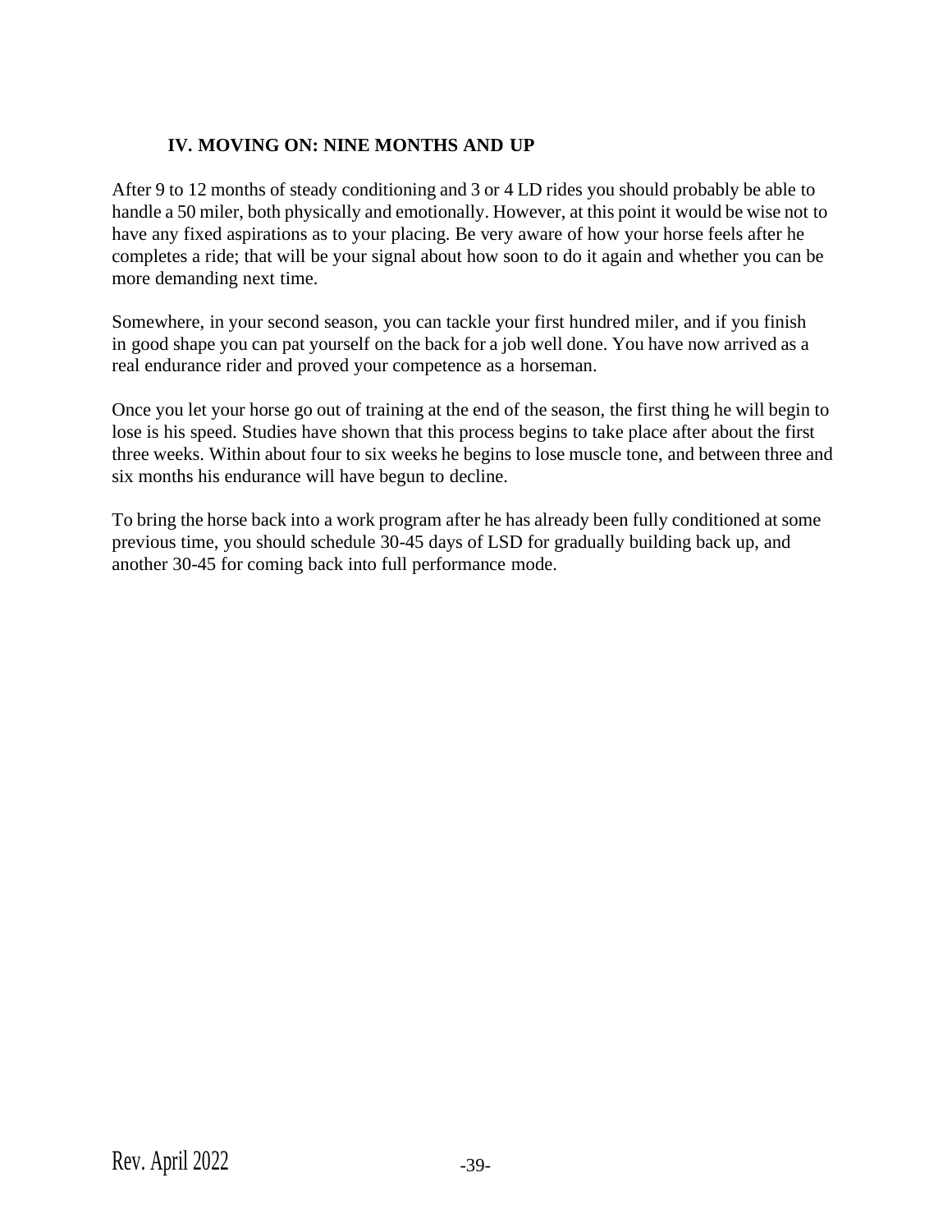## IV. MOVING ON: NINE MONTHS AND UP

After 9 to 12 months of steady conditioning and 3 or 4 LD rides you should probably be able to handle a 50 miler, both physically and emotionally. However, at this point it would be wise not to have any fixed aspirations as to your placing. Be very aware of how your horse feels after he completes a ride; that will be your signal about how soon to do it again and whether you can be more demanding next time.

Somewhere, in your second season, you can tackle your first hundred miler, and if you finish in good shape you can pat yourself on the back for a job well done. You have now arrived as a real endurance rider and proved your competence as a horseman.

Once you let your horse go out of training at the end of the season, the first thing he will begin to lose is his speed. Studies have shown that this process begins to take place after about the first three weeks. Within about four to six weeks he begins to lose muscle tone, and between three and six months his endurance will have begun to decline.

To bring the horse back into a work program after he has already been fully conditioned at some previous time, you should schedule 30-45 days of LSD for gradually building back up, and another 30-45 for coming back into full performance mode.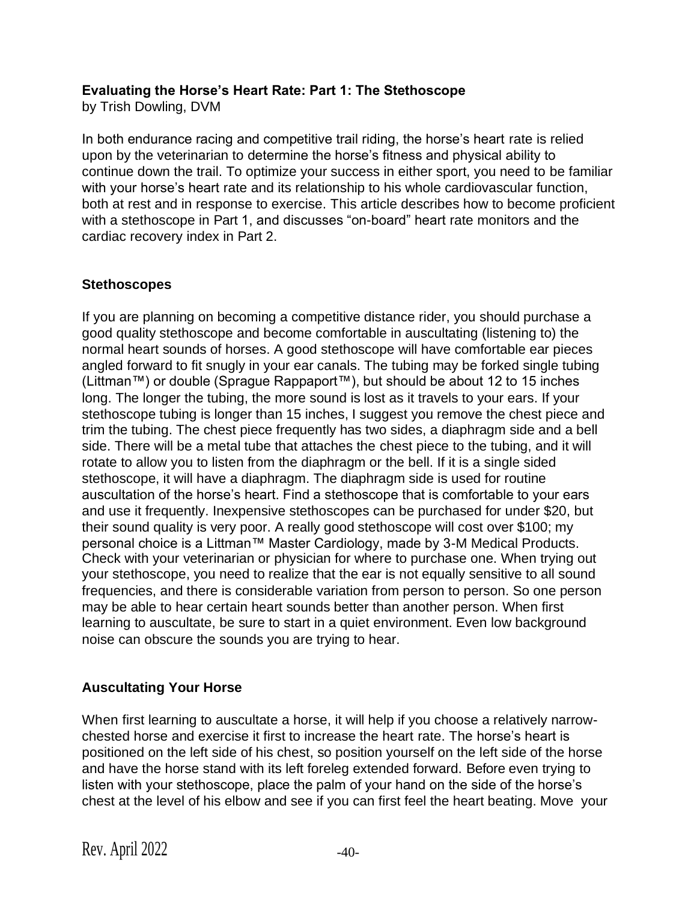**Evaluating the Horse's Heart Rate: Part 1: The Stethoscope**
by Trish Dowling, DVM

In both endurance racing and competitive trail riding, the horse's heart rate is relied upon by the veterinarian to determine the horse's fitness and physical ability to continue down the trail. To optimize your success in either sport, you need to be familiar with your horse's heart rate and its relationship to his whole cardiovascular function, both at rest and in response to exercise. This article describes how to become proficient with a stethoscope in Part 1, and discusses "on-board" heart rate monitors and the cardiac recovery index in Part 2.

**Stethoscopes**

If you are planning on becoming a competitive distance rider, you should purchase a good quality stethoscope and become comfortable in auscultating (listening to) the normal heart sounds of horses. A good stethoscope will have comfortable ear pieces angled forward to fit snugly in your ear canals. The tubing may be forked single tubing (Littman™) or double (Sprague Rappaport™), but should be about 12 to 15 inches long. The longer the tubing, the more sound is lost as it travels to your ears. If your stethoscope tubing is longer than 15 inches, I suggest you remove the chest piece and trim the tubing. The chest piece frequently has two sides, a diaphragm side and a bell side. There will be a metal tube that attaches the chest piece to the tubing, and it will rotate to allow you to listen from the diaphragm or the bell. If it is a single sided stethoscope, it will have a diaphragm. The diaphragm side is used for routine auscultation of the horse's heart. Find a stethoscope that is comfortable to your ears and use it frequently. Inexpensive stethoscopes can be purchased for under $20, but their sound quality is very poor. A really good stethoscope will cost over $100; my personal choice is a Littman™ Master Cardiology, made by 3-M Medical Products. Check with your veterinarian or physician for where to purchase one. When trying out your stethoscope, you need to realize that the ear is not equally sensitive to all sound frequencies, and there is considerable variation from person to person. So one person may be able to hear certain heart sounds better than another person. When first learning to auscultate, be sure to start in a quiet environment. Even low background noise can obscure the sounds you are trying to hear.

**Auscultating Your Horse**

When first learning to auscultate a horse, it will help if you choose a relatively narrow-chested horse and exercise it first to increase the heart rate. The horse's heart is positioned on the left side of his chest, so position yourself on the left side of the horse and have the horse stand with its left foreleg extended forward. Before even trying to listen with your stethoscope, place the palm of your hand on the side of the horse's chest at the level of his elbow and see if you can first feel the heart beating. Move your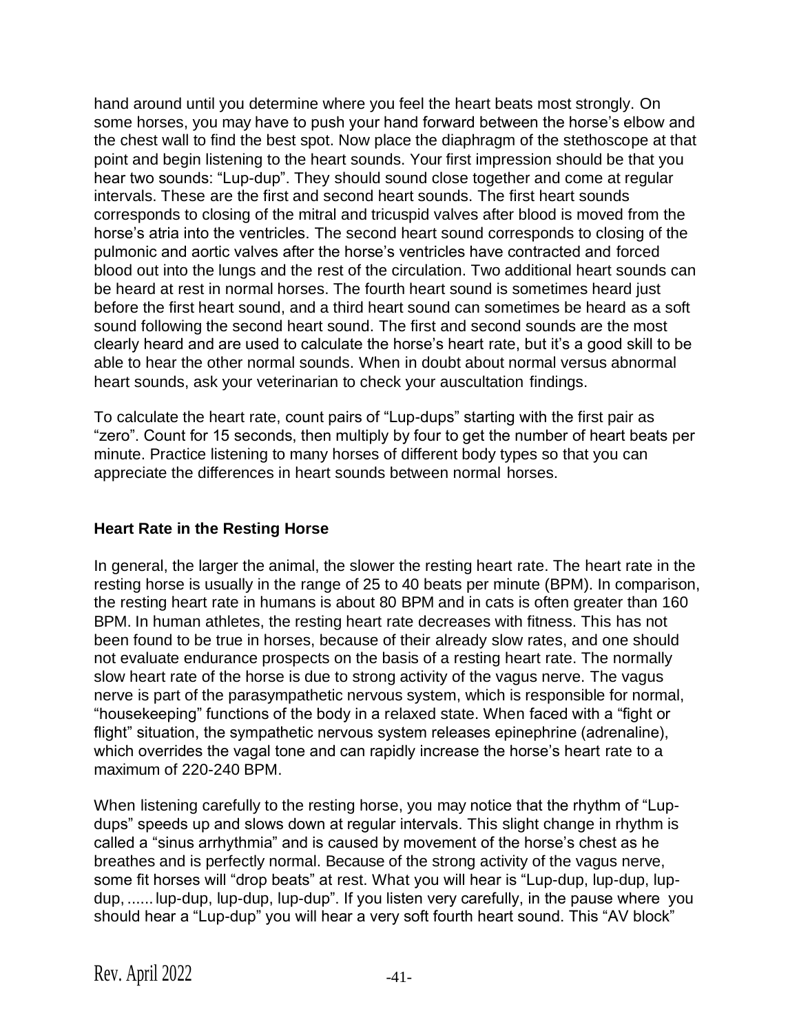hand around until you determine where you feel the heart beats most strongly. On some horses, you may have to push your hand forward between the horse's elbow and the chest wall to find the best spot. Now place the diaphragm of the stethoscope at that point and begin listening to the heart sounds. Your first impression should be that you hear two sounds: "Lup-dup". They should sound close together and come at regular intervals. These are the first and second heart sounds. The first heart sounds corresponds to closing of the mitral and tricuspid valves after blood is moved from the horse's atria into the ventricles. The second heart sound corresponds to closing of the pulmonic and aortic valves after the horse's ventricles have contracted and forced blood out into the lungs and the rest of the circulation. Two additional heart sounds can be heard at rest in normal horses. The fourth heart sound is sometimes heard just before the first heart sound, and a third heart sound can sometimes be heard as a soft sound following the second heart sound. The first and second sounds are the most clearly heard and are used to calculate the horse's heart rate, but it's a good skill to be able to hear the other normal sounds. When in doubt about normal versus abnormal heart sounds, ask your veterinarian to check your auscultation findings.

To calculate the heart rate, count pairs of "Lup-dups" starting with the first pair as "zero". Count for 15 seconds, then multiply by four to get the number of heart beats per minute. Practice listening to many horses of different body types so that you can appreciate the differences in heart sounds between normal horses.

### Heart Rate in the Resting Horse

In general, the larger the animal, the slower the resting heart rate. The heart rate in the resting horse is usually in the range of 25 to 40 beats per minute (BPM). In comparison, the resting heart rate in humans is about 80 BPM and in cats is often greater than 160 BPM. In human athletes, the resting heart rate decreases with fitness. This has not been found to be true in horses, because of their already slow rates, and one should not evaluate endurance prospects on the basis of a resting heart rate. The normally slow heart rate of the horse is due to strong activity of the vagus nerve. The vagus nerve is part of the parasympathetic nervous system, which is responsible for normal, "housekeeping" functions of the body in a relaxed state. When faced with a "fight or flight" situation, the sympathetic nervous system releases epinephrine (adrenaline), which overrides the vagal tone and can rapidly increase the horse's heart rate to a maximum of 220-240 BPM.

When listening carefully to the resting horse, you may notice that the rhythm of "Lup-dups" speeds up and slows down at regular intervals. This slight change in rhythm is called a "sinus arrhythmia" and is caused by movement of the horse's chest as he breathes and is perfectly normal. Because of the strong activity of the vagus nerve, some fit horses will "drop beats" at rest. What you will hear is "Lup-dup, lup-dup, lup-dup, ...... lup-dup, lup-dup, lup-dup". If you listen very carefully, in the pause where you should hear a "Lup-dup" you will hear a very soft fourth heart sound. This "AV block"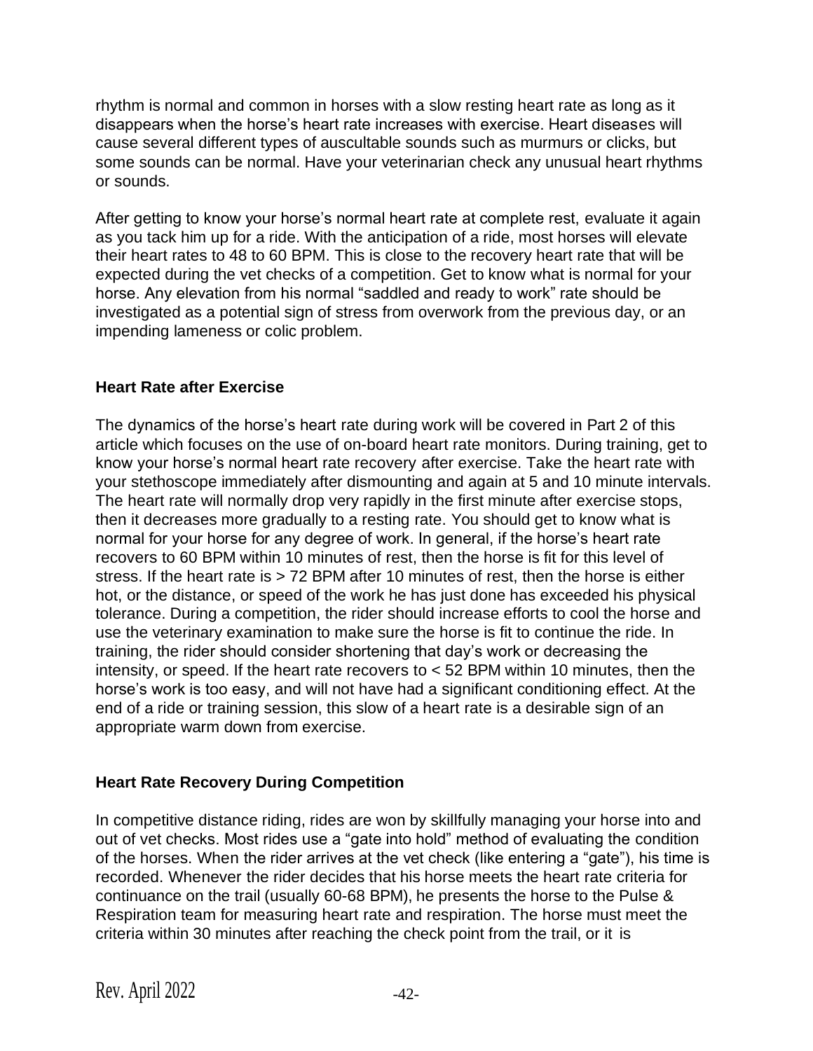rhythm is normal and common in horses with a slow resting heart rate as long as it disappears when the horse's heart rate increases with exercise. Heart diseases will cause several different types of auscultable sounds such as murmurs or clicks, but some sounds can be normal. Have your veterinarian check any unusual heart rhythms or sounds.

After getting to know your horse's normal heart rate at complete rest, evaluate it again as you tack him up for a ride. With the anticipation of a ride, most horses will elevate their heart rates to 48 to 60 BPM. This is close to the recovery heart rate that will be expected during the vet checks of a competition. Get to know what is normal for your horse. Any elevation from his normal "saddled and ready to work" rate should be investigated as a potential sign of stress from overwork from the previous day, or an impending lameness or colic problem.

**Heart Rate after Exercise**

The dynamics of the horse's heart rate during work will be covered in Part 2 of this article which focuses on the use of on-board heart rate monitors. During training, get to know your horse's normal heart rate recovery after exercise. Take the heart rate with your stethoscope immediately after dismounting and again at 5 and 10 minute intervals. The heart rate will normally drop very rapidly in the first minute after exercise stops, then it decreases more gradually to a resting rate. You should get to know what is normal for your horse for any degree of work. In general, if the horse's heart rate recovers to 60 BPM within 10 minutes of rest, then the horse is fit for this level of stress. If the heart rate is > 72 BPM after 10 minutes of rest, then the horse is either hot, or the distance, or speed of the work he has just done has exceeded his physical tolerance. During a competition, the rider should increase efforts to cool the horse and use the veterinary examination to make sure the horse is fit to continue the ride. In training, the rider should consider shortening that day's work or decreasing the intensity, or speed. If the heart rate recovers to < 52 BPM within 10 minutes, then the horse's work is too easy, and will not have had a significant conditioning effect. At the end of a ride or training session, this slow of a heart rate is a desirable sign of an appropriate warm down from exercise.

**Heart Rate Recovery During Competition**

In competitive distance riding, rides are won by skillfully managing your horse into and out of vet checks. Most rides use a "gate into hold" method of evaluating the condition of the horses. When the rider arrives at the vet check (like entering a "gate"), his time is recorded. Whenever the rider decides that his horse meets the heart rate criteria for continuance on the trail (usually 60-68 BPM), he presents the horse to the Pulse & Respiration team for measuring heart rate and respiration. The horse must meet the criteria within 30 minutes after reaching the check point from the trail, or it is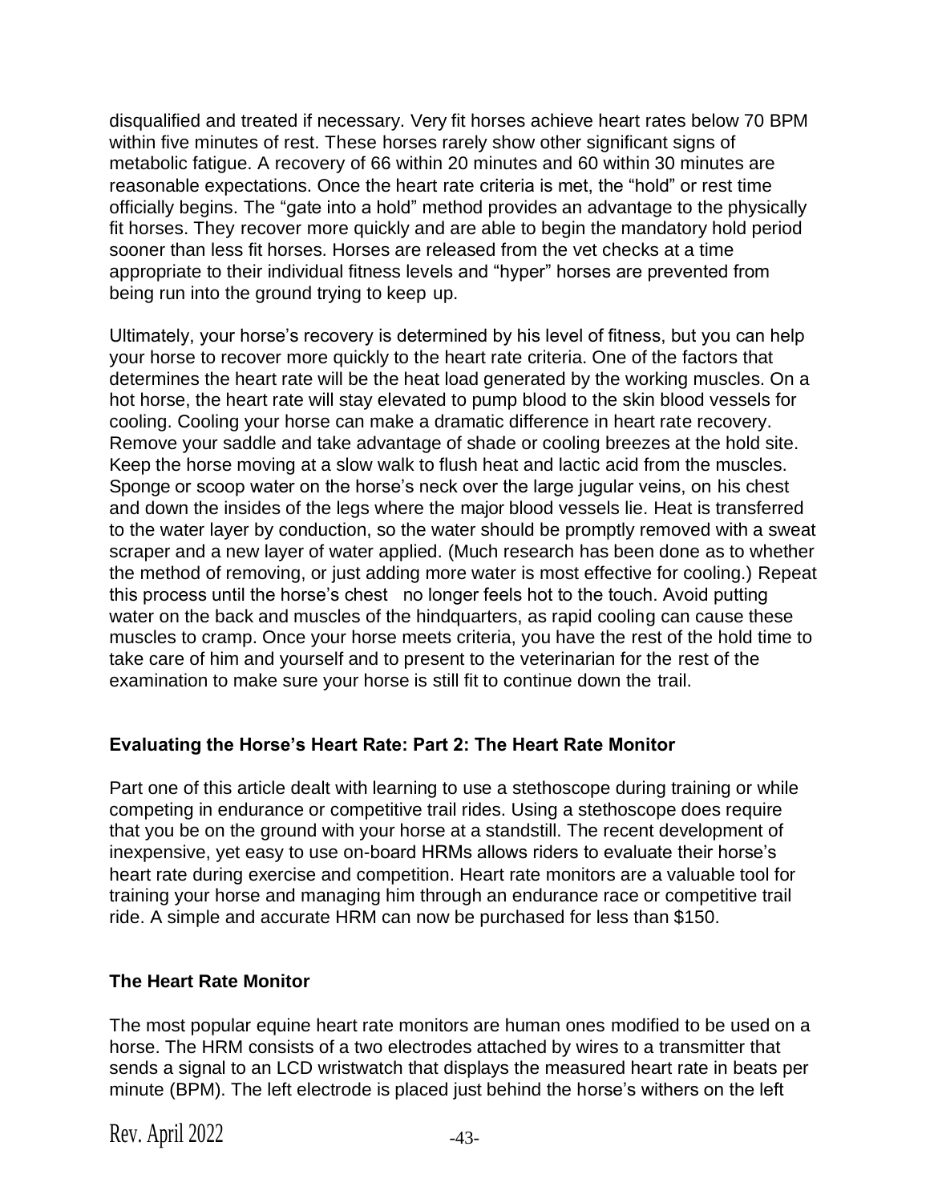disqualified and treated if necessary. Very fit horses achieve heart rates below 70 BPM within five minutes of rest. These horses rarely show other significant signs of metabolic fatigue. A recovery of 66 within 20 minutes and 60 within 30 minutes are reasonable expectations. Once the heart rate criteria is met, the "hold" or rest time officially begins. The "gate into a hold" method provides an advantage to the physically fit horses. They recover more quickly and are able to begin the mandatory hold period sooner than less fit horses. Horses are released from the vet checks at a time appropriate to their individual fitness levels and "hyper" horses are prevented from being run into the ground trying to keep up.

Ultimately, your horse's recovery is determined by his level of fitness, but you can help your horse to recover more quickly to the heart rate criteria. One of the factors that determines the heart rate will be the heat load generated by the working muscles. On a hot horse, the heart rate will stay elevated to pump blood to the skin blood vessels for cooling. Cooling your horse can make a dramatic difference in heart rate recovery. Remove your saddle and take advantage of shade or cooling breezes at the hold site. Keep the horse moving at a slow walk to flush heat and lactic acid from the muscles. Sponge or scoop water on the horse's neck over the large jugular veins, on his chest and down the insides of the legs where the major blood vessels lie. Heat is transferred to the water layer by conduction, so the water should be promptly removed with a sweat scraper and a new layer of water applied. (Much research has been done as to whether the method of removing, or just adding more water is most effective for cooling.) Repeat this process until the horse's chest no longer feels hot to the touch. Avoid putting water on the back and muscles of the hindquarters, as rapid cooling can cause these muscles to cramp. Once your horse meets criteria, you have the rest of the hold time to take care of him and yourself and to present to the veterinarian for the rest of the examination to make sure your horse is still fit to continue down the trail.

### Evaluating the Horse's Heart Rate: Part 2: The Heart Rate Monitor

Part one of this article dealt with learning to use a stethoscope during training or while competing in endurance or competitive trail rides. Using a stethoscope does require that you be on the ground with your horse at a standstill. The recent development of inexpensive, yet easy to use on-board HRMs allows riders to evaluate their horse's heart rate during exercise and competition. Heart rate monitors are a valuable tool for training your horse and managing him through an endurance race or competitive trail ride. A simple and accurate HRM can now be purchased for less than $150.

### The Heart Rate Monitor

The most popular equine heart rate monitors are human ones modified to be used on a horse. The HRM consists of a two electrodes attached by wires to a transmitter that sends a signal to an LCD wristwatch that displays the measured heart rate in beats per minute (BPM). The left electrode is placed just behind the horse's withers on the left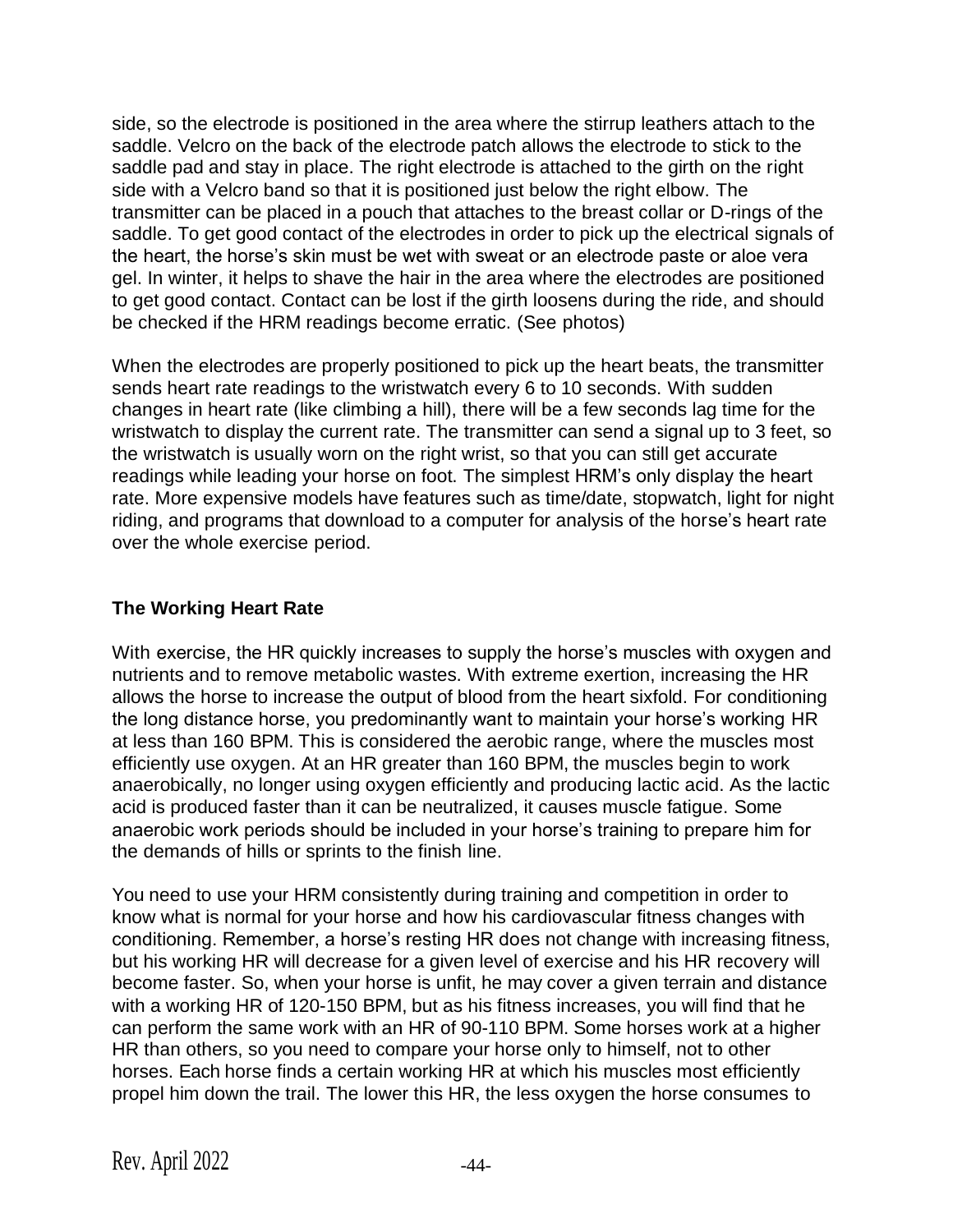side, so the electrode is positioned in the area where the stirrup leathers attach to the saddle. Velcro on the back of the electrode patch allows the electrode to stick to the saddle pad and stay in place. The right electrode is attached to the girth on the right side with a Velcro band so that it is positioned just below the right elbow. The transmitter can be placed in a pouch that attaches to the breast collar or D-rings of the saddle. To get good contact of the electrodes in order to pick up the electrical signals of the heart, the horse's skin must be wet with sweat or an electrode paste or aloe vera gel. In winter, it helps to shave the hair in the area where the electrodes are positioned to get good contact. Contact can be lost if the girth loosens during the ride, and should be checked if the HRM readings become erratic. (See photos)

When the electrodes are properly positioned to pick up the heart beats, the transmitter sends heart rate readings to the wristwatch every 6 to 10 seconds. With sudden changes in heart rate (like climbing a hill), there will be a few seconds lag time for the wristwatch to display the current rate. The transmitter can send a signal up to 3 feet, so the wristwatch is usually worn on the right wrist, so that you can still get accurate readings while leading your horse on foot. The simplest HRM's only display the heart rate. More expensive models have features such as time/date, stopwatch, light for night riding, and programs that download to a computer for analysis of the horse's heart rate over the whole exercise period.

## The Working Heart Rate

With exercise, the HR quickly increases to supply the horse's muscles with oxygen and nutrients and to remove metabolic wastes. With extreme exertion, increasing the HR allows the horse to increase the output of blood from the heart sixfold. For conditioning the long distance horse, you predominantly want to maintain your horse's working HR at less than 160 BPM. This is considered the aerobic range, where the muscles most efficiently use oxygen. At an HR greater than 160 BPM, the muscles begin to work anaerobically, no longer using oxygen efficiently and producing lactic acid. As the lactic acid is produced faster than it can be neutralized, it causes muscle fatigue. Some anaerobic work periods should be included in your horse's training to prepare him for the demands of hills or sprints to the finish line.

You need to use your HRM consistently during training and competition in order to know what is normal for your horse and how his cardiovascular fitness changes with conditioning. Remember, a horse's resting HR does not change with increasing fitness, but his working HR will decrease for a given level of exercise and his HR recovery will become faster. So, when your horse is unfit, he may cover a given terrain and distance with a working HR of 120-150 BPM, but as his fitness increases, you will find that he can perform the same work with an HR of 90-110 BPM. Some horses work at a higher HR than others, so you need to compare your horse only to himself, not to other horses. Each horse finds a certain working HR at which his muscles most efficiently propel him down the trail. The lower this HR, the less oxygen the horse consumes to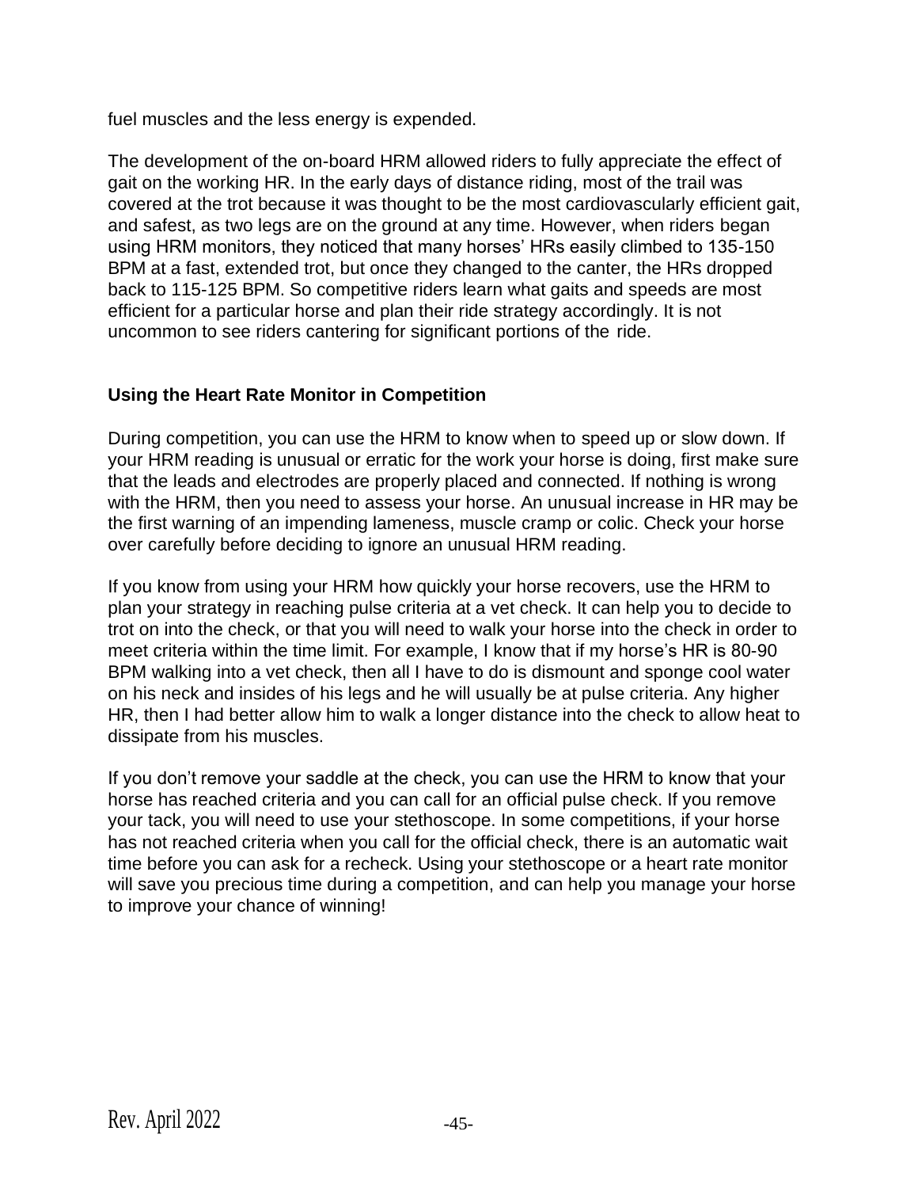fuel muscles and the less energy is expended.

The development of the on-board HRM allowed riders to fully appreciate the effect of gait on the working HR. In the early days of distance riding, most of the trail was covered at the trot because it was thought to be the most cardiovascularly efficient gait, and safest, as two legs are on the ground at any time. However, when riders began using HRM monitors, they noticed that many horses' HRs easily climbed to 135-150 BPM at a fast, extended trot, but once they changed to the canter, the HRs dropped back to 115-125 BPM. So competitive riders learn what gaits and speeds are most efficient for a particular horse and plan their ride strategy accordingly. It is not uncommon to see riders cantering for significant portions of the ride.

### Using the Heart Rate Monitor in Competition

During competition, you can use the HRM to know when to speed up or slow down. If your HRM reading is unusual or erratic for the work your horse is doing, first make sure that the leads and electrodes are properly placed and connected. If nothing is wrong with the HRM, then you need to assess your horse. An unusual increase in HR may be the first warning of an impending lameness, muscle cramp or colic. Check your horse over carefully before deciding to ignore an unusual HRM reading.

If you know from using your HRM how quickly your horse recovers, use the HRM to plan your strategy in reaching pulse criteria at a vet check. It can help you to decide to trot on into the check, or that you will need to walk your horse into the check in order to meet criteria within the time limit. For example, I know that if my horse's HR is 80-90 BPM walking into a vet check, then all I have to do is dismount and sponge cool water on his neck and insides of his legs and he will usually be at pulse criteria. Any higher HR, then I had better allow him to walk a longer distance into the check to allow heat to dissipate from his muscles.

If you don't remove your saddle at the check, you can use the HRM to know that your horse has reached criteria and you can call for an official pulse check. If you remove your tack, you will need to use your stethoscope. In some competitions, if your horse has not reached criteria when you call for the official check, there is an automatic wait time before you can ask for a recheck. Using your stethoscope or a heart rate monitor will save you precious time during a competition, and can help you manage your horse to improve your chance of winning!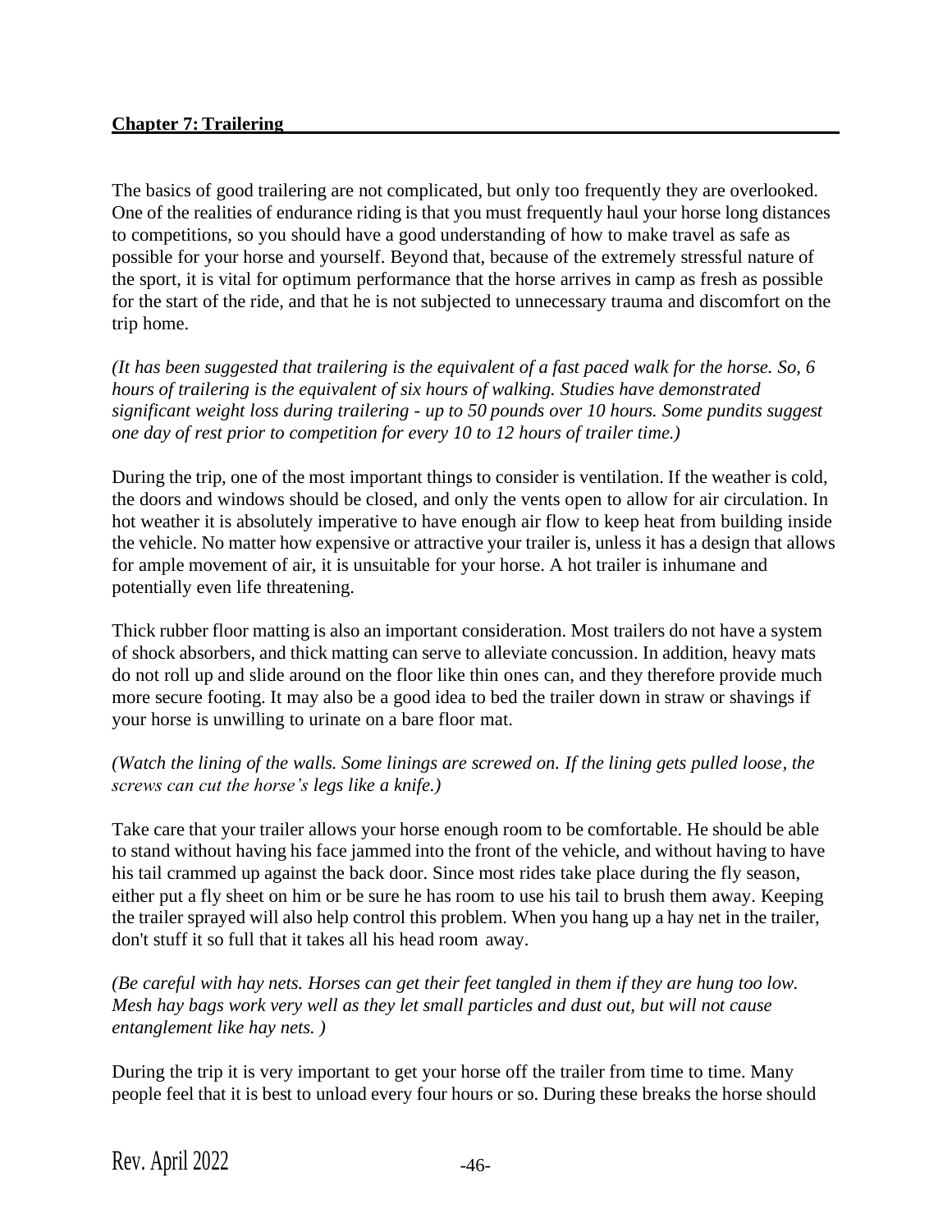## Chapter 7: Trailering

The basics of good trailering are not complicated, but only too frequently they are overlooked. One of the realities of endurance riding is that you must frequently haul your horse long distances to competitions, so you should have a good understanding of how to make travel as safe as possible for your horse and yourself. Beyond that, because of the extremely stressful nature of the sport, it is vital for optimum performance that the horse arrives in camp as fresh as possible for the start of the ride, and that he is not subjected to unnecessary trauma and discomfort on the trip home.

*(It has been suggested that trailering is the equivalent of a fast paced walk for the horse. So, 6 hours of trailering is the equivalent of six hours of walking. Studies have demonstrated significant weight loss during trailering - up to 50 pounds over 10 hours. Some pundits suggest one day of rest prior to competition for every 10 to 12 hours of trailer time.)*

During the trip, one of the most important things to consider is ventilation. If the weather is cold, the doors and windows should be closed, and only the vents open to allow for air circulation. In hot weather it is absolutely imperative to have enough air flow to keep heat from building inside the vehicle. No matter how expensive or attractive your trailer is, unless it has a design that allows for ample movement of air, it is unsuitable for your horse. A hot trailer is inhumane and potentially even life threatening.

Thick rubber floor matting is also an important consideration. Most trailers do not have a system of shock absorbers, and thick matting can serve to alleviate concussion. In addition, heavy mats do not roll up and slide around on the floor like thin ones can, and they therefore provide much more secure footing. It may also be a good idea to bed the trailer down in straw or shavings if your horse is unwilling to urinate on a bare floor mat.

*(Watch the lining of the walls. Some linings are screwed on. If the lining gets pulled loose, the screws can cut the horse's legs like a knife.)*

Take care that your trailer allows your horse enough room to be comfortable. He should be able to stand without having his face jammed into the front of the vehicle, and without having to have his tail crammed up against the back door. Since most rides take place during the fly season, either put a fly sheet on him or be sure he has room to use his tail to brush them away. Keeping the trailer sprayed will also help control this problem. When you hang up a hay net in the trailer, don't stuff it so full that it takes all his head room away.

*(Be careful with hay nets. Horses can get their feet tangled in them if they are hung too low. Mesh hay bags work very well as they let small particles and dust out, but will not cause entanglement like hay nets. )*

During the trip it is very important to get your horse off the trailer from time to time. Many people feel that it is best to unload every four hours or so. During these breaks the horse should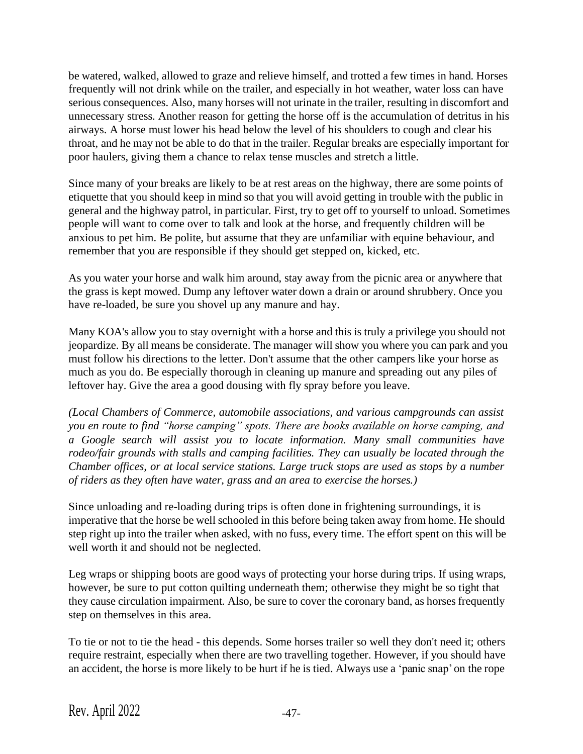be watered, walked, allowed to graze and relieve himself, and trotted a few times in hand. Horses frequently will not drink while on the trailer, and especially in hot weather, water loss can have serious consequences. Also, many horses will not urinate in the trailer, resulting in discomfort and unnecessary stress. Another reason for getting the horse off is the accumulation of detritus in his airways. A horse must lower his head below the level of his shoulders to cough and clear his throat, and he may not be able to do that in the trailer. Regular breaks are especially important for poor haulers, giving them a chance to relax tense muscles and stretch a little.

Since many of your breaks are likely to be at rest areas on the highway, there are some points of etiquette that you should keep in mind so that you will avoid getting in trouble with the public in general and the highway patrol, in particular. First, try to get off to yourself to unload. Sometimes people will want to come over to talk and look at the horse, and frequently children will be anxious to pet him. Be polite, but assume that they are unfamiliar with equine behaviour, and remember that you are responsible if they should get stepped on, kicked, etc.

As you water your horse and walk him around, stay away from the picnic area or anywhere that the grass is kept mowed. Dump any leftover water down a drain or around shrubbery. Once you have re-loaded, be sure you shovel up any manure and hay.

Many KOA's allow you to stay overnight with a horse and this is truly a privilege you should not jeopardize. By all means be considerate. The manager will show you where you can park and you must follow his directions to the letter. Don't assume that the other campers like your horse as much as you do. Be especially thorough in cleaning up manure and spreading out any piles of leftover hay. Give the area a good dousing with fly spray before you leave.

*(Local Chambers of Commerce, automobile associations, and various campgrounds can assist you en route to find "horse camping" spots. There are books available on horse camping, and a Google search will assist you to locate information. Many small communities have rodeo/fair grounds with stalls and camping facilities. They can usually be located through the Chamber offices, or at local service stations. Large truck stops are used as stops by a number of riders as they often have water, grass and an area to exercise the horses.)*

Since unloading and re-loading during trips is often done in frightening surroundings, it is imperative that the horse be well schooled in this before being taken away from home. He should step right up into the trailer when asked, with no fuss, every time. The effort spent on this will be well worth it and should not be neglected.

Leg wraps or shipping boots are good ways of protecting your horse during trips. If using wraps, however, be sure to put cotton quilting underneath them; otherwise they might be so tight that they cause circulation impairment. Also, be sure to cover the coronary band, as horses frequently step on themselves in this area.

To tie or not to tie the head - this depends. Some horses trailer so well they don't need it; others require restraint, especially when there are two travelling together. However, if you should have an accident, the horse is more likely to be hurt if he is tied. Always use a 'panic snap' on the rope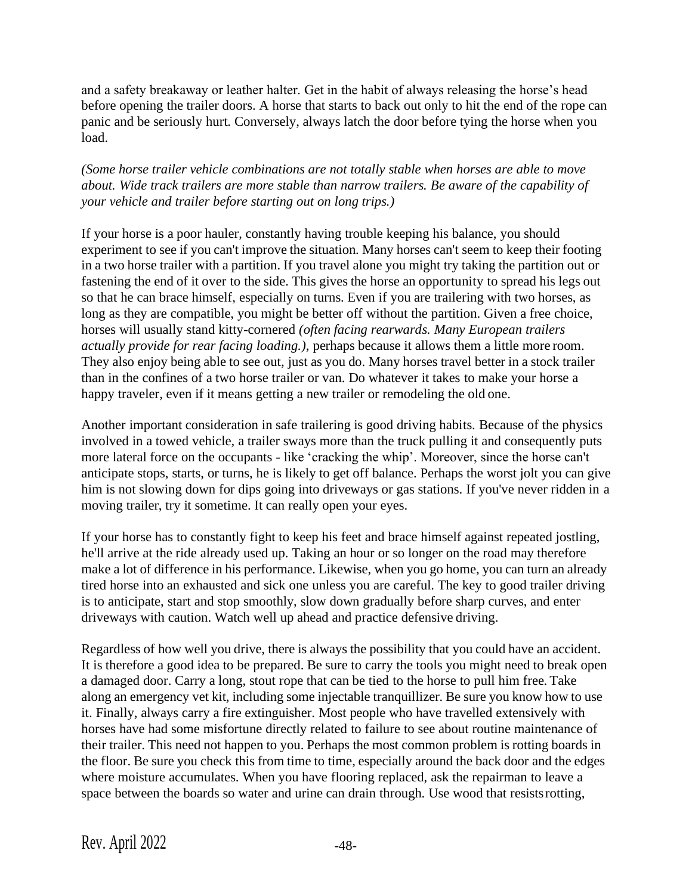and a safety breakaway or leather halter. Get in the habit of always releasing the horse's head before opening the trailer doors. A horse that starts to back out only to hit the end of the rope can panic and be seriously hurt. Conversely, always latch the door before tying the horse when you load.

*(Some horse trailer vehicle combinations are not totally stable when horses are able to move about. Wide track trailers are more stable than narrow trailers. Be aware of the capability of your vehicle and trailer before starting out on long trips.)*

If your horse is a poor hauler, constantly having trouble keeping his balance, you should experiment to see if you can't improve the situation. Many horses can't seem to keep their footing in a two horse trailer with a partition. If you travel alone you might try taking the partition out or fastening the end of it over to the side. This gives the horse an opportunity to spread his legs out so that he can brace himself, especially on turns. Even if you are trailering with two horses, as long as they are compatible, you might be better off without the partition. Given a free choice, horses will usually stand kitty-cornered *(often facing rearwards. Many European trailers actually provide for rear facing loading.)*, perhaps because it allows them a little more room. They also enjoy being able to see out, just as you do. Many horses travel better in a stock trailer than in the confines of a two horse trailer or van. Do whatever it takes to make your horse a happy traveler, even if it means getting a new trailer or remodeling the old one.

Another important consideration in safe trailering is good driving habits. Because of the physics involved in a towed vehicle, a trailer sways more than the truck pulling it and consequently puts more lateral force on the occupants - like 'cracking the whip'. Moreover, since the horse can't anticipate stops, starts, or turns, he is likely to get off balance. Perhaps the worst jolt you can give him is not slowing down for dips going into driveways or gas stations. If you've never ridden in a moving trailer, try it sometime. It can really open your eyes.

If your horse has to constantly fight to keep his feet and brace himself against repeated jostling, he'll arrive at the ride already used up. Taking an hour or so longer on the road may therefore make a lot of difference in his performance. Likewise, when you go home, you can turn an already tired horse into an exhausted and sick one unless you are careful. The key to good trailer driving is to anticipate, start and stop smoothly, slow down gradually before sharp curves, and enter driveways with caution. Watch well up ahead and practice defensive driving.

Regardless of how well you drive, there is always the possibility that you could have an accident. It is therefore a good idea to be prepared. Be sure to carry the tools you might need to break open a damaged door. Carry a long, stout rope that can be tied to the horse to pull him free. Take along an emergency vet kit, including some injectable tranquillizer. Be sure you know how to use it. Finally, always carry a fire extinguisher. Most people who have travelled extensively with horses have had some misfortune directly related to failure to see about routine maintenance of their trailer. This need not happen to you. Perhaps the most common problem is rotting boards in the floor. Be sure you check this from time to time, especially around the back door and the edges where moisture accumulates. When you have flooring replaced, ask the repairman to leave a space between the boards so water and urine can drain through. Use wood that resists rotting,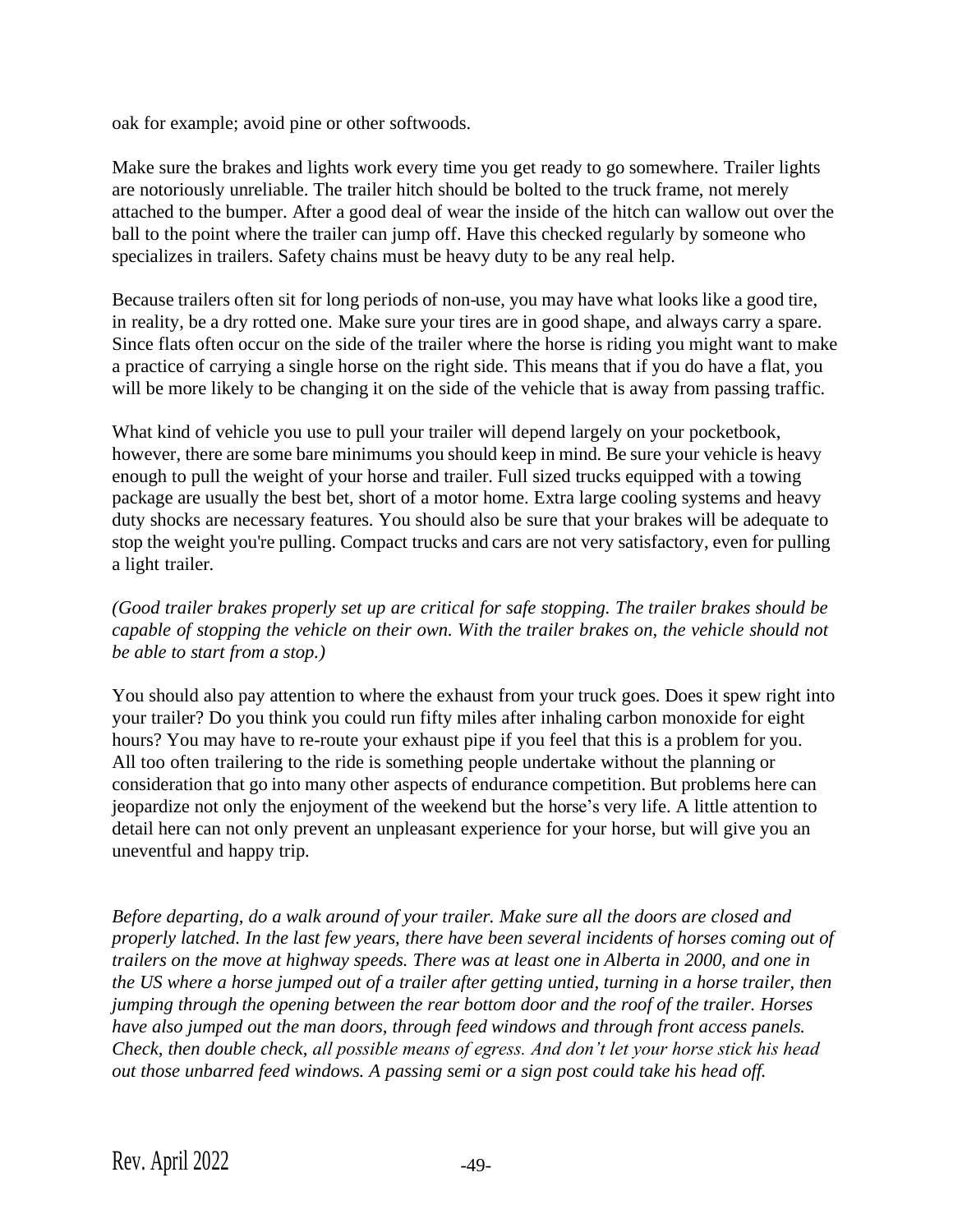oak for example; avoid pine or other softwoods.

Make sure the brakes and lights work every time you get ready to go somewhere. Trailer lights are notoriously unreliable. The trailer hitch should be bolted to the truck frame, not merely attached to the bumper. After a good deal of wear the inside of the hitch can wallow out over the ball to the point where the trailer can jump off. Have this checked regularly by someone who specializes in trailers. Safety chains must be heavy duty to be any real help.

Because trailers often sit for long periods of non-use, you may have what looks like a good tire, in reality, be a dry rotted one. Make sure your tires are in good shape, and always carry a spare. Since flats often occur on the side of the trailer where the horse is riding you might want to make a practice of carrying a single horse on the right side. This means that if you do have a flat, you will be more likely to be changing it on the side of the vehicle that is away from passing traffic.

What kind of vehicle you use to pull your trailer will depend largely on your pocketbook, however, there are some bare minimums you should keep in mind. Be sure your vehicle is heavy enough to pull the weight of your horse and trailer. Full sized trucks equipped with a towing package are usually the best bet, short of a motor home. Extra large cooling systems and heavy duty shocks are necessary features. You should also be sure that your brakes will be adequate to stop the weight you're pulling. Compact trucks and cars are not very satisfactory, even for pulling a light trailer.

*(Good trailer brakes properly set up are critical for safe stopping. The trailer brakes should be capable of stopping the vehicle on their own. With the trailer brakes on, the vehicle should not be able to start from a stop.)*

You should also pay attention to where the exhaust from your truck goes. Does it spew right into your trailer? Do you think you could run fifty miles after inhaling carbon monoxide for eight hours? You may have to re-route your exhaust pipe if you feel that this is a problem for you. All too often trailering to the ride is something people undertake without the planning or consideration that go into many other aspects of endurance competition. But problems here can jeopardize not only the enjoyment of the weekend but the horse's very life. A little attention to detail here can not only prevent an unpleasant experience for your horse, but will give you an uneventful and happy trip.

*Before departing, do a walk around of your trailer. Make sure all the doors are closed and properly latched. In the last few years, there have been several incidents of horses coming out of trailers on the move at highway speeds. There was at least one in Alberta in 2000, and one in the US where a horse jumped out of a trailer after getting untied, turning in a horse trailer, then jumping through the opening between the rear bottom door and the roof of the trailer. Horses have also jumped out the man doors, through feed windows and through front access panels. Check, then double check, all possible means of egress. And don't let your horse stick his head out those unbarred feed windows. A passing semi or a sign post could take his head off.*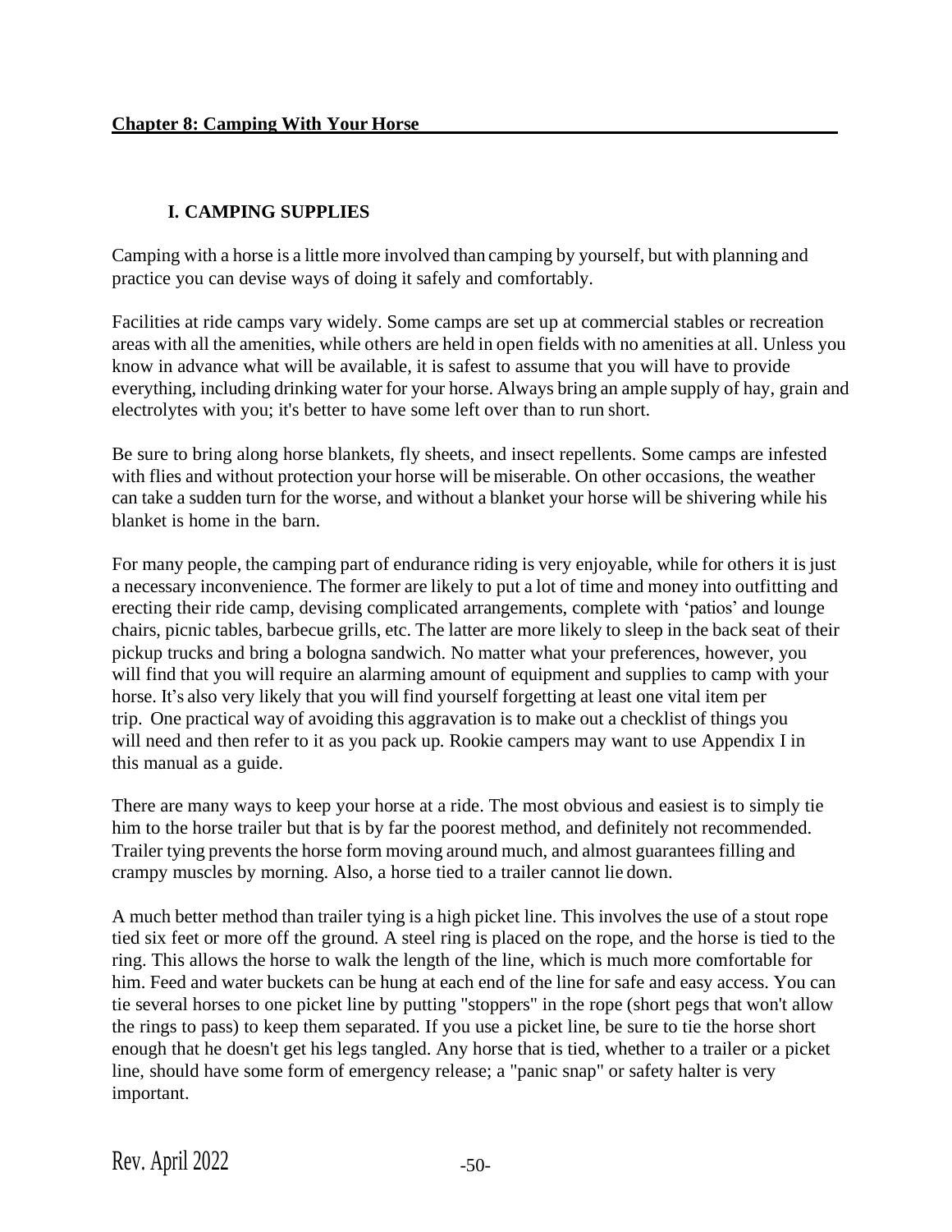## Chapter 8: Camping With Your Horse

### I. CAMPING SUPPLIES

Camping with a horse is a little more involved than camping by yourself, but with planning and practice you can devise ways of doing it safely and comfortably.

Facilities at ride camps vary widely. Some camps are set up at commercial stables or recreation areas with all the amenities, while others are held in open fields with no amenities at all. Unless you know in advance what will be available, it is safest to assume that you will have to provide everything, including drinking water for your horse. Always bring an ample supply of hay, grain and electrolytes with you; it's better to have some left over than to run short.

Be sure to bring along horse blankets, fly sheets, and insect repellents. Some camps are infested with flies and without protection your horse will be miserable. On other occasions, the weather can take a sudden turn for the worse, and without a blanket your horse will be shivering while his blanket is home in the barn.

For many people, the camping part of endurance riding is very enjoyable, while for others it is just a necessary inconvenience. The former are likely to put a lot of time and money into outfitting and erecting their ride camp, devising complicated arrangements, complete with 'patios' and lounge chairs, picnic tables, barbecue grills, etc. The latter are more likely to sleep in the back seat of their pickup trucks and bring a bologna sandwich. No matter what your preferences, however, you will find that you will require an alarming amount of equipment and supplies to camp with your horse. It's also very likely that you will find yourself forgetting at least one vital item per trip. One practical way of avoiding this aggravation is to make out a checklist of things you will need and then refer to it as you pack up. Rookie campers may want to use Appendix I in this manual as a guide.

There are many ways to keep your horse at a ride. The most obvious and easiest is to simply tie him to the horse trailer but that is by far the poorest method, and definitely not recommended. Trailer tying prevents the horse form moving around much, and almost guarantees filling and crampy muscles by morning. Also, a horse tied to a trailer cannot lie down.

A much better method than trailer tying is a high picket line. This involves the use of a stout rope tied six feet or more off the ground. A steel ring is placed on the rope, and the horse is tied to the ring. This allows the horse to walk the length of the line, which is much more comfortable for him. Feed and water buckets can be hung at each end of the line for safe and easy access. You can tie several horses to one picket line by putting "stoppers" in the rope (short pegs that won't allow the rings to pass) to keep them separated. If you use a picket line, be sure to tie the horse short enough that he doesn't get his legs tangled. Any horse that is tied, whether to a trailer or a picket line, should have some form of emergency release; a "panic snap" or safety halter is very important.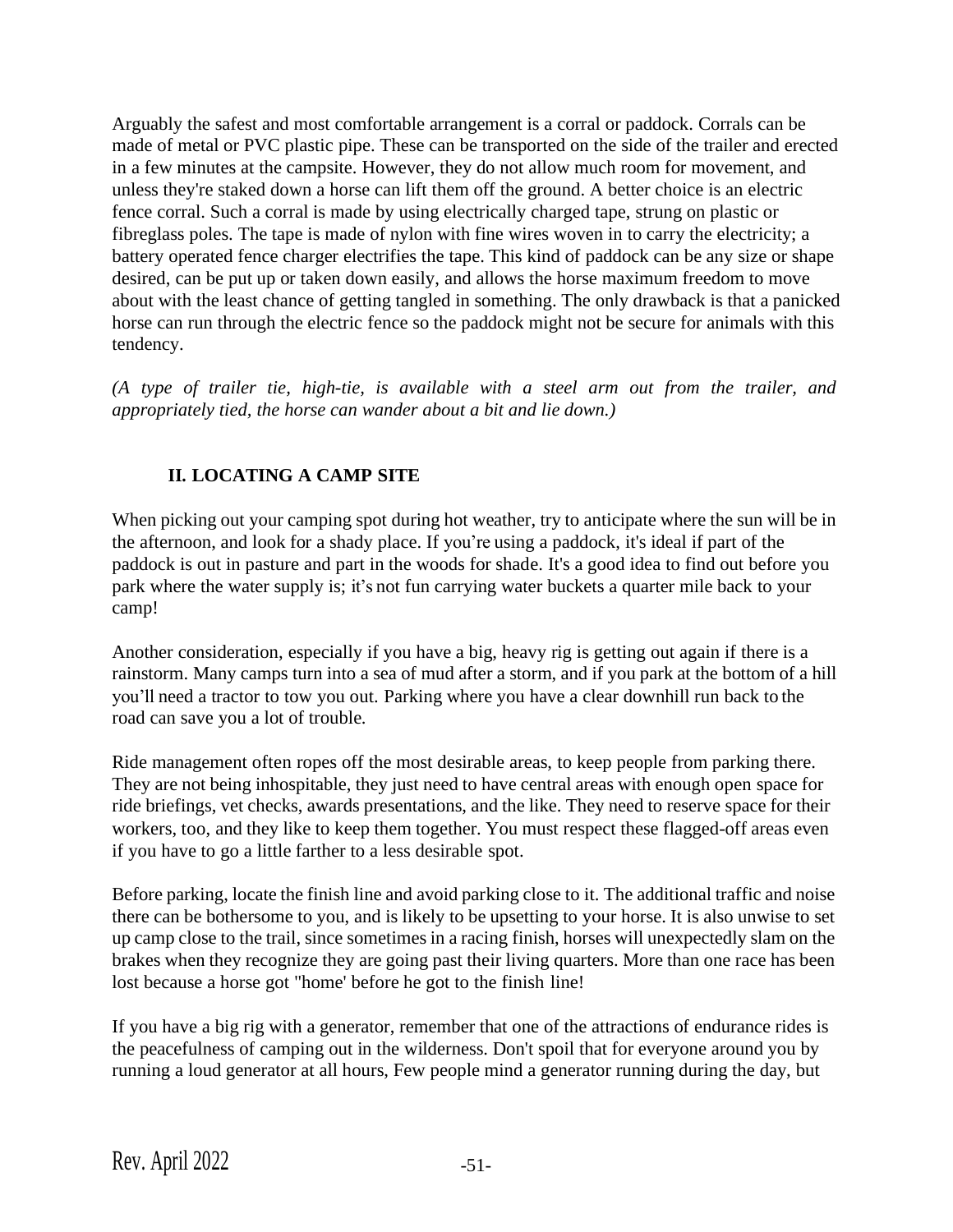Arguably the safest and most comfortable arrangement is a corral or paddock. Corrals can be made of metal or PVC plastic pipe. These can be transported on the side of the trailer and erected in a few minutes at the campsite. However, they do not allow much room for movement, and unless they're staked down a horse can lift them off the ground. A better choice is an electric fence corral. Such a corral is made by using electrically charged tape, strung on plastic or fibreglass poles. The tape is made of nylon with fine wires woven in to carry the electricity; a battery operated fence charger electrifies the tape. This kind of paddock can be any size or shape desired, can be put up or taken down easily, and allows the horse maximum freedom to move about with the least chance of getting tangled in something. The only drawback is that a panicked horse can run through the electric fence so the paddock might not be secure for animals with this tendency.

*(A type of trailer tie, high-tie, is available with a steel arm out from the trailer, and appropriately tied, the horse can wander about a bit and lie down.)*

## II. LOCATING A CAMP SITE

When picking out your camping spot during hot weather, try to anticipate where the sun will be in the afternoon, and look for a shady place. If you're using a paddock, it's ideal if part of the paddock is out in pasture and part in the woods for shade. It's a good idea to find out before you park where the water supply is; it's not fun carrying water buckets a quarter mile back to your camp!

Another consideration, especially if you have a big, heavy rig is getting out again if there is a rainstorm. Many camps turn into a sea of mud after a storm, and if you park at the bottom of a hill you'll need a tractor to tow you out. Parking where you have a clear downhill run back to the road can save you a lot of trouble.

Ride management often ropes off the most desirable areas, to keep people from parking there. They are not being inhospitable, they just need to have central areas with enough open space for ride briefings, vet checks, awards presentations, and the like. They need to reserve space for their workers, too, and they like to keep them together. You must respect these flagged-off areas even if you have to go a little farther to a less desirable spot.

Before parking, locate the finish line and avoid parking close to it. The additional traffic and noise there can be bothersome to you, and is likely to be upsetting to your horse. It is also unwise to set up camp close to the trail, since sometimes in a racing finish, horses will unexpectedly slam on the brakes when they recognize they are going past their living quarters. More than one race has been lost because a horse got "home' before he got to the finish line!

If you have a big rig with a generator, remember that one of the attractions of endurance rides is the peacefulness of camping out in the wilderness. Don't spoil that for everyone around you by running a loud generator at all hours, Few people mind a generator running during the day, but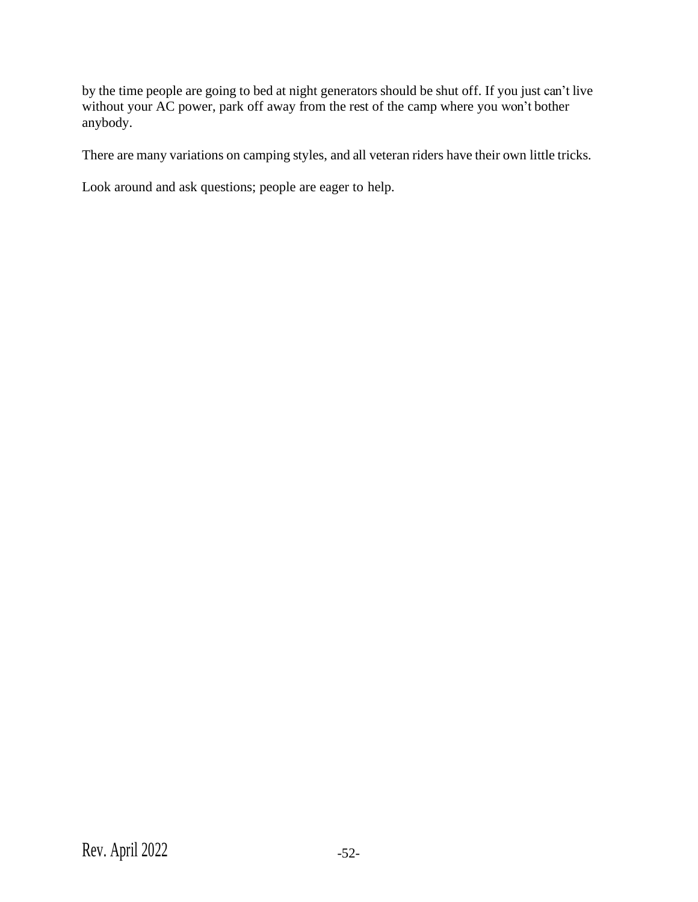by the time people are going to bed at night generators should be shut off. If you just can't live without your AC power, park off away from the rest of the camp where you won't bother anybody.

There are many variations on camping styles, and all veteran riders have their own little tricks.

Look around and ask questions; people are eager to help.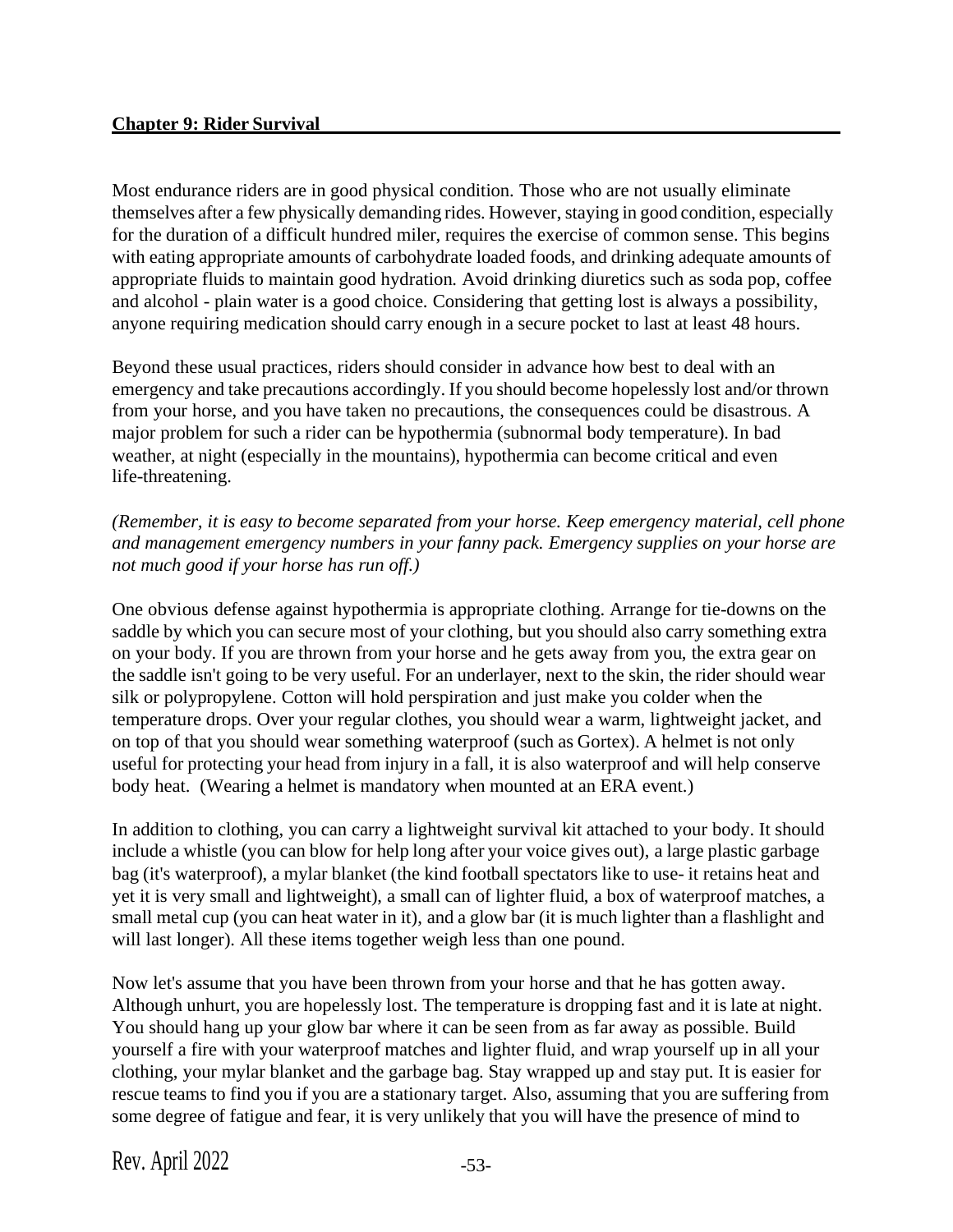## Chapter 9: Rider Survival

Most endurance riders are in good physical condition. Those who are not usually eliminate themselves after a few physically demanding rides. However, staying in good condition, especially for the duration of a difficult hundred miler, requires the exercise of common sense. This begins with eating appropriate amounts of carbohydrate loaded foods, and drinking adequate amounts of appropriate fluids to maintain good hydration. Avoid drinking diuretics such as soda pop, coffee and alcohol - plain water is a good choice. Considering that getting lost is always a possibility, anyone requiring medication should carry enough in a secure pocket to last at least 48 hours.

Beyond these usual practices, riders should consider in advance how best to deal with an emergency and take precautions accordingly. If you should become hopelessly lost and/or thrown from your horse, and you have taken no precautions, the consequences could be disastrous. A major problem for such a rider can be hypothermia (subnormal body temperature). In bad weather, at night (especially in the mountains), hypothermia can become critical and even life-threatening.

*(Remember, it is easy to become separated from your horse. Keep emergency material, cell phone and management emergency numbers in your fanny pack. Emergency supplies on your horse are not much good if your horse has run off.)*

One obvious defense against hypothermia is appropriate clothing. Arrange for tie-downs on the saddle by which you can secure most of your clothing, but you should also carry something extra on your body. If you are thrown from your horse and he gets away from you, the extra gear on the saddle isn't going to be very useful. For an underlayer, next to the skin, the rider should wear silk or polypropylene. Cotton will hold perspiration and just make you colder when the temperature drops. Over your regular clothes, you should wear a warm, lightweight jacket, and on top of that you should wear something waterproof (such as Gortex). A helmet is not only useful for protecting your head from injury in a fall, it is also waterproof and will help conserve body heat. (Wearing a helmet is mandatory when mounted at an ERA event.)

In addition to clothing, you can carry a lightweight survival kit attached to your body. It should include a whistle (you can blow for help long after your voice gives out), a large plastic garbage bag (it's waterproof), a mylar blanket (the kind football spectators like to use- it retains heat and yet it is very small and lightweight), a small can of lighter fluid, a box of waterproof matches, a small metal cup (you can heat water in it), and a glow bar (it is much lighter than a flashlight and will last longer). All these items together weigh less than one pound.

Now let's assume that you have been thrown from your horse and that he has gotten away. Although unhurt, you are hopelessly lost. The temperature is dropping fast and it is late at night. You should hang up your glow bar where it can be seen from as far away as possible. Build yourself a fire with your waterproof matches and lighter fluid, and wrap yourself up in all your clothing, your mylar blanket and the garbage bag. Stay wrapped up and stay put. It is easier for rescue teams to find you if you are a stationary target. Also, assuming that you are suffering from some degree of fatigue and fear, it is very unlikely that you will have the presence of mind to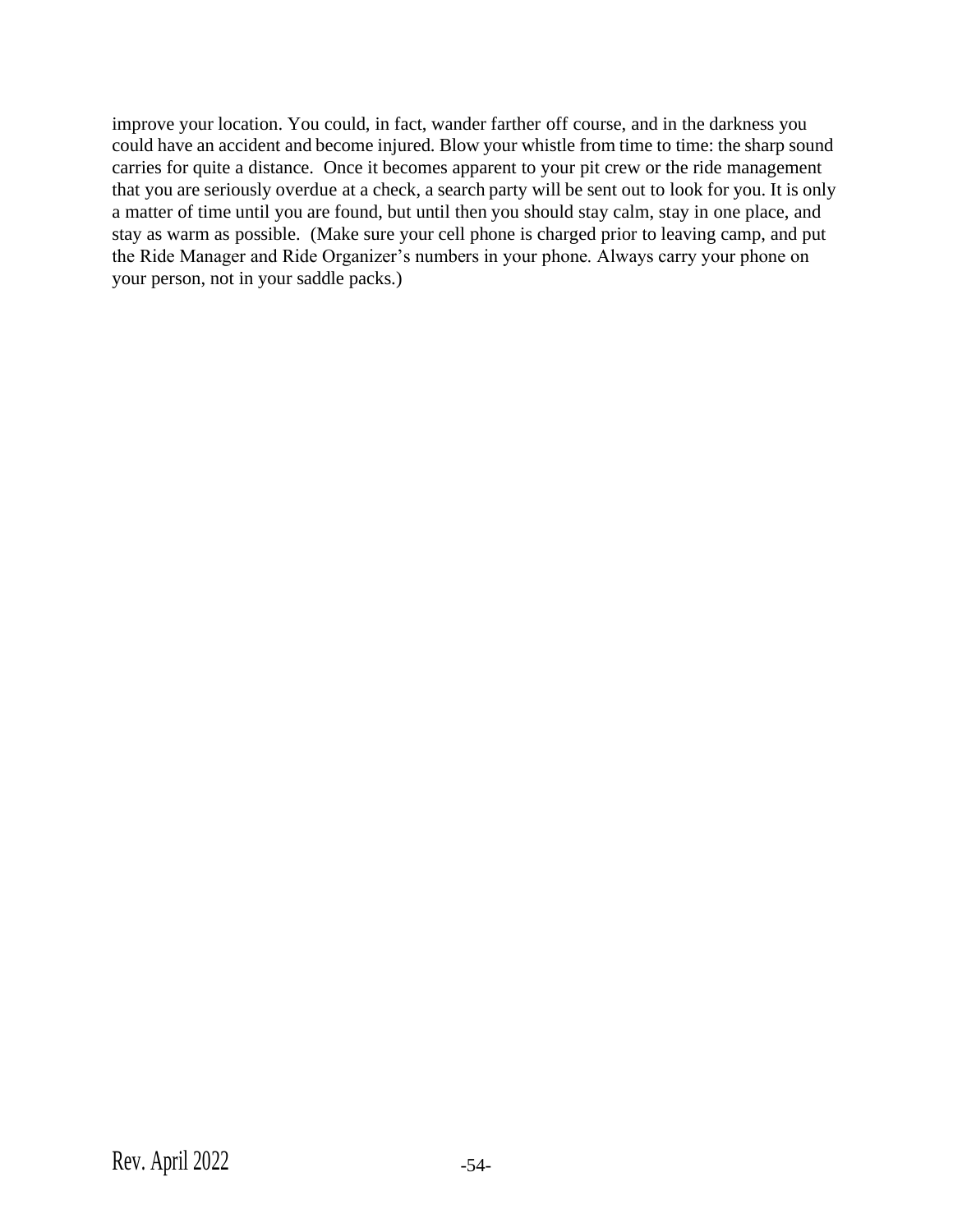improve your location. You could, in fact, wander farther off course, and in the darkness you could have an accident and become injured. Blow your whistle from time to time: the sharp sound carries for quite a distance. Once it becomes apparent to your pit crew or the ride management that you are seriously overdue at a check, a search party will be sent out to look for you. It is only a matter of time until you are found, but until then you should stay calm, stay in one place, and stay as warm as possible. (Make sure your cell phone is charged prior to leaving camp, and put the Ride Manager and Ride Organizer's numbers in your phone. Always carry your phone on your person, not in your saddle packs.)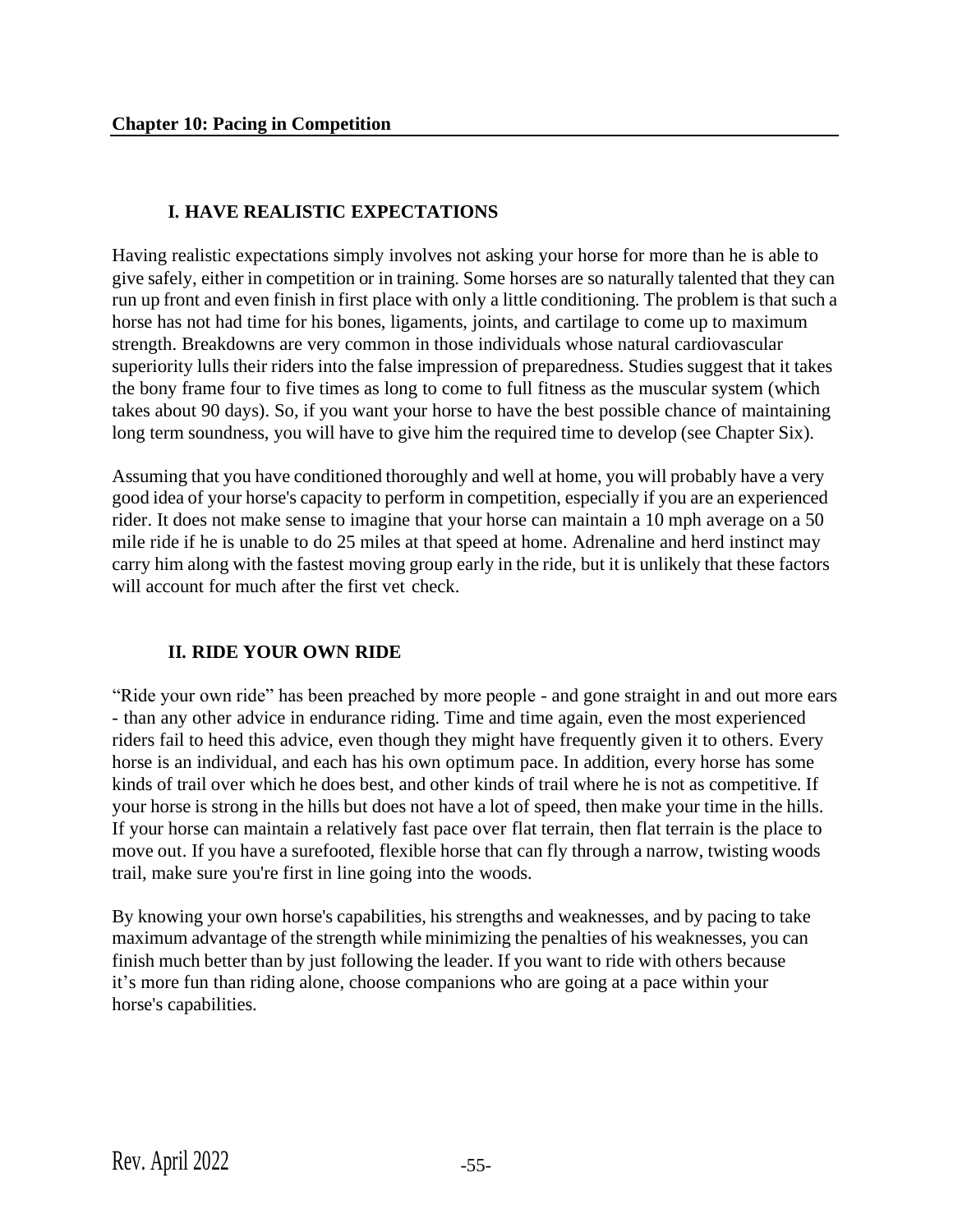## Chapter 10: Pacing in Competition

### I. HAVE REALISTIC EXPECTATIONS

Having realistic expectations simply involves not asking your horse for more than he is able to give safely, either in competition or in training. Some horses are so naturally talented that they can run up front and even finish in first place with only a little conditioning. The problem is that such a horse has not had time for his bones, ligaments, joints, and cartilage to come up to maximum strength. Breakdowns are very common in those individuals whose natural cardiovascular superiority lulls their riders into the false impression of preparedness. Studies suggest that it takes the bony frame four to five times as long to come to full fitness as the muscular system (which takes about 90 days). So, if you want your horse to have the best possible chance of maintaining long term soundness, you will have to give him the required time to develop (see Chapter Six).

Assuming that you have conditioned thoroughly and well at home, you will probably have a very good idea of your horse's capacity to perform in competition, especially if you are an experienced rider. It does not make sense to imagine that your horse can maintain a 10 mph average on a 50 mile ride if he is unable to do 25 miles at that speed at home. Adrenaline and herd instinct may carry him along with the fastest moving group early in the ride, but it is unlikely that these factors will account for much after the first vet check.

### II. RIDE YOUR OWN RIDE

"Ride your own ride" has been preached by more people - and gone straight in and out more ears - than any other advice in endurance riding. Time and time again, even the most experienced riders fail to heed this advice, even though they might have frequently given it to others. Every horse is an individual, and each has his own optimum pace. In addition, every horse has some kinds of trail over which he does best, and other kinds of trail where he is not as competitive. If your horse is strong in the hills but does not have a lot of speed, then make your time in the hills. If your horse can maintain a relatively fast pace over flat terrain, then flat terrain is the place to move out. If you have a surefooted, flexible horse that can fly through a narrow, twisting woods trail, make sure you're first in line going into the woods.

By knowing your own horse's capabilities, his strengths and weaknesses, and by pacing to take maximum advantage of the strength while minimizing the penalties of his weaknesses, you can finish much better than by just following the leader. If you want to ride with others because it's more fun than riding alone, choose companions who are going at a pace within your horse's capabilities.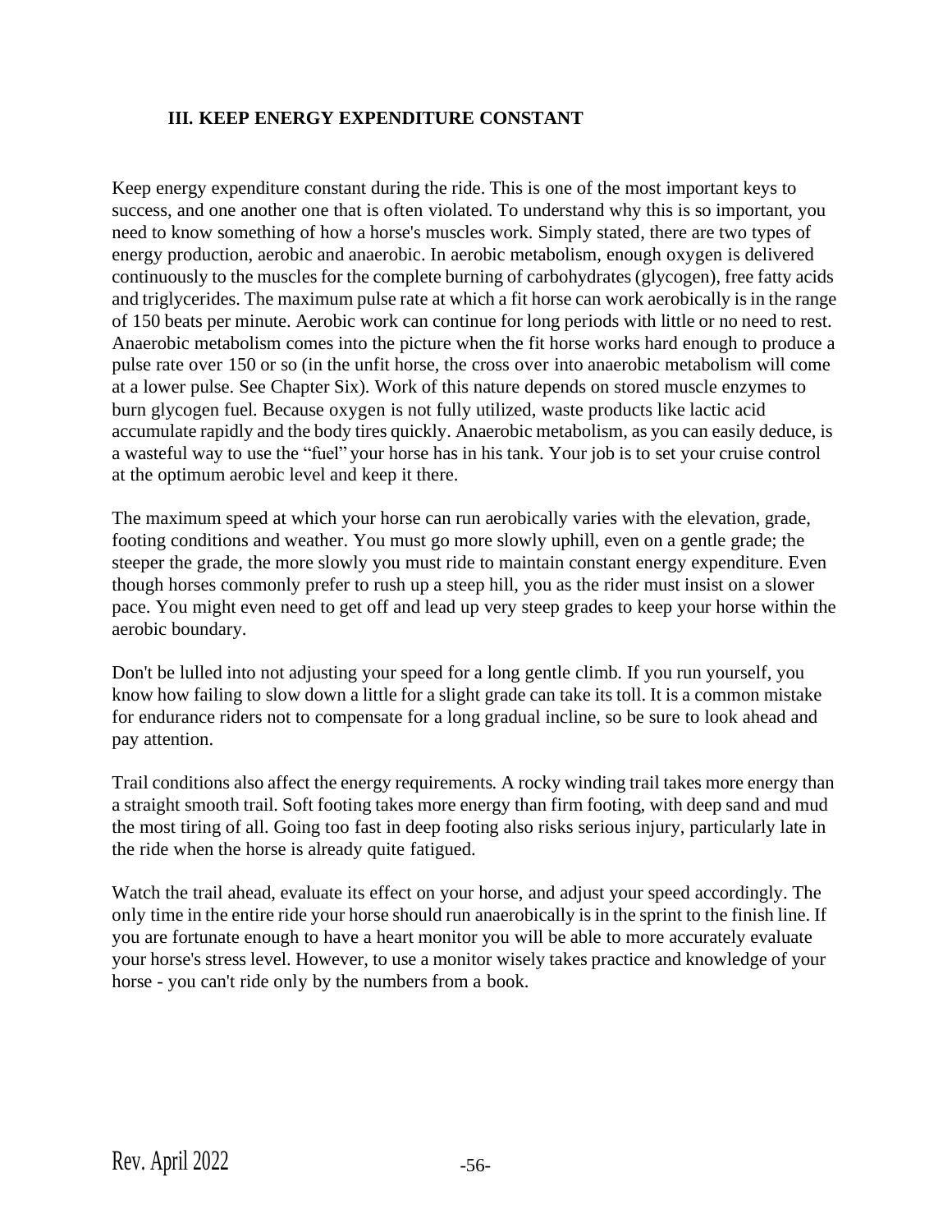### III. KEEP ENERGY EXPENDITURE CONSTANT

Keep energy expenditure constant during the ride. This is one of the most important keys to success, and one another one that is often violated. To understand why this is so important, you need to know something of how a horse's muscles work. Simply stated, there are two types of energy production, aerobic and anaerobic. In aerobic metabolism, enough oxygen is delivered continuously to the muscles for the complete burning of carbohydrates (glycogen), free fatty acids and triglycerides. The maximum pulse rate at which a fit horse can work aerobically is in the range of 150 beats per minute. Aerobic work can continue for long periods with little or no need to rest. Anaerobic metabolism comes into the picture when the fit horse works hard enough to produce a pulse rate over 150 or so (in the unfit horse, the cross over into anaerobic metabolism will come at a lower pulse. See Chapter Six). Work of this nature depends on stored muscle enzymes to burn glycogen fuel. Because oxygen is not fully utilized, waste products like lactic acid accumulate rapidly and the body tires quickly. Anaerobic metabolism, as you can easily deduce, is a wasteful way to use the "fuel" your horse has in his tank. Your job is to set your cruise control at the optimum aerobic level and keep it there.

The maximum speed at which your horse can run aerobically varies with the elevation, grade, footing conditions and weather. You must go more slowly uphill, even on a gentle grade; the steeper the grade, the more slowly you must ride to maintain constant energy expenditure. Even though horses commonly prefer to rush up a steep hill, you as the rider must insist on a slower pace. You might even need to get off and lead up very steep grades to keep your horse within the aerobic boundary.

Don't be lulled into not adjusting your speed for a long gentle climb. If you run yourself, you know how failing to slow down a little for a slight grade can take its toll. It is a common mistake for endurance riders not to compensate for a long gradual incline, so be sure to look ahead and pay attention.

Trail conditions also affect the energy requirements. A rocky winding trail takes more energy than a straight smooth trail. Soft footing takes more energy than firm footing, with deep sand and mud the most tiring of all. Going too fast in deep footing also risks serious injury, particularly late in the ride when the horse is already quite fatigued.

Watch the trail ahead, evaluate its effect on your horse, and adjust your speed accordingly. The only time in the entire ride your horse should run anaerobically is in the sprint to the finish line. If you are fortunate enough to have a heart monitor you will be able to more accurately evaluate your horse's stress level. However, to use a monitor wisely takes practice and knowledge of your horse - you can't ride only by the numbers from a book.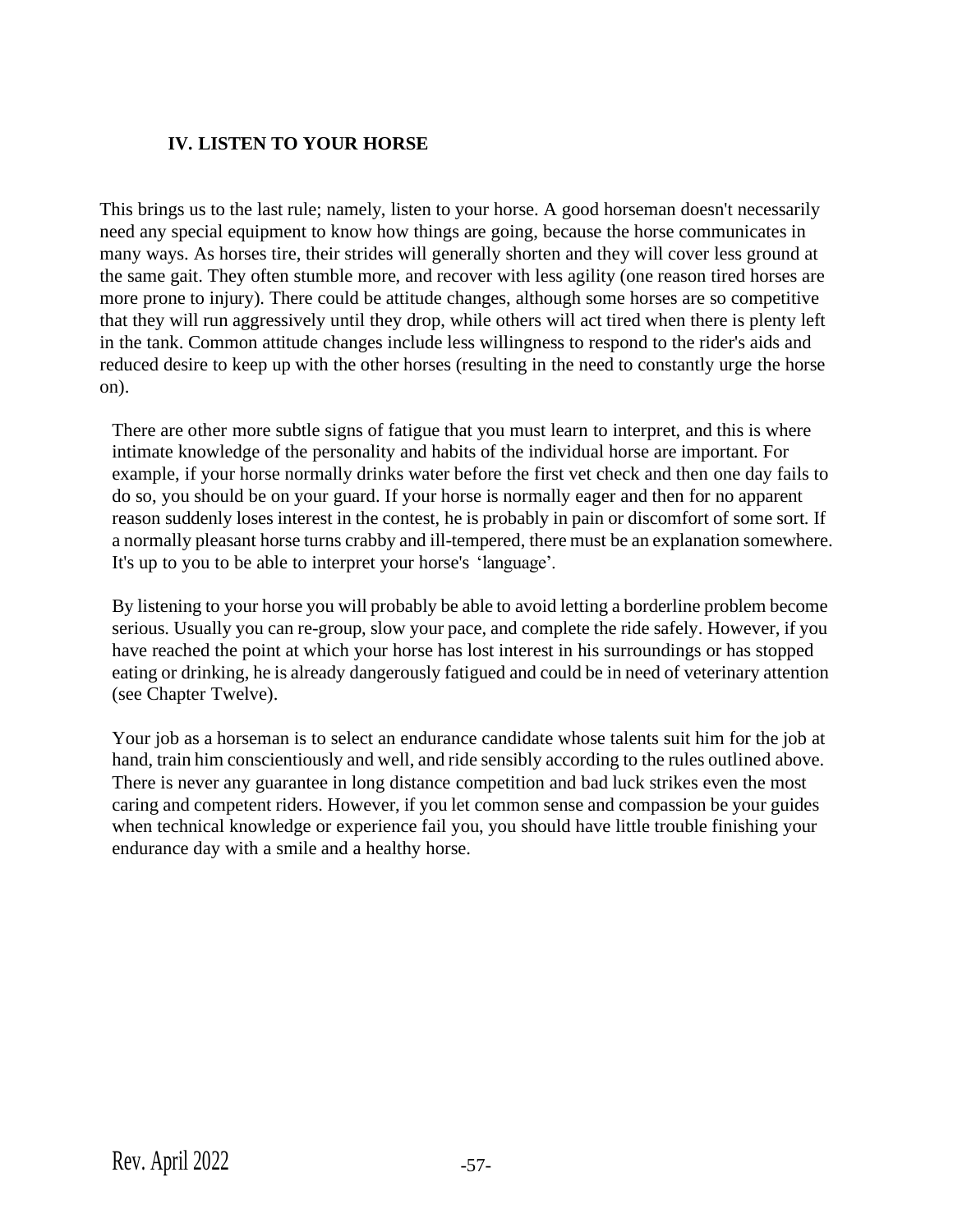### IV. LISTEN TO YOUR HORSE

This brings us to the last rule; namely, listen to your horse. A good horseman doesn't necessarily need any special equipment to know how things are going, because the horse communicates in many ways. As horses tire, their strides will generally shorten and they will cover less ground at the same gait. They often stumble more, and recover with less agility (one reason tired horses are more prone to injury). There could be attitude changes, although some horses are so competitive that they will run aggressively until they drop, while others will act tired when there is plenty left in the tank. Common attitude changes include less willingness to respond to the rider's aids and reduced desire to keep up with the other horses (resulting in the need to constantly urge the horse on).

There are other more subtle signs of fatigue that you must learn to interpret, and this is where intimate knowledge of the personality and habits of the individual horse are important. For example, if your horse normally drinks water before the first vet check and then one day fails to do so, you should be on your guard. If your horse is normally eager and then for no apparent reason suddenly loses interest in the contest, he is probably in pain or discomfort of some sort. If a normally pleasant horse turns crabby and ill-tempered, there must be an explanation somewhere. It's up to you to be able to interpret your horse's 'language'.

By listening to your horse you will probably be able to avoid letting a borderline problem become serious. Usually you can re-group, slow your pace, and complete the ride safely. However, if you have reached the point at which your horse has lost interest in his surroundings or has stopped eating or drinking, he is already dangerously fatigued and could be in need of veterinary attention (see Chapter Twelve).

Your job as a horseman is to select an endurance candidate whose talents suit him for the job at hand, train him conscientiously and well, and ride sensibly according to the rules outlined above. There is never any guarantee in long distance competition and bad luck strikes even the most caring and competent riders. However, if you let common sense and compassion be your guides when technical knowledge or experience fail you, you should have little trouble finishing your endurance day with a smile and a healthy horse.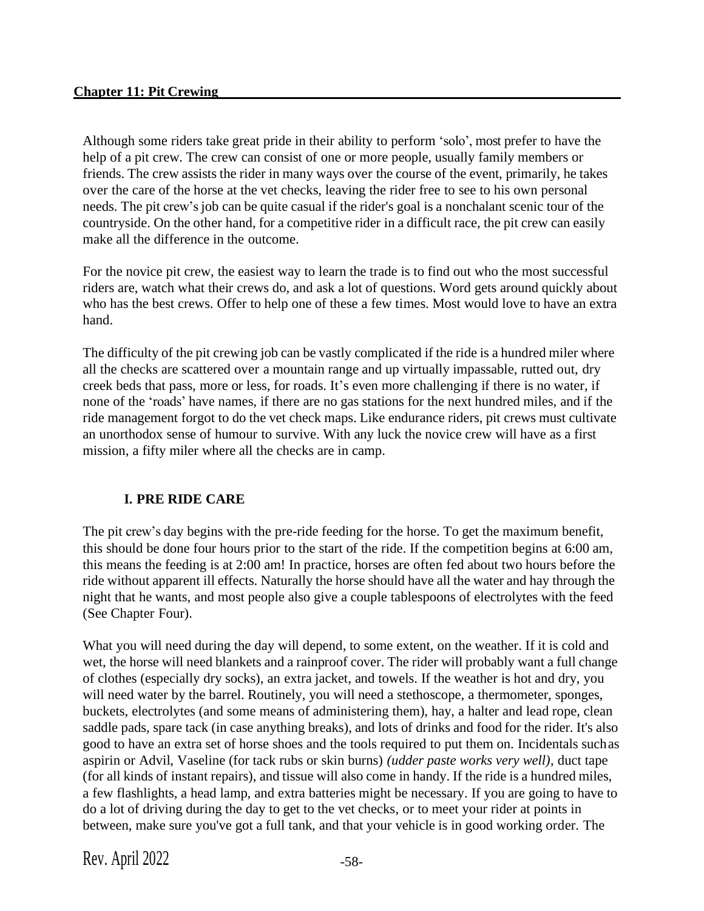## Chapter 11: Pit Crewing

Although some riders take great pride in their ability to perform 'solo', most prefer to have the help of a pit crew. The crew can consist of one or more people, usually family members or friends. The crew assists the rider in many ways over the course of the event, primarily, he takes over the care of the horse at the vet checks, leaving the rider free to see to his own personal needs. The pit crew's job can be quite casual if the rider's goal is a nonchalant scenic tour of the countryside. On the other hand, for a competitive rider in a difficult race, the pit crew can easily make all the difference in the outcome.

For the novice pit crew, the easiest way to learn the trade is to find out who the most successful riders are, watch what their crews do, and ask a lot of questions. Word gets around quickly about who has the best crews. Offer to help one of these a few times. Most would love to have an extra hand.

The difficulty of the pit crewing job can be vastly complicated if the ride is a hundred miler where all the checks are scattered over a mountain range and up virtually impassable, rutted out, dry creek beds that pass, more or less, for roads. It's even more challenging if there is no water, if none of the 'roads' have names, if there are no gas stations for the next hundred miles, and if the ride management forgot to do the vet check maps. Like endurance riders, pit crews must cultivate an unorthodox sense of humour to survive. With any luck the novice crew will have as a first mission, a fifty miler where all the checks are in camp.

### I. PRE RIDE CARE

The pit crew's day begins with the pre-ride feeding for the horse. To get the maximum benefit, this should be done four hours prior to the start of the ride. If the competition begins at 6:00 am, this means the feeding is at 2:00 am! In practice, horses are often fed about two hours before the ride without apparent ill effects. Naturally the horse should have all the water and hay through the night that he wants, and most people also give a couple tablespoons of electrolytes with the feed (See Chapter Four).

What you will need during the day will depend, to some extent, on the weather. If it is cold and wet, the horse will need blankets and a rainproof cover. The rider will probably want a full change of clothes (especially dry socks), an extra jacket, and towels. If the weather is hot and dry, you will need water by the barrel. Routinely, you will need a stethoscope, a thermometer, sponges, buckets, electrolytes (and some means of administering them), hay, a halter and lead rope, clean saddle pads, spare tack (in case anything breaks), and lots of drinks and food for the rider. It's also good to have an extra set of horse shoes and the tools required to put them on. Incidentals such as aspirin or Advil, Vaseline (for tack rubs or skin burns) *(udder paste works very well)*, duct tape (for all kinds of instant repairs), and tissue will also come in handy. If the ride is a hundred miles, a few flashlights, a head lamp, and extra batteries might be necessary. If you are going to have to do a lot of driving during the day to get to the vet checks, or to meet your rider at points in between, make sure you've got a full tank, and that your vehicle is in good working order. The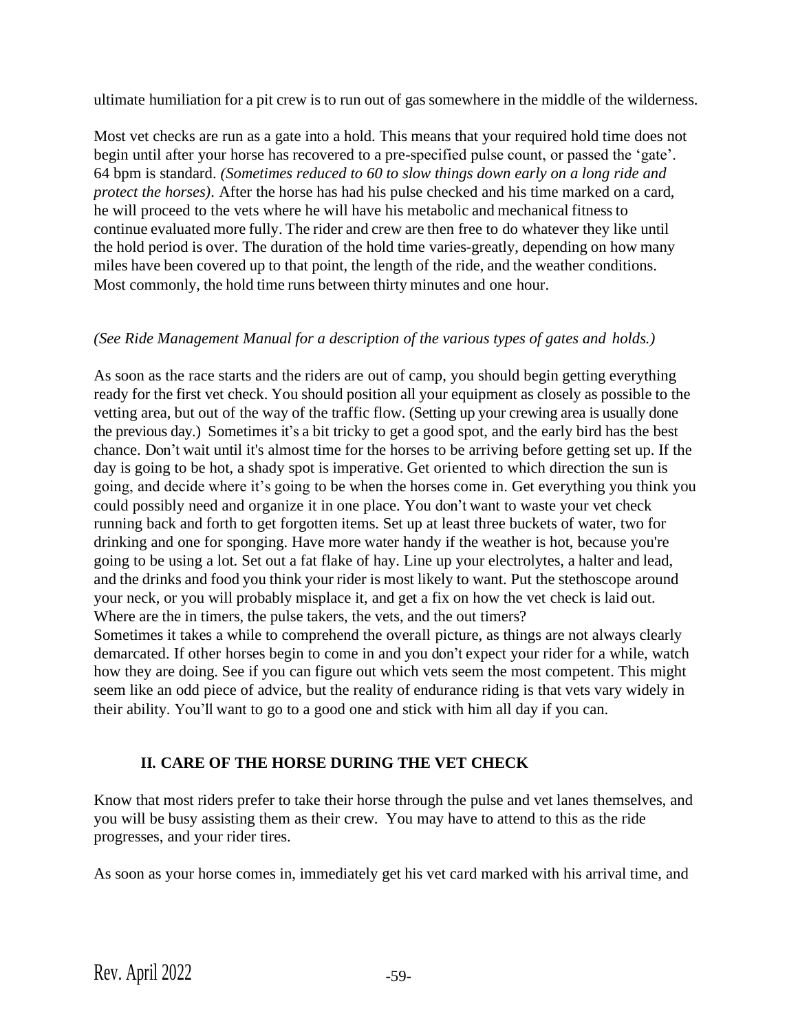ultimate humiliation for a pit crew is to run out of gas somewhere in the middle of the wilderness.

Most vet checks are run as a gate into a hold. This means that your required hold time does not begin until after your horse has recovered to a pre-specified pulse count, or passed the 'gate'. 64 bpm is standard. *(Sometimes reduced to 60 to slow things down early on a long ride and protect the horses)*. After the horse has had his pulse checked and his time marked on a card, he will proceed to the vets where he will have his metabolic and mechanical fitness to continue evaluated more fully. The rider and crew are then free to do whatever they like until the hold period is over. The duration of the hold time varies-greatly, depending on how many miles have been covered up to that point, the length of the ride, and the weather conditions. Most commonly, the hold time runs between thirty minutes and one hour.

*(See Ride Management Manual for a description of the various types of gates and holds.)*

As soon as the race starts and the riders are out of camp, you should begin getting everything ready for the first vet check. You should position all your equipment as closely as possible to the vetting area, but out of the way of the traffic flow. (Setting up your crewing area is usually done the previous day.) Sometimes it's a bit tricky to get a good spot, and the early bird has the best chance. Don't wait until it's almost time for the horses to be arriving before getting set up. If the day is going to be hot, a shady spot is imperative. Get oriented to which direction the sun is going, and decide where it's going to be when the horses come in. Get everything you think you could possibly need and organize it in one place. You don't want to waste your vet check running back and forth to get forgotten items. Set up at least three buckets of water, two for drinking and one for sponging. Have more water handy if the weather is hot, because you're going to be using a lot. Set out a fat flake of hay. Line up your electrolytes, a halter and lead, and the drinks and food you think your rider is most likely to want. Put the stethoscope around your neck, or you will probably misplace it, and get a fix on how the vet check is laid out. Where are the in timers, the pulse takers, the vets, and the out timers?
Sometimes it takes a while to comprehend the overall picture, as things are not always clearly demarcated. If other horses begin to come in and you don't expect your rider for a while, watch how they are doing. See if you can figure out which vets seem the most competent. This might seem like an odd piece of advice, but the reality of endurance riding is that vets vary widely in their ability. You'll want to go to a good one and stick with him all day if you can.

## II. CARE OF THE HORSE DURING THE VET CHECK

Know that most riders prefer to take their horse through the pulse and vet lanes themselves, and you will be busy assisting them as their crew. You may have to attend to this as the ride progresses, and your rider tires.

As soon as your horse comes in, immediately get his vet card marked with his arrival time, and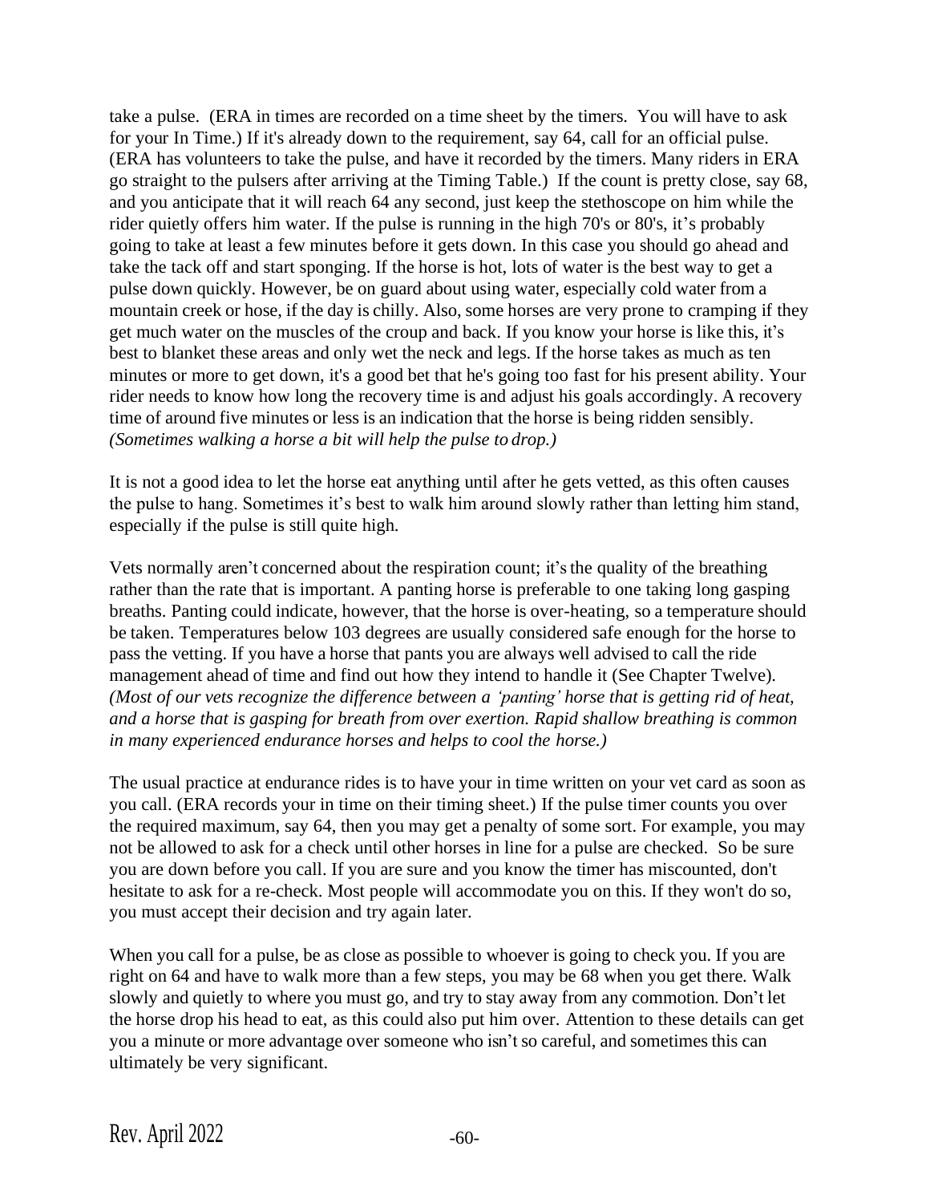take a pulse. (ERA in times are recorded on a time sheet by the timers. You will have to ask for your In Time.) If it's already down to the requirement, say 64, call for an official pulse. (ERA has volunteers to take the pulse, and have it recorded by the timers. Many riders in ERA go straight to the pulsers after arriving at the Timing Table.) If the count is pretty close, say 68, and you anticipate that it will reach 64 any second, just keep the stethoscope on him while the rider quietly offers him water. If the pulse is running in the high 70's or 80's, it's probably going to take at least a few minutes before it gets down. In this case you should go ahead and take the tack off and start sponging. If the horse is hot, lots of water is the best way to get a pulse down quickly. However, be on guard about using water, especially cold water from a mountain creek or hose, if the day is chilly. Also, some horses are very prone to cramping if they get much water on the muscles of the croup and back. If you know your horse is like this, it's best to blanket these areas and only wet the neck and legs. If the horse takes as much as ten minutes or more to get down, it's a good bet that he's going too fast for his present ability. Your rider needs to know how long the recovery time is and adjust his goals accordingly. A recovery time of around five minutes or less is an indication that the horse is being ridden sensibly. *(Sometimes walking a horse a bit will help the pulse to drop.)*

It is not a good idea to let the horse eat anything until after he gets vetted, as this often causes the pulse to hang. Sometimes it's best to walk him around slowly rather than letting him stand, especially if the pulse is still quite high.

Vets normally aren't concerned about the respiration count; it's the quality of the breathing rather than the rate that is important. A panting horse is preferable to one taking long gasping breaths. Panting could indicate, however, that the horse is over-heating, so a temperature should be taken. Temperatures below 103 degrees are usually considered safe enough for the horse to pass the vetting. If you have a horse that pants you are always well advised to call the ride management ahead of time and find out how they intend to handle it (See Chapter Twelve). *(Most of our vets recognize the difference between a 'panting' horse that is getting rid of heat, and a horse that is gasping for breath from over exertion. Rapid shallow breathing is common in many experienced endurance horses and helps to cool the horse.)*

The usual practice at endurance rides is to have your in time written on your vet card as soon as you call. (ERA records your in time on their timing sheet.) If the pulse timer counts you over the required maximum, say 64, then you may get a penalty of some sort. For example, you may not be allowed to ask for a check until other horses in line for a pulse are checked. So be sure you are down before you call. If you are sure and you know the timer has miscounted, don't hesitate to ask for a re-check. Most people will accommodate you on this. If they won't do so, you must accept their decision and try again later.

When you call for a pulse, be as close as possible to whoever is going to check you. If you are right on 64 and have to walk more than a few steps, you may be 68 when you get there. Walk slowly and quietly to where you must go, and try to stay away from any commotion. Don't let the horse drop his head to eat, as this could also put him over. Attention to these details can get you a minute or more advantage over someone who isn't so careful, and sometimes this can ultimately be very significant.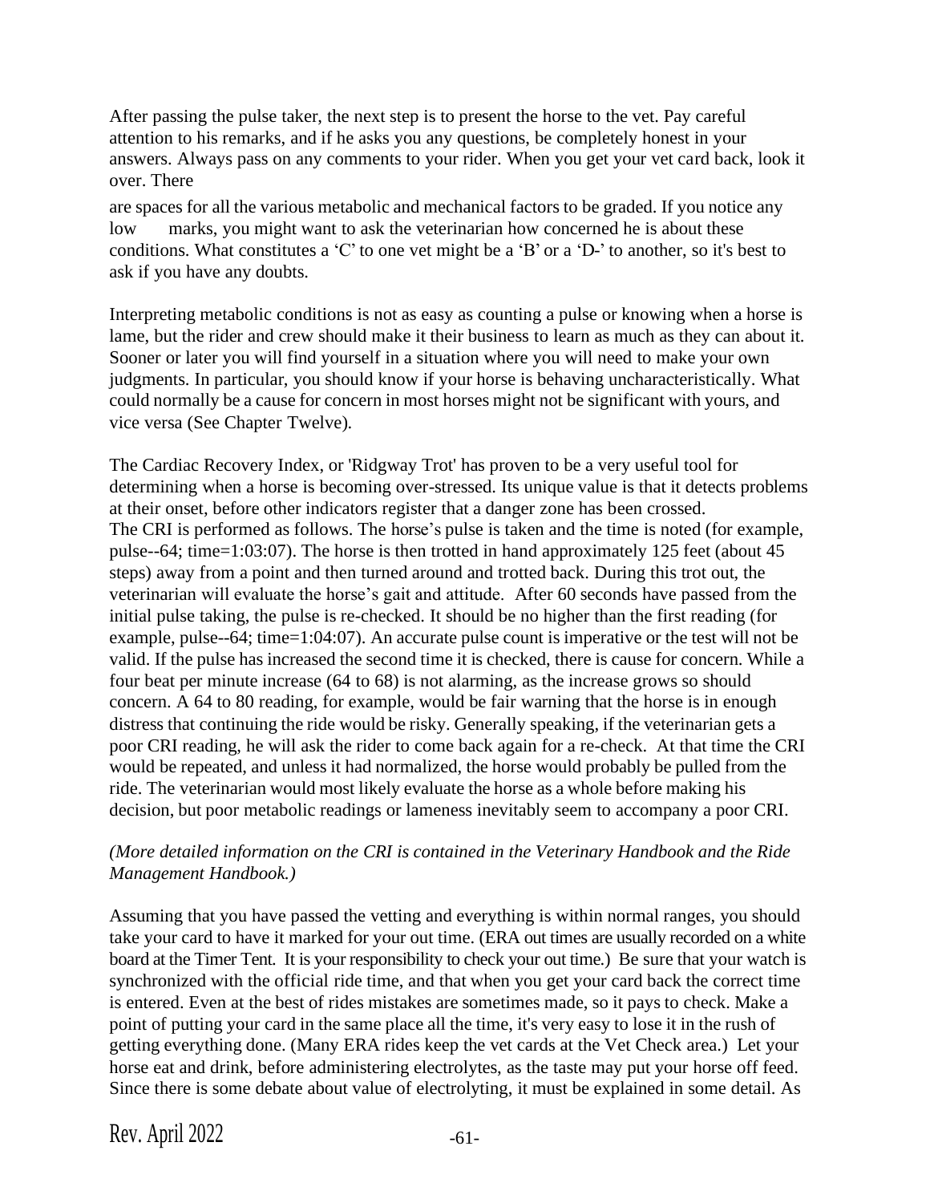After passing the pulse taker, the next step is to present the horse to the vet. Pay careful attention to his remarks, and if he asks you any questions, be completely honest in your answers. Always pass on any comments to your rider. When you get your vet card back, look it over. There are spaces for all the various metabolic and mechanical factors to be graded. If you notice any low marks, you might want to ask the veterinarian how concerned he is about these conditions. What constitutes a 'C' to one vet might be a 'B' or a 'D-' to another, so it's best to ask if you have any doubts.

Interpreting metabolic conditions is not as easy as counting a pulse or knowing when a horse is lame, but the rider and crew should make it their business to learn as much as they can about it. Sooner or later you will find yourself in a situation where you will need to make your own judgments. In particular, you should know if your horse is behaving uncharacteristically. What could normally be a cause for concern in most horses might not be significant with yours, and vice versa (See Chapter Twelve).

The Cardiac Recovery Index, or 'Ridgway Trot' has proven to be a very useful tool for determining when a horse is becoming over-stressed. Its unique value is that it detects problems at their onset, before other indicators register that a danger zone has been crossed.
The CRI is performed as follows. The horse's pulse is taken and the time is noted (for example, pulse--64; time=1:03:07). The horse is then trotted in hand approximately 125 feet (about 45 steps) away from a point and then turned around and trotted back. During this trot out, the veterinarian will evaluate the horse's gait and attitude. After 60 seconds have passed from the initial pulse taking, the pulse is re-checked. It should be no higher than the first reading (for example, pulse--64; time=1:04:07). An accurate pulse count is imperative or the test will not be valid. If the pulse has increased the second time it is checked, there is cause for concern. While a four beat per minute increase (64 to 68) is not alarming, as the increase grows so should concern. A 64 to 80 reading, for example, would be fair warning that the horse is in enough distress that continuing the ride would be risky. Generally speaking, if the veterinarian gets a poor CRI reading, he will ask the rider to come back again for a re-check. At that time the CRI would be repeated, and unless it had normalized, the horse would probably be pulled from the ride. The veterinarian would most likely evaluate the horse as a whole before making his decision, but poor metabolic readings or lameness inevitably seem to accompany a poor CRI.

*(More detailed information on the CRI is contained in the Veterinary Handbook and the Ride Management Handbook.)*

Assuming that you have passed the vetting and everything is within normal ranges, you should take your card to have it marked for your out time. (ERA out times are usually recorded on a white board at the Timer Tent. It is your responsibility to check your out time.) Be sure that your watch is synchronized with the official ride time, and that when you get your card back the correct time is entered. Even at the best of rides mistakes are sometimes made, so it pays to check. Make a point of putting your card in the same place all the time, it's very easy to lose it in the rush of getting everything done. (Many ERA rides keep the vet cards at the Vet Check area.) Let your horse eat and drink, before administering electrolytes, as the taste may put your horse off feed. Since there is some debate about value of electrolyting, it must be explained in some detail. As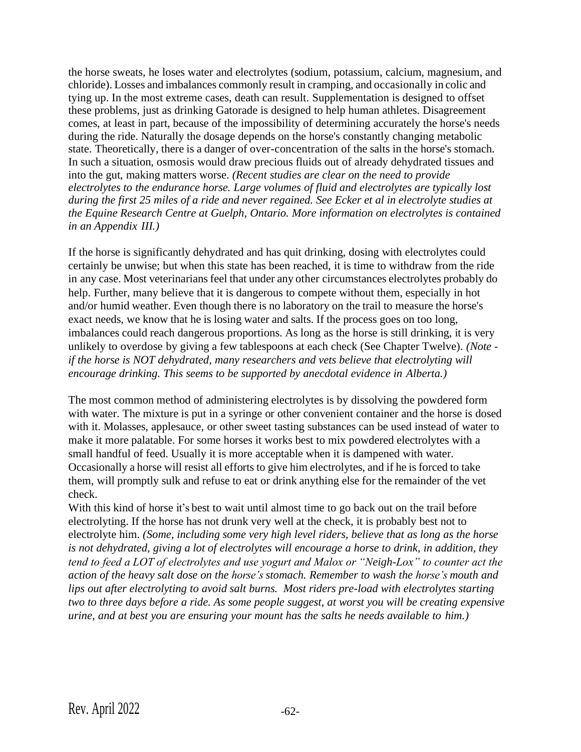the horse sweats, he loses water and electrolytes (sodium, potassium, calcium, magnesium, and chloride). Losses and imbalances commonly result in cramping, and occasionally in colic and tying up. In the most extreme cases, death can result. Supplementation is designed to offset these problems, just as drinking Gatorade is designed to help human athletes. Disagreement comes, at least in part, because of the impossibility of determining accurately the horse's needs during the ride. Naturally the dosage depends on the horse's constantly changing metabolic state. Theoretically, there is a danger of over-concentration of the salts in the horse's stomach. In such a situation, osmosis would draw precious fluids out of already dehydrated tissues and into the gut, making matters worse. *(Recent studies are clear on the need to provide electrolytes to the endurance horse. Large volumes of fluid and electrolytes are typically lost during the first 25 miles of a ride and never regained. See Ecker et al in electrolyte studies at the Equine Research Centre at Guelph, Ontario. More information on electrolytes is contained in an Appendix III.)*

If the horse is significantly dehydrated and has quit drinking, dosing with electrolytes could certainly be unwise; but when this state has been reached, it is time to withdraw from the ride in any case. Most veterinarians feel that under any other circumstances electrolytes probably do help. Further, many believe that it is dangerous to compete without them, especially in hot and/or humid weather. Even though there is no laboratory on the trail to measure the horse's exact needs, we know that he is losing water and salts. If the process goes on too long, imbalances could reach dangerous proportions. As long as the horse is still drinking, it is very unlikely to overdose by giving a few tablespoons at each check (See Chapter Twelve). *(Note - if the horse is NOT dehydrated, many researchers and vets believe that electrolyting will encourage drinking. This seems to be supported by anecdotal evidence in Alberta.)*

The most common method of administering electrolytes is by dissolving the powdered form with water. The mixture is put in a syringe or other convenient container and the horse is dosed with it. Molasses, applesauce, or other sweet tasting substances can be used instead of water to make it more palatable. For some horses it works best to mix powdered electrolytes with a small handful of feed. Usually it is more acceptable when it is dampened with water. Occasionally a horse will resist all efforts to give him electrolytes, and if he is forced to take them, will promptly sulk and refuse to eat or drink anything else for the remainder of the vet check.

With this kind of horse it's best to wait until almost time to go back out on the trail before electrolyting. If the horse has not drunk very well at the check, it is probably best not to electrolyte him. *(Some, including some very high level riders, believe that as long as the horse is not dehydrated, giving a lot of electrolytes will encourage a horse to drink, in addition, they tend to feed a LOT of electrolytes and use yogurt and Malox or "Neigh-Lox" to counter act the action of the heavy salt dose on the horse's stomach. Remember to wash the horse's mouth and lips out after electrolyting to avoid salt burns. Most riders pre-load with electrolytes starting two to three days before a ride. As some people suggest, at worst you will be creating expensive urine, and at best you are ensuring your mount has the salts he needs available to him.)*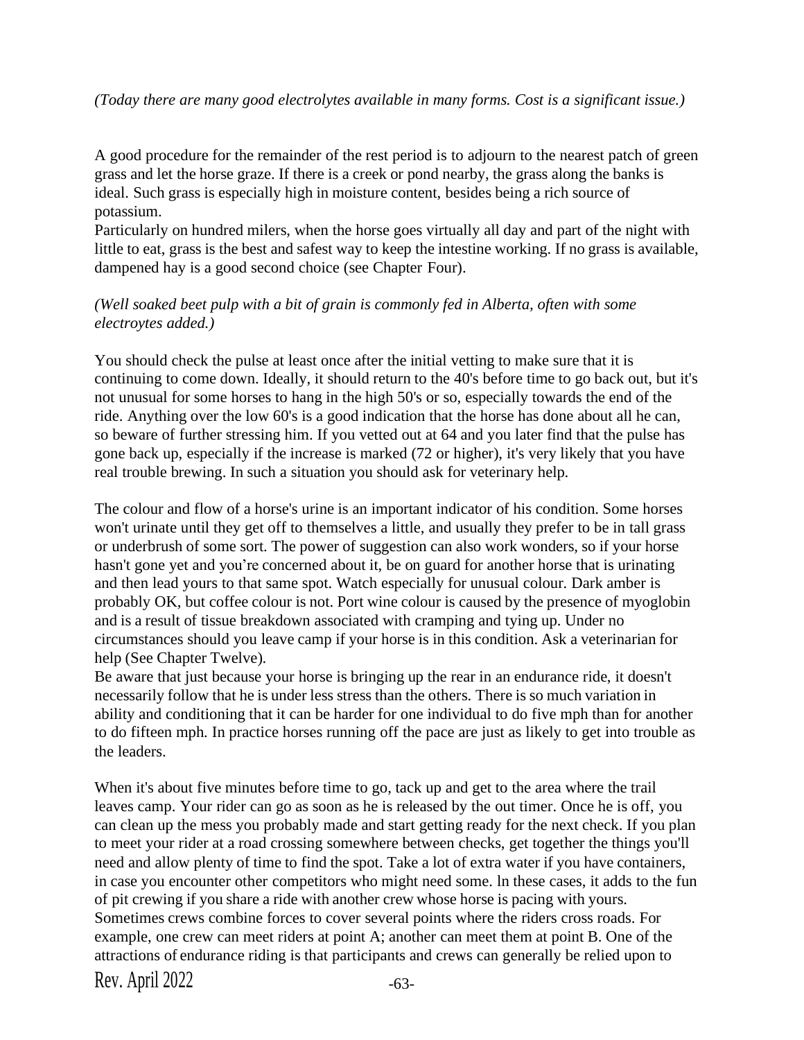*(Today there are many good electrolytes available in many forms. Cost is a significant issue.)*

A good procedure for the remainder of the rest period is to adjourn to the nearest patch of green grass and let the horse graze. If there is a creek or pond nearby, the grass along the banks is ideal. Such grass is especially high in moisture content, besides being a rich source of potassium.

Particularly on hundred milers, when the horse goes virtually all day and part of the night with little to eat, grass is the best and safest way to keep the intestine working. If no grass is available, dampened hay is a good second choice (see Chapter Four).

*(Well soaked beet pulp with a bit of grain is commonly fed in Alberta, often with some electroytes added.)*

You should check the pulse at least once after the initial vetting to make sure that it is continuing to come down. Ideally, it should return to the 40's before time to go back out, but it's not unusual for some horses to hang in the high 50's or so, especially towards the end of the ride. Anything over the low 60's is a good indication that the horse has done about all he can, so beware of further stressing him. If you vetted out at 64 and you later find that the pulse has gone back up, especially if the increase is marked (72 or higher), it's very likely that you have real trouble brewing. In such a situation you should ask for veterinary help.

The colour and flow of a horse's urine is an important indicator of his condition. Some horses won't urinate until they get off to themselves a little, and usually they prefer to be in tall grass or underbrush of some sort. The power of suggestion can also work wonders, so if your horse hasn't gone yet and you're concerned about it, be on guard for another horse that is urinating and then lead yours to that same spot. Watch especially for unusual colour. Dark amber is probably OK, but coffee colour is not. Port wine colour is caused by the presence of myoglobin and is a result of tissue breakdown associated with cramping and tying up. Under no circumstances should you leave camp if your horse is in this condition. Ask a veterinarian for help (See Chapter Twelve).

Be aware that just because your horse is bringing up the rear in an endurance ride, it doesn't necessarily follow that he is under less stress than the others. There is so much variation in ability and conditioning that it can be harder for one individual to do five mph than for another to do fifteen mph. In practice horses running off the pace are just as likely to get into trouble as the leaders.

When it's about five minutes before time to go, tack up and get to the area where the trail leaves camp. Your rider can go as soon as he is released by the out timer. Once he is off, you can clean up the mess you probably made and start getting ready for the next check. If you plan to meet your rider at a road crossing somewhere between checks, get together the things you'll need and allow plenty of time to find the spot. Take a lot of extra water if you have containers, in case you encounter other competitors who might need some. In these cases, it adds to the fun of pit crewing if you share a ride with another crew whose horse is pacing with yours. Sometimes crews combine forces to cover several points where the riders cross roads. For example, one crew can meet riders at point A; another can meet them at point B. One of the attractions of endurance riding is that participants and crews can generally be relied upon to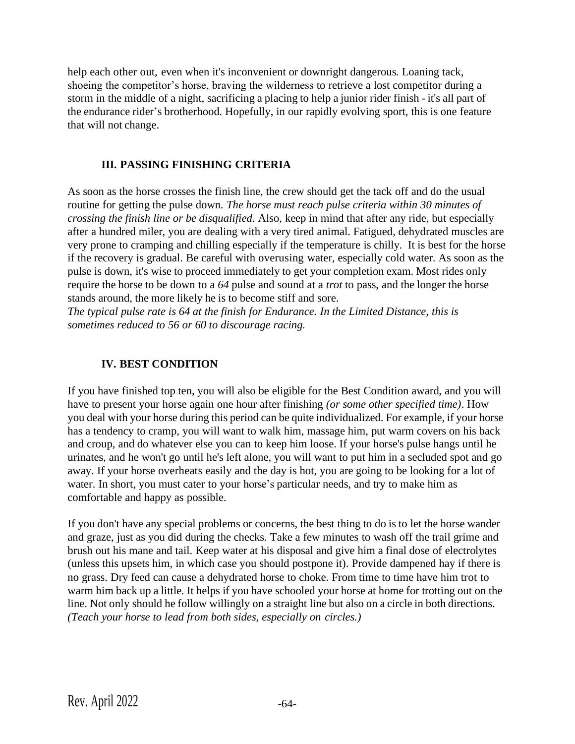help each other out, even when it's inconvenient or downright dangerous. Loaning tack, shoeing the competitor's horse, braving the wilderness to retrieve a lost competitor during a storm in the middle of a night, sacrificing a placing to help a junior rider finish - it's all part of the endurance rider's brotherhood. Hopefully, in our rapidly evolving sport, this is one feature that will not change.

### III. PASSING FINISHING CRITERIA

As soon as the horse crosses the finish line, the crew should get the tack off and do the usual routine for getting the pulse down. *The horse must reach pulse criteria within 30 minutes of crossing the finish line or be disqualified.* Also, keep in mind that after any ride, but especially after a hundred miler, you are dealing with a very tired animal. Fatigued, dehydrated muscles are very prone to cramping and chilling especially if the temperature is chilly. It is best for the horse if the recovery is gradual. Be careful with overusing water, especially cold water. As soon as the pulse is down, it's wise to proceed immediately to get your completion exam. Most rides only require the horse to be down to a *64* pulse and sound at a *trot* to pass, and the longer the horse stands around, the more likely he is to become stiff and sore.
*The typical pulse rate is 64 at the finish for Endurance. In the Limited Distance, this is sometimes reduced to 56 or 60 to discourage racing.*

### IV. BEST CONDITION

If you have finished top ten, you will also be eligible for the Best Condition award, and you will have to present your horse again one hour after finishing *(or some other specified time)*. How you deal with your horse during this period can be quite individualized. For example, if your horse has a tendency to cramp, you will want to walk him, massage him, put warm covers on his back and croup, and do whatever else you can to keep him loose. If your horse's pulse hangs until he urinates, and he won't go until he's left alone, you will want to put him in a secluded spot and go away. If your horse overheats easily and the day is hot, you are going to be looking for a lot of water. In short, you must cater to your horse's particular needs, and try to make him as comfortable and happy as possible.

If you don't have any special problems or concerns, the best thing to do is to let the horse wander and graze, just as you did during the checks. Take a few minutes to wash off the trail grime and brush out his mane and tail. Keep water at his disposal and give him a final dose of electrolytes (unless this upsets him, in which case you should postpone it). Provide dampened hay if there is no grass. Dry feed can cause a dehydrated horse to choke. From time to time have him trot to warm him back up a little. It helps if you have schooled your horse at home for trotting out on the line. Not only should he follow willingly on a straight line but also on a circle in both directions. *(Teach your horse to lead from both sides, especially on circles.)*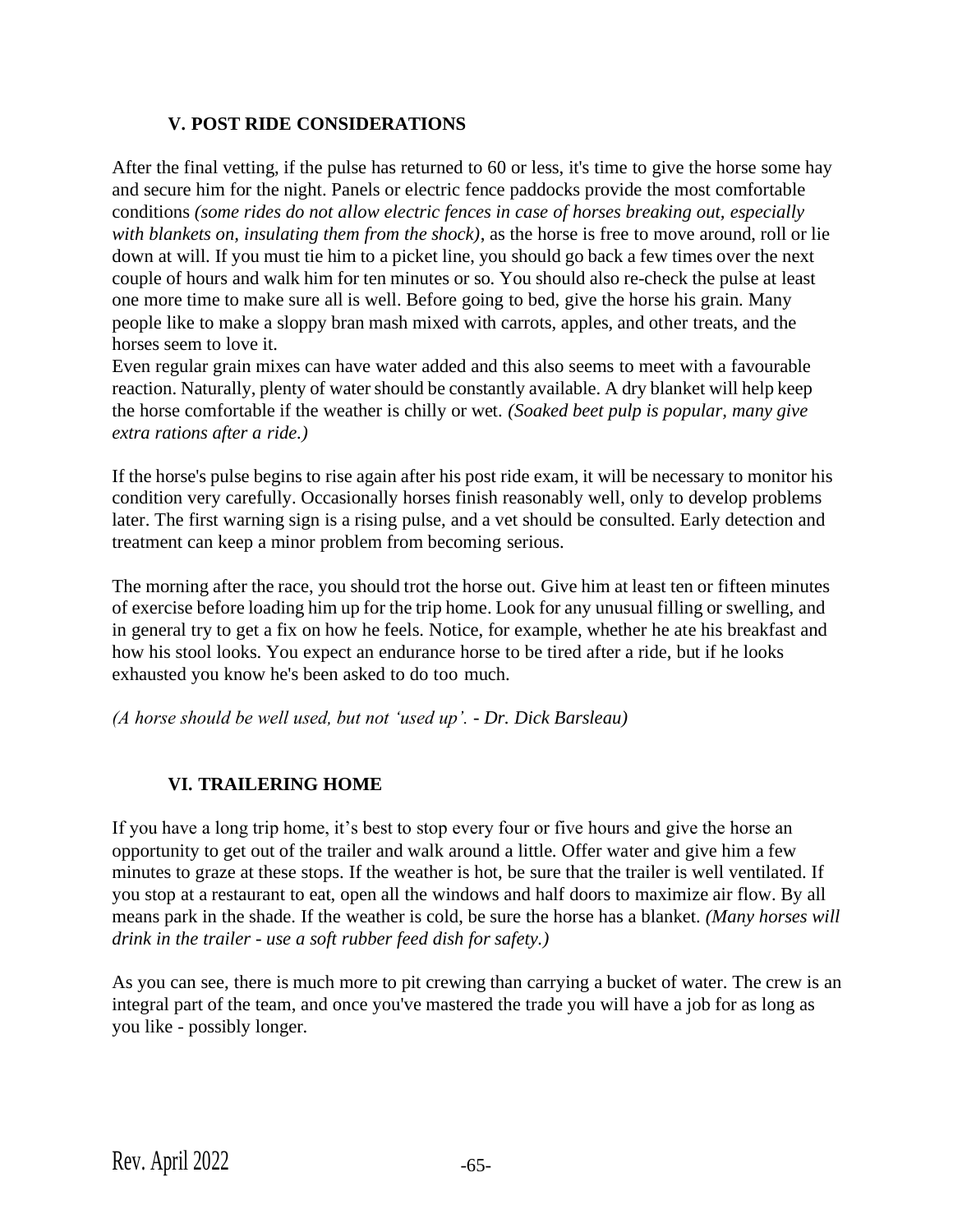## V. POST RIDE CONSIDERATIONS

After the final vetting, if the pulse has returned to 60 or less, it's time to give the horse some hay and secure him for the night. Panels or electric fence paddocks provide the most comfortable conditions *(some rides do not allow electric fences in case of horses breaking out, especially with blankets on, insulating them from the shock)*, as the horse is free to move around, roll or lie down at will. If you must tie him to a picket line, you should go back a few times over the next couple of hours and walk him for ten minutes or so. You should also re-check the pulse at least one more time to make sure all is well. Before going to bed, give the horse his grain. Many people like to make a sloppy bran mash mixed with carrots, apples, and other treats, and the horses seem to love it.

Even regular grain mixes can have water added and this also seems to meet with a favourable reaction. Naturally, plenty of water should be constantly available. A dry blanket will help keep the horse comfortable if the weather is chilly or wet. *(Soaked beet pulp is popular, many give extra rations after a ride.)*

If the horse's pulse begins to rise again after his post ride exam, it will be necessary to monitor his condition very carefully. Occasionally horses finish reasonably well, only to develop problems later. The first warning sign is a rising pulse, and a vet should be consulted. Early detection and treatment can keep a minor problem from becoming serious.

The morning after the race, you should trot the horse out. Give him at least ten or fifteen minutes of exercise before loading him up for the trip home. Look for any unusual filling or swelling, and in general try to get a fix on how he feels. Notice, for example, whether he ate his breakfast and how his stool looks. You expect an endurance horse to be tired after a ride, but if he looks exhausted you know he's been asked to do too much.

*(A horse should be well used, but not 'used up'. - Dr. Dick Barsleau)*

## VI. TRAILERING HOME

If you have a long trip home, it's best to stop every four or five hours and give the horse an opportunity to get out of the trailer and walk around a little. Offer water and give him a few minutes to graze at these stops. If the weather is hot, be sure that the trailer is well ventilated. If you stop at a restaurant to eat, open all the windows and half doors to maximize air flow. By all means park in the shade. If the weather is cold, be sure the horse has a blanket. *(Many horses will drink in the trailer - use a soft rubber feed dish for safety.)*

As you can see, there is much more to pit crewing than carrying a bucket of water. The crew is an integral part of the team, and once you've mastered the trade you will have a job for as long as you like - possibly longer.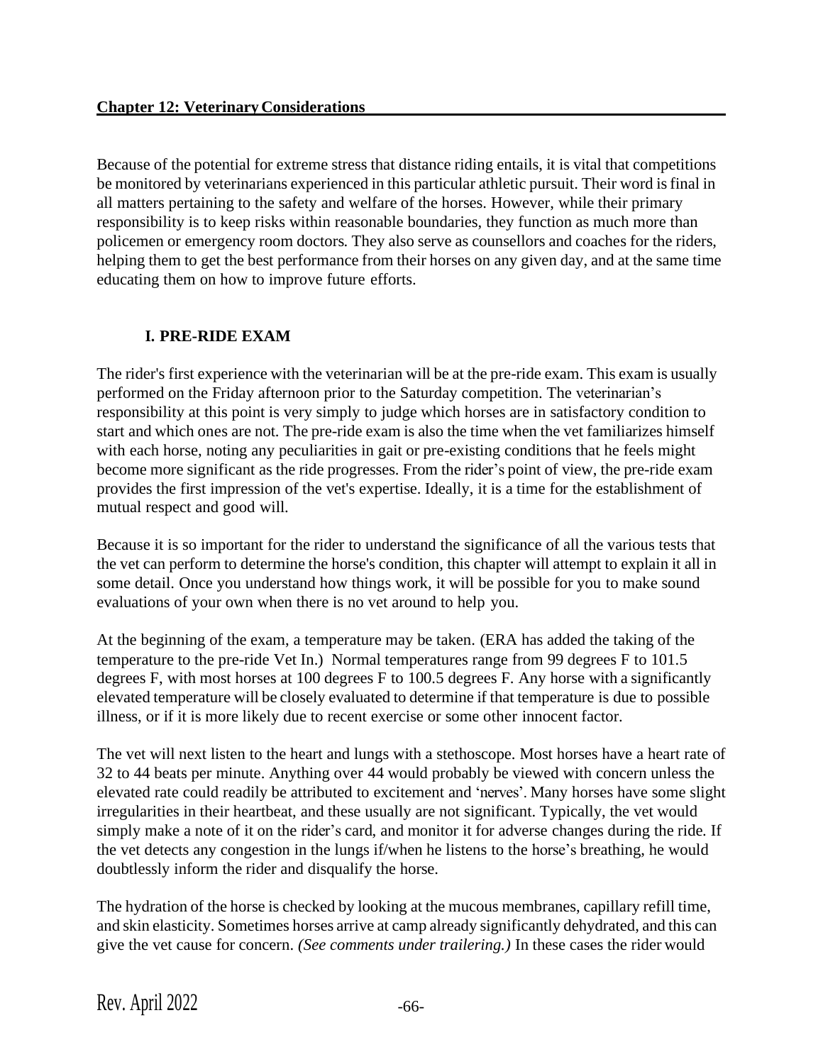## Chapter 12: Veterinary Considerations

Because of the potential for extreme stress that distance riding entails, it is vital that competitions be monitored by veterinarians experienced in this particular athletic pursuit. Their word is final in all matters pertaining to the safety and welfare of the horses. However, while their primary responsibility is to keep risks within reasonable boundaries, they function as much more than policemen or emergency room doctors. They also serve as counsellors and coaches for the riders, helping them to get the best performance from their horses on any given day, and at the same time educating them on how to improve future efforts.

### I. PRE-RIDE EXAM

The rider's first experience with the veterinarian will be at the pre-ride exam. This exam is usually performed on the Friday afternoon prior to the Saturday competition. The veterinarian's responsibility at this point is very simply to judge which horses are in satisfactory condition to start and which ones are not. The pre-ride exam is also the time when the vet familiarizes himself with each horse, noting any peculiarities in gait or pre-existing conditions that he feels might become more significant as the ride progresses. From the rider's point of view, the pre-ride exam provides the first impression of the vet's expertise. Ideally, it is a time for the establishment of mutual respect and good will.

Because it is so important for the rider to understand the significance of all the various tests that the vet can perform to determine the horse's condition, this chapter will attempt to explain it all in some detail. Once you understand how things work, it will be possible for you to make sound evaluations of your own when there is no vet around to help you.

At the beginning of the exam, a temperature may be taken. (ERA has added the taking of the temperature to the pre-ride Vet In.) Normal temperatures range from 99 degrees F to 101.5 degrees F, with most horses at 100 degrees F to 100.5 degrees F. Any horse with a significantly elevated temperature will be closely evaluated to determine if that temperature is due to possible illness, or if it is more likely due to recent exercise or some other innocent factor.

The vet will next listen to the heart and lungs with a stethoscope. Most horses have a heart rate of 32 to 44 beats per minute. Anything over 44 would probably be viewed with concern unless the elevated rate could readily be attributed to excitement and 'nerves'. Many horses have some slight irregularities in their heartbeat, and these usually are not significant. Typically, the vet would simply make a note of it on the rider's card, and monitor it for adverse changes during the ride. If the vet detects any congestion in the lungs if/when he listens to the horse's breathing, he would doubtlessly inform the rider and disqualify the horse.

The hydration of the horse is checked by looking at the mucous membranes, capillary refill time, and skin elasticity. Sometimes horses arrive at camp already significantly dehydrated, and this can give the vet cause for concern. *(See comments under trailering.)* In these cases the rider would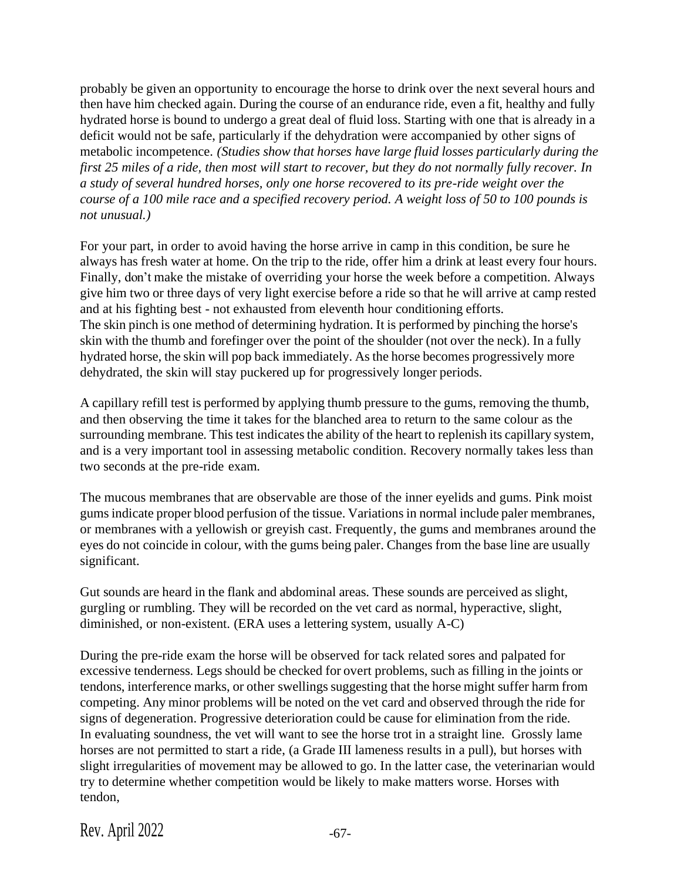probably be given an opportunity to encourage the horse to drink over the next several hours and then have him checked again. During the course of an endurance ride, even a fit, healthy and fully hydrated horse is bound to undergo a great deal of fluid loss. Starting with one that is already in a deficit would not be safe, particularly if the dehydration were accompanied by other signs of metabolic incompetence. *(Studies show that horses have large fluid losses particularly during the first 25 miles of a ride, then most will start to recover, but they do not normally fully recover. In a study of several hundred horses, only one horse recovered to its pre-ride weight over the course of a 100 mile race and a specified recovery period. A weight loss of 50 to 100 pounds is not unusual.)*

For your part, in order to avoid having the horse arrive in camp in this condition, be sure he always has fresh water at home. On the trip to the ride, offer him a drink at least every four hours. Finally, don't make the mistake of overriding your horse the week before a competition. Always give him two or three days of very light exercise before a ride so that he will arrive at camp rested and at his fighting best - not exhausted from eleventh hour conditioning efforts.
The skin pinch is one method of determining hydration. It is performed by pinching the horse's skin with the thumb and forefinger over the point of the shoulder (not over the neck). In a fully hydrated horse, the skin will pop back immediately. As the horse becomes progressively more dehydrated, the skin will stay puckered up for progressively longer periods.

A capillary refill test is performed by applying thumb pressure to the gums, removing the thumb, and then observing the time it takes for the blanched area to return to the same colour as the surrounding membrane. This test indicates the ability of the heart to replenish its capillary system, and is a very important tool in assessing metabolic condition. Recovery normally takes less than two seconds at the pre-ride exam.

The mucous membranes that are observable are those of the inner eyelids and gums. Pink moist gums indicate proper blood perfusion of the tissue. Variations in normal include paler membranes, or membranes with a yellowish or greyish cast. Frequently, the gums and membranes around the eyes do not coincide in colour, with the gums being paler. Changes from the base line are usually significant.

Gut sounds are heard in the flank and abdominal areas. These sounds are perceived as slight, gurgling or rumbling. They will be recorded on the vet card as normal, hyperactive, slight, diminished, or non-existent. (ERA uses a lettering system, usually A-C)

During the pre-ride exam the horse will be observed for tack related sores and palpated for excessive tenderness. Legs should be checked for overt problems, such as filling in the joints or tendons, interference marks, or other swellings suggesting that the horse might suffer harm from competing. Any minor problems will be noted on the vet card and observed through the ride for signs of degeneration. Progressive deterioration could be cause for elimination from the ride.
In evaluating soundness, the vet will want to see the horse trot in a straight line. Grossly lame horses are not permitted to start a ride, (a Grade III lameness results in a pull), but horses with slight irregularities of movement may be allowed to go. In the latter case, the veterinarian would try to determine whether competition would be likely to make matters worse. Horses with tendon,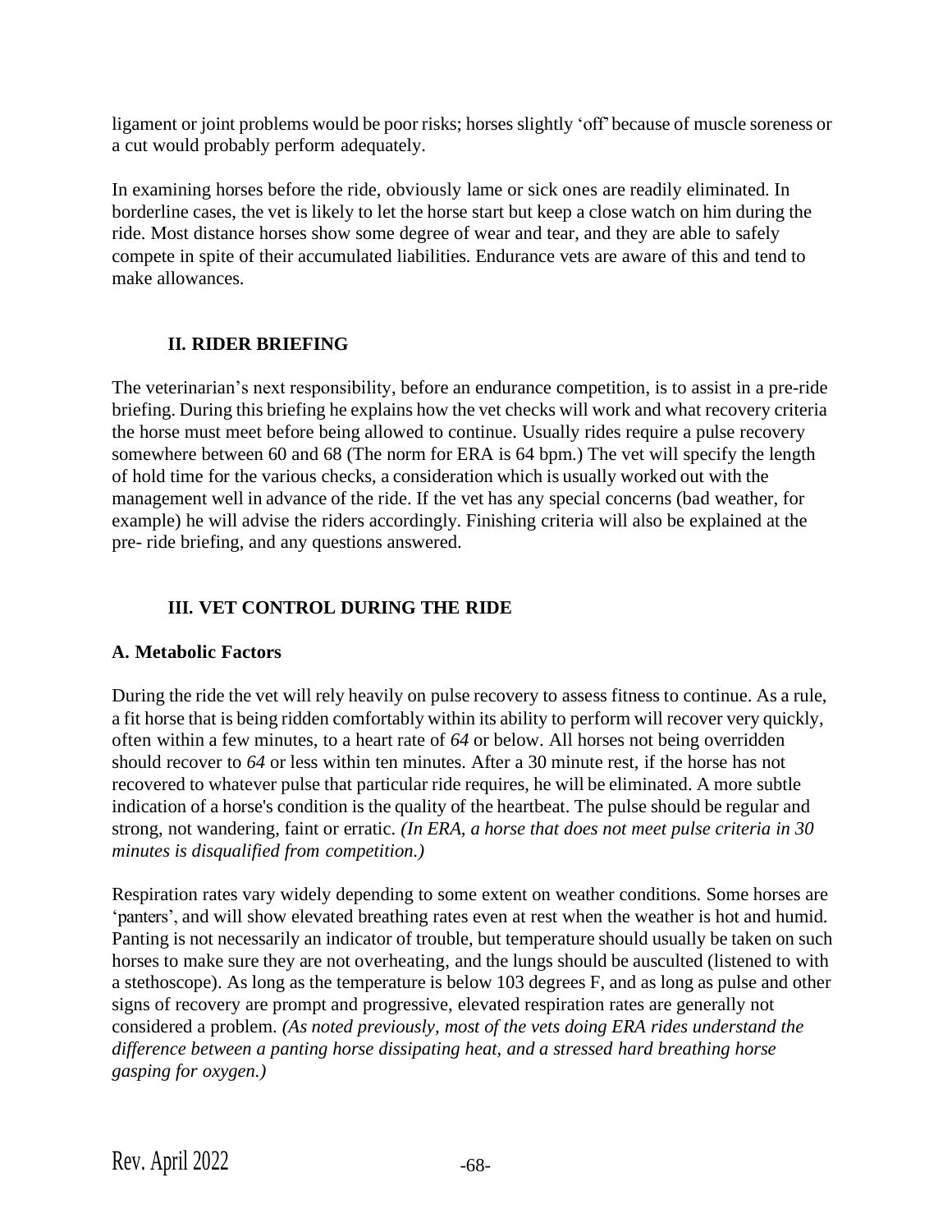ligament or joint problems would be poor risks; horses slightly 'off' because of muscle soreness or a cut would probably perform adequately.

In examining horses before the ride, obviously lame or sick ones are readily eliminated. In borderline cases, the vet is likely to let the horse start but keep a close watch on him during the ride. Most distance horses show some degree of wear and tear, and they are able to safely compete in spite of their accumulated liabilities. Endurance vets are aware of this and tend to make allowances.

## II. RIDER BRIEFING

The veterinarian's next responsibility, before an endurance competition, is to assist in a pre-ride briefing. During this briefing he explains how the vet checks will work and what recovery criteria the horse must meet before being allowed to continue. Usually rides require a pulse recovery somewhere between 60 and 68 (The norm for ERA is 64 bpm.) The vet will specify the length of hold time for the various checks, a consideration which is usually worked out with the management well in advance of the ride. If the vet has any special concerns (bad weather, for example) he will advise the riders accordingly. Finishing criteria will also be explained at the pre- ride briefing, and any questions answered.

## III. VET CONTROL DURING THE RIDE

### A. Metabolic Factors

During the ride the vet will rely heavily on pulse recovery to assess fitness to continue. As a rule, a fit horse that is being ridden comfortably within its ability to perform will recover very quickly, often within a few minutes, to a heart rate of *64* or below. All horses not being overridden should recover to *64* or less within ten minutes. After a 30 minute rest, if the horse has not recovered to whatever pulse that particular ride requires, he will be eliminated. A more subtle indication of a horse's condition is the quality of the heartbeat. The pulse should be regular and strong, not wandering, faint or erratic. *(In ERA, a horse that does not meet pulse criteria in 30 minutes is disqualified from competition.)*

Respiration rates vary widely depending to some extent on weather conditions. Some horses are 'panters', and will show elevated breathing rates even at rest when the weather is hot and humid. Panting is not necessarily an indicator of trouble, but temperature should usually be taken on such horses to make sure they are not overheating, and the lungs should be ausculted (listened to with a stethoscope). As long as the temperature is below 103 degrees F, and as long as pulse and other signs of recovery are prompt and progressive, elevated respiration rates are generally not considered a problem. *(As noted previously, most of the vets doing ERA rides understand the difference between a panting horse dissipating heat, and a stressed hard breathing horse gasping for oxygen.)*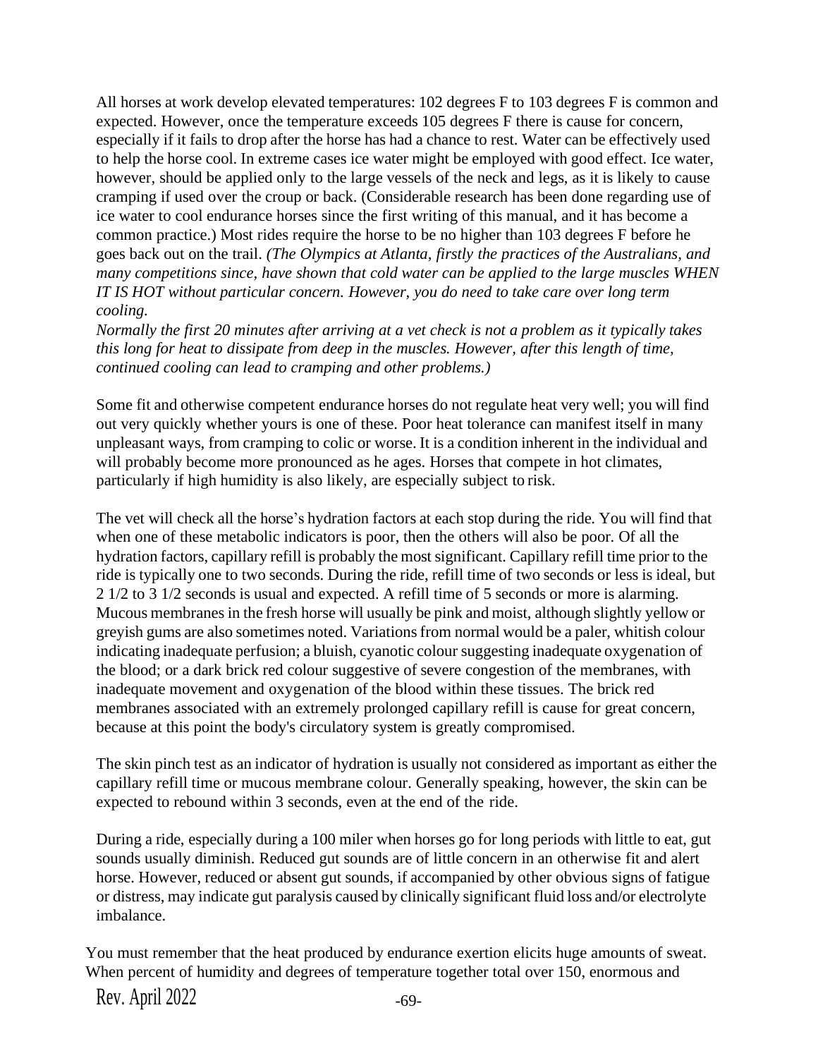All horses at work develop elevated temperatures: 102 degrees F to 103 degrees F is common and expected. However, once the temperature exceeds 105 degrees F there is cause for concern, especially if it fails to drop after the horse has had a chance to rest. Water can be effectively used to help the horse cool. In extreme cases ice water might be employed with good effect. Ice water, however, should be applied only to the large vessels of the neck and legs, as it is likely to cause cramping if used over the croup or back. (Considerable research has been done regarding use of ice water to cool endurance horses since the first writing of this manual, and it has become a common practice.) Most rides require the horse to be no higher than 103 degrees F before he goes back out on the trail. *(The Olympics at Atlanta, firstly the practices of the Australians, and many competitions since, have shown that cold water can be applied to the large muscles WHEN IT IS HOT without particular concern. However, you do need to take care over long term cooling.*
*Normally the first 20 minutes after arriving at a vet check is not a problem as it typically takes this long for heat to dissipate from deep in the muscles. However, after this length of time, continued cooling can lead to cramping and other problems.)*

Some fit and otherwise competent endurance horses do not regulate heat very well; you will find out very quickly whether yours is one of these. Poor heat tolerance can manifest itself in many unpleasant ways, from cramping to colic or worse. It is a condition inherent in the individual and will probably become more pronounced as he ages. Horses that compete in hot climates, particularly if high humidity is also likely, are especially subject to risk.

The vet will check all the horse's hydration factors at each stop during the ride. You will find that when one of these metabolic indicators is poor, then the others will also be poor. Of all the hydration factors, capillary refill is probably the most significant. Capillary refill time prior to the ride is typically one to two seconds. During the ride, refill time of two seconds or less is ideal, but 2 1/2 to 3 1/2 seconds is usual and expected. A refill time of 5 seconds or more is alarming. Mucous membranes in the fresh horse will usually be pink and moist, although slightly yellow or greyish gums are also sometimes noted. Variations from normal would be a paler, whitish colour indicating inadequate perfusion; a bluish, cyanotic colour suggesting inadequate oxygenation of the blood; or a dark brick red colour suggestive of severe congestion of the membranes, with inadequate movement and oxygenation of the blood within these tissues. The brick red membranes associated with an extremely prolonged capillary refill is cause for great concern, because at this point the body's circulatory system is greatly compromised.

The skin pinch test as an indicator of hydration is usually not considered as important as either the capillary refill time or mucous membrane colour. Generally speaking, however, the skin can be expected to rebound within 3 seconds, even at the end of the ride.

During a ride, especially during a 100 miler when horses go for long periods with little to eat, gut sounds usually diminish. Reduced gut sounds are of little concern in an otherwise fit and alert horse. However, reduced or absent gut sounds, if accompanied by other obvious signs of fatigue or distress, may indicate gut paralysis caused by clinically significant fluid loss and/or electrolyte imbalance.

You must remember that the heat produced by endurance exertion elicits huge amounts of sweat. When percent of humidity and degrees of temperature together total over 150, enormous and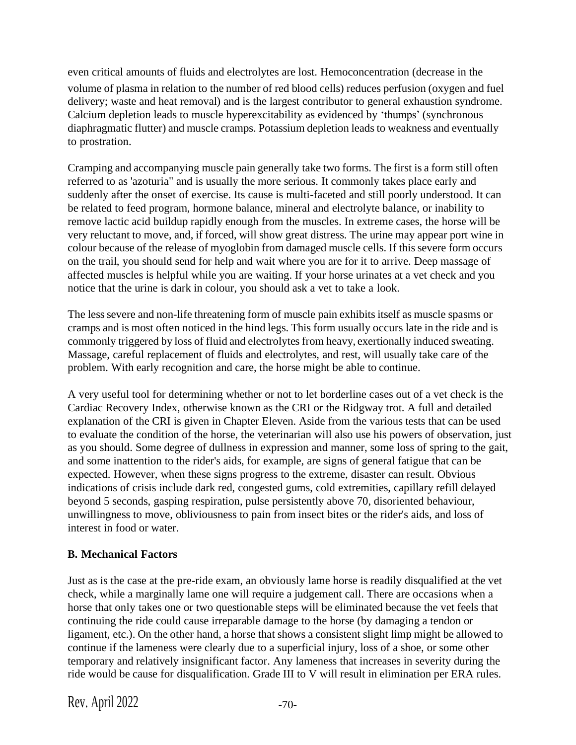even critical amounts of fluids and electrolytes are lost. Hemoconcentration (decrease in the volume of plasma in relation to the number of red blood cells) reduces perfusion (oxygen and fuel delivery; waste and heat removal) and is the largest contributor to general exhaustion syndrome. Calcium depletion leads to muscle hyperexcitability as evidenced by 'thumps' (synchronous diaphragmatic flutter) and muscle cramps. Potassium depletion leads to weakness and eventually to prostration.

Cramping and accompanying muscle pain generally take two forms. The first is a form still often referred to as 'azoturia" and is usually the more serious. It commonly takes place early and suddenly after the onset of exercise. Its cause is multi-faceted and still poorly understood. It can be related to feed program, hormone balance, mineral and electrolyte balance, or inability to remove lactic acid buildup rapidly enough from the muscles. In extreme cases, the horse will be very reluctant to move, and, if forced, will show great distress. The urine may appear port wine in colour because of the release of myoglobin from damaged muscle cells. If this severe form occurs on the trail, you should send for help and wait where you are for it to arrive. Deep massage of affected muscles is helpful while you are waiting. If your horse urinates at a vet check and you notice that the urine is dark in colour, you should ask a vet to take a look.

The less severe and non-life threatening form of muscle pain exhibits itself as muscle spasms or cramps and is most often noticed in the hind legs. This form usually occurs late in the ride and is commonly triggered by loss of fluid and electrolytes from heavy, exertionally induced sweating. Massage, careful replacement of fluids and electrolytes, and rest, will usually take care of the problem. With early recognition and care, the horse might be able to continue.

A very useful tool for determining whether or not to let borderline cases out of a vet check is the Cardiac Recovery Index, otherwise known as the CRI or the Ridgway trot. A full and detailed explanation of the CRI is given in Chapter Eleven. Aside from the various tests that can be used to evaluate the condition of the horse, the veterinarian will also use his powers of observation, just as you should. Some degree of dullness in expression and manner, some loss of spring to the gait, and some inattention to the rider's aids, for example, are signs of general fatigue that can be expected. However, when these signs progress to the extreme, disaster can result. Obvious indications of crisis include dark red, congested gums, cold extremities, capillary refill delayed beyond 5 seconds, gasping respiration, pulse persistently above 70, disoriented behaviour, unwillingness to move, obliviousness to pain from insect bites or the rider's aids, and loss of interest in food or water.

**B. Mechanical Factors**

Just as is the case at the pre-ride exam, an obviously lame horse is readily disqualified at the vet check, while a marginally lame one will require a judgement call. There are occasions when a horse that only takes one or two questionable steps will be eliminated because the vet feels that continuing the ride could cause irreparable damage to the horse (by damaging a tendon or ligament, etc.). On the other hand, a horse that shows a consistent slight limp might be allowed to continue if the lameness were clearly due to a superficial injury, loss of a shoe, or some other temporary and relatively insignificant factor. Any lameness that increases in severity during the ride would be cause for disqualification. Grade III to V will result in elimination per ERA rules.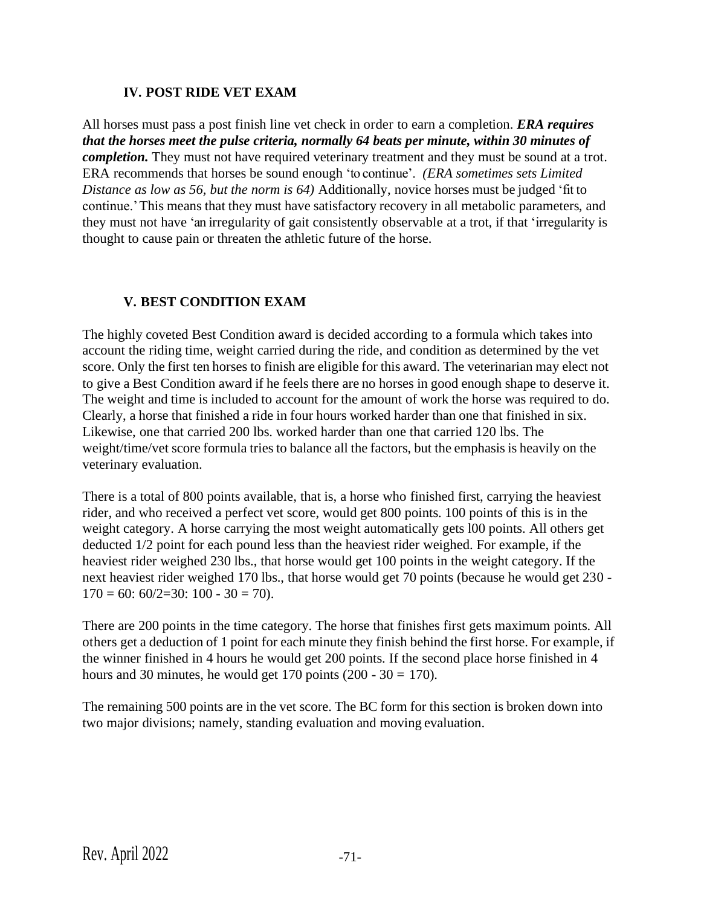## IV. POST RIDE VET EXAM

All horses must pass a post finish line vet check in order to earn a completion. ***ERA requires that the horses meet the pulse criteria, normally 64 beats per minute, within 30 minutes of completion.*** They must not have required veterinary treatment and they must be sound at a trot. ERA recommends that horses be sound enough 'to continue'. *(ERA sometimes sets Limited Distance as low as 56, but the norm is 64)* Additionally, novice horses must be judged 'fit to continue.' This means that they must have satisfactory recovery in all metabolic parameters, and they must not have 'an irregularity of gait consistently observable at a trot, if that 'irregularity is thought to cause pain or threaten the athletic future of the horse.

## V. BEST CONDITION EXAM

The highly coveted Best Condition award is decided according to a formula which takes into account the riding time, weight carried during the ride, and condition as determined by the vet score. Only the first ten horses to finish are eligible for this award. The veterinarian may elect not to give a Best Condition award if he feels there are no horses in good enough shape to deserve it. The weight and time is included to account for the amount of work the horse was required to do. Clearly, a horse that finished a ride in four hours worked harder than one that finished in six. Likewise, one that carried 200 lbs. worked harder than one that carried 120 lbs. The weight/time/vet score formula tries to balance all the factors, but the emphasis is heavily on the veterinary evaluation.

There is a total of 800 points available, that is, a horse who finished first, carrying the heaviest rider, and who received a perfect vet score, would get 800 points. 100 points of this is in the weight category. A horse carrying the most weight automatically gets l00 points. All others get deducted 1/2 point for each pound less than the heaviest rider weighed. For example, if the heaviest rider weighed 230 lbs., that horse would get 100 points in the weight category. If the next heaviest rider weighed 170 lbs., that horse would get 70 points (because he would get 230 - 170 = 60: 60/2=30: 100 - 30 = 70).

There are 200 points in the time category. The horse that finishes first gets maximum points. All others get a deduction of 1 point for each minute they finish behind the first horse. For example, if the winner finished in 4 hours he would get 200 points. If the second place horse finished in 4 hours and 30 minutes, he would get 170 points (200 - 30 = 170).

The remaining 500 points are in the vet score. The BC form for this section is broken down into two major divisions; namely, standing evaluation and moving evaluation.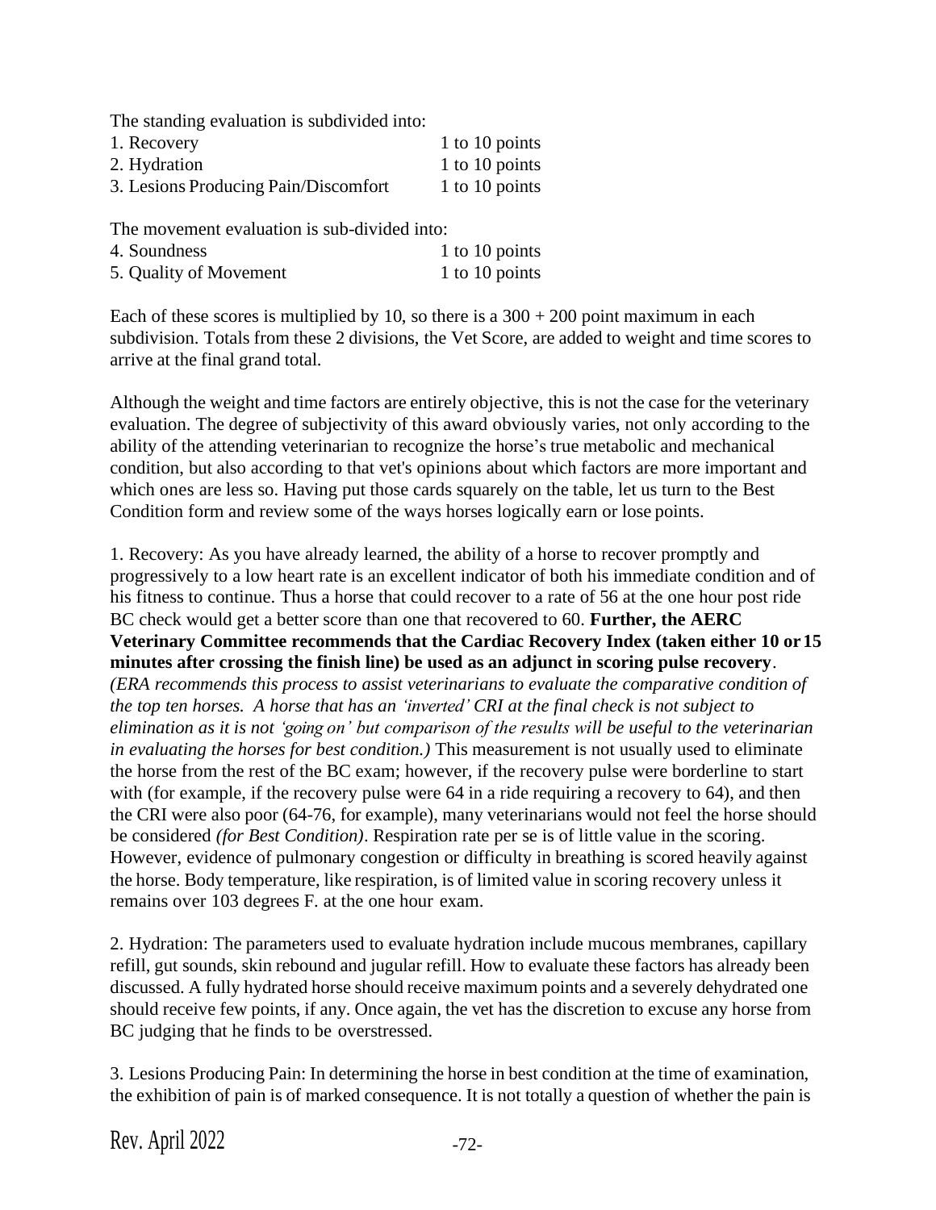The standing evaluation is subdivided into:

| | |
|---|---|
| 1. Recovery | 1 to 10 points |
| 2. Hydration | 1 to 10 points |
| 3. Lesions Producing Pain/Discomfort | 1 to 10 points |

The movement evaluation is sub-divided into:

| | |
|---|---|
| 4. Soundness | 1 to 10 points |
| 5. Quality of Movement | 1 to 10 points |

Each of these scores is multiplied by 10, so there is a 300 + 200 point maximum in each subdivision. Totals from these 2 divisions, the Vet Score, are added to weight and time scores to arrive at the final grand total.

Although the weight and time factors are entirely objective, this is not the case for the veterinary evaluation. The degree of subjectivity of this award obviously varies, not only according to the ability of the attending veterinarian to recognize the horse's true metabolic and mechanical condition, but also according to that vet's opinions about which factors are more important and which ones are less so. Having put those cards squarely on the table, let us turn to the Best Condition form and review some of the ways horses logically earn or lose points.

1. Recovery: As you have already learned, the ability of a horse to recover promptly and progressively to a low heart rate is an excellent indicator of both his immediate condition and of his fitness to continue. Thus a horse that could recover to a rate of 56 at the one hour post ride BC check would get a better score than one that recovered to 60. **Further, the AERC Veterinary Committee recommends that the Cardiac Recovery Index (taken either 10 or 15 minutes after crossing the finish line) be used as an adjunct in scoring pulse recovery**. *(ERA recommends this process to assist veterinarians to evaluate the comparative condition of the top ten horses. A horse that has an 'inverted' CRI at the final check is not subject to elimination as it is not 'going on' but comparison of the results will be useful to the veterinarian in evaluating the horses for best condition.)* This measurement is not usually used to eliminate the horse from the rest of the BC exam; however, if the recovery pulse were borderline to start with (for example, if the recovery pulse were 64 in a ride requiring a recovery to 64), and then the CRI were also poor (64-76, for example), many veterinarians would not feel the horse should be considered *(for Best Condition)*. Respiration rate per se is of little value in the scoring. However, evidence of pulmonary congestion or difficulty in breathing is scored heavily against the horse. Body temperature, like respiration, is of limited value in scoring recovery unless it remains over 103 degrees F. at the one hour exam.

2. Hydration: The parameters used to evaluate hydration include mucous membranes, capillary refill, gut sounds, skin rebound and jugular refill. How to evaluate these factors has already been discussed. A fully hydrated horse should receive maximum points and a severely dehydrated one should receive few points, if any. Once again, the vet has the discretion to excuse any horse from BC judging that he finds to be overstressed.

3. Lesions Producing Pain: In determining the horse in best condition at the time of examination, the exhibition of pain is of marked consequence. It is not totally a question of whether the pain is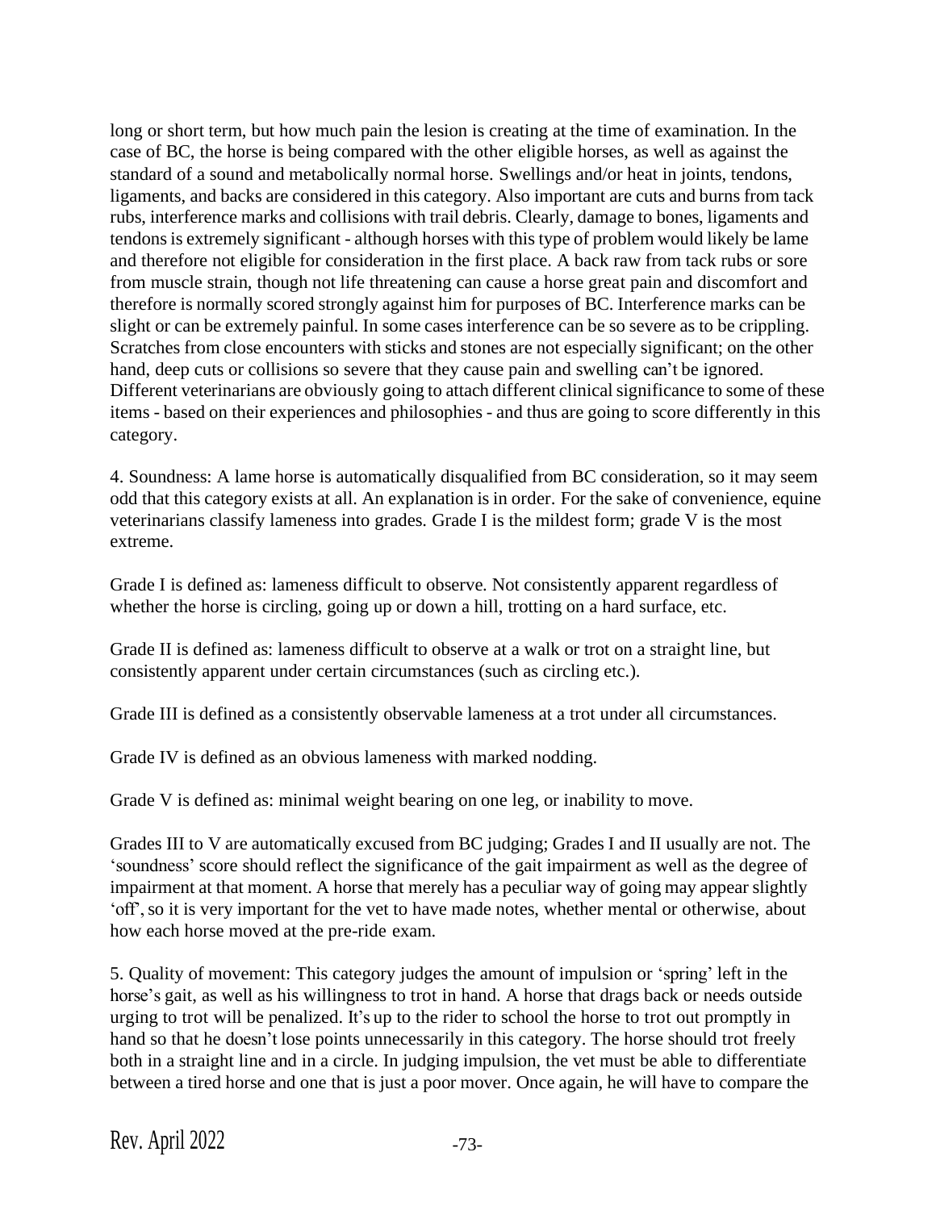long or short term, but how much pain the lesion is creating at the time of examination. In the case of BC, the horse is being compared with the other eligible horses, as well as against the standard of a sound and metabolically normal horse. Swellings and/or heat in joints, tendons, ligaments, and backs are considered in this category. Also important are cuts and burns from tack rubs, interference marks and collisions with trail debris. Clearly, damage to bones, ligaments and tendons is extremely significant - although horses with this type of problem would likely be lame and therefore not eligible for consideration in the first place. A back raw from tack rubs or sore from muscle strain, though not life threatening can cause a horse great pain and discomfort and therefore is normally scored strongly against him for purposes of BC. Interference marks can be slight or can be extremely painful. In some cases interference can be so severe as to be crippling. Scratches from close encounters with sticks and stones are not especially significant; on the other hand, deep cuts or collisions so severe that they cause pain and swelling can't be ignored. Different veterinarians are obviously going to attach different clinical significance to some of these items - based on their experiences and philosophies - and thus are going to score differently in this category.

4. Soundness: A lame horse is automatically disqualified from BC consideration, so it may seem odd that this category exists at all. An explanation is in order. For the sake of convenience, equine veterinarians classify lameness into grades. Grade I is the mildest form; grade V is the most extreme.

Grade I is defined as: lameness difficult to observe. Not consistently apparent regardless of whether the horse is circling, going up or down a hill, trotting on a hard surface, etc.

Grade II is defined as: lameness difficult to observe at a walk or trot on a straight line, but consistently apparent under certain circumstances (such as circling etc.).

Grade III is defined as a consistently observable lameness at a trot under all circumstances.

Grade IV is defined as an obvious lameness with marked nodding.

Grade V is defined as: minimal weight bearing on one leg, or inability to move.

Grades III to V are automatically excused from BC judging; Grades I and II usually are not. The 'soundness' score should reflect the significance of the gait impairment as well as the degree of impairment at that moment. A horse that merely has a peculiar way of going may appear slightly 'off', so it is very important for the vet to have made notes, whether mental or otherwise, about how each horse moved at the pre-ride exam.

5. Quality of movement: This category judges the amount of impulsion or 'spring' left in the horse's gait, as well as his willingness to trot in hand. A horse that drags back or needs outside urging to trot will be penalized. It's up to the rider to school the horse to trot out promptly in hand so that he doesn't lose points unnecessarily in this category. The horse should trot freely both in a straight line and in a circle. In judging impulsion, the vet must be able to differentiate between a tired horse and one that is just a poor mover. Once again, he will have to compare the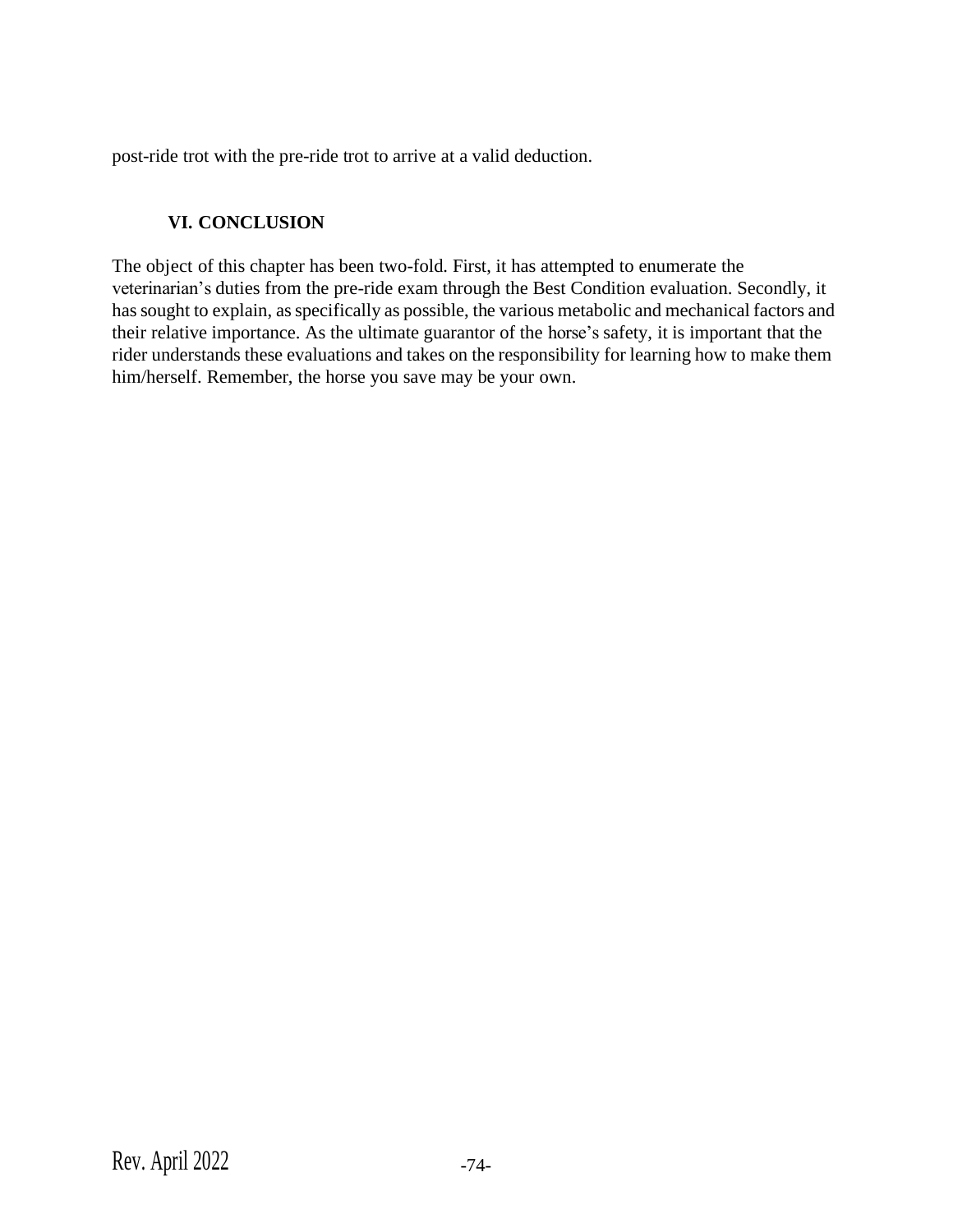post-ride trot with the pre-ride trot to arrive at a valid deduction.

## VI. CONCLUSION

The object of this chapter has been two-fold. First, it has attempted to enumerate the veterinarian's duties from the pre-ride exam through the Best Condition evaluation. Secondly, it has sought to explain, as specifically as possible, the various metabolic and mechanical factors and their relative importance. As the ultimate guarantor of the horse's safety, it is important that the rider understands these evaluations and takes on the responsibility for learning how to make them him/herself. Remember, the horse you save may be your own.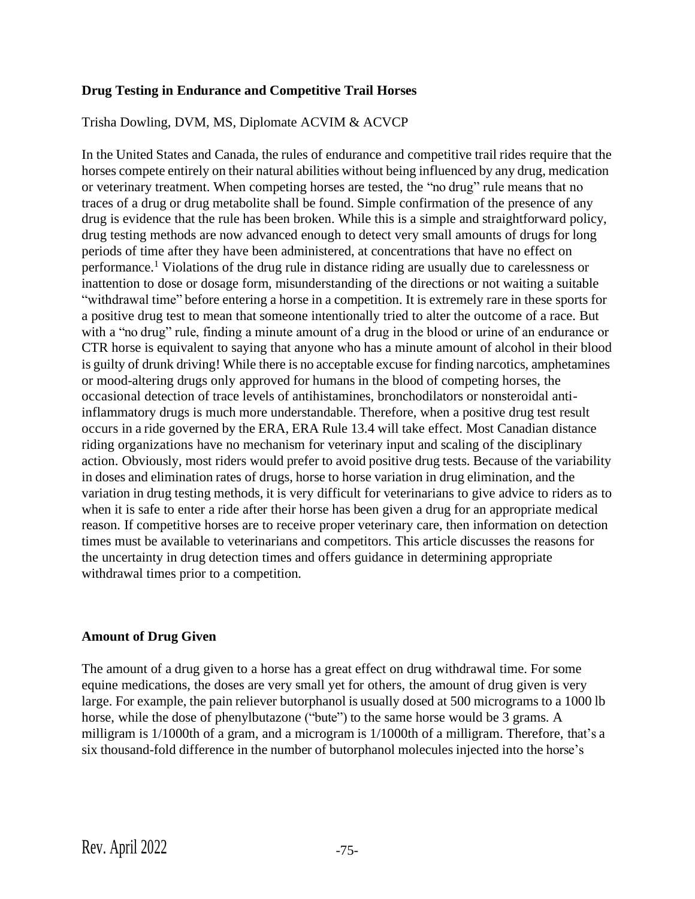**Drug Testing in Endurance and Competitive Trail Horses**

Trisha Dowling, DVM, MS, Diplomate ACVIM & ACVCP

In the United States and Canada, the rules of endurance and competitive trail rides require that the horses compete entirely on their natural abilities without being influenced by any drug, medication or veterinary treatment. When competing horses are tested, the "no drug" rule means that no traces of a drug or drug metabolite shall be found. Simple confirmation of the presence of any drug is evidence that the rule has been broken. While this is a simple and straightforward policy, drug testing methods are now advanced enough to detect very small amounts of drugs for long periods of time after they have been administered, at concentrations that have no effect on performance.[1] Violations of the drug rule in distance riding are usually due to carelessness or inattention to dose or dosage form, misunderstanding of the directions or not waiting a suitable "withdrawal time" before entering a horse in a competition. It is extremely rare in these sports for a positive drug test to mean that someone intentionally tried to alter the outcome of a race. But with a "no drug" rule, finding a minute amount of a drug in the blood or urine of an endurance or CTR horse is equivalent to saying that anyone who has a minute amount of alcohol in their blood is guilty of drunk driving! While there is no acceptable excuse for finding narcotics, amphetamines or mood-altering drugs only approved for humans in the blood of competing horses, the occasional detection of trace levels of antihistamines, bronchodilators or nonsteroidal anti-inflammatory drugs is much more understandable. Therefore, when a positive drug test result occurs in a ride governed by the ERA, ERA Rule 13.4 will take effect. Most Canadian distance riding organizations have no mechanism for veterinary input and scaling of the disciplinary action. Obviously, most riders would prefer to avoid positive drug tests. Because of the variability in doses and elimination rates of drugs, horse to horse variation in drug elimination, and the variation in drug testing methods, it is very difficult for veterinarians to give advice to riders as to when it is safe to enter a ride after their horse has been given a drug for an appropriate medical reason. If competitive horses are to receive proper veterinary care, then information on detection times must be available to veterinarians and competitors. This article discusses the reasons for the uncertainty in drug detection times and offers guidance in determining appropriate withdrawal times prior to a competition.

**Amount of Drug Given**

The amount of a drug given to a horse has a great effect on drug withdrawal time. For some equine medications, the doses are very small yet for others, the amount of drug given is very large. For example, the pain reliever butorphanol is usually dosed at 500 micrograms to a 1000 lb horse, while the dose of phenylbutazone ("bute") to the same horse would be 3 grams. A milligram is 1/1000th of a gram, and a microgram is 1/1000th of a milligram. Therefore, that's a six thousand-fold difference in the number of butorphanol molecules injected into the horse's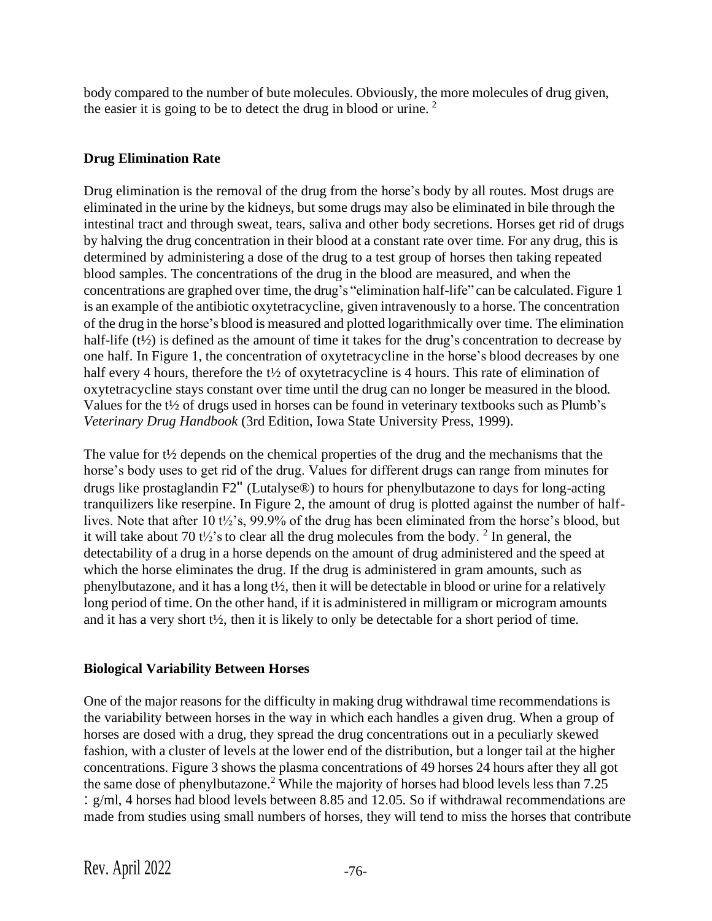body compared to the number of bute molecules. Obviously, the more molecules of drug given, the easier it is going to be to detect the drug in blood or urine. [2]

### Drug Elimination Rate

Drug elimination is the removal of the drug from the horse's body by all routes. Most drugs are eliminated in the urine by the kidneys, but some drugs may also be eliminated in bile through the intestinal tract and through sweat, tears, saliva and other body secretions. Horses get rid of drugs by halving the drug concentration in their blood at a constant rate over time. For any drug, this is determined by administering a dose of the drug to a test group of horses then taking repeated blood samples. The concentrations of the drug in the blood are measured, and when the concentrations are graphed over time, the drug's "elimination half-life" can be calculated. Figure 1 is an example of the antibiotic oxytetracycline, given intravenously to a horse. The concentration of the drug in the horse's blood is measured and plotted logarithmically over time. The elimination half-life (t½) is defined as the amount of time it takes for the drug's concentration to decrease by one half. In Figure 1, the concentration of oxytetracycline in the horse's blood decreases by one half every 4 hours, therefore the t½ of oxytetracycline is 4 hours. This rate of elimination of oxytetracycline stays constant over time until the drug can no longer be measured in the blood. Values for the t½ of drugs used in horses can be found in veterinary textbooks such as Plumb's *Veterinary Drug Handbook* (3rd Edition, Iowa State University Press, 1999).

The value for t½ depends on the chemical properties of the drug and the mechanisms that the horse's body uses to get rid of the drug. Values for different drugs can range from minutes for drugs like prostaglandin F2" (Lutalyse®) to hours for phenylbutazone to days for long-acting tranquilizers like reserpine. In Figure 2, the amount of drug is plotted against the number of half-lives. Note that after 10 t½'s, 99.9% of the drug has been eliminated from the horse's blood, but it will take about 70 t½'s to clear all the drug molecules from the body. [2] In general, the detectability of a drug in a horse depends on the amount of drug administered and the speed at which the horse eliminates the drug. If the drug is administered in gram amounts, such as phenylbutazone, and it has a long t½, then it will be detectable in blood or urine for a relatively long period of time. On the other hand, if it is administered in milligram or microgram amounts and it has a very short t½, then it is likely to only be detectable for a short period of time.

### Biological Variability Between Horses

One of the major reasons for the difficulty in making drug withdrawal time recommendations is the variability between horses in the way in which each handles a given drug. When a group of horses are dosed with a drug, they spread the drug concentrations out in a peculiarly skewed fashion, with a cluster of levels at the lower end of the distribution, but a longer tail at the higher concentrations. Figure 3 shows the plasma concentrations of 49 horses 24 hours after they all got the same dose of phenylbutazone.[2] While the majority of horses had blood levels less than 7.25 : g/ml, 4 horses had blood levels between 8.85 and 12.05. So if withdrawal recommendations are made from studies using small numbers of horses, they will tend to miss the horses that contribute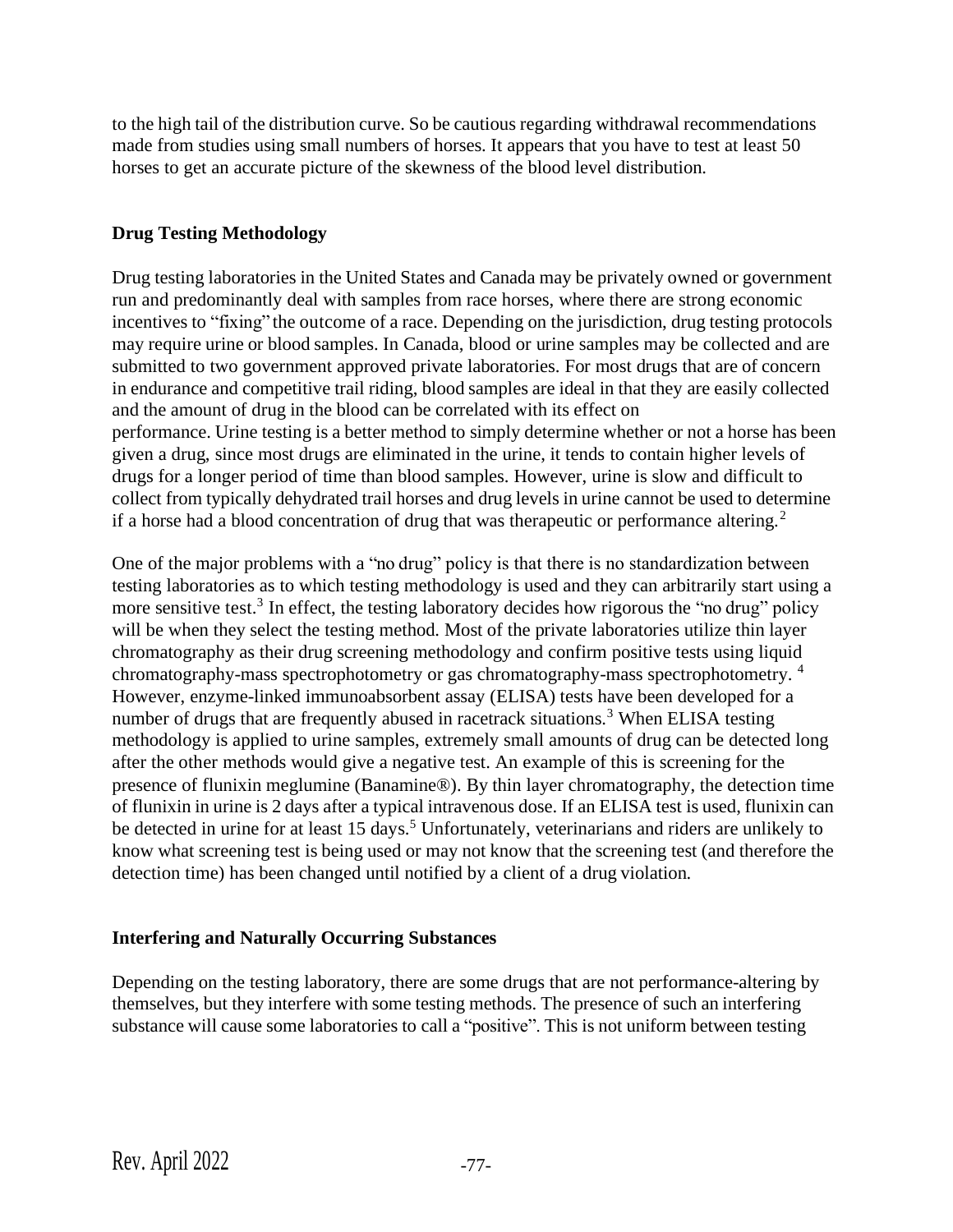to the high tail of the distribution curve. So be cautious regarding withdrawal recommendations made from studies using small numbers of horses. It appears that you have to test at least 50 horses to get an accurate picture of the skewness of the blood level distribution.

### Drug Testing Methodology

Drug testing laboratories in the United States and Canada may be privately owned or government run and predominantly deal with samples from race horses, where there are strong economic incentives to "fixing" the outcome of a race. Depending on the jurisdiction, drug testing protocols may require urine or blood samples. In Canada, blood or urine samples may be collected and are submitted to two government approved private laboratories. For most drugs that are of concern in endurance and competitive trail riding, blood samples are ideal in that they are easily collected and the amount of drug in the blood can be correlated with its effect on performance. Urine testing is a better method to simply determine whether or not a horse has been given a drug, since most drugs are eliminated in the urine, it tends to contain higher levels of drugs for a longer period of time than blood samples. However, urine is slow and difficult to collect from typically dehydrated trail horses and drug levels in urine cannot be used to determine if a horse had a blood concentration of drug that was therapeutic or performance altering.[2]

One of the major problems with a "no drug" policy is that there is no standardization between testing laboratories as to which testing methodology is used and they can arbitrarily start using a more sensitive test.[3] In effect, the testing laboratory decides how rigorous the "no drug" policy will be when they select the testing method. Most of the private laboratories utilize thin layer chromatography as their drug screening methodology and confirm positive tests using liquid chromatography-mass spectrophotometry or gas chromatography-mass spectrophotometry. [4] However, enzyme-linked immunoabsorbent assay (ELISA) tests have been developed for a number of drugs that are frequently abused in racetrack situations.[3] When ELISA testing methodology is applied to urine samples, extremely small amounts of drug can be detected long after the other methods would give a negative test. An example of this is screening for the presence of flunixin meglumine (Banamine®). By thin layer chromatography, the detection time of flunixin in urine is 2 days after a typical intravenous dose. If an ELISA test is used, flunixin can be detected in urine for at least 15 days.[5] Unfortunately, veterinarians and riders are unlikely to know what screening test is being used or may not know that the screening test (and therefore the detection time) has been changed until notified by a client of a drug violation.

### Interfering and Naturally Occurring Substances

Depending on the testing laboratory, there are some drugs that are not performance-altering by themselves, but they interfere with some testing methods. The presence of such an interfering substance will cause some laboratories to call a "positive". This is not uniform between testing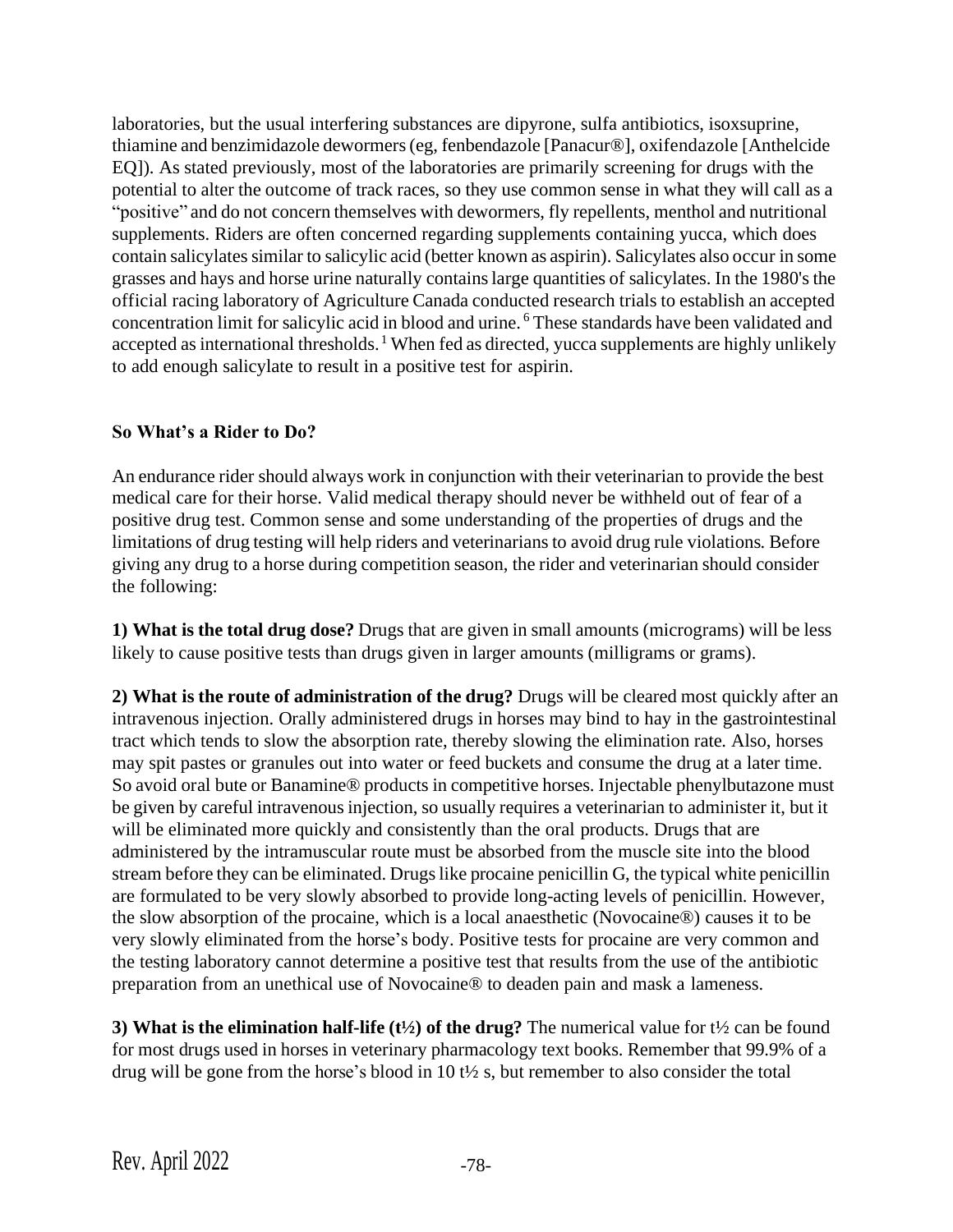laboratories, but the usual interfering substances are dipyrone, sulfa antibiotics, isoxsuprine, thiamine and benzimidazole dewormers (eg, fenbendazole [Panacur®], oxifendazole [Anthelcide EQ]). As stated previously, most of the laboratories are primarily screening for drugs with the potential to alter the outcome of track races, so they use common sense in what they will call as a "positive" and do not concern themselves with dewormers, fly repellents, menthol and nutritional supplements. Riders are often concerned regarding supplements containing yucca, which does contain salicylates similar to salicylic acid (better known as aspirin). Salicylates also occur in some grasses and hays and horse urine naturally contains large quantities of salicylates. In the 1980's the official racing laboratory of Agriculture Canada conducted research trials to establish an accepted concentration limit for salicylic acid in blood and urine.[6] These standards have been validated and accepted as international thresholds.[1] When fed as directed, yucca supplements are highly unlikely to add enough salicylate to result in a positive test for aspirin.

## So What's a Rider to Do?

An endurance rider should always work in conjunction with their veterinarian to provide the best medical care for their horse. Valid medical therapy should never be withheld out of fear of a positive drug test. Common sense and some understanding of the properties of drugs and the limitations of drug testing will help riders and veterinarians to avoid drug rule violations. Before giving any drug to a horse during competition season, the rider and veterinarian should consider the following:

**1) What is the total drug dose?** Drugs that are given in small amounts (micrograms) will be less likely to cause positive tests than drugs given in larger amounts (milligrams or grams).

**2) What is the route of administration of the drug?** Drugs will be cleared most quickly after an intravenous injection. Orally administered drugs in horses may bind to hay in the gastrointestinal tract which tends to slow the absorption rate, thereby slowing the elimination rate. Also, horses may spit pastes or granules out into water or feed buckets and consume the drug at a later time. So avoid oral bute or Banamine® products in competitive horses. Injectable phenylbutazone must be given by careful intravenous injection, so usually requires a veterinarian to administer it, but it will be eliminated more quickly and consistently than the oral products. Drugs that are administered by the intramuscular route must be absorbed from the muscle site into the blood stream before they can be eliminated. Drugs like procaine penicillin G, the typical white penicillin are formulated to be very slowly absorbed to provide long-acting levels of penicillin. However, the slow absorption of the procaine, which is a local anaesthetic (Novocaine®) causes it to be very slowly eliminated from the horse's body. Positive tests for procaine are very common and the testing laboratory cannot determine a positive test that results from the use of the antibiotic preparation from an unethical use of Novocaine® to deaden pain and mask a lameness.

**3) What is the elimination half-life ($t½$) of the drug?** The numerical value for $t½$ can be found for most drugs used in horses in veterinary pharmacology text books. Remember that 99.9% of a drug will be gone from the horse's blood in 10 $t½$ s, but remember to also consider the total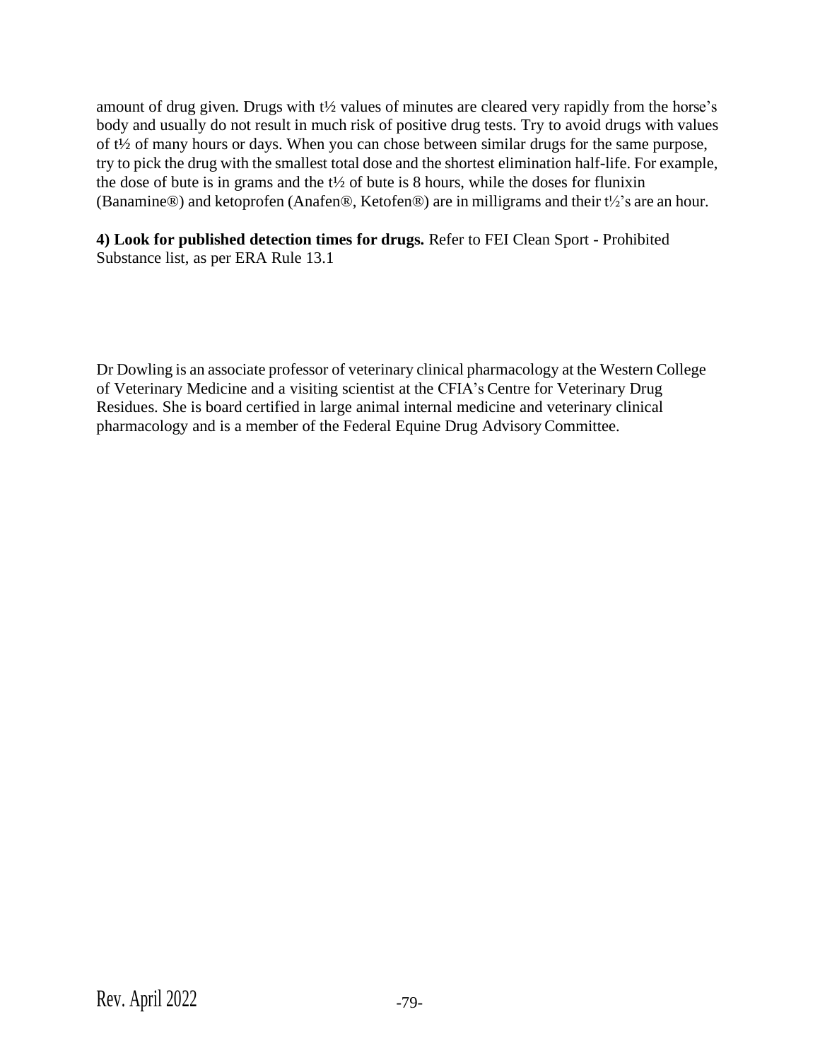amount of drug given. Drugs with t½ values of minutes are cleared very rapidly from the horse's body and usually do not result in much risk of positive drug tests. Try to avoid drugs with values of t½ of many hours or days. When you can chose between similar drugs for the same purpose, try to pick the drug with the smallest total dose and the shortest elimination half-life. For example, the dose of bute is in grams and the t½ of bute is 8 hours, while the doses for flunixin (Banamine®) and ketoprofen (Anafen®, Ketofen®) are in milligrams and their t½'s are an hour.

**4) Look for published detection times for drugs.** Refer to FEI Clean Sport - Prohibited Substance list, as per ERA Rule 13.1

Dr Dowling is an associate professor of veterinary clinical pharmacology at the Western College of Veterinary Medicine and a visiting scientist at the CFIA's Centre for Veterinary Drug Residues. She is board certified in large animal internal medicine and veterinary clinical pharmacology and is a member of the Federal Equine Drug Advisory Committee.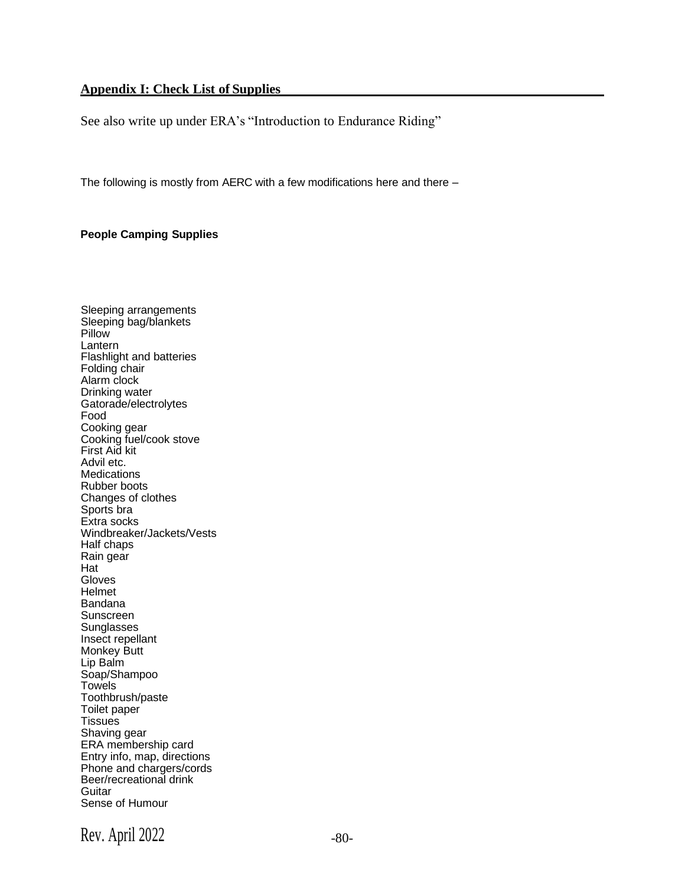## Appendix I: Check List of Supplies

See also write up under ERA's "Introduction to Endurance Riding"

The following is mostly from AERC with a few modifications here and there –

### People Camping Supplies

- Sleeping arrangements
- Sleeping bag/blankets
- Pillow
- Lantern
- Flashlight and batteries
- Folding chair
- Alarm clock
- Drinking water
- Gatorade/electrolytes
- Food
- Cooking gear
- Cooking fuel/cook stove
- First Aid kit
- Advil etc.
- Medications
- Rubber boots
- Changes of clothes
- Sports bra
- Extra socks
- Windbreaker/Jackets/Vests
- Half chaps
- Rain gear
- Hat
- Gloves
- Helmet
- Bandana
- Sunscreen
- Sunglasses
- Insect repellant
- Monkey Butt
- Lip Balm
- Soap/Shampoo
- Towels
- Toothbrush/paste
- Toilet paper
- Tissues
- Shaving gear
- ERA membership card
- Entry info, map, directions
- Phone and chargers/cords
- Beer/recreational drink
- Guitar
- Sense of Humour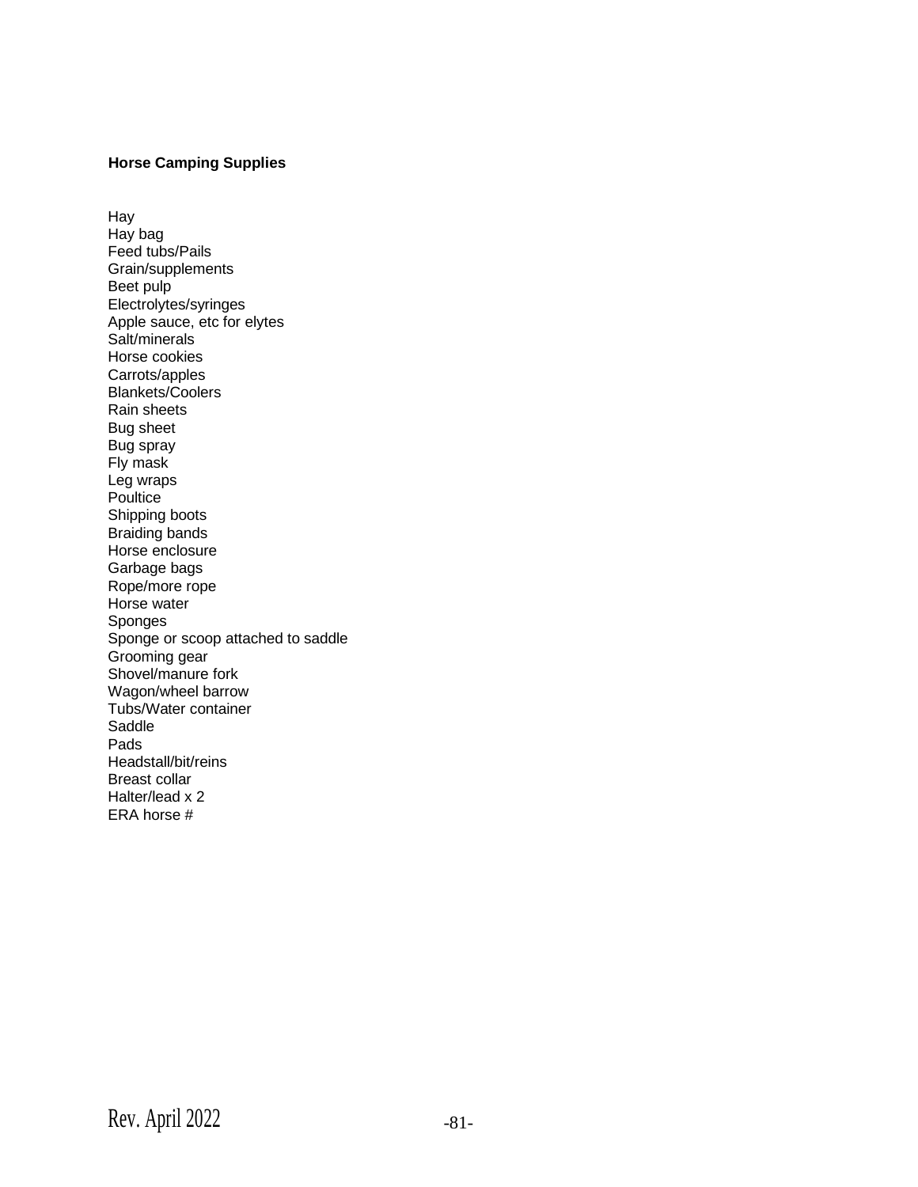**Horse Camping Supplies**

Hay
Hay bag
Feed tubs/Pails
Grain/supplements
Beet pulp
Electrolytes/syringes
Apple sauce, etc for elytes
Salt/minerals
Horse cookies
Carrots/apples
Blankets/Coolers
Rain sheets
Bug sheet
Bug spray
Fly mask
Leg wraps
Poultice
Shipping boots
Braiding bands
Horse enclosure
Garbage bags
Rope/more rope
Horse water
Sponges
Sponge or scoop attached to saddle
Grooming gear
Shovel/manure fork
Wagon/wheel barrow
Tubs/Water container
Saddle
Pads
Headstall/bit/reins
Breast collar
Halter/lead x 2
ERA horse #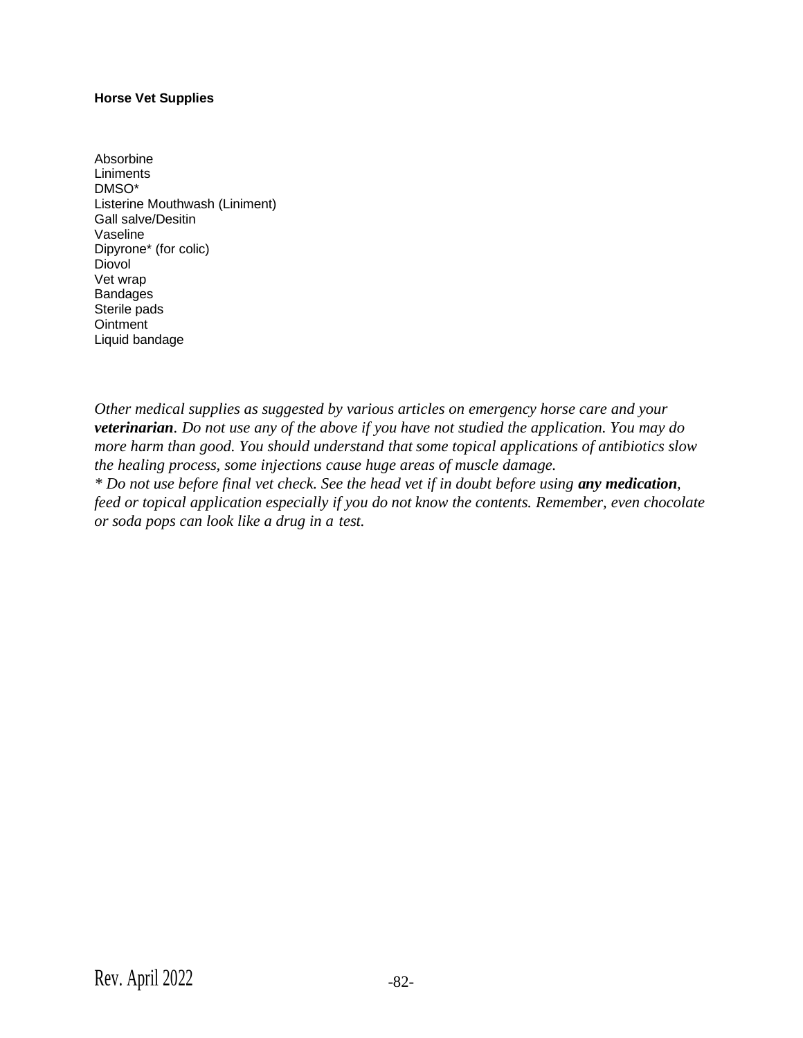**Horse Vet Supplies**

Absorbine
Liniments
DMSO*
Listerine Mouthwash (Liniment)
Gall salve/Desitin
Vaseline
Dipyrone* (for colic)
Diovol
Vet wrap
Bandages
Sterile pads
Ointment
Liquid bandage

*Other medical supplies as suggested by various articles on emergency horse care and your* ***veterinarian****. Do not use any of the above if you have not studied the application. You may do more harm than good. You should understand that some topical applications of antibiotics slow the healing process, some injections cause huge areas of muscle damage.*
*\* Do not use before final vet check. See the head vet if in doubt before using* ***any medication****, feed or topical application especially if you do not know the contents. Remember, even chocolate or soda pops can look like a drug in a test.*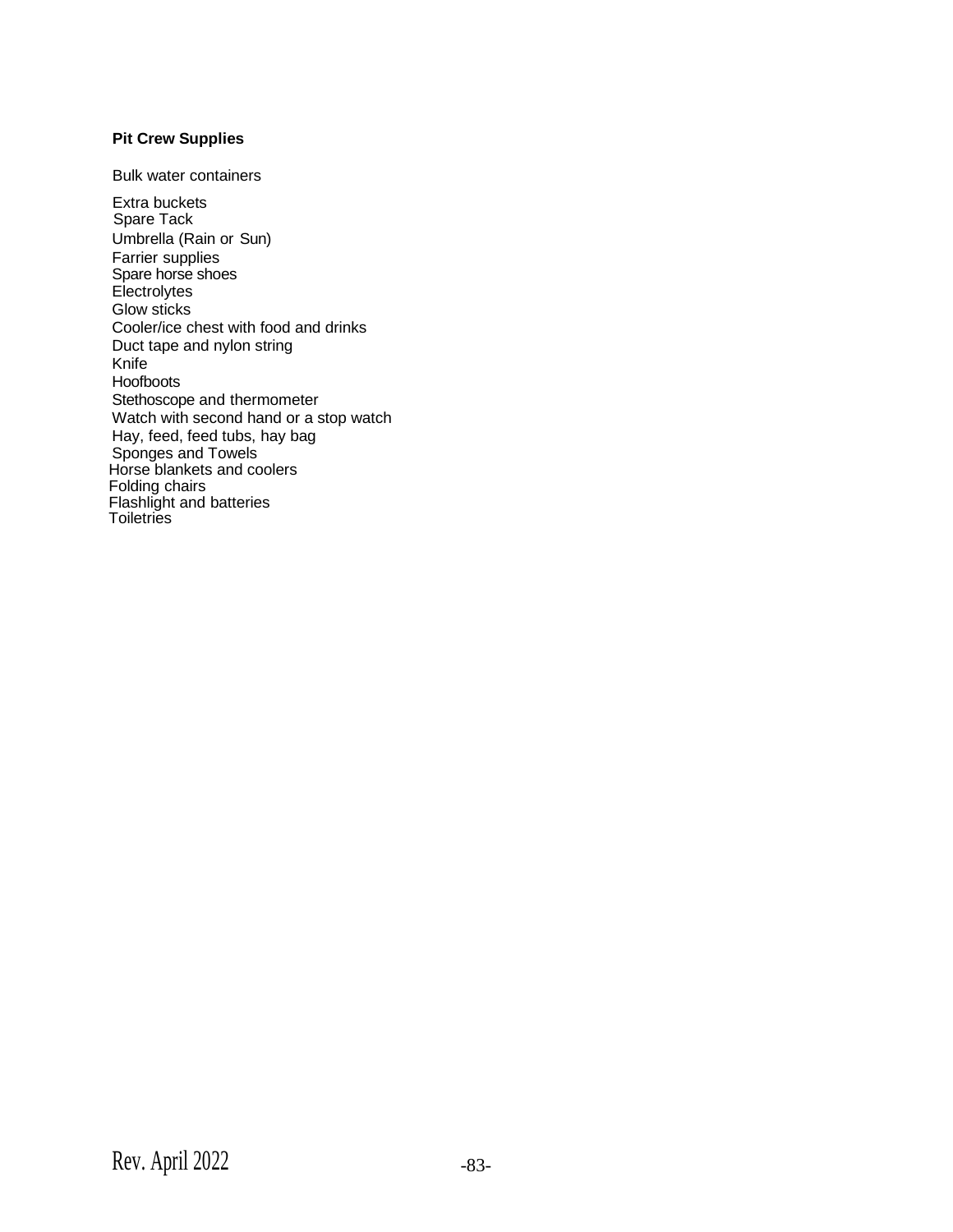**Pit Crew Supplies**

Bulk water containers

Extra buckets
Spare Tack
Umbrella (Rain or Sun)
Farrier supplies
Spare horse shoes
Electrolytes
Glow sticks
Cooler/ice chest with food and drinks
Duct tape and nylon string
Knife
Hoofboots
Stethoscope and thermometer
Watch with second hand or a stop watch
Hay, feed, feed tubs, hay bag
Sponges and Towels
Horse blankets and coolers
Folding chairs
Flashlight and batteries
Toiletries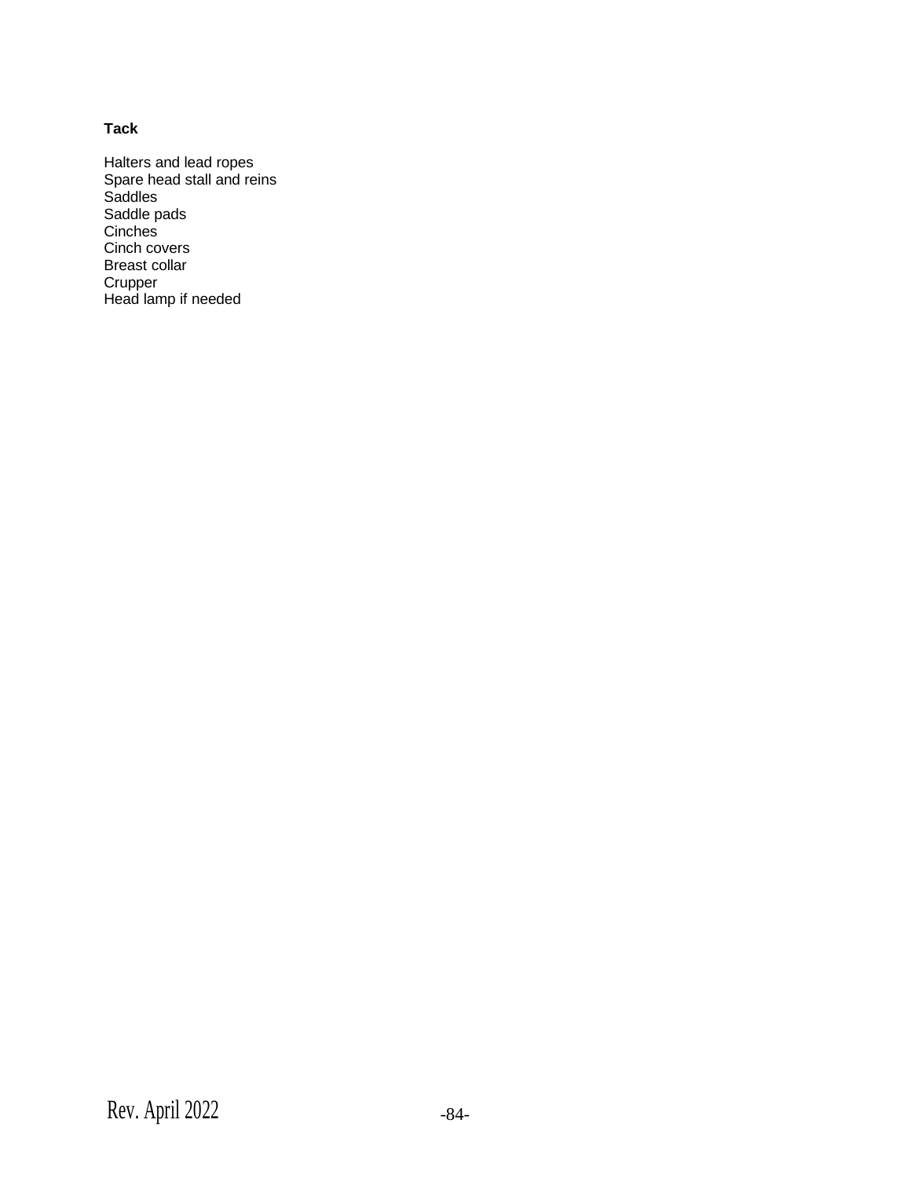**Tack**

Halters and lead ropes
Spare head stall and reins
Saddles
Saddle pads
Cinches
Cinch covers
Breast collar
Crupper
Head lamp if needed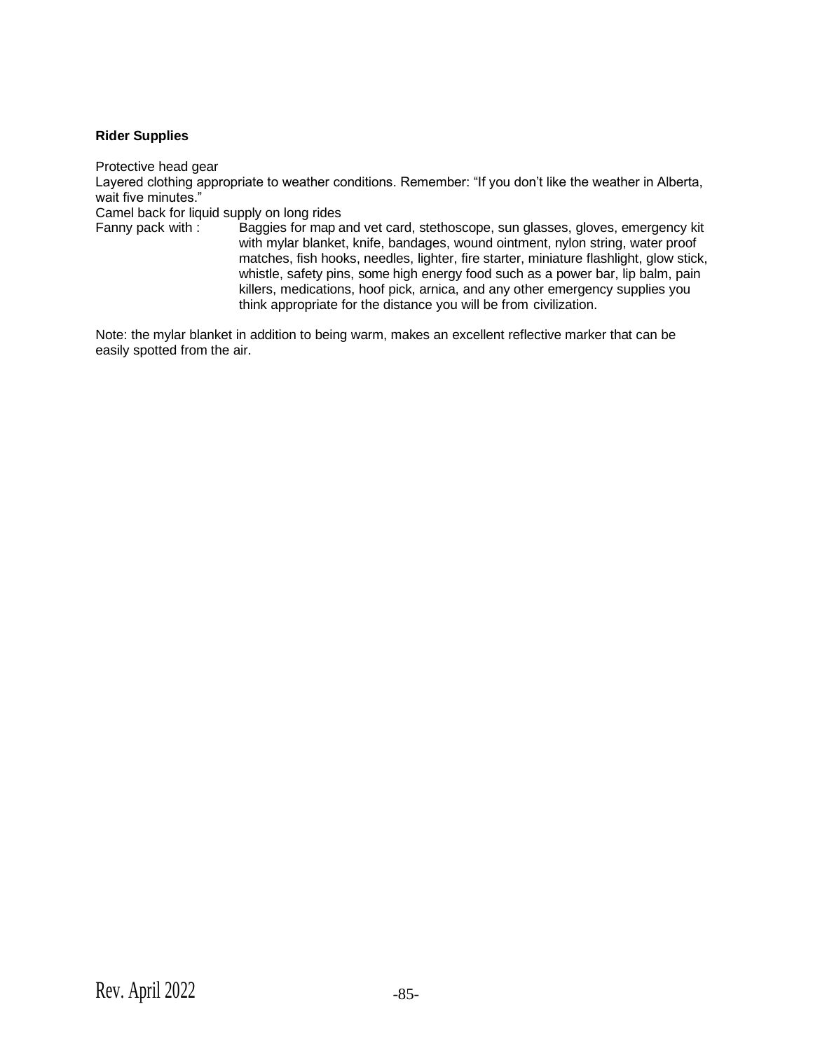**Rider Supplies**

Protective head gear

Layered clothing appropriate to weather conditions. Remember: "If you don't like the weather in Alberta, wait five minutes."

Camel back for liquid supply on long rides

Fanny pack with : Baggies for map and vet card, stethoscope, sun glasses, gloves, emergency kit with mylar blanket, knife, bandages, wound ointment, nylon string, water proof matches, fish hooks, needles, lighter, fire starter, miniature flashlight, glow stick, whistle, safety pins, some high energy food such as a power bar, lip balm, pain killers, medications, hoof pick, arnica, and any other emergency supplies you think appropriate for the distance you will be from civilization.

Note: the mylar blanket in addition to being warm, makes an excellent reflective marker that can be easily spotted from the air.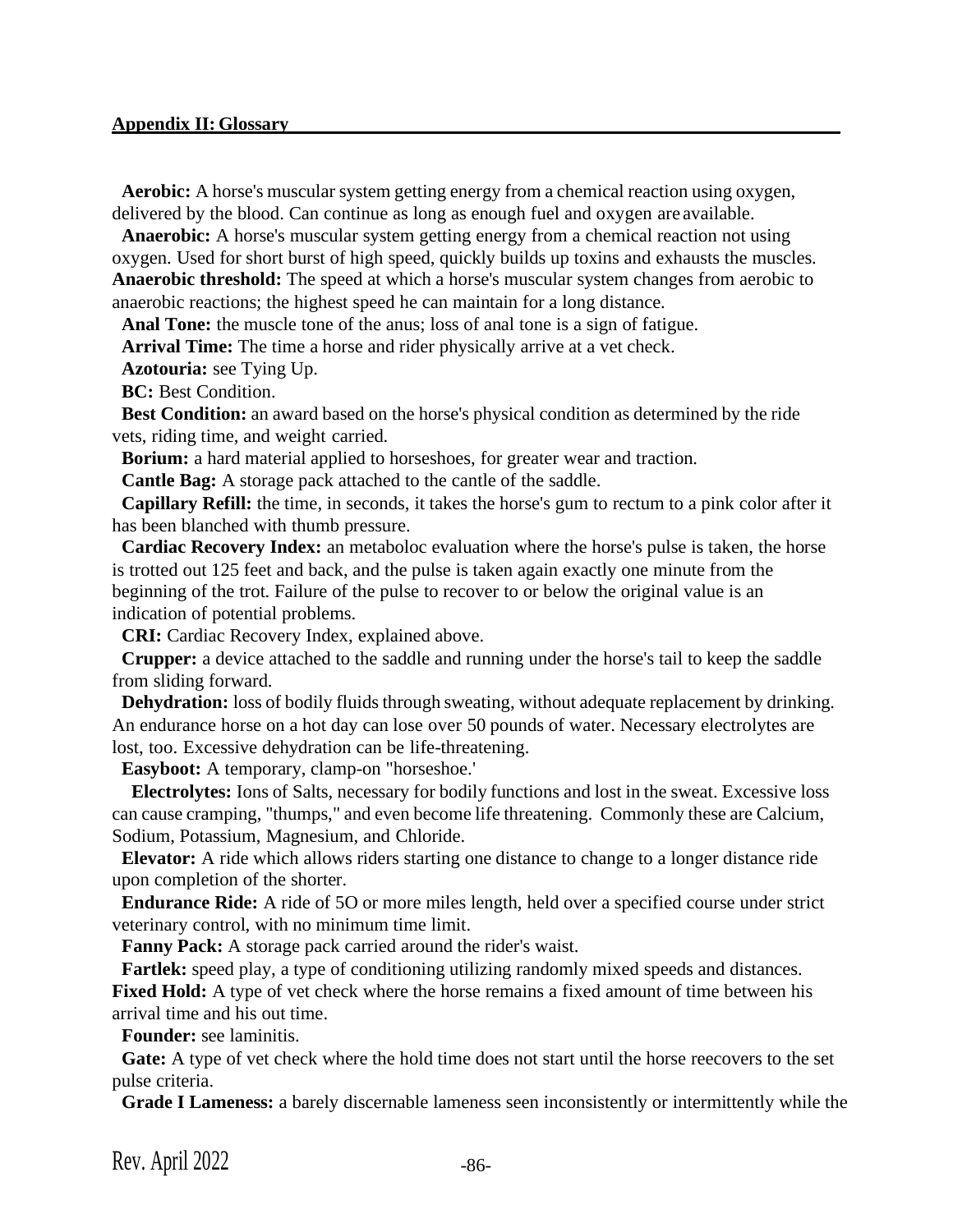**Appendix II: Glossary**

**Aerobic:** A horse's muscular system getting energy from a chemical reaction using oxygen, delivered by the blood. Can continue as long as enough fuel and oxygen are available.

**Anaerobic:** A horse's muscular system getting energy from a chemical reaction not using oxygen. Used for short burst of high speed, quickly builds up toxins and exhausts the muscles.

**Anaerobic threshold:** The speed at which a horse's muscular system changes from aerobic to anaerobic reactions; the highest speed he can maintain for a long distance.

**Anal Tone:** the muscle tone of the anus; loss of anal tone is a sign of fatigue.

**Arrival Time:** The time a horse and rider physically arrive at a vet check.

**Azotouria:** see Tying Up.

**BC:** Best Condition.

**Best Condition:** an award based on the horse's physical condition as determined by the ride vets, riding time, and weight carried.

**Borium:** a hard material applied to horseshoes, for greater wear and traction.

**Cantle Bag:** A storage pack attached to the cantle of the saddle.

**Capillary Refill:** the time, in seconds, it takes the horse's gum to rectum to a pink color after it has been blanched with thumb pressure.

**Cardiac Recovery Index:** an metaboloc evaluation where the horse's pulse is taken, the horse is trotted out 125 feet and back, and the pulse is taken again exactly one minute from the beginning of the trot. Failure of the pulse to recover to or below the original value is an indication of potential problems.

**CRI:** Cardiac Recovery Index, explained above.

**Crupper:** a device attached to the saddle and running under the horse's tail to keep the saddle from sliding forward.

**Dehydration:** loss of bodily fluids through sweating, without adequate replacement by drinking. An endurance horse on a hot day can lose over 50 pounds of water. Necessary electrolytes are lost, too. Excessive dehydration can be life-threatening.

**Easyboot:** A temporary, clamp-on "horseshoe.'

**Electrolytes:** Ions of Salts, necessary for bodily functions and lost in the sweat. Excessive loss can cause cramping, "thumps," and even become life threatening. Commonly these are Calcium, Sodium, Potassium, Magnesium, and Chloride.

**Elevator:** A ride which allows riders starting one distance to change to a longer distance ride upon completion of the shorter.

**Endurance Ride:** A ride of 5O or more miles length, held over a specified course under strict veterinary control, with no minimum time limit.

**Fanny Pack:** A storage pack carried around the rider's waist.

**Fartlek:** speed play, a type of conditioning utilizing randomly mixed speeds and distances.

**Fixed Hold:** A type of vet check where the horse remains a fixed amount of time between his arrival time and his out time.

**Founder:** see laminitis.

**Gate:** A type of vet check where the hold time does not start until the horse reecovers to the set pulse criteria.

**Grade I Lameness:** a barely discernable lameness seen inconsistently or intermittently while the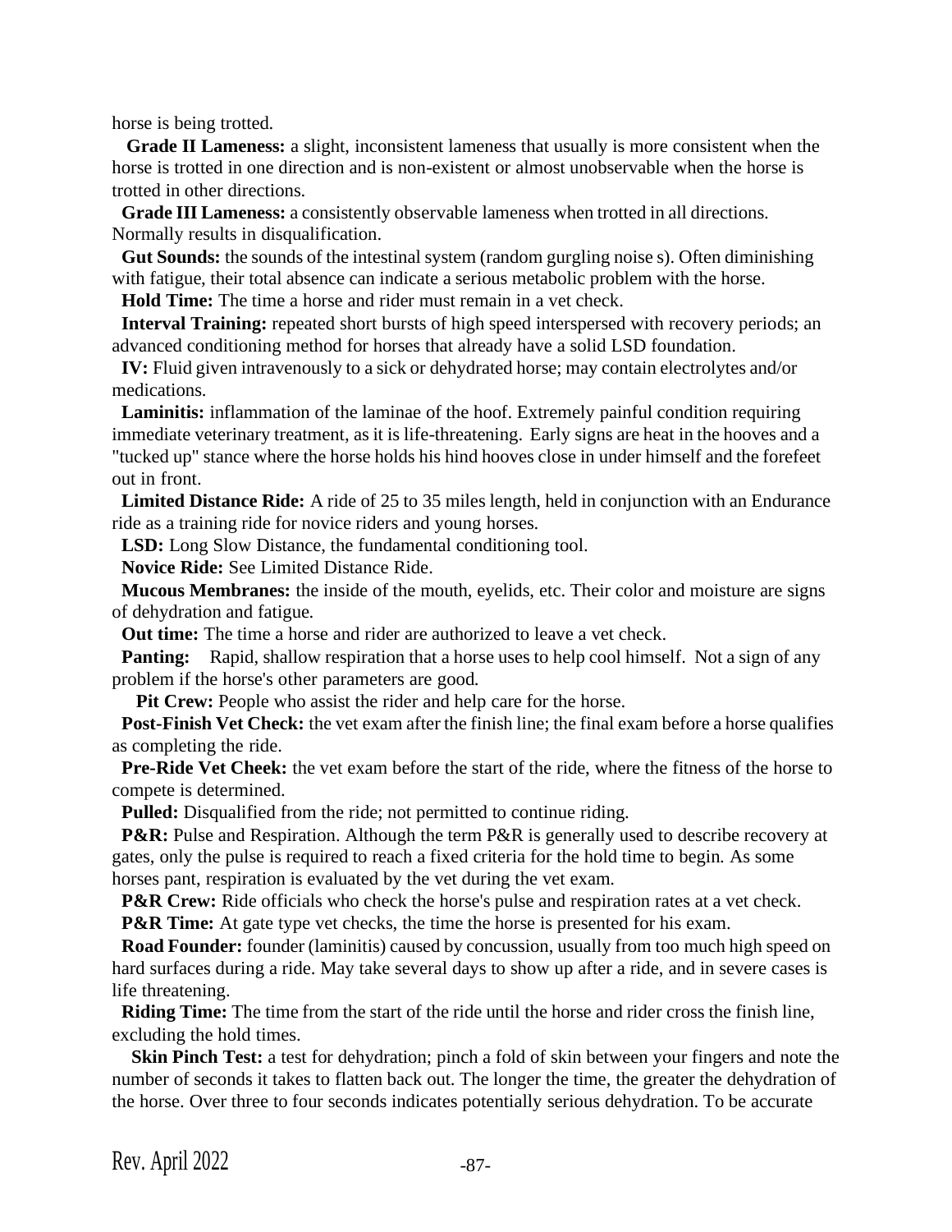horse is being trotted.

**Grade II Lameness:** a slight, inconsistent lameness that usually is more consistent when the horse is trotted in one direction and is non-existent or almost unobservable when the horse is trotted in other directions.

**Grade III Lameness:** a consistently observable lameness when trotted in all directions. Normally results in disqualification.

**Gut Sounds:** the sounds of the intestinal system (random gurgling noise s). Often diminishing with fatigue, their total absence can indicate a serious metabolic problem with the horse.

**Hold Time:** The time a horse and rider must remain in a vet check.

**Interval Training:** repeated short bursts of high speed interspersed with recovery periods; an advanced conditioning method for horses that already have a solid LSD foundation.

**IV:** Fluid given intravenously to a sick or dehydrated horse; may contain electrolytes and/or medications.

**Laminitis:** inflammation of the laminae of the hoof. Extremely painful condition requiring immediate veterinary treatment, as it is life-threatening. Early signs are heat in the hooves and a "tucked up" stance where the horse holds his hind hooves close in under himself and the forefeet out in front.

**Limited Distance Ride:** A ride of 25 to 35 miles length, held in conjunction with an Endurance ride as a training ride for novice riders and young horses.

**LSD:** Long Slow Distance, the fundamental conditioning tool.

**Novice Ride:** See Limited Distance Ride.

**Mucous Membranes:** the inside of the mouth, eyelids, etc. Their color and moisture are signs of dehydration and fatigue.

**Out time:** The time a horse and rider are authorized to leave a vet check.

**Panting:** Rapid, shallow respiration that a horse uses to help cool himself. Not a sign of any problem if the horse's other parameters are good.

**Pit Crew:** People who assist the rider and help care for the horse.

**Post-Finish Vet Check:** the vet exam after the finish line; the final exam before a horse qualifies as completing the ride.

**Pre-Ride Vet Cheek:** the vet exam before the start of the ride, where the fitness of the horse to compete is determined.

**Pulled:** Disqualified from the ride; not permitted to continue riding.

**P&R:** Pulse and Respiration. Although the term P&R is generally used to describe recovery at gates, only the pulse is required to reach a fixed criteria for the hold time to begin. As some horses pant, respiration is evaluated by the vet during the vet exam.

**P&R Crew:** Ride officials who check the horse's pulse and respiration rates at a vet check.

**P&R Time:** At gate type vet checks, the time the horse is presented for his exam.

**Road Founder:** founder (laminitis) caused by concussion, usually from too much high speed on hard surfaces during a ride. May take several days to show up after a ride, and in severe cases is life threatening.

**Riding Time:** The time from the start of the ride until the horse and rider cross the finish line, excluding the hold times.

**Skin Pinch Test:** a test for dehydration; pinch a fold of skin between your fingers and note the number of seconds it takes to flatten back out. The longer the time, the greater the dehydration of the horse. Over three to four seconds indicates potentially serious dehydration. To be accurate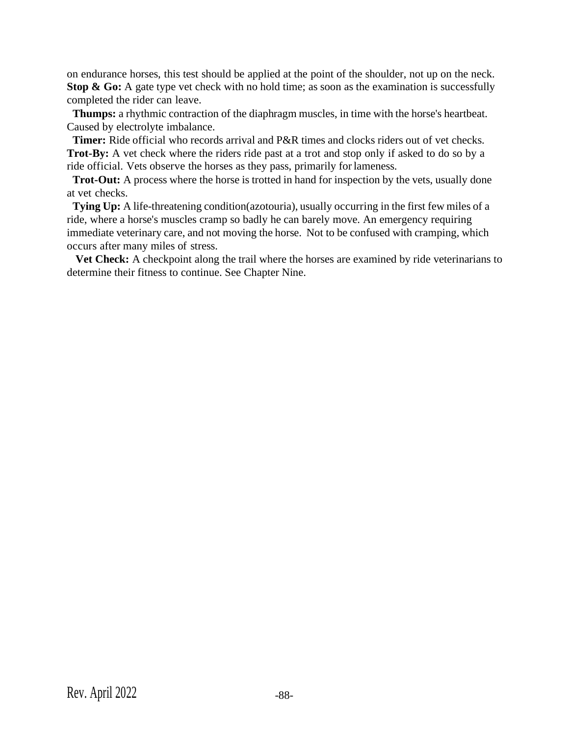on endurance horses, this test should be applied at the point of the shoulder, not up on the neck.

**Stop & Go:** A gate type vet check with no hold time; as soon as the examination is successfully completed the rider can leave.

**Thumps:** a rhythmic contraction of the diaphragm muscles, in time with the horse's heartbeat. Caused by electrolyte imbalance.

**Timer:** Ride official who records arrival and P&R times and clocks riders out of vet checks.

**Trot-By:** A vet check where the riders ride past at a trot and stop only if asked to do so by a ride official. Vets observe the horses as they pass, primarily for lameness.

**Trot-Out:** A process where the horse is trotted in hand for inspection by the vets, usually done at vet checks.

**Tying Up:** A life-threatening condition(azotouria), usually occurring in the first few miles of a ride, where a horse's muscles cramp so badly he can barely move. An emergency requiring immediate veterinary care, and not moving the horse. Not to be confused with cramping, which occurs after many miles of stress.

**Vet Check:** A checkpoint along the trail where the horses are examined by ride veterinarians to determine their fitness to continue. See Chapter Nine.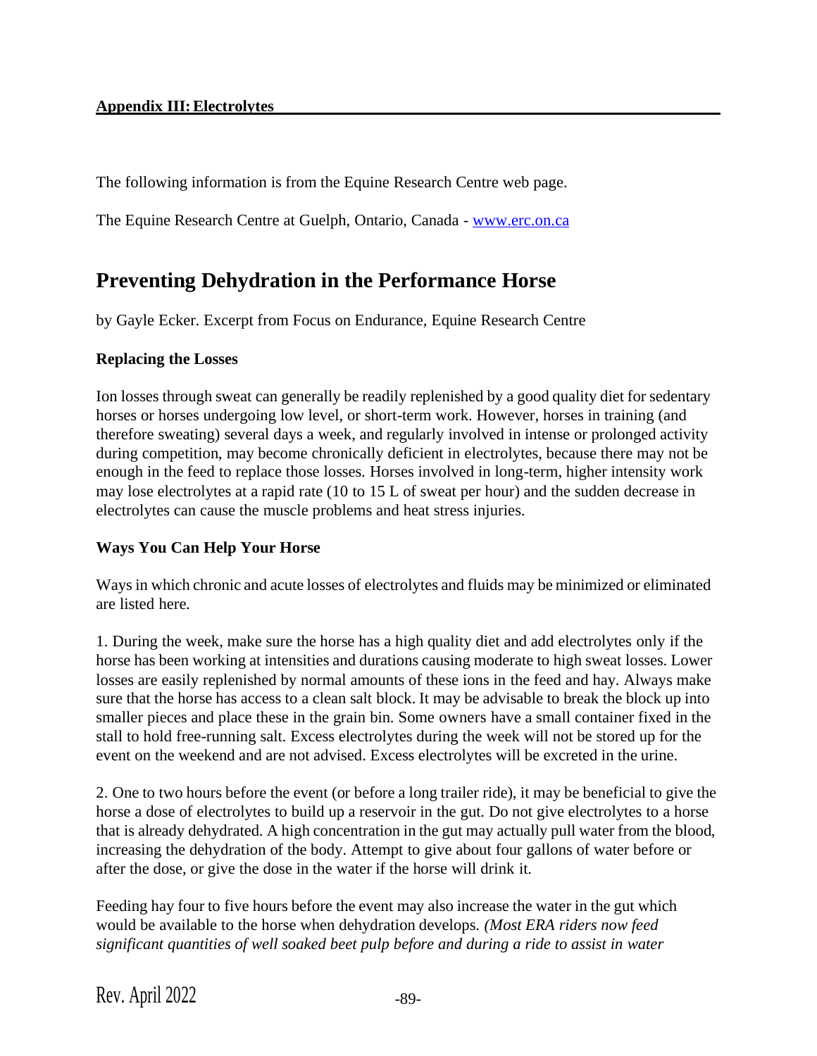**Appendix III: Electrolytes**

The following information is from the Equine Research Centre web page.

The Equine Research Centre at Guelph, Ontario, Canada - [www.erc.on.ca](http://www.erc.on.ca)

# Preventing Dehydration in the Performance Horse

by Gayle Ecker. Excerpt from Focus on Endurance, Equine Research Centre

**Replacing the Losses**

Ion losses through sweat can generally be readily replenished by a good quality diet for sedentary horses or horses undergoing low level, or short-term work. However, horses in training (and therefore sweating) several days a week, and regularly involved in intense or prolonged activity during competition, may become chronically deficient in electrolytes, because there may not be enough in the feed to replace those losses. Horses involved in long-term, higher intensity work may lose electrolytes at a rapid rate (10 to 15 L of sweat per hour) and the sudden decrease in electrolytes can cause the muscle problems and heat stress injuries.

**Ways You Can Help Your Horse**

Ways in which chronic and acute losses of electrolytes and fluids may be minimized or eliminated are listed here.

1. During the week, make sure the horse has a high quality diet and add electrolytes only if the horse has been working at intensities and durations causing moderate to high sweat losses. Lower losses are easily replenished by normal amounts of these ions in the feed and hay. Always make sure that the horse has access to a clean salt block. It may be advisable to break the block up into smaller pieces and place these in the grain bin. Some owners have a small container fixed in the stall to hold free-running salt. Excess electrolytes during the week will not be stored up for the event on the weekend and are not advised. Excess electrolytes will be excreted in the urine.

2. One to two hours before the event (or before a long trailer ride), it may be beneficial to give the horse a dose of electrolytes to build up a reservoir in the gut. Do not give electrolytes to a horse that is already dehydrated. A high concentration in the gut may actually pull water from the blood, increasing the dehydration of the body. Attempt to give about four gallons of water before or after the dose, or give the dose in the water if the horse will drink it.

Feeding hay four to five hours before the event may also increase the water in the gut which would be available to the horse when dehydration develops. *(Most ERA riders now feed significant quantities of well soaked beet pulp before and during a ride to assist in water*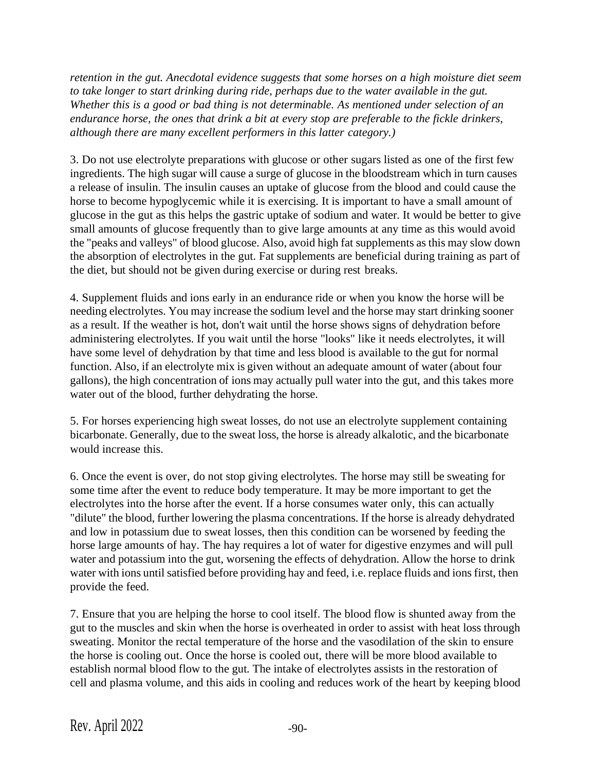*retention in the gut. Anecdotal evidence suggests that some horses on a high moisture diet seem to take longer to start drinking during ride, perhaps due to the water available in the gut. Whether this is a good or bad thing is not determinable. As mentioned under selection of an endurance horse, the ones that drink a bit at every stop are preferable to the fickle drinkers, although there are many excellent performers in this latter category.)*

3. Do not use electrolyte preparations with glucose or other sugars listed as one of the first few ingredients. The high sugar will cause a surge of glucose in the bloodstream which in turn causes a release of insulin. The insulin causes an uptake of glucose from the blood and could cause the horse to become hypoglycemic while it is exercising. It is important to have a small amount of glucose in the gut as this helps the gastric uptake of sodium and water. It would be better to give small amounts of glucose frequently than to give large amounts at any time as this would avoid the "peaks and valleys" of blood glucose. Also, avoid high fat supplements as this may slow down the absorption of electrolytes in the gut. Fat supplements are beneficial during training as part of the diet, but should not be given during exercise or during rest breaks.

4. Supplement fluids and ions early in an endurance ride or when you know the horse will be needing electrolytes. You may increase the sodium level and the horse may start drinking sooner as a result. If the weather is hot, don't wait until the horse shows signs of dehydration before administering electrolytes. If you wait until the horse "looks" like it needs electrolytes, it will have some level of dehydration by that time and less blood is available to the gut for normal function. Also, if an electrolyte mix is given without an adequate amount of water (about four gallons), the high concentration of ions may actually pull water into the gut, and this takes more water out of the blood, further dehydrating the horse.

5. For horses experiencing high sweat losses, do not use an electrolyte supplement containing bicarbonate. Generally, due to the sweat loss, the horse is already alkalotic, and the bicarbonate would increase this.

6. Once the event is over, do not stop giving electrolytes. The horse may still be sweating for some time after the event to reduce body temperature. It may be more important to get the electrolytes into the horse after the event. If a horse consumes water only, this can actually "dilute" the blood, further lowering the plasma concentrations. If the horse is already dehydrated and low in potassium due to sweat losses, then this condition can be worsened by feeding the horse large amounts of hay. The hay requires a lot of water for digestive enzymes and will pull water and potassium into the gut, worsening the effects of dehydration. Allow the horse to drink water with ions until satisfied before providing hay and feed, i.e. replace fluids and ions first, then provide the feed.

7. Ensure that you are helping the horse to cool itself. The blood flow is shunted away from the gut to the muscles and skin when the horse is overheated in order to assist with heat loss through sweating. Monitor the rectal temperature of the horse and the vasodilation of the skin to ensure the horse is cooling out. Once the horse is cooled out, there will be more blood available to establish normal blood flow to the gut. The intake of electrolytes assists in the restoration of cell and plasma volume, and this aids in cooling and reduces work of the heart by keeping blood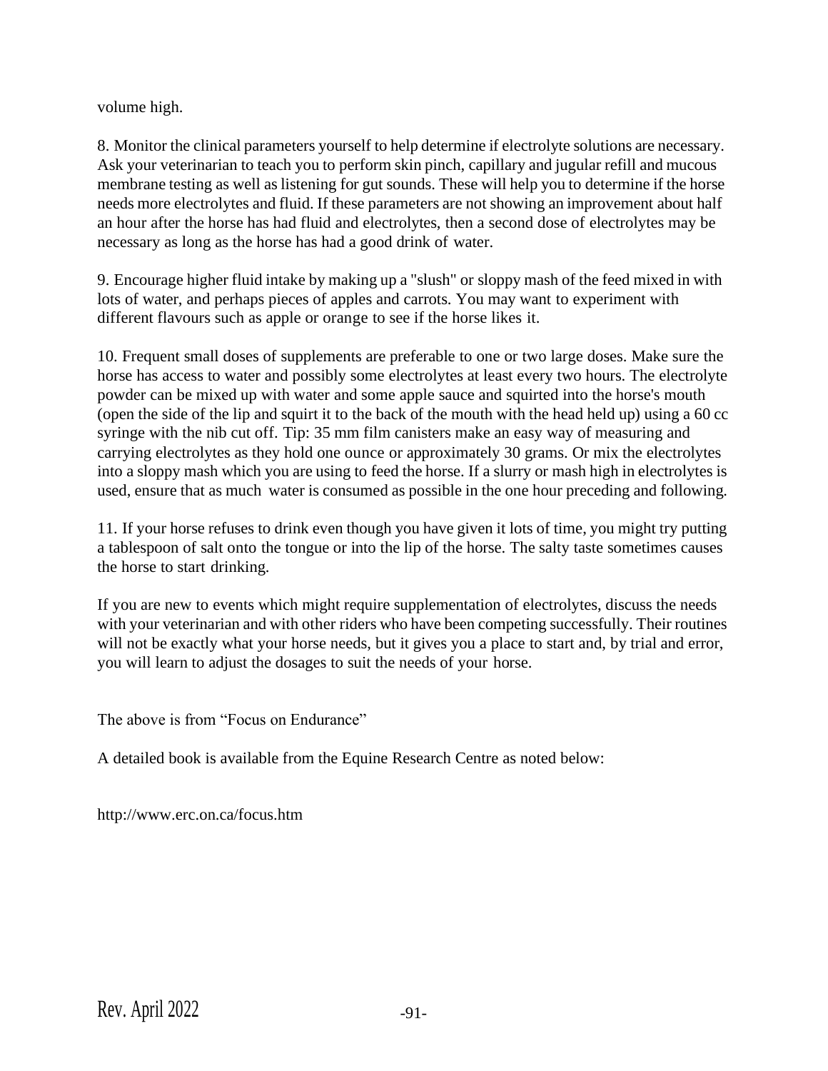volume high.

8. Monitor the clinical parameters yourself to help determine if electrolyte solutions are necessary. Ask your veterinarian to teach you to perform skin pinch, capillary and jugular refill and mucous membrane testing as well as listening for gut sounds. These will help you to determine if the horse needs more electrolytes and fluid. If these parameters are not showing an improvement about half an hour after the horse has had fluid and electrolytes, then a second dose of electrolytes may be necessary as long as the horse has had a good drink of water.

9. Encourage higher fluid intake by making up a "slush" or sloppy mash of the feed mixed in with lots of water, and perhaps pieces of apples and carrots. You may want to experiment with different flavours such as apple or orange to see if the horse likes it.

10. Frequent small doses of supplements are preferable to one or two large doses. Make sure the horse has access to water and possibly some electrolytes at least every two hours. The electrolyte powder can be mixed up with water and some apple sauce and squirted into the horse's mouth (open the side of the lip and squirt it to the back of the mouth with the head held up) using a 60 cc syringe with the nib cut off. Tip: 35 mm film canisters make an easy way of measuring and carrying electrolytes as they hold one ounce or approximately 30 grams. Or mix the electrolytes into a sloppy mash which you are using to feed the horse. If a slurry or mash high in electrolytes is used, ensure that as much water is consumed as possible in the one hour preceding and following.

11. If your horse refuses to drink even though you have given it lots of time, you might try putting a tablespoon of salt onto the tongue or into the lip of the horse. The salty taste sometimes causes the horse to start drinking.

If you are new to events which might require supplementation of electrolytes, discuss the needs with your veterinarian and with other riders who have been competing successfully. Their routines will not be exactly what your horse needs, but it gives you a place to start and, by trial and error, you will learn to adjust the dosages to suit the needs of your horse.

The above is from "Focus on Endurance"

A detailed book is available from the Equine Research Centre as noted below:

http://www.erc.on.ca/focus.htm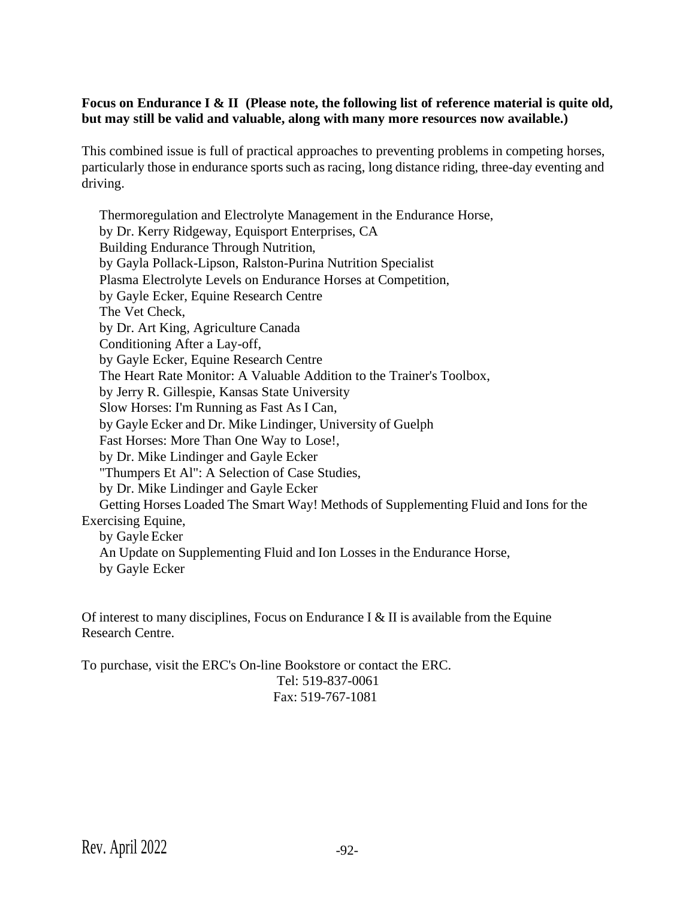**Focus on Endurance I & II (Please note, the following list of reference material is quite old, but may still be valid and valuable, along with many more resources now available.)**

This combined issue is full of practical approaches to preventing problems in competing horses, particularly those in endurance sports such as racing, long distance riding, three-day eventing and driving.

Thermoregulation and Electrolyte Management in the Endurance Horse,
by Dr. Kerry Ridgeway, Equisport Enterprises, CA
Building Endurance Through Nutrition,
by Gayla Pollack-Lipson, Ralston-Purina Nutrition Specialist
Plasma Electrolyte Levels on Endurance Horses at Competition,
by Gayle Ecker, Equine Research Centre
The Vet Check,
by Dr. Art King, Agriculture Canada
Conditioning After a Lay-off,
by Gayle Ecker, Equine Research Centre
The Heart Rate Monitor: A Valuable Addition to the Trainer's Toolbox,
by Jerry R. Gillespie, Kansas State University
Slow Horses: I'm Running as Fast As I Can,
by Gayle Ecker and Dr. Mike Lindinger, University of Guelph
Fast Horses: More Than One Way to Lose!,
by Dr. Mike Lindinger and Gayle Ecker
"Thumpers Et Al": A Selection of Case Studies,
by Dr. Mike Lindinger and Gayle Ecker
Getting Horses Loaded The Smart Way! Methods of Supplementing Fluid and Ions for the Exercising Equine,
by Gayle Ecker
An Update on Supplementing Fluid and Ion Losses in the Endurance Horse,
by Gayle Ecker

Of interest to many disciplines, Focus on Endurance I & II is available from the Equine Research Centre.

To purchase, visit the ERC's On-line Bookstore or contact the ERC.
Tel: 519-837-0061
Fax: 519-767-1081